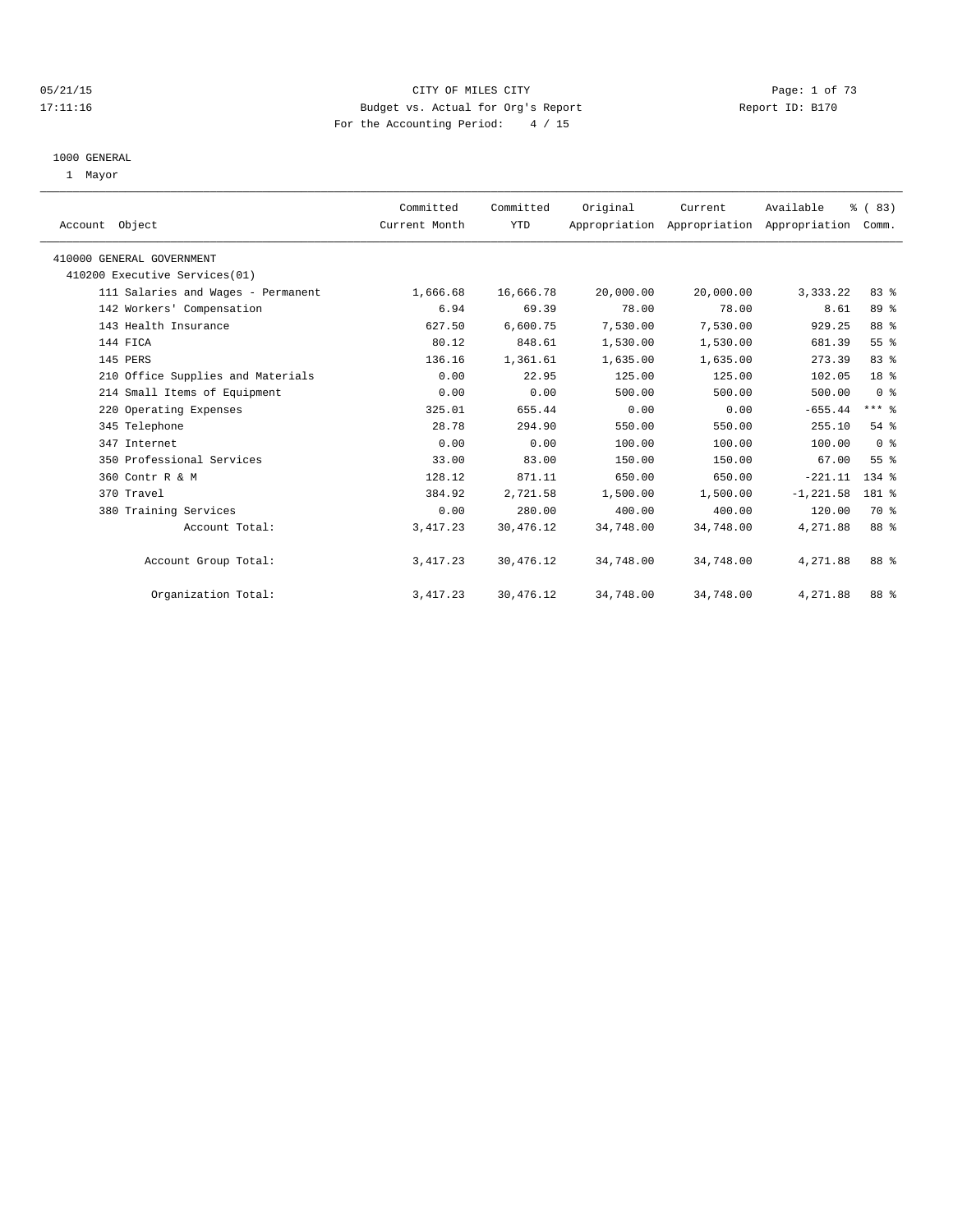05/21/15 CITY OF MILES CITY
17:11:16 Budget vs. Actual for Org's Report Report ID: B170
For the Accounting Period: 4 / 15

1000 GENERAL
1 Mayor

| Account Object | Committed Current Month | Committed YTD | Original Appropriation | Current Appropriation | Available Appropriation | % ( 83) Comm. |
|---|---|---|---|---|---|---|
| 410000 GENERAL GOVERNMENT | | | | | | |
| 410200 Executive Services(01) | | | | | | |
| 111 Salaries and Wages - Permanent | 1,666.68 | 16,666.78 | 20,000.00 | 20,000.00 | 3,333.22 | 83 % |
| 142 Workers' Compensation | 6.94 | 69.39 | 78.00 | 78.00 | 8.61 | 89 % |
| 143 Health Insurance | 627.50 | 6,600.75 | 7,530.00 | 7,530.00 | 929.25 | 88 % |
| 144 FICA | 80.12 | 848.61 | 1,530.00 | 1,530.00 | 681.39 | 55 % |
| 145 PERS | 136.16 | 1,361.61 | 1,635.00 | 1,635.00 | 273.39 | 83 % |
| 210 Office Supplies and Materials | 0.00 | 22.95 | 125.00 | 125.00 | 102.05 | 18 % |
| 214 Small Items of Equipment | 0.00 | 0.00 | 500.00 | 500.00 | 500.00 | 0 % |
| 220 Operating Expenses | 325.01 | 655.44 | 0.00 | 0.00 | -655.44 | *** % |
| 345 Telephone | 28.78 | 294.90 | 550.00 | 550.00 | 255.10 | 54 % |
| 347 Internet | 0.00 | 0.00 | 100.00 | 100.00 | 100.00 | 0 % |
| 350 Professional Services | 33.00 | 83.00 | 150.00 | 150.00 | 67.00 | 55 % |
| 360 Contr R & M | 128.12 | 871.11 | 650.00 | 650.00 | -221.11 | 134 % |
| 370 Travel | 384.92 | 2,721.58 | 1,500.00 | 1,500.00 | -1,221.58 | 181 % |
| 380 Training Services | 0.00 | 280.00 | 400.00 | 400.00 | 120.00 | 70 % |
| Account Total: | 3,417.23 | 30,476.12 | 34,748.00 | 34,748.00 | 4,271.88 | 88 % |
| Account Group Total: | 3,417.23 | 30,476.12 | 34,748.00 | 34,748.00 | 4,271.88 | 88 % |
| Organization Total: | 3,417.23 | 30,476.12 | 34,748.00 | 34,748.00 | 4,271.88 | 88 % |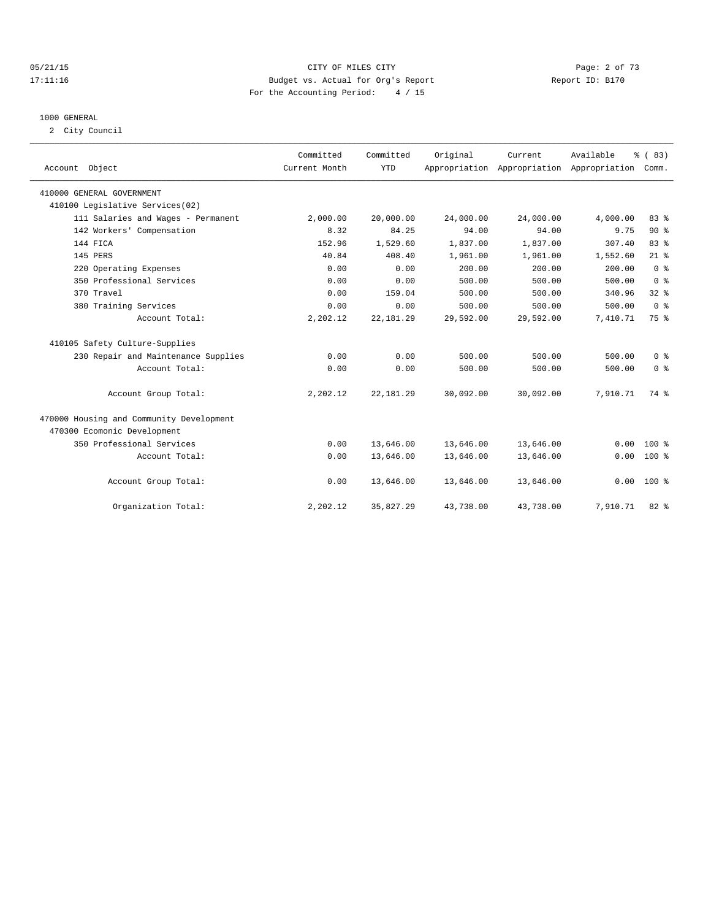CITY OF MILES CITY
Budget vs. Actual for Org's Report
For the Accounting Period: 4 / 15

05/21/15
17:11:16

Report ID: B170

1000 GENERAL
2 City Council

| Account Object | Committed Current Month | Committed YTD | Original Appropriation | Current Appropriation | Available Appropriation | % ( 83) Comm. |
|---|---|---|---|---|---|---|
| 410000 GENERAL GOVERNMENT | | | | | | |
| 410100 Legislative Services(02) | | | | | | |
| 111 Salaries and Wages - Permanent | 2,000.00 | 20,000.00 | 24,000.00 | 24,000.00 | 4,000.00 | 83 % |
| 142 Workers' Compensation | 8.32 | 84.25 | 94.00 | 94.00 | 9.75 | 90 % |
| 144 FICA | 152.96 | 1,529.60 | 1,837.00 | 1,837.00 | 307.40 | 83 % |
| 145 PERS | 40.84 | 408.40 | 1,961.00 | 1,961.00 | 1,552.60 | 21 % |
| 220 Operating Expenses | 0.00 | 0.00 | 200.00 | 200.00 | 200.00 | 0 % |
| 350 Professional Services | 0.00 | 0.00 | 500.00 | 500.00 | 500.00 | 0 % |
| 370 Travel | 0.00 | 159.04 | 500.00 | 500.00 | 340.96 | 32 % |
| 380 Training Services | 0.00 | 0.00 | 500.00 | 500.00 | 500.00 | 0 % |
| Account Total: | 2,202.12 | 22,181.29 | 29,592.00 | 29,592.00 | 7,410.71 | 75 % |
| 410105 Safety Culture-Supplies | | | | | | |
| 230 Repair and Maintenance Supplies | 0.00 | 0.00 | 500.00 | 500.00 | 500.00 | 0 % |
| Account Total: | 0.00 | 0.00 | 500.00 | 500.00 | 500.00 | 0 % |
| Account Group Total: | 2,202.12 | 22,181.29 | 30,092.00 | 30,092.00 | 7,910.71 | 74 % |
| 470000 Housing and Community Development | | | | | | |
| 470300 Ecomonic Development | | | | | | |
| 350 Professional Services | 0.00 | 13,646.00 | 13,646.00 | 13,646.00 | 0.00 | 100 % |
| Account Total: | 0.00 | 13,646.00 | 13,646.00 | 13,646.00 | 0.00 | 100 % |
| Account Group Total: | 0.00 | 13,646.00 | 13,646.00 | 13,646.00 | 0.00 | 100 % |
| Organization Total: | 2,202.12 | 35,827.29 | 43,738.00 | 43,738.00 | 7,910.71 | 82 % |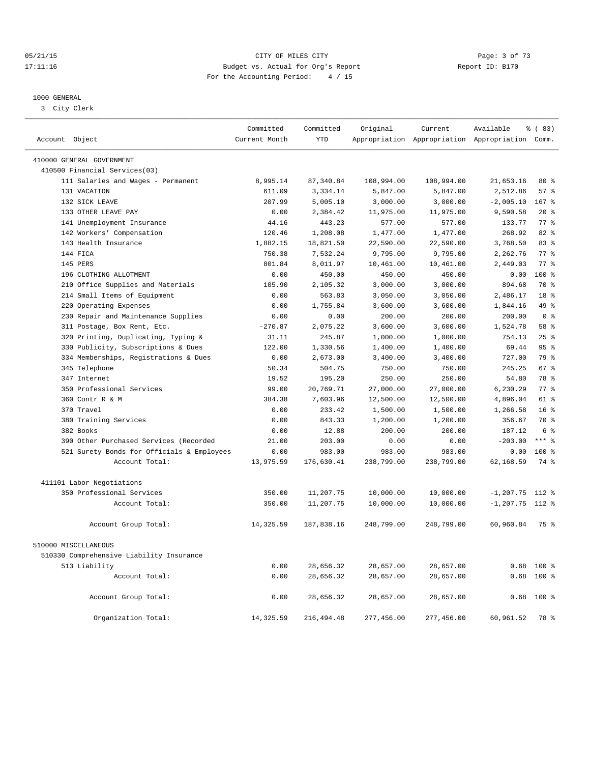CITY OF MILES CITY

Budget vs. Actual for Org's Report

For the Accounting Period: 4 / 15

05/21/15
17:11:16

Report ID: B170

1000 GENERAL

3 City Clerk

| Account Object | Committed Current Month | Committed YTD | Original Appropriation | Current Appropriation | Available Appropriation | % ( 83) Comm. |
|---|---|---|---|---|---|---|
| 410000 GENERAL GOVERNMENT | | | | | | |
| 410500 Financial Services(03) | | | | | | |
| 111 Salaries and Wages - Permanent | 8,995.14 | 87,340.84 | 108,994.00 | 108,994.00 | 21,653.16 | 80 % |
| 131 VACATION | 611.09 | 3,334.14 | 5,847.00 | 5,847.00 | 2,512.86 | 57 % |
| 132 SICK LEAVE | 207.99 | 5,005.10 | 3,000.00 | 3,000.00 | -2,005.10 | 167 % |
| 133 OTHER LEAVE PAY | 0.00 | 2,384.42 | 11,975.00 | 11,975.00 | 9,590.58 | 20 % |
| 141 Unemployment Insurance | 44.16 | 443.23 | 577.00 | 577.00 | 133.77 | 77 % |
| 142 Workers' Compensation | 120.46 | 1,208.08 | 1,477.00 | 1,477.00 | 268.92 | 82 % |
| 143 Health Insurance | 1,882.15 | 18,821.50 | 22,590.00 | 22,590.00 | 3,768.50 | 83 % |
| 144 FICA | 750.38 | 7,532.24 | 9,795.00 | 9,795.00 | 2,262.76 | 77 % |
| 145 PERS | 801.84 | 8,011.97 | 10,461.00 | 10,461.00 | 2,449.03 | 77 % |
| 196 CLOTHING ALLOTMENT | 0.00 | 450.00 | 450.00 | 450.00 | 0.00 | 100 % |
| 210 Office Supplies and Materials | 105.90 | 2,105.32 | 3,000.00 | 3,000.00 | 894.68 | 70 % |
| 214 Small Items of Equipment | 0.00 | 563.83 | 3,050.00 | 3,050.00 | 2,486.17 | 18 % |
| 220 Operating Expenses | 0.00 | 1,755.84 | 3,600.00 | 3,600.00 | 1,844.16 | 49 % |
| 230 Repair and Maintenance Supplies | 0.00 | 0.00 | 200.00 | 200.00 | 200.00 | 0 % |
| 311 Postage, Box Rent, Etc. | -270.87 | 2,075.22 | 3,600.00 | 3,600.00 | 1,524.78 | 58 % |
| 320 Printing, Duplicating, Typing & | 31.11 | 245.87 | 1,000.00 | 1,000.00 | 754.13 | 25 % |
| 330 Publicity, Subscriptions & Dues | 122.00 | 1,330.56 | 1,400.00 | 1,400.00 | 69.44 | 95 % |
| 334 Memberships, Registrations & Dues | 0.00 | 2,673.00 | 3,400.00 | 3,400.00 | 727.00 | 79 % |
| 345 Telephone | 50.34 | 504.75 | 750.00 | 750.00 | 245.25 | 67 % |
| 347 Internet | 19.52 | 195.20 | 250.00 | 250.00 | 54.80 | 78 % |
| 350 Professional Services | 99.00 | 20,769.71 | 27,000.00 | 27,000.00 | 6,230.29 | 77 % |
| 360 Contr R & M | 384.38 | 7,603.96 | 12,500.00 | 12,500.00 | 4,896.04 | 61 % |
| 370 Travel | 0.00 | 233.42 | 1,500.00 | 1,500.00 | 1,266.58 | 16 % |
| 380 Training Services | 0.00 | 843.33 | 1,200.00 | 1,200.00 | 356.67 | 70 % |
| 382 Books | 0.00 | 12.88 | 200.00 | 200.00 | 187.12 | 6 % |
| 390 Other Purchased Services (Recorded | 21.00 | 203.00 | 0.00 | 0.00 | -203.00 | *** % |
| 521 Surety Bonds for Officials & Employees | 0.00 | 983.00 | 983.00 | 983.00 | 0.00 | 100 % |
| Account Total: | 13,975.59 | 176,630.41 | 238,799.00 | 238,799.00 | 62,168.59 | 74 % |
| 411101 Labor Negotiations | | | | | | |
| 350 Professional Services | 350.00 | 11,207.75 | 10,000.00 | 10,000.00 | -1,207.75 | 112 % |
| Account Total: | 350.00 | 11,207.75 | 10,000.00 | 10,000.00 | -1,207.75 | 112 % |
| Account Group Total: | 14,325.59 | 187,838.16 | 248,799.00 | 248,799.00 | 60,960.84 | 75 % |
| 510000 MISCELLANEOUS | | | | | | |
| 510330 Comprehensive Liability Insurance | | | | | | |
| 513 Liability | 0.00 | 28,656.32 | 28,657.00 | 28,657.00 | 0.68 | 100 % |
| Account Total: | 0.00 | 28,656.32 | 28,657.00 | 28,657.00 | 0.68 | 100 % |
| Account Group Total: | 0.00 | 28,656.32 | 28,657.00 | 28,657.00 | 0.68 | 100 % |
| Organization Total: | 14,325.59 | 216,494.48 | 277,456.00 | 277,456.00 | 60,961.52 | 78 % |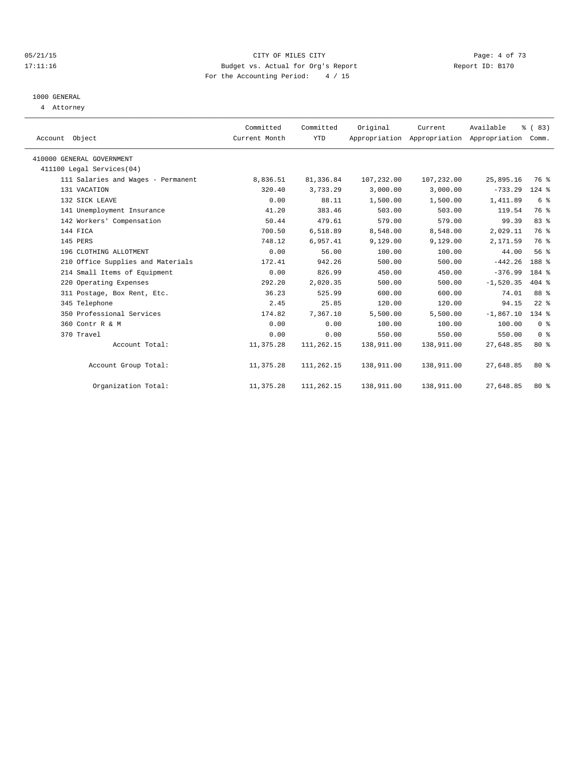05/21/15 CITY OF MILES CITY
17:11:16 Budget vs. Actual for Org's Report Report ID: B170
For the Accounting Period: 4 / 15

1000 GENERAL
4 Attorney

| Account Object | Committed Current Month | Committed YTD | Original Appropriation | Current Appropriation | Available Appropriation | % ( 83) Comm. |
|---|---|---|---|---|---|---|
| 410000 GENERAL GOVERNMENT | | | | | | |
| 411100 Legal Services(04) | | | | | | |
| 111 Salaries and Wages - Permanent | 8,836.51 | 81,336.84 | 107,232.00 | 107,232.00 | 25,895.16 | 76 % |
| 131 VACATION | 320.40 | 3,733.29 | 3,000.00 | 3,000.00 | -733.29 | 124 % |
| 132 SICK LEAVE | 0.00 | 88.11 | 1,500.00 | 1,500.00 | 1,411.89 | 6 % |
| 141 Unemployment Insurance | 41.20 | 383.46 | 503.00 | 503.00 | 119.54 | 76 % |
| 142 Workers' Compensation | 50.44 | 479.61 | 579.00 | 579.00 | 99.39 | 83 % |
| 144 FICA | 700.50 | 6,518.89 | 8,548.00 | 8,548.00 | 2,029.11 | 76 % |
| 145 PERS | 748.12 | 6,957.41 | 9,129.00 | 9,129.00 | 2,171.59 | 76 % |
| 196 CLOTHING ALLOTMENT | 0.00 | 56.00 | 100.00 | 100.00 | 44.00 | 56 % |
| 210 Office Supplies and Materials | 172.41 | 942.26 | 500.00 | 500.00 | -442.26 | 188 % |
| 214 Small Items of Equipment | 0.00 | 826.99 | 450.00 | 450.00 | -376.99 | 184 % |
| 220 Operating Expenses | 292.20 | 2,020.35 | 500.00 | 500.00 | -1,520.35 | 404 % |
| 311 Postage, Box Rent, Etc. | 36.23 | 525.99 | 600.00 | 600.00 | 74.01 | 88 % |
| 345 Telephone | 2.45 | 25.85 | 120.00 | 120.00 | 94.15 | 22 % |
| 350 Professional Services | 174.82 | 7,367.10 | 5,500.00 | 5,500.00 | -1,867.10 | 134 % |
| 360 Contr R & M | 0.00 | 0.00 | 100.00 | 100.00 | 100.00 | 0 % |
| 370 Travel | 0.00 | 0.00 | 550.00 | 550.00 | 550.00 | 0 % |
| Account Total: | 11,375.28 | 111,262.15 | 138,911.00 | 138,911.00 | 27,648.85 | 80 % |
| Account Group Total: | 11,375.28 | 111,262.15 | 138,911.00 | 138,911.00 | 27,648.85 | 80 % |
| Organization Total: | 11,375.28 | 111,262.15 | 138,911.00 | 138,911.00 | 27,648.85 | 80 % |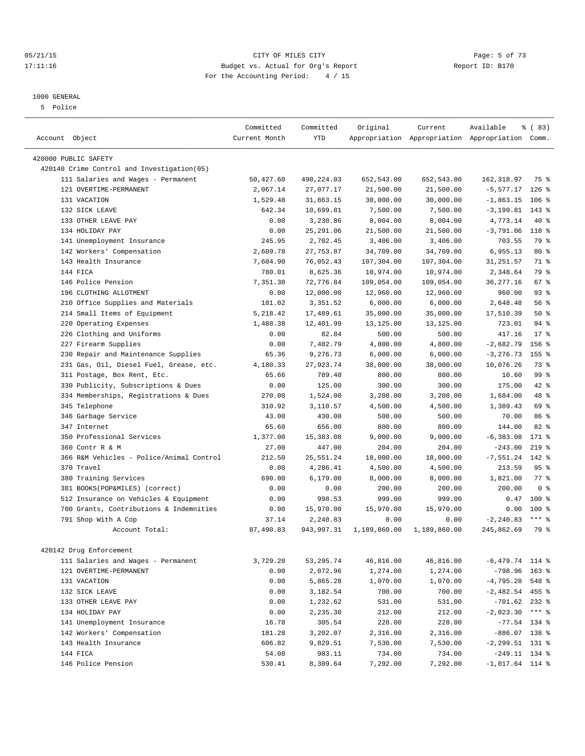# CITY OF MILES CITY

Budget vs. Actual for Org's Report

For the Accounting Period: 4 / 15

05/21/15 17:11:16 — Report ID: B170

1000 GENERAL

5 Police

| Account Object | Committed Current Month | Committed YTD | Original Appropriation | Current Appropriation | Available Appropriation | % ( 83) Comm. |
|---|---|---|---|---|---|---|
| **420000 PUBLIC SAFETY** | | | | | | |
| **420140 Crime Control and Investigation(05)** | | | | | | |
| 111 Salaries and Wages - Permanent | 50,427.60 | 490,224.03 | 652,543.00 | 652,543.00 | 162,318.97 | 75 % |
| 121 OVERTIME-PERMANENT | 2,067.14 | 27,077.17 | 21,500.00 | 21,500.00 | -5,577.17 | 126 % |
| 131 VACATION | 1,529.48 | 31,863.15 | 30,000.00 | 30,000.00 | -1,863.15 | 106 % |
| 132 SICK LEAVE | 642.34 | 10,699.81 | 7,500.00 | 7,500.00 | -3,199.81 | 143 % |
| 133 OTHER LEAVE PAY | 0.00 | 3,230.86 | 8,004.00 | 8,004.00 | 4,773.14 | 40 % |
| 134 HOLIDAY PAY | 0.00 | 25,291.06 | 21,500.00 | 21,500.00 | -3,791.06 | 118 % |
| 141 Unemployment Insurance | 245.95 | 2,702.45 | 3,406.00 | 3,406.00 | 703.55 | 79 % |
| 142 Workers' Compensation | 2,609.78 | 27,753.87 | 34,709.00 | 34,709.00 | 6,955.13 | 80 % |
| 143 Health Insurance | 7,604.90 | 76,052.43 | 107,304.00 | 107,304.00 | 31,251.57 | 71 % |
| 144 FICA | 780.01 | 8,625.36 | 10,974.00 | 10,974.00 | 2,348.64 | 79 % |
| 146 Police Pension | 7,351.30 | 72,776.84 | 109,054.00 | 109,054.00 | 36,277.16 | 67 % |
| 196 CLOTHING ALLOTMENT | 0.00 | 12,000.00 | 12,960.00 | 12,960.00 | 960.00 | 93 % |
| 210 Office Supplies and Materials | 181.02 | 3,351.52 | 6,000.00 | 6,000.00 | 2,648.48 | 56 % |
| 214 Small Items of Equipment | 5,218.42 | 17,489.61 | 35,000.00 | 35,000.00 | 17,510.39 | 50 % |
| 220 Operating Expenses | 1,488.38 | 12,401.99 | 13,125.00 | 13,125.00 | 723.01 | 94 % |
| 226 Clothing and Uniforms | 0.00 | 82.84 | 500.00 | 500.00 | 417.16 | 17 % |
| 227 Firearm Supplies | 0.00 | 7,482.79 | 4,800.00 | 4,800.00 | -2,682.79 | 156 % |
| 230 Repair and Maintenance Supplies | 65.36 | 9,276.73 | 6,000.00 | 6,000.00 | -3,276.73 | 155 % |
| 231 Gas, Oil, Diesel Fuel, Grease, etc. | 4,180.33 | 27,923.74 | 38,000.00 | 38,000.00 | 10,076.26 | 73 % |
| 311 Postage, Box Rent, Etc. | 65.66 | 789.40 | 800.00 | 800.00 | 10.60 | 99 % |
| 330 Publicity, Subscriptions & Dues | 0.00 | 125.00 | 300.00 | 300.00 | 175.00 | 42 % |
| 334 Memberships, Registrations & Dues | 270.00 | 1,524.00 | 3,208.00 | 3,208.00 | 1,684.00 | 48 % |
| 345 Telephone | 310.92 | 3,110.57 | 4,500.00 | 4,500.00 | 1,389.43 | 69 % |
| 346 Garbage Service | 43.00 | 430.00 | 500.00 | 500.00 | 70.00 | 86 % |
| 347 Internet | 65.60 | 656.00 | 800.00 | 800.00 | 144.00 | 82 % |
| 350 Professional Services | 1,377.00 | 15,383.08 | 9,000.00 | 9,000.00 | -6,383.08 | 171 % |
| 360 Contr R & M | 27.00 | 447.00 | 204.00 | 204.00 | -243.00 | 219 % |
| 366 R&M Vehicles - Police/Animal Control | 212.50 | 25,551.24 | 18,000.00 | 18,000.00 | -7,551.24 | 142 % |
| 370 Travel | 0.00 | 4,286.41 | 4,500.00 | 4,500.00 | 213.59 | 95 % |
| 380 Training Services | 690.00 | 6,179.00 | 8,000.00 | 8,000.00 | 1,821.00 | 77 % |
| 381 BOOKS(POP&MILES) (correct) | 0.00 | 0.00 | 200.00 | 200.00 | 200.00 | 0 % |
| 512 Insurance on Vehicles & Equipment | 0.00 | 998.53 | 999.00 | 999.00 | 0.47 | 100 % |
| 700 Grants, Contributions & Indemnities | 0.00 | 15,970.00 | 15,970.00 | 15,970.00 | 0.00 | 100 % |
| 791 Shop With A Cop | 37.14 | 2,240.83 | 0.00 | 0.00 | -2,240.83 | *** % |
| Account Total: | 87,490.83 | 943,997.31 | 1,189,860.00 | 1,189,860.00 | 245,862.69 | 79 % |
| **420142 Drug Enforcement** | | | | | | |
| 111 Salaries and Wages - Permanent | 3,729.20 | 53,295.74 | 46,816.00 | 46,816.00 | -6,479.74 | 114 % |
| 121 OVERTIME-PERMANENT | 0.00 | 2,072.96 | 1,274.00 | 1,274.00 | -798.96 | 163 % |
| 131 VACATION | 0.00 | 5,865.28 | 1,070.00 | 1,070.00 | -4,795.28 | 548 % |
| 132 SICK LEAVE | 0.00 | 3,182.54 | 700.00 | 700.00 | -2,482.54 | 455 % |
| 133 OTHER LEAVE PAY | 0.00 | 1,232.62 | 531.00 | 531.00 | -701.62 | 232 % |
| 134 HOLIDAY PAY | 0.00 | 2,235.30 | 212.00 | 212.00 | -2,023.30 | *** % |
| 141 Unemployment Insurance | 16.78 | 305.54 | 228.00 | 228.00 | -77.54 | 134 % |
| 142 Workers' Compensation | 181.28 | 3,202.07 | 2,316.00 | 2,316.00 | -886.07 | 138 % |
| 143 Health Insurance | 606.82 | 9,829.51 | 7,530.00 | 7,530.00 | -2,299.51 | 131 % |
| 144 FICA | 54.08 | 983.11 | 734.00 | 734.00 | -249.11 | 134 % |
| 146 Police Pension | 530.41 | 8,309.64 | 7,292.00 | 7,292.00 | -1,017.64 | 114 % |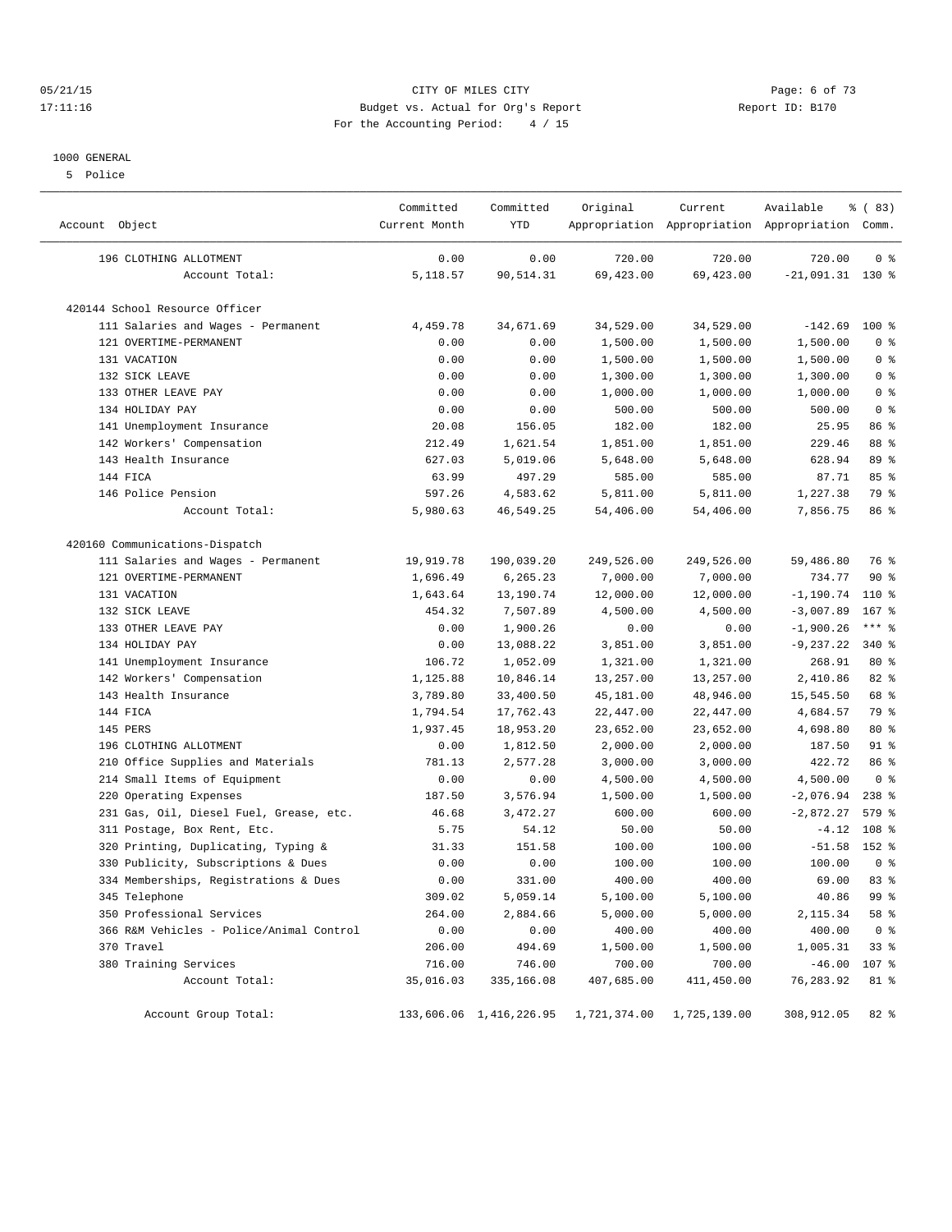CITY OF MILES CITY
Budget vs. Actual for Org's Report
For the Accounting Period: 4 / 15

05/21/15
17:11:16

Report ID: B170

1000 GENERAL
5 Police

| Account Object | Committed Current Month | Committed YTD | Original Appropriation | Current Appropriation | Available Appropriation | % ( 83) Comm. |
|---|---|---|---|---|---|---|
| 196 CLOTHING ALLOTMENT | 0.00 | 0.00 | 720.00 | 720.00 | 720.00 | 0 % |
| Account Total: | 5,118.57 | 90,514.31 | 69,423.00 | 69,423.00 | -21,091.31 | 130 % |
| **420144 School Resource Officer** | | | | | | |
| 111 Salaries and Wages - Permanent | 4,459.78 | 34,671.69 | 34,529.00 | 34,529.00 | -142.69 | 100 % |
| 121 OVERTIME-PERMANENT | 0.00 | 0.00 | 1,500.00 | 1,500.00 | 1,500.00 | 0 % |
| 131 VACATION | 0.00 | 0.00 | 1,500.00 | 1,500.00 | 1,500.00 | 0 % |
| 132 SICK LEAVE | 0.00 | 0.00 | 1,300.00 | 1,300.00 | 1,300.00 | 0 % |
| 133 OTHER LEAVE PAY | 0.00 | 0.00 | 1,000.00 | 1,000.00 | 1,000.00 | 0 % |
| 134 HOLIDAY PAY | 0.00 | 0.00 | 500.00 | 500.00 | 500.00 | 0 % |
| 141 Unemployment Insurance | 20.08 | 156.05 | 182.00 | 182.00 | 25.95 | 86 % |
| 142 Workers' Compensation | 212.49 | 1,621.54 | 1,851.00 | 1,851.00 | 229.46 | 88 % |
| 143 Health Insurance | 627.03 | 5,019.06 | 5,648.00 | 5,648.00 | 628.94 | 89 % |
| 144 FICA | 63.99 | 497.29 | 585.00 | 585.00 | 87.71 | 85 % |
| 146 Police Pension | 597.26 | 4,583.62 | 5,811.00 | 5,811.00 | 1,227.38 | 79 % |
| Account Total: | 5,980.63 | 46,549.25 | 54,406.00 | 54,406.00 | 7,856.75 | 86 % |
| **420160 Communications-Dispatch** | | | | | | |
| 111 Salaries and Wages - Permanent | 19,919.78 | 190,039.20 | 249,526.00 | 249,526.00 | 59,486.80 | 76 % |
| 121 OVERTIME-PERMANENT | 1,696.49 | 6,265.23 | 7,000.00 | 7,000.00 | 734.77 | 90 % |
| 131 VACATION | 1,643.64 | 13,190.74 | 12,000.00 | 12,000.00 | -1,190.74 | 110 % |
| 132 SICK LEAVE | 454.32 | 7,507.89 | 4,500.00 | 4,500.00 | -3,007.89 | 167 % |
| 133 OTHER LEAVE PAY | 0.00 | 1,900.26 | 0.00 | 0.00 | -1,900.26 | *** % |
| 134 HOLIDAY PAY | 0.00 | 13,088.22 | 3,851.00 | 3,851.00 | -9,237.22 | 340 % |
| 141 Unemployment Insurance | 106.72 | 1,052.09 | 1,321.00 | 1,321.00 | 268.91 | 80 % |
| 142 Workers' Compensation | 1,125.88 | 10,846.14 | 13,257.00 | 13,257.00 | 2,410.86 | 82 % |
| 143 Health Insurance | 3,789.80 | 33,400.50 | 45,181.00 | 48,946.00 | 15,545.50 | 68 % |
| 144 FICA | 1,794.54 | 17,762.43 | 22,447.00 | 22,447.00 | 4,684.57 | 79 % |
| 145 PERS | 1,937.45 | 18,953.20 | 23,652.00 | 23,652.00 | 4,698.80 | 80 % |
| 196 CLOTHING ALLOTMENT | 0.00 | 1,812.50 | 2,000.00 | 2,000.00 | 187.50 | 91 % |
| 210 Office Supplies and Materials | 781.13 | 2,577.28 | 3,000.00 | 3,000.00 | 422.72 | 86 % |
| 214 Small Items of Equipment | 0.00 | 0.00 | 4,500.00 | 4,500.00 | 4,500.00 | 0 % |
| 220 Operating Expenses | 187.50 | 3,576.94 | 1,500.00 | 1,500.00 | -2,076.94 | 238 % |
| 231 Gas, Oil, Diesel Fuel, Grease, etc. | 46.68 | 3,472.27 | 600.00 | 600.00 | -2,872.27 | 579 % |
| 311 Postage, Box Rent, Etc. | 5.75 | 54.12 | 50.00 | 50.00 | -4.12 | 108 % |
| 320 Printing, Duplicating, Typing & | 31.33 | 151.58 | 100.00 | 100.00 | -51.58 | 152 % |
| 330 Publicity, Subscriptions & Dues | 0.00 | 0.00 | 100.00 | 100.00 | 100.00 | 0 % |
| 334 Memberships, Registrations & Dues | 0.00 | 331.00 | 400.00 | 400.00 | 69.00 | 83 % |
| 345 Telephone | 309.02 | 5,059.14 | 5,100.00 | 5,100.00 | 40.86 | 99 % |
| 350 Professional Services | 264.00 | 2,884.66 | 5,000.00 | 5,000.00 | 2,115.34 | 58 % |
| 366 R&M Vehicles - Police/Animal Control | 0.00 | 0.00 | 400.00 | 400.00 | 400.00 | 0 % |
| 370 Travel | 206.00 | 494.69 | 1,500.00 | 1,500.00 | 1,005.31 | 33 % |
| 380 Training Services | 716.00 | 746.00 | 700.00 | 700.00 | -46.00 | 107 % |
| Account Total: | 35,016.03 | 335,166.08 | 407,685.00 | 411,450.00 | 76,283.92 | 81 % |
| Account Group Total: | 133,606.06 | 1,416,226.95 | 1,721,374.00 | 1,725,139.00 | 308,912.05 | 82 % |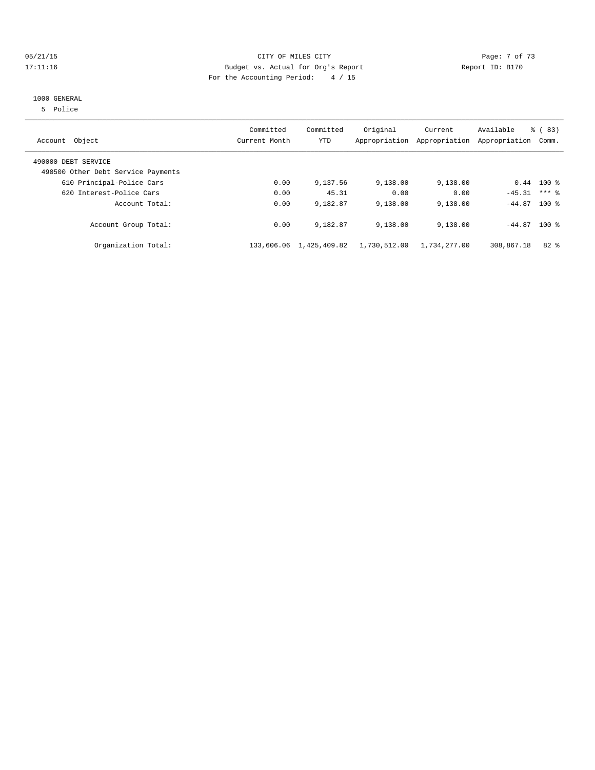CITY OF MILES CITY
Budget vs. Actual for Org's Report
For the Accounting Period: 4 / 15

05/21/15
17:11:16

Report ID: B170

1000 GENERAL
5 Police

| Account Object | Committed Current Month | Committed YTD | Original Appropriation | Current Appropriation | Available Appropriation | % ( 83) Comm. |
|---|---|---|---|---|---|---|
| 490000 DEBT SERVICE | | | | | | |
| 490500 Other Debt Service Payments | | | | | | |
| 610 Principal-Police Cars | 0.00 | 9,137.56 | 9,138.00 | 9,138.00 | 0.44 | 100 % |
| 620 Interest-Police Cars | 0.00 | 45.31 | 0.00 | 0.00 | -45.31 | *** % |
| Account Total: | 0.00 | 9,182.87 | 9,138.00 | 9,138.00 | -44.87 | 100 % |
| Account Group Total: | 0.00 | 9,182.87 | 9,138.00 | 9,138.00 | -44.87 | 100 % |
| Organization Total: | 133,606.06 | 1,425,409.82 | 1,730,512.00 | 1,734,277.00 | 308,867.18 | 82 % |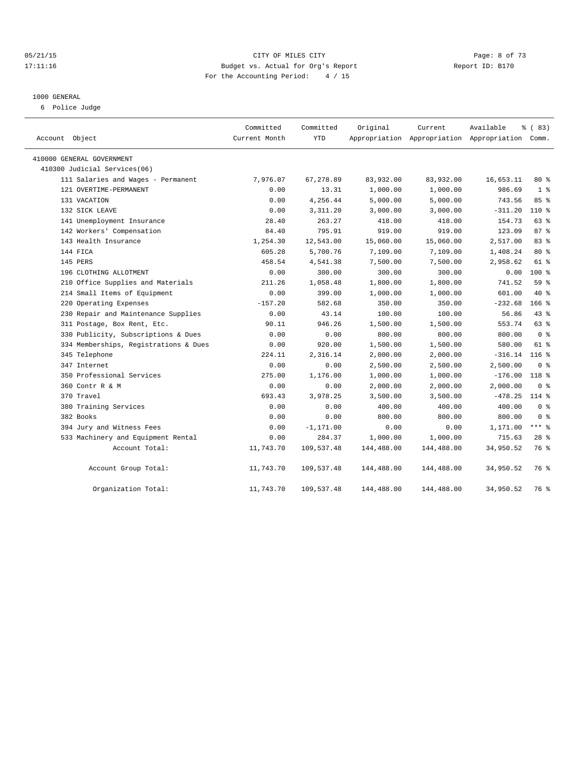CITY OF MILES CITY
Budget vs. Actual for Org's Report
For the Accounting Period: 4 / 15

Report ID: B170

05/21/15
17:11:16

1000 GENERAL
6 Police Judge

| Account Object | Committed Current Month | Committed YTD | Original Appropriation | Current Appropriation | Available Appropriation | % ( 83) Comm. |
|---|---|---|---|---|---|---|
| 410000 GENERAL GOVERNMENT | | | | | | |
| 410300 Judicial Services(06) | | | | | | |
| 111 Salaries and Wages - Permanent | 7,976.07 | 67,278.89 | 83,932.00 | 83,932.00 | 16,653.11 | 80 % |
| 121 OVERTIME-PERMANENT | 0.00 | 13.31 | 1,000.00 | 1,000.00 | 986.69 | 1 % |
| 131 VACATION | 0.00 | 4,256.44 | 5,000.00 | 5,000.00 | 743.56 | 85 % |
| 132 SICK LEAVE | 0.00 | 3,311.20 | 3,000.00 | 3,000.00 | -311.20 | 110 % |
| 141 Unemployment Insurance | 28.40 | 263.27 | 418.00 | 418.00 | 154.73 | 63 % |
| 142 Workers' Compensation | 84.40 | 795.91 | 919.00 | 919.00 | 123.09 | 87 % |
| 143 Health Insurance | 1,254.30 | 12,543.00 | 15,060.00 | 15,060.00 | 2,517.00 | 83 % |
| 144 FICA | 605.28 | 5,700.76 | 7,109.00 | 7,109.00 | 1,408.24 | 80 % |
| 145 PERS | 458.54 | 4,541.38 | 7,500.00 | 7,500.00 | 2,958.62 | 61 % |
| 196 CLOTHING ALLOTMENT | 0.00 | 300.00 | 300.00 | 300.00 | 0.00 | 100 % |
| 210 Office Supplies and Materials | 211.26 | 1,058.48 | 1,800.00 | 1,800.00 | 741.52 | 59 % |
| 214 Small Items of Equipment | 0.00 | 399.00 | 1,000.00 | 1,000.00 | 601.00 | 40 % |
| 220 Operating Expenses | -157.20 | 582.68 | 350.00 | 350.00 | -232.68 | 166 % |
| 230 Repair and Maintenance Supplies | 0.00 | 43.14 | 100.00 | 100.00 | 56.86 | 43 % |
| 311 Postage, Box Rent, Etc. | 90.11 | 946.26 | 1,500.00 | 1,500.00 | 553.74 | 63 % |
| 330 Publicity, Subscriptions & Dues | 0.00 | 0.00 | 800.00 | 800.00 | 800.00 | 0 % |
| 334 Memberships, Registrations & Dues | 0.00 | 920.00 | 1,500.00 | 1,500.00 | 580.00 | 61 % |
| 345 Telephone | 224.11 | 2,316.14 | 2,000.00 | 2,000.00 | -316.14 | 116 % |
| 347 Internet | 0.00 | 0.00 | 2,500.00 | 2,500.00 | 2,500.00 | 0 % |
| 350 Professional Services | 275.00 | 1,176.00 | 1,000.00 | 1,000.00 | -176.00 | 118 % |
| 360 Contr R & M | 0.00 | 0.00 | 2,000.00 | 2,000.00 | 2,000.00 | 0 % |
| 370 Travel | 693.43 | 3,978.25 | 3,500.00 | 3,500.00 | -478.25 | 114 % |
| 380 Training Services | 0.00 | 0.00 | 400.00 | 400.00 | 400.00 | 0 % |
| 382 Books | 0.00 | 0.00 | 800.00 | 800.00 | 800.00 | 0 % |
| 394 Jury and Witness Fees | 0.00 | -1,171.00 | 0.00 | 0.00 | 1,171.00 | *** % |
| 533 Machinery and Equipment Rental | 0.00 | 284.37 | 1,000.00 | 1,000.00 | 715.63 | 28 % |
| Account Total: | 11,743.70 | 109,537.48 | 144,488.00 | 144,488.00 | 34,950.52 | 76 % |
| Account Group Total: | 11,743.70 | 109,537.48 | 144,488.00 | 144,488.00 | 34,950.52 | 76 % |
| Organization Total: | 11,743.70 | 109,537.48 | 144,488.00 | 144,488.00 | 34,950.52 | 76 % |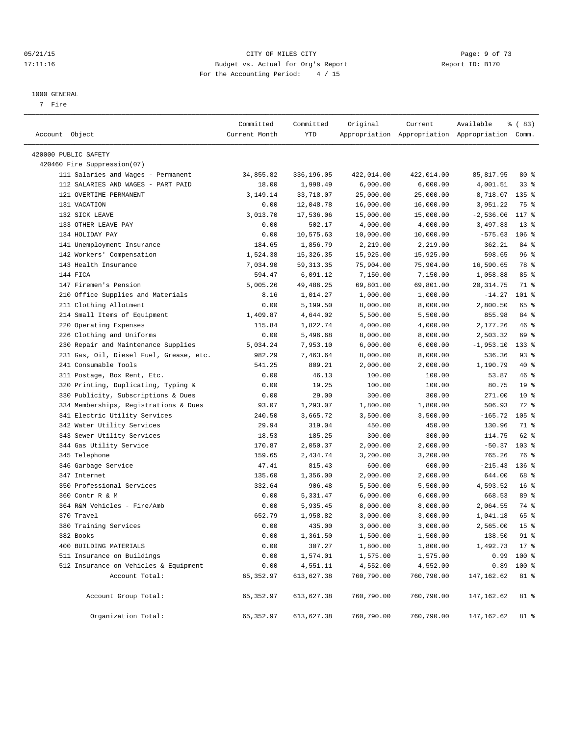1000 GENERAL

7 Fire

| Account Object | Committed Current Month | Committed YTD | Original Appropriation | Current Appropriation | Available Appropriation | % ( 83) Comm. |
|---|---|---|---|---|---|---|
| 420000 PUBLIC SAFETY | | | | | | |
| 420460 Fire Suppression(07) | | | | | | |
| 111 Salaries and Wages - Permanent | 34,855.82 | 336,196.05 | 422,014.00 | 422,014.00 | 85,817.95 | 80 % |
| 112 SALARIES AND WAGES - PART PAID | 18.00 | 1,998.49 | 6,000.00 | 6,000.00 | 4,001.51 | 33 % |
| 121 OVERTIME-PERMANENT | 3,149.14 | 33,718.07 | 25,000.00 | 25,000.00 | -8,718.07 | 135 % |
| 131 VACATION | 0.00 | 12,048.78 | 16,000.00 | 16,000.00 | 3,951.22 | 75 % |
| 132 SICK LEAVE | 3,013.70 | 17,536.06 | 15,000.00 | 15,000.00 | -2,536.06 | 117 % |
| 133 OTHER LEAVE PAY | 0.00 | 502.17 | 4,000.00 | 4,000.00 | 3,497.83 | 13 % |
| 134 HOLIDAY PAY | 0.00 | 10,575.63 | 10,000.00 | 10,000.00 | -575.63 | 106 % |
| 141 Unemployment Insurance | 184.65 | 1,856.79 | 2,219.00 | 2,219.00 | 362.21 | 84 % |
| 142 Workers' Compensation | 1,524.38 | 15,326.35 | 15,925.00 | 15,925.00 | 598.65 | 96 % |
| 143 Health Insurance | 7,034.90 | 59,313.35 | 75,904.00 | 75,904.00 | 16,590.65 | 78 % |
| 144 FICA | 594.47 | 6,091.12 | 7,150.00 | 7,150.00 | 1,058.88 | 85 % |
| 147 Firemen's Pension | 5,005.26 | 49,486.25 | 69,801.00 | 69,801.00 | 20,314.75 | 71 % |
| 210 Office Supplies and Materials | 8.16 | 1,014.27 | 1,000.00 | 1,000.00 | -14.27 | 101 % |
| 211 Clothing Allotment | 0.00 | 5,199.50 | 8,000.00 | 8,000.00 | 2,800.50 | 65 % |
| 214 Small Items of Equipment | 1,409.87 | 4,644.02 | 5,500.00 | 5,500.00 | 855.98 | 84 % |
| 220 Operating Expenses | 115.84 | 1,822.74 | 4,000.00 | 4,000.00 | 2,177.26 | 46 % |
| 226 Clothing and Uniforms | 0.00 | 5,496.68 | 8,000.00 | 8,000.00 | 2,503.32 | 69 % |
| 230 Repair and Maintenance Supplies | 5,034.24 | 7,953.10 | 6,000.00 | 6,000.00 | -1,953.10 | 133 % |
| 231 Gas, Oil, Diesel Fuel, Grease, etc. | 982.29 | 7,463.64 | 8,000.00 | 8,000.00 | 536.36 | 93 % |
| 241 Consumable Tools | 541.25 | 809.21 | 2,000.00 | 2,000.00 | 1,190.79 | 40 % |
| 311 Postage, Box Rent, Etc. | 0.00 | 46.13 | 100.00 | 100.00 | 53.87 | 46 % |
| 320 Printing, Duplicating, Typing & | 0.00 | 19.25 | 100.00 | 100.00 | 80.75 | 19 % |
| 330 Publicity, Subscriptions & Dues | 0.00 | 29.00 | 300.00 | 300.00 | 271.00 | 10 % |
| 334 Memberships, Registrations & Dues | 93.07 | 1,293.07 | 1,800.00 | 1,800.00 | 506.93 | 72 % |
| 341 Electric Utility Services | 240.50 | 3,665.72 | 3,500.00 | 3,500.00 | -165.72 | 105 % |
| 342 Water Utility Services | 29.94 | 319.04 | 450.00 | 450.00 | 130.96 | 71 % |
| 343 Sewer Utility Services | 18.53 | 185.25 | 300.00 | 300.00 | 114.75 | 62 % |
| 344 Gas Utility Service | 170.87 | 2,050.37 | 2,000.00 | 2,000.00 | -50.37 | 103 % |
| 345 Telephone | 159.65 | 2,434.74 | 3,200.00 | 3,200.00 | 765.26 | 76 % |
| 346 Garbage Service | 47.41 | 815.43 | 600.00 | 600.00 | -215.43 | 136 % |
| 347 Internet | 135.60 | 1,356.00 | 2,000.00 | 2,000.00 | 644.00 | 68 % |
| 350 Professional Services | 332.64 | 906.48 | 5,500.00 | 5,500.00 | 4,593.52 | 16 % |
| 360 Contr R & M | 0.00 | 5,331.47 | 6,000.00 | 6,000.00 | 668.53 | 89 % |
| 364 R&M Vehicles - Fire/Amb | 0.00 | 5,935.45 | 8,000.00 | 8,000.00 | 2,064.55 | 74 % |
| 370 Travel | 652.79 | 1,958.82 | 3,000.00 | 3,000.00 | 1,041.18 | 65 % |
| 380 Training Services | 0.00 | 435.00 | 3,000.00 | 3,000.00 | 2,565.00 | 15 % |
| 382 Books | 0.00 | 1,361.50 | 1,500.00 | 1,500.00 | 138.50 | 91 % |
| 400 BUILDING MATERIALS | 0.00 | 307.27 | 1,800.00 | 1,800.00 | 1,492.73 | 17 % |
| 511 Insurance on Buildings | 0.00 | 1,574.01 | 1,575.00 | 1,575.00 | 0.99 | 100 % |
| 512 Insurance on Vehicles & Equipment | 0.00 | 4,551.11 | 4,552.00 | 4,552.00 | 0.89 | 100 % |
| Account Total: | 65,352.97 | 613,627.38 | 760,790.00 | 760,790.00 | 147,162.62 | 81 % |
| Account Group Total: | 65,352.97 | 613,627.38 | 760,790.00 | 760,790.00 | 147,162.62 | 81 % |
| Organization Total: | 65,352.97 | 613,627.38 | 760,790.00 | 760,790.00 | 147,162.62 | 81 % |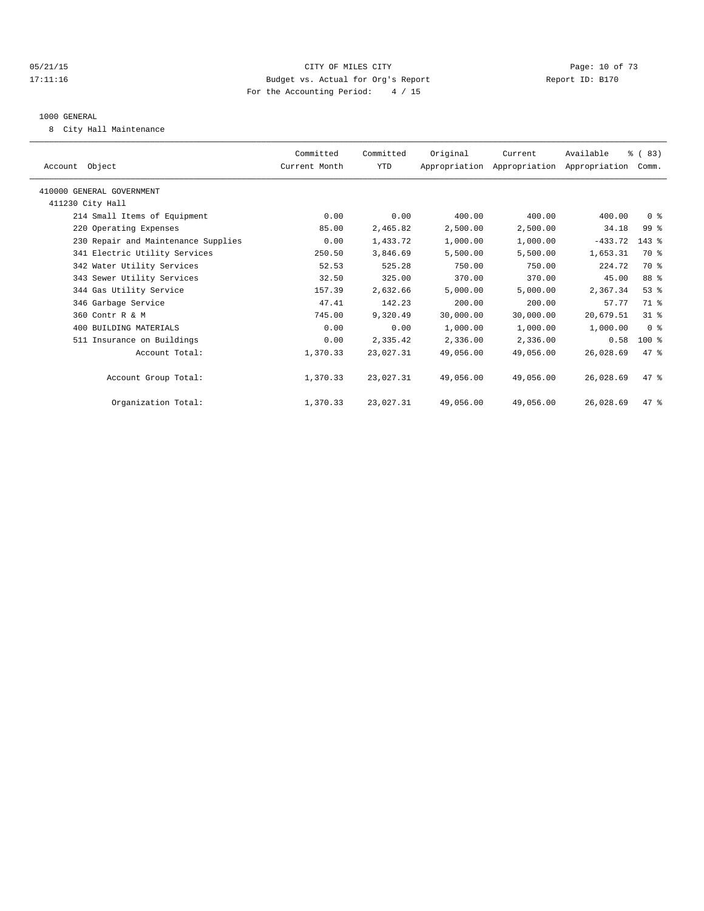CITY OF MILES CITY
Budget vs. Actual for Org's Report
For the Accounting Period: 4 / 15

05/21/15
17:11:16

Report ID: B170

## 1000 GENERAL

8 City Hall Maintenance

| Account Object | Committed Current Month | Committed YTD | Original Appropriation | Current Appropriation | Available Appropriation | % ( 83) Comm. |
|---|---|---|---|---|---|---|
| 410000 GENERAL GOVERNMENT | | | | | | |
| 411230 City Hall | | | | | | |
| 214 Small Items of Equipment | 0.00 | 0.00 | 400.00 | 400.00 | 400.00 | 0 % |
| 220 Operating Expenses | 85.00 | 2,465.82 | 2,500.00 | 2,500.00 | 34.18 | 99 % |
| 230 Repair and Maintenance Supplies | 0.00 | 1,433.72 | 1,000.00 | 1,000.00 | -433.72 | 143 % |
| 341 Electric Utility Services | 250.50 | 3,846.69 | 5,500.00 | 5,500.00 | 1,653.31 | 70 % |
| 342 Water Utility Services | 52.53 | 525.28 | 750.00 | 750.00 | 224.72 | 70 % |
| 343 Sewer Utility Services | 32.50 | 325.00 | 370.00 | 370.00 | 45.00 | 88 % |
| 344 Gas Utility Service | 157.39 | 2,632.66 | 5,000.00 | 5,000.00 | 2,367.34 | 53 % |
| 346 Garbage Service | 47.41 | 142.23 | 200.00 | 200.00 | 57.77 | 71 % |
| 360 Contr R & M | 745.00 | 9,320.49 | 30,000.00 | 30,000.00 | 20,679.51 | 31 % |
| 400 BUILDING MATERIALS | 0.00 | 0.00 | 1,000.00 | 1,000.00 | 1,000.00 | 0 % |
| 511 Insurance on Buildings | 0.00 | 2,335.42 | 2,336.00 | 2,336.00 | 0.58 | 100 % |
| Account Total: | 1,370.33 | 23,027.31 | 49,056.00 | 49,056.00 | 26,028.69 | 47 % |
| Account Group Total: | 1,370.33 | 23,027.31 | 49,056.00 | 49,056.00 | 26,028.69 | 47 % |
| Organization Total: | 1,370.33 | 23,027.31 | 49,056.00 | 49,056.00 | 26,028.69 | 47 % |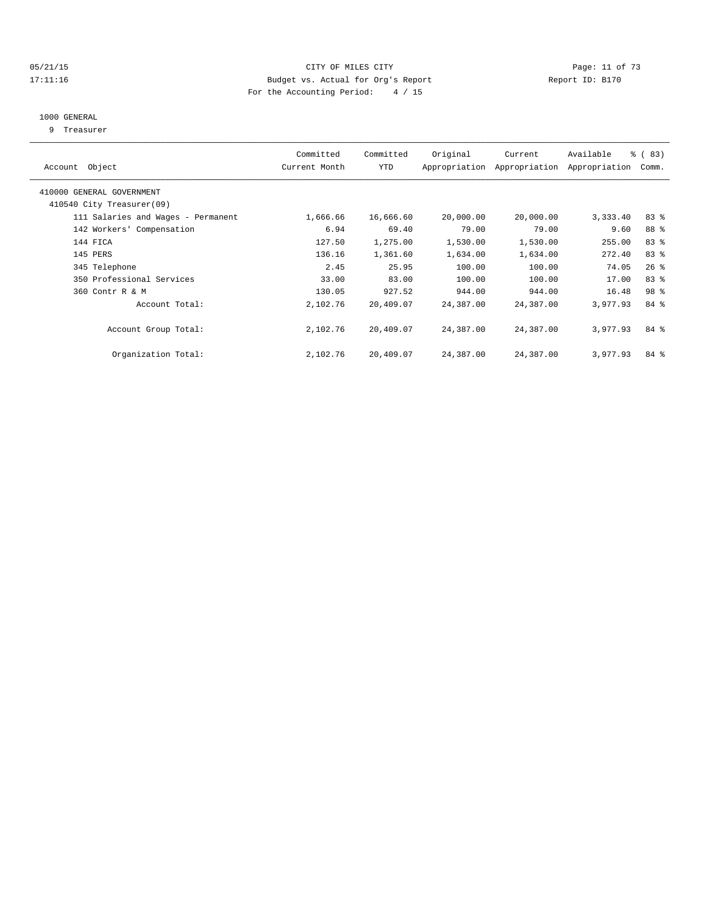CITY OF MILES CITY
Budget vs. Actual for Org's Report
For the Accounting Period: 4 / 15

05/21/15
17:11:16

Report ID: B170

1000 GENERAL
9 Treasurer

| Account Object | Committed Current Month | Committed YTD | Original Appropriation | Current Appropriation | Available Appropriation | % ( 83) Comm. |
|---|---|---|---|---|---|---|
| 410000 GENERAL GOVERNMENT | | | | | | |
| 410540 City Treasurer(09) | | | | | | |
| 111 Salaries and Wages - Permanent | 1,666.66 | 16,666.60 | 20,000.00 | 20,000.00 | 3,333.40 | 83 % |
| 142 Workers' Compensation | 6.94 | 69.40 | 79.00 | 79.00 | 9.60 | 88 % |
| 144 FICA | 127.50 | 1,275.00 | 1,530.00 | 1,530.00 | 255.00 | 83 % |
| 145 PERS | 136.16 | 1,361.60 | 1,634.00 | 1,634.00 | 272.40 | 83 % |
| 345 Telephone | 2.45 | 25.95 | 100.00 | 100.00 | 74.05 | 26 % |
| 350 Professional Services | 33.00 | 83.00 | 100.00 | 100.00 | 17.00 | 83 % |
| 360 Contr R & M | 130.05 | 927.52 | 944.00 | 944.00 | 16.48 | 98 % |
| Account Total: | 2,102.76 | 20,409.07 | 24,387.00 | 24,387.00 | 3,977.93 | 84 % |
| Account Group Total: | 2,102.76 | 20,409.07 | 24,387.00 | 24,387.00 | 3,977.93 | 84 % |
| Organization Total: | 2,102.76 | 20,409.07 | 24,387.00 | 24,387.00 | 3,977.93 | 84 % |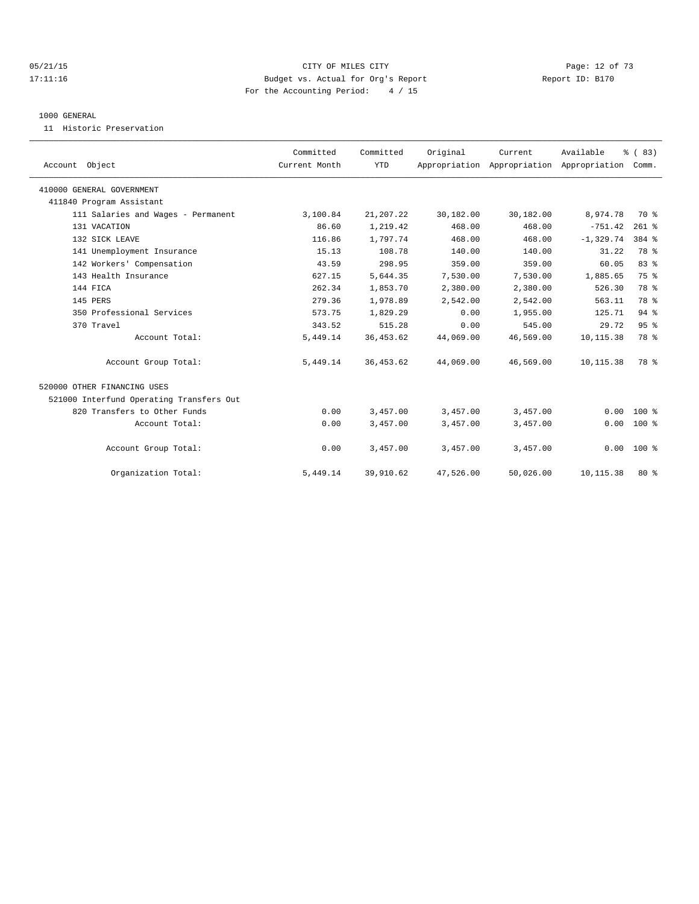CITY OF MILES CITY
Budget vs. Actual for Org's Report
For the Accounting Period: 4 / 15

05/21/15
17:11:16

Report ID: B170

1000 GENERAL

11 Historic Preservation

| Account Object | Committed Current Month | Committed YTD | Original Appropriation | Current Appropriation | Available Appropriation | % ( 83) Comm. |
|---|---|---|---|---|---|---|
| 410000 GENERAL GOVERNMENT | | | | | | |
| 411840 Program Assistant | | | | | | |
| 111 Salaries and Wages - Permanent | 3,100.84 | 21,207.22 | 30,182.00 | 30,182.00 | 8,974.78 | 70 % |
| 131 VACATION | 86.60 | 1,219.42 | 468.00 | 468.00 | -751.42 | 261 % |
| 132 SICK LEAVE | 116.86 | 1,797.74 | 468.00 | 468.00 | -1,329.74 | 384 % |
| 141 Unemployment Insurance | 15.13 | 108.78 | 140.00 | 140.00 | 31.22 | 78 % |
| 142 Workers' Compensation | 43.59 | 298.95 | 359.00 | 359.00 | 60.05 | 83 % |
| 143 Health Insurance | 627.15 | 5,644.35 | 7,530.00 | 7,530.00 | 1,885.65 | 75 % |
| 144 FICA | 262.34 | 1,853.70 | 2,380.00 | 2,380.00 | 526.30 | 78 % |
| 145 PERS | 279.36 | 1,978.89 | 2,542.00 | 2,542.00 | 563.11 | 78 % |
| 350 Professional Services | 573.75 | 1,829.29 | 0.00 | 1,955.00 | 125.71 | 94 % |
| 370 Travel | 343.52 | 515.28 | 0.00 | 545.00 | 29.72 | 95 % |
| Account Total: | 5,449.14 | 36,453.62 | 44,069.00 | 46,569.00 | 10,115.38 | 78 % |
| Account Group Total: | 5,449.14 | 36,453.62 | 44,069.00 | 46,569.00 | 10,115.38 | 78 % |
| 520000 OTHER FINANCING USES | | | | | | |
| 521000 Interfund Operating Transfers Out | | | | | | |
| 820 Transfers to Other Funds | 0.00 | 3,457.00 | 3,457.00 | 3,457.00 | 0.00 | 100 % |
| Account Total: | 0.00 | 3,457.00 | 3,457.00 | 3,457.00 | 0.00 | 100 % |
| Account Group Total: | 0.00 | 3,457.00 | 3,457.00 | 3,457.00 | 0.00 | 100 % |
| Organization Total: | 5,449.14 | 39,910.62 | 47,526.00 | 50,026.00 | 10,115.38 | 80 % |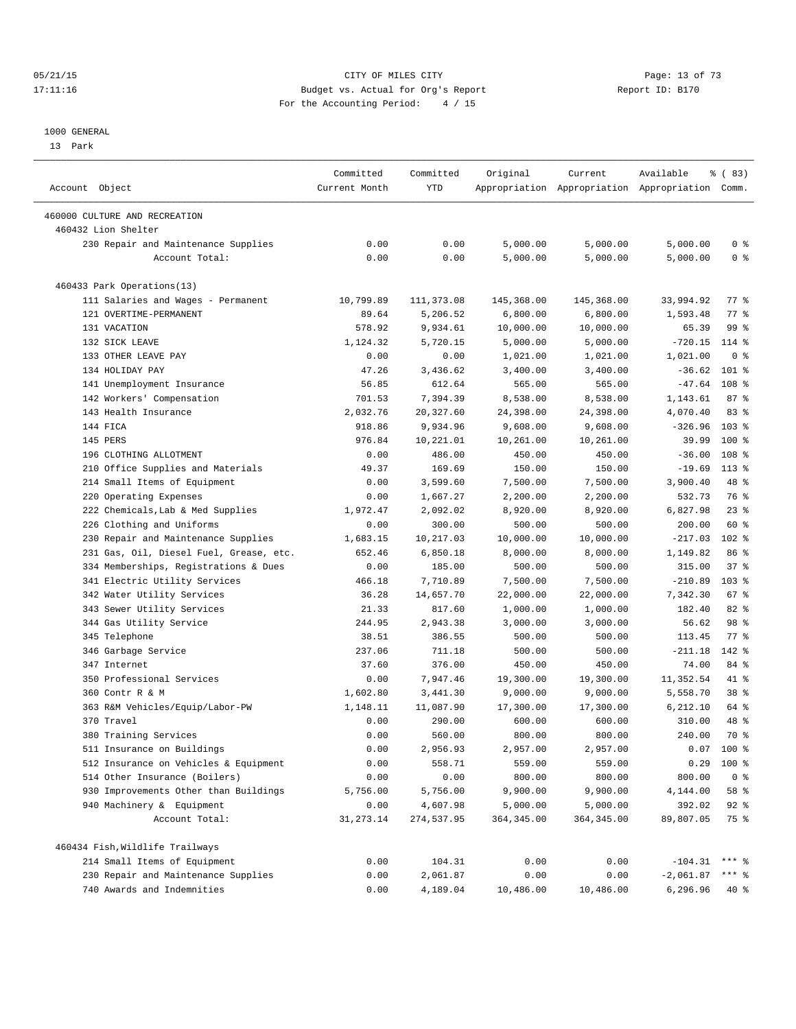CITY OF MILES CITY
Budget vs. Actual for Org's Report
For the Accounting Period: 4 / 15

1000 GENERAL
13 Park

| Account Object | Committed Current Month | Committed YTD | Original Appropriation | Current Appropriation | Available Appropriation | % ( 83) Comm. |
|---|---|---|---|---|---|---|
| 460000 CULTURE AND RECREATION | | | | | | |
| 460432 Lion Shelter | | | | | | |
| 230 Repair and Maintenance Supplies | 0.00 | 0.00 | 5,000.00 | 5,000.00 | 5,000.00 | 0 % |
| Account Total: | 0.00 | 0.00 | 5,000.00 | 5,000.00 | 5,000.00 | 0 % |
| 460433 Park Operations(13) | | | | | | |
| 111 Salaries and Wages - Permanent | 10,799.89 | 111,373.08 | 145,368.00 | 145,368.00 | 33,994.92 | 77 % |
| 121 OVERTIME-PERMANENT | 89.64 | 5,206.52 | 6,800.00 | 6,800.00 | 1,593.48 | 77 % |
| 131 VACATION | 578.92 | 9,934.61 | 10,000.00 | 10,000.00 | 65.39 | 99 % |
| 132 SICK LEAVE | 1,124.32 | 5,720.15 | 5,000.00 | 5,000.00 | -720.15 | 114 % |
| 133 OTHER LEAVE PAY | 0.00 | 0.00 | 1,021.00 | 1,021.00 | 1,021.00 | 0 % |
| 134 HOLIDAY PAY | 47.26 | 3,436.62 | 3,400.00 | 3,400.00 | -36.62 | 101 % |
| 141 Unemployment Insurance | 56.85 | 612.64 | 565.00 | 565.00 | -47.64 | 108 % |
| 142 Workers' Compensation | 701.53 | 7,394.39 | 8,538.00 | 8,538.00 | 1,143.61 | 87 % |
| 143 Health Insurance | 2,032.76 | 20,327.60 | 24,398.00 | 24,398.00 | 4,070.40 | 83 % |
| 144 FICA | 918.86 | 9,934.96 | 9,608.00 | 9,608.00 | -326.96 | 103 % |
| 145 PERS | 976.84 | 10,221.01 | 10,261.00 | 10,261.00 | 39.99 | 100 % |
| 196 CLOTHING ALLOTMENT | 0.00 | 486.00 | 450.00 | 450.00 | -36.00 | 108 % |
| 210 Office Supplies and Materials | 49.37 | 169.69 | 150.00 | 150.00 | -19.69 | 113 % |
| 214 Small Items of Equipment | 0.00 | 3,599.60 | 7,500.00 | 7,500.00 | 3,900.40 | 48 % |
| 220 Operating Expenses | 0.00 | 1,667.27 | 2,200.00 | 2,200.00 | 532.73 | 76 % |
| 222 Chemicals,Lab & Med Supplies | 1,972.47 | 2,092.02 | 8,920.00 | 8,920.00 | 6,827.98 | 23 % |
| 226 Clothing and Uniforms | 0.00 | 300.00 | 500.00 | 500.00 | 200.00 | 60 % |
| 230 Repair and Maintenance Supplies | 1,683.15 | 10,217.03 | 10,000.00 | 10,000.00 | -217.03 | 102 % |
| 231 Gas, Oil, Diesel Fuel, Grease, etc. | 652.46 | 6,850.18 | 8,000.00 | 8,000.00 | 1,149.82 | 86 % |
| 334 Memberships, Registrations & Dues | 0.00 | 185.00 | 500.00 | 500.00 | 315.00 | 37 % |
| 341 Electric Utility Services | 466.18 | 7,710.89 | 7,500.00 | 7,500.00 | -210.89 | 103 % |
| 342 Water Utility Services | 36.28 | 14,657.70 | 22,000.00 | 22,000.00 | 7,342.30 | 67 % |
| 343 Sewer Utility Services | 21.33 | 817.60 | 1,000.00 | 1,000.00 | 182.40 | 82 % |
| 344 Gas Utility Service | 244.95 | 2,943.38 | 3,000.00 | 3,000.00 | 56.62 | 98 % |
| 345 Telephone | 38.51 | 386.55 | 500.00 | 500.00 | 113.45 | 77 % |
| 346 Garbage Service | 237.06 | 711.18 | 500.00 | 500.00 | -211.18 | 142 % |
| 347 Internet | 37.60 | 376.00 | 450.00 | 450.00 | 74.00 | 84 % |
| 350 Professional Services | 0.00 | 7,947.46 | 19,300.00 | 19,300.00 | 11,352.54 | 41 % |
| 360 Contr R & M | 1,602.80 | 3,441.30 | 9,000.00 | 9,000.00 | 5,558.70 | 38 % |
| 363 R&M Vehicles/Equip/Labor-PW | 1,148.11 | 11,087.90 | 17,300.00 | 17,300.00 | 6,212.10 | 64 % |
| 370 Travel | 0.00 | 290.00 | 600.00 | 600.00 | 310.00 | 48 % |
| 380 Training Services | 0.00 | 560.00 | 800.00 | 800.00 | 240.00 | 70 % |
| 511 Insurance on Buildings | 0.00 | 2,956.93 | 2,957.00 | 2,957.00 | 0.07 | 100 % |
| 512 Insurance on Vehicles & Equipment | 0.00 | 558.71 | 559.00 | 559.00 | 0.29 | 100 % |
| 514 Other Insurance (Boilers) | 0.00 | 0.00 | 800.00 | 800.00 | 800.00 | 0 % |
| 930 Improvements Other than Buildings | 5,756.00 | 5,756.00 | 9,900.00 | 9,900.00 | 4,144.00 | 58 % |
| 940 Machinery & Equipment | 0.00 | 4,607.98 | 5,000.00 | 5,000.00 | 392.02 | 92 % |
| Account Total: | 31,273.14 | 274,537.95 | 364,345.00 | 364,345.00 | 89,807.05 | 75 % |
| 460434 Fish,Wildlife Trailways | | | | | | |
| 214 Small Items of Equipment | 0.00 | 104.31 | 0.00 | 0.00 | -104.31 | *** % |
| 230 Repair and Maintenance Supplies | 0.00 | 2,061.87 | 0.00 | 0.00 | -2,061.87 | *** % |
| 740 Awards and Indemnities | 0.00 | 4,189.04 | 10,486.00 | 10,486.00 | 6,296.96 | 40 % |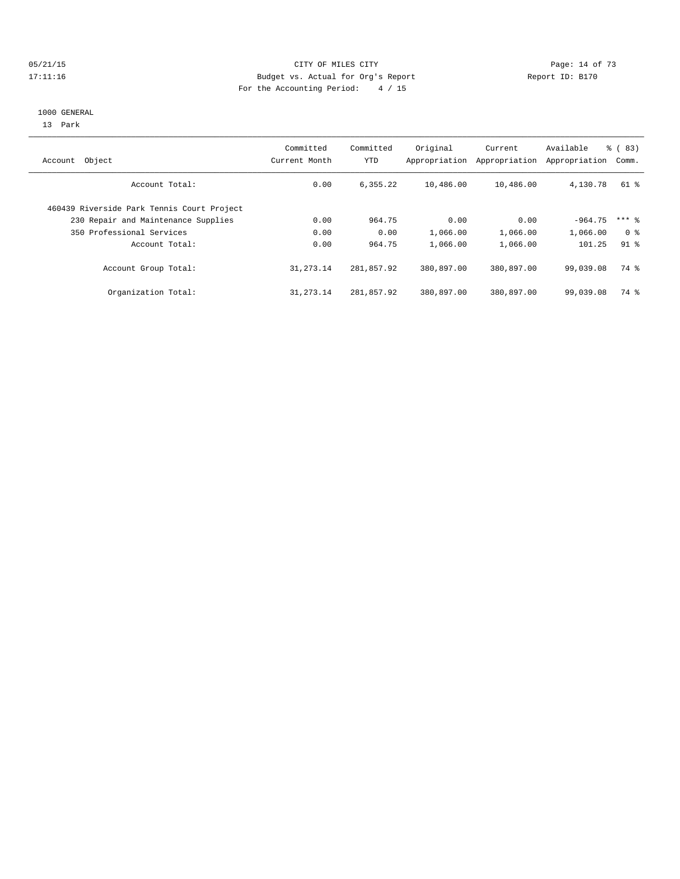CITY OF MILES CITY

Budget vs. Actual for Org's Report

Report ID: B170

05/21/15
17:11:16

For the Accounting Period: 4 / 15

1000 GENERAL

13 Park

| Account Object | Committed Current Month | Committed YTD | Original Appropriation | Current Appropriation | Available Appropriation | % ( 83) Comm. |
|---|---|---|---|---|---|---|
| Account Total: | 0.00 | 6,355.22 | 10,486.00 | 10,486.00 | 4,130.78 | 61 % |
| 460439 Riverside Park Tennis Court Project | | | | | | |
| 230 Repair and Maintenance Supplies | 0.00 | 964.75 | 0.00 | 0.00 | -964.75 | *** % |
| 350 Professional Services | 0.00 | 0.00 | 1,066.00 | 1,066.00 | 1,066.00 | 0 % |
| Account Total: | 0.00 | 964.75 | 1,066.00 | 1,066.00 | 101.25 | 91 % |
| Account Group Total: | 31,273.14 | 281,857.92 | 380,897.00 | 380,897.00 | 99,039.08 | 74 % |
| Organization Total: | 31,273.14 | 281,857.92 | 380,897.00 | 380,897.00 | 99,039.08 | 74 % |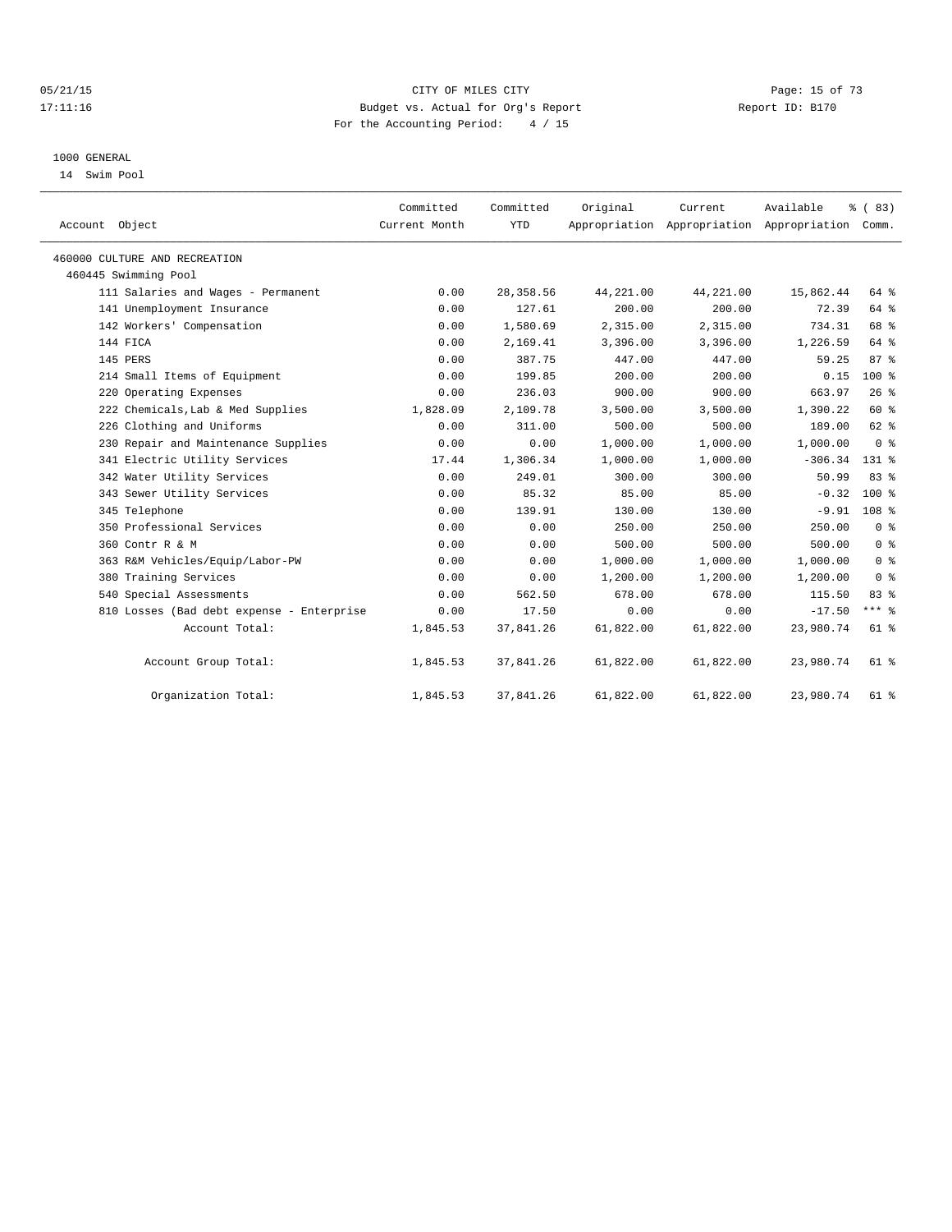CITY OF MILES CITY
Budget vs. Actual for Org's Report
For the Accounting Period: 4 / 15

Report ID: B170

1000 GENERAL
14 Swim Pool

| Account Object | Committed Current Month | Committed YTD | Original Appropriation | Current Appropriation | Available Appropriation | % ( 83) Comm. |
|---|---|---|---|---|---|---|
| 460000 CULTURE AND RECREATION | | | | | | |
| 460445 Swimming Pool | | | | | | |
| 111 Salaries and Wages - Permanent | 0.00 | 28,358.56 | 44,221.00 | 44,221.00 | 15,862.44 | 64 % |
| 141 Unemployment Insurance | 0.00 | 127.61 | 200.00 | 200.00 | 72.39 | 64 % |
| 142 Workers' Compensation | 0.00 | 1,580.69 | 2,315.00 | 2,315.00 | 734.31 | 68 % |
| 144 FICA | 0.00 | 2,169.41 | 3,396.00 | 3,396.00 | 1,226.59 | 64 % |
| 145 PERS | 0.00 | 387.75 | 447.00 | 447.00 | 59.25 | 87 % |
| 214 Small Items of Equipment | 0.00 | 199.85 | 200.00 | 200.00 | 0.15 | 100 % |
| 220 Operating Expenses | 0.00 | 236.03 | 900.00 | 900.00 | 663.97 | 26 % |
| 222 Chemicals,Lab & Med Supplies | 1,828.09 | 2,109.78 | 3,500.00 | 3,500.00 | 1,390.22 | 60 % |
| 226 Clothing and Uniforms | 0.00 | 311.00 | 500.00 | 500.00 | 189.00 | 62 % |
| 230 Repair and Maintenance Supplies | 0.00 | 0.00 | 1,000.00 | 1,000.00 | 1,000.00 | 0 % |
| 341 Electric Utility Services | 17.44 | 1,306.34 | 1,000.00 | 1,000.00 | -306.34 | 131 % |
| 342 Water Utility Services | 0.00 | 249.01 | 300.00 | 300.00 | 50.99 | 83 % |
| 343 Sewer Utility Services | 0.00 | 85.32 | 85.00 | 85.00 | -0.32 | 100 % |
| 345 Telephone | 0.00 | 139.91 | 130.00 | 130.00 | -9.91 | 108 % |
| 350 Professional Services | 0.00 | 0.00 | 250.00 | 250.00 | 250.00 | 0 % |
| 360 Contr R & M | 0.00 | 0.00 | 500.00 | 500.00 | 500.00 | 0 % |
| 363 R&M Vehicles/Equip/Labor-PW | 0.00 | 0.00 | 1,000.00 | 1,000.00 | 1,000.00 | 0 % |
| 380 Training Services | 0.00 | 0.00 | 1,200.00 | 1,200.00 | 1,200.00 | 0 % |
| 540 Special Assessments | 0.00 | 562.50 | 678.00 | 678.00 | 115.50 | 83 % |
| 810 Losses (Bad debt expense - Enterprise | 0.00 | 17.50 | 0.00 | 0.00 | -17.50 | *** % |
| Account Total: | 1,845.53 | 37,841.26 | 61,822.00 | 61,822.00 | 23,980.74 | 61 % |
| Account Group Total: | 1,845.53 | 37,841.26 | 61,822.00 | 61,822.00 | 23,980.74 | 61 % |
| Organization Total: | 1,845.53 | 37,841.26 | 61,822.00 | 61,822.00 | 23,980.74 | 61 % |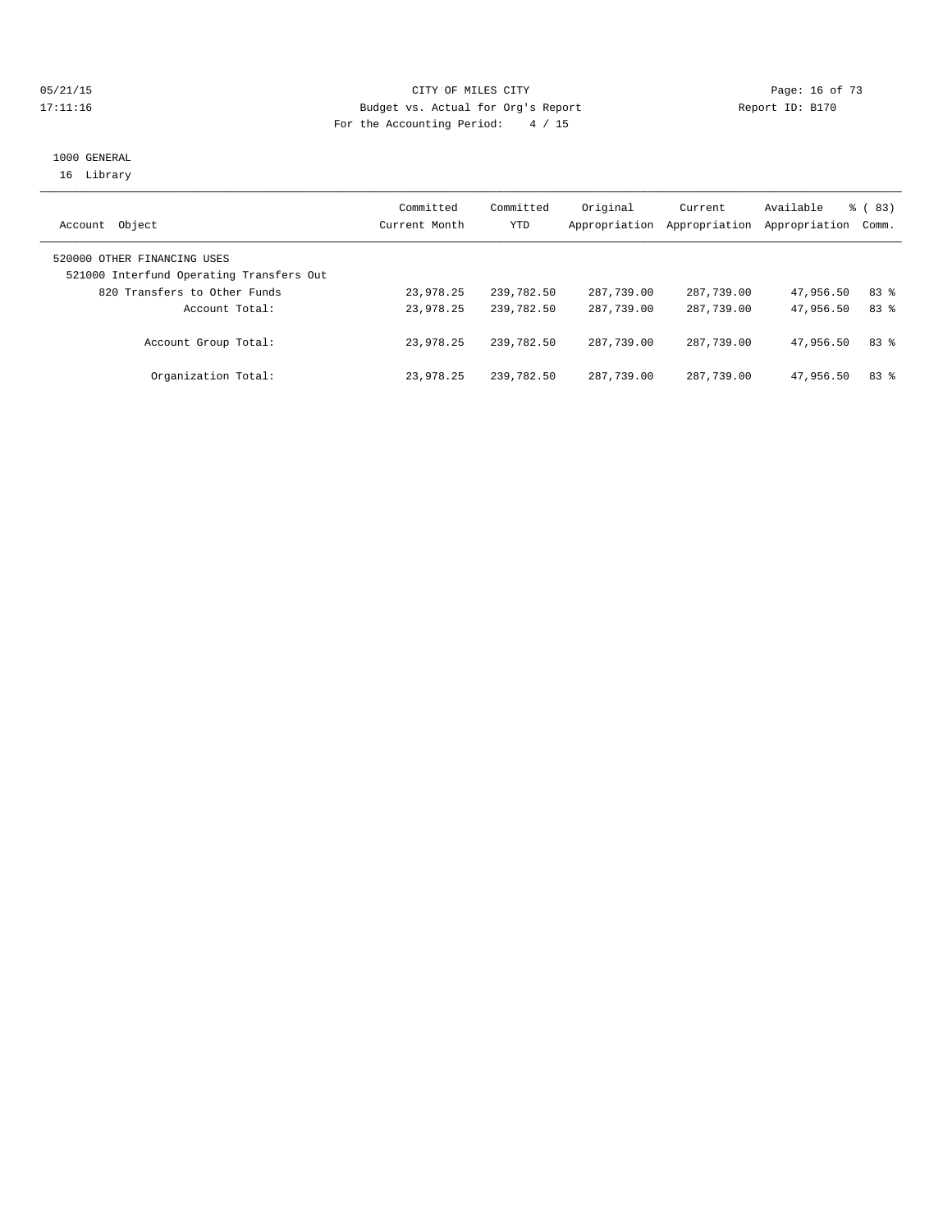CITY OF MILES CITY
Budget vs. Actual for Org's Report
For the Accounting Period: 4 / 15

05/21/15
17:11:16

Report ID: B170

1000 GENERAL
16 Library

| Account Object | Committed Current Month | Committed YTD | Original Appropriation | Current Appropriation | Available Appropriation | % ( 83) Comm. |
|---|---|---|---|---|---|---|
| 520000 OTHER FINANCING USES | | | | | | |
| 521000 Interfund Operating Transfers Out | | | | | | |
| 820 Transfers to Other Funds | 23,978.25 | 239,782.50 | 287,739.00 | 287,739.00 | 47,956.50 | 83 % |
| Account Total: | 23,978.25 | 239,782.50 | 287,739.00 | 287,739.00 | 47,956.50 | 83 % |
| Account Group Total: | 23,978.25 | 239,782.50 | 287,739.00 | 287,739.00 | 47,956.50 | 83 % |
| Organization Total: | 23,978.25 | 239,782.50 | 287,739.00 | 287,739.00 | 47,956.50 | 83 % |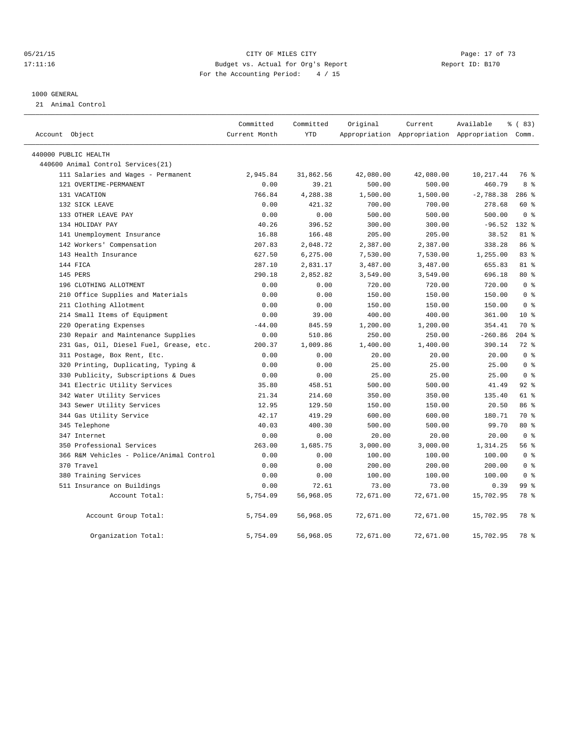CITY OF MILES CITY
Budget vs. Actual for Org's Report
For the Accounting Period: 4 / 15

05/21/15
17:11:16

Report ID: B170

1000 GENERAL

21 Animal Control

| Account Object | Committed Current Month | Committed YTD | Original Appropriation | Current Appropriation | Available Appropriation | % ( 83) Comm. |
|---|---|---|---|---|---|---|
| 440000 PUBLIC HEALTH | | | | | | |
| 440600 Animal Control Services(21) | | | | | | |
| 111 Salaries and Wages - Permanent | 2,945.84 | 31,862.56 | 42,080.00 | 42,080.00 | 10,217.44 | 76 % |
| 121 OVERTIME-PERMANENT | 0.00 | 39.21 | 500.00 | 500.00 | 460.79 | 8 % |
| 131 VACATION | 766.84 | 4,288.38 | 1,500.00 | 1,500.00 | -2,788.38 | 286 % |
| 132 SICK LEAVE | 0.00 | 421.32 | 700.00 | 700.00 | 278.68 | 60 % |
| 133 OTHER LEAVE PAY | 0.00 | 0.00 | 500.00 | 500.00 | 500.00 | 0 % |
| 134 HOLIDAY PAY | 40.26 | 396.52 | 300.00 | 300.00 | -96.52 | 132 % |
| 141 Unemployment Insurance | 16.88 | 166.48 | 205.00 | 205.00 | 38.52 | 81 % |
| 142 Workers' Compensation | 207.83 | 2,048.72 | 2,387.00 | 2,387.00 | 338.28 | 86 % |
| 143 Health Insurance | 627.50 | 6,275.00 | 7,530.00 | 7,530.00 | 1,255.00 | 83 % |
| 144 FICA | 287.10 | 2,831.17 | 3,487.00 | 3,487.00 | 655.83 | 81 % |
| 145 PERS | 290.18 | 2,852.82 | 3,549.00 | 3,549.00 | 696.18 | 80 % |
| 196 CLOTHING ALLOTMENT | 0.00 | 0.00 | 720.00 | 720.00 | 720.00 | 0 % |
| 210 Office Supplies and Materials | 0.00 | 0.00 | 150.00 | 150.00 | 150.00 | 0 % |
| 211 Clothing Allotment | 0.00 | 0.00 | 150.00 | 150.00 | 150.00 | 0 % |
| 214 Small Items of Equipment | 0.00 | 39.00 | 400.00 | 400.00 | 361.00 | 10 % |
| 220 Operating Expenses | -44.00 | 845.59 | 1,200.00 | 1,200.00 | 354.41 | 70 % |
| 230 Repair and Maintenance Supplies | 0.00 | 510.86 | 250.00 | 250.00 | -260.86 | 204 % |
| 231 Gas, Oil, Diesel Fuel, Grease, etc. | 200.37 | 1,009.86 | 1,400.00 | 1,400.00 | 390.14 | 72 % |
| 311 Postage, Box Rent, Etc. | 0.00 | 0.00 | 20.00 | 20.00 | 20.00 | 0 % |
| 320 Printing, Duplicating, Typing & | 0.00 | 0.00 | 25.00 | 25.00 | 25.00 | 0 % |
| 330 Publicity, Subscriptions & Dues | 0.00 | 0.00 | 25.00 | 25.00 | 25.00 | 0 % |
| 341 Electric Utility Services | 35.80 | 458.51 | 500.00 | 500.00 | 41.49 | 92 % |
| 342 Water Utility Services | 21.34 | 214.60 | 350.00 | 350.00 | 135.40 | 61 % |
| 343 Sewer Utility Services | 12.95 | 129.50 | 150.00 | 150.00 | 20.50 | 86 % |
| 344 Gas Utility Service | 42.17 | 419.29 | 600.00 | 600.00 | 180.71 | 70 % |
| 345 Telephone | 40.03 | 400.30 | 500.00 | 500.00 | 99.70 | 80 % |
| 347 Internet | 0.00 | 0.00 | 20.00 | 20.00 | 20.00 | 0 % |
| 350 Professional Services | 263.00 | 1,685.75 | 3,000.00 | 3,000.00 | 1,314.25 | 56 % |
| 366 R&M Vehicles - Police/Animal Control | 0.00 | 0.00 | 100.00 | 100.00 | 100.00 | 0 % |
| 370 Travel | 0.00 | 0.00 | 200.00 | 200.00 | 200.00 | 0 % |
| 380 Training Services | 0.00 | 0.00 | 100.00 | 100.00 | 100.00 | 0 % |
| 511 Insurance on Buildings | 0.00 | 72.61 | 73.00 | 73.00 | 0.39 | 99 % |
| Account Total: | 5,754.09 | 56,968.05 | 72,671.00 | 72,671.00 | 15,702.95 | 78 % |
| Account Group Total: | 5,754.09 | 56,968.05 | 72,671.00 | 72,671.00 | 15,702.95 | 78 % |
| Organization Total: | 5,754.09 | 56,968.05 | 72,671.00 | 72,671.00 | 15,702.95 | 78 % |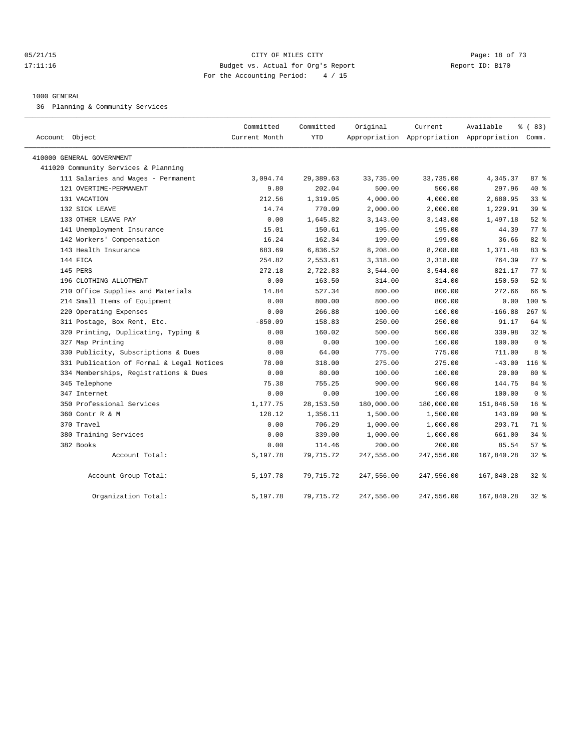CITY OF MILES CITY
Budget vs. Actual for Org's Report
For the Accounting Period: 4 / 15

1000 GENERAL

36 Planning & Community Services

| Account Object | Committed Current Month | Committed YTD | Original Appropriation | Current Appropriation | Available Appropriation | % ( 83) Comm. |
|---|---|---|---|---|---|---|
| 410000 GENERAL GOVERNMENT | | | | | | |
| 411020 Community Services & Planning | | | | | | |
| 111 Salaries and Wages - Permanent | 3,094.74 | 29,389.63 | 33,735.00 | 33,735.00 | 4,345.37 | 87 % |
| 121 OVERTIME-PERMANENT | 9.80 | 202.04 | 500.00 | 500.00 | 297.96 | 40 % |
| 131 VACATION | 212.56 | 1,319.05 | 4,000.00 | 4,000.00 | 2,680.95 | 33 % |
| 132 SICK LEAVE | 14.74 | 770.09 | 2,000.00 | 2,000.00 | 1,229.91 | 39 % |
| 133 OTHER LEAVE PAY | 0.00 | 1,645.82 | 3,143.00 | 3,143.00 | 1,497.18 | 52 % |
| 141 Unemployment Insurance | 15.01 | 150.61 | 195.00 | 195.00 | 44.39 | 77 % |
| 142 Workers' Compensation | 16.24 | 162.34 | 199.00 | 199.00 | 36.66 | 82 % |
| 143 Health Insurance | 683.69 | 6,836.52 | 8,208.00 | 8,208.00 | 1,371.48 | 83 % |
| 144 FICA | 254.82 | 2,553.61 | 3,318.00 | 3,318.00 | 764.39 | 77 % |
| 145 PERS | 272.18 | 2,722.83 | 3,544.00 | 3,544.00 | 821.17 | 77 % |
| 196 CLOTHING ALLOTMENT | 0.00 | 163.50 | 314.00 | 314.00 | 150.50 | 52 % |
| 210 Office Supplies and Materials | 14.84 | 527.34 | 800.00 | 800.00 | 272.66 | 66 % |
| 214 Small Items of Equipment | 0.00 | 800.00 | 800.00 | 800.00 | 0.00 | 100 % |
| 220 Operating Expenses | 0.00 | 266.88 | 100.00 | 100.00 | -166.88 | 267 % |
| 311 Postage, Box Rent, Etc. | -850.09 | 158.83 | 250.00 | 250.00 | 91.17 | 64 % |
| 320 Printing, Duplicating, Typing & | 0.00 | 160.02 | 500.00 | 500.00 | 339.98 | 32 % |
| 327 Map Printing | 0.00 | 0.00 | 100.00 | 100.00 | 100.00 | 0 % |
| 330 Publicity, Subscriptions & Dues | 0.00 | 64.00 | 775.00 | 775.00 | 711.00 | 8 % |
| 331 Publication of Formal & Legal Notices | 78.00 | 318.00 | 275.00 | 275.00 | -43.00 | 116 % |
| 334 Memberships, Registrations & Dues | 0.00 | 80.00 | 100.00 | 100.00 | 20.00 | 80 % |
| 345 Telephone | 75.38 | 755.25 | 900.00 | 900.00 | 144.75 | 84 % |
| 347 Internet | 0.00 | 0.00 | 100.00 | 100.00 | 100.00 | 0 % |
| 350 Professional Services | 1,177.75 | 28,153.50 | 180,000.00 | 180,000.00 | 151,846.50 | 16 % |
| 360 Contr R & M | 128.12 | 1,356.11 | 1,500.00 | 1,500.00 | 143.89 | 90 % |
| 370 Travel | 0.00 | 706.29 | 1,000.00 | 1,000.00 | 293.71 | 71 % |
| 380 Training Services | 0.00 | 339.00 | 1,000.00 | 1,000.00 | 661.00 | 34 % |
| 382 Books | 0.00 | 114.46 | 200.00 | 200.00 | 85.54 | 57 % |
| Account Total: | 5,197.78 | 79,715.72 | 247,556.00 | 247,556.00 | 167,840.28 | 32 % |
| Account Group Total: | 5,197.78 | 79,715.72 | 247,556.00 | 247,556.00 | 167,840.28 | 32 % |
| Organization Total: | 5,197.78 | 79,715.72 | 247,556.00 | 247,556.00 | 167,840.28 | 32 % |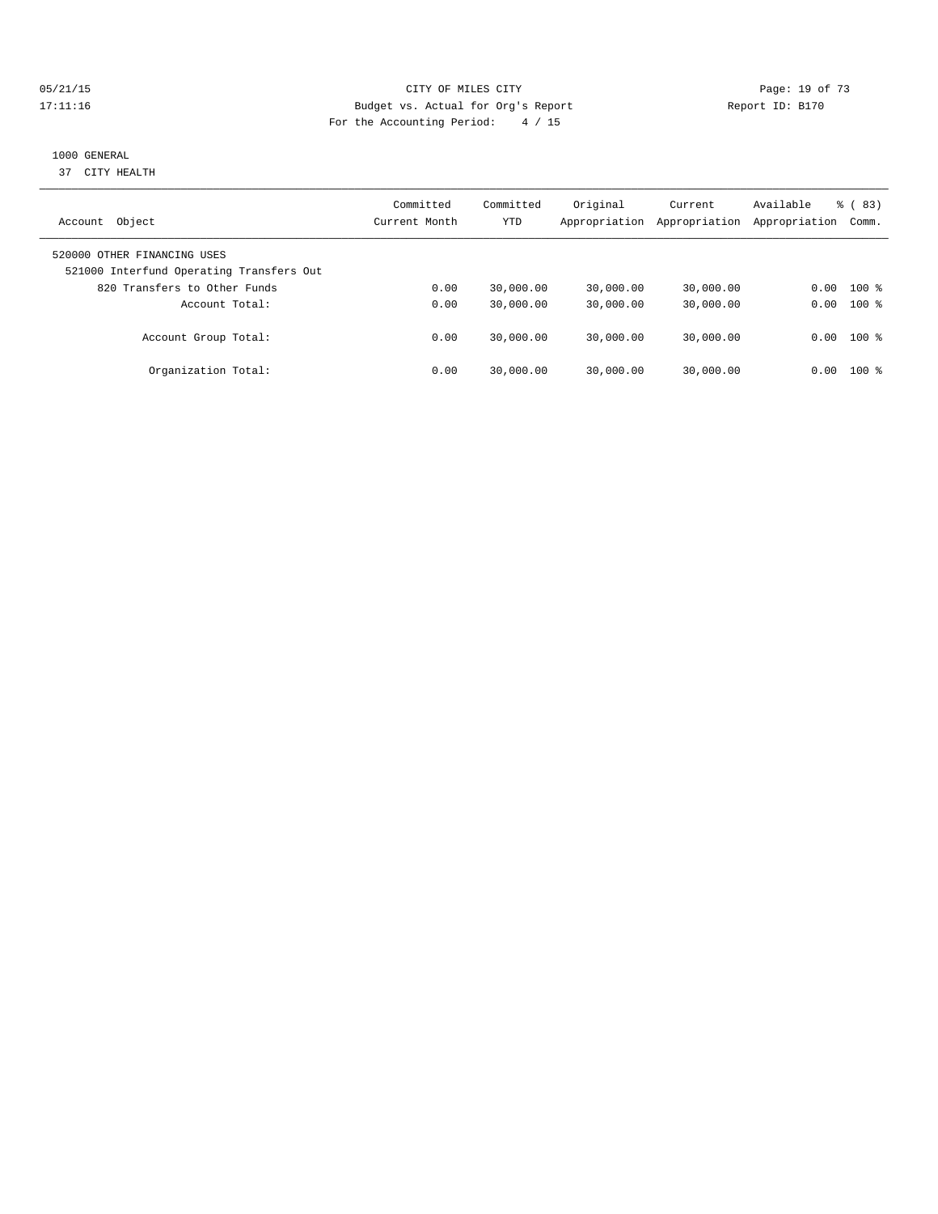CITY OF MILES CITY
Budget vs. Actual for Org's Report
For the Accounting Period: 4 / 15

1000 GENERAL
37 CITY HEALTH

| Account Object | Committed Current Month | Committed YTD | Original Appropriation | Current Appropriation | Available Appropriation | % ( 83) Comm. |
|---|---|---|---|---|---|---|
| 520000 OTHER FINANCING USES | | | | | | |
| 521000 Interfund Operating Transfers Out | | | | | | |
| 820 Transfers to Other Funds | 0.00 | 30,000.00 | 30,000.00 | 30,000.00 | 0.00 | 100 % |
| Account Total: | 0.00 | 30,000.00 | 30,000.00 | 30,000.00 | 0.00 | 100 % |
| Account Group Total: | 0.00 | 30,000.00 | 30,000.00 | 30,000.00 | 0.00 | 100 % |
| Organization Total: | 0.00 | 30,000.00 | 30,000.00 | 30,000.00 | 0.00 | 100 % |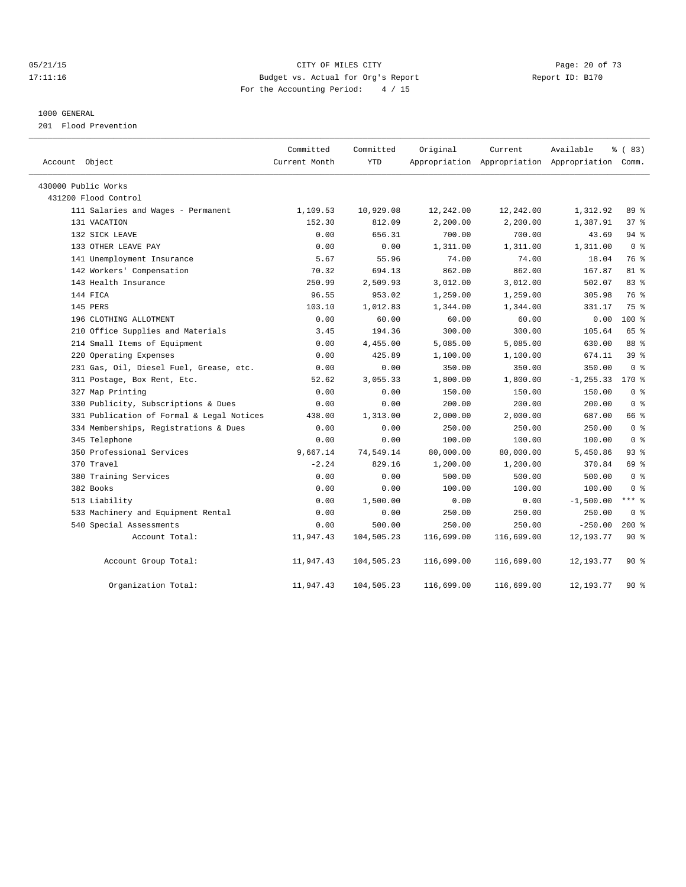05/21/15 CITY OF MILES CITY
17:11:16 Budget vs. Actual for Org's Report Report ID: B170
For the Accounting Period: 4 / 15

1000 GENERAL
201 Flood Prevention

| Account Object | Committed Current Month | Committed YTD | Original Appropriation | Current Appropriation | Available Appropriation | % ( 83) Comm. |
|---|---|---|---|---|---|---|
| 430000 Public Works | | | | | | |
| 431200 Flood Control | | | | | | |
| 111 Salaries and Wages - Permanent | 1,109.53 | 10,929.08 | 12,242.00 | 12,242.00 | 1,312.92 | 89 % |
| 131 VACATION | 152.30 | 812.09 | 2,200.00 | 2,200.00 | 1,387.91 | 37 % |
| 132 SICK LEAVE | 0.00 | 656.31 | 700.00 | 700.00 | 43.69 | 94 % |
| 133 OTHER LEAVE PAY | 0.00 | 0.00 | 1,311.00 | 1,311.00 | 1,311.00 | 0 % |
| 141 Unemployment Insurance | 5.67 | 55.96 | 74.00 | 74.00 | 18.04 | 76 % |
| 142 Workers' Compensation | 70.32 | 694.13 | 862.00 | 862.00 | 167.87 | 81 % |
| 143 Health Insurance | 250.99 | 2,509.93 | 3,012.00 | 3,012.00 | 502.07 | 83 % |
| 144 FICA | 96.55 | 953.02 | 1,259.00 | 1,259.00 | 305.98 | 76 % |
| 145 PERS | 103.10 | 1,012.83 | 1,344.00 | 1,344.00 | 331.17 | 75 % |
| 196 CLOTHING ALLOTMENT | 0.00 | 60.00 | 60.00 | 60.00 | 0.00 | 100 % |
| 210 Office Supplies and Materials | 3.45 | 194.36 | 300.00 | 300.00 | 105.64 | 65 % |
| 214 Small Items of Equipment | 0.00 | 4,455.00 | 5,085.00 | 5,085.00 | 630.00 | 88 % |
| 220 Operating Expenses | 0.00 | 425.89 | 1,100.00 | 1,100.00 | 674.11 | 39 % |
| 231 Gas, Oil, Diesel Fuel, Grease, etc. | 0.00 | 0.00 | 350.00 | 350.00 | 350.00 | 0 % |
| 311 Postage, Box Rent, Etc. | 52.62 | 3,055.33 | 1,800.00 | 1,800.00 | -1,255.33 | 170 % |
| 327 Map Printing | 0.00 | 0.00 | 150.00 | 150.00 | 150.00 | 0 % |
| 330 Publicity, Subscriptions & Dues | 0.00 | 0.00 | 200.00 | 200.00 | 200.00 | 0 % |
| 331 Publication of Formal & Legal Notices | 438.00 | 1,313.00 | 2,000.00 | 2,000.00 | 687.00 | 66 % |
| 334 Memberships, Registrations & Dues | 0.00 | 0.00 | 250.00 | 250.00 | 250.00 | 0 % |
| 345 Telephone | 0.00 | 0.00 | 100.00 | 100.00 | 100.00 | 0 % |
| 350 Professional Services | 9,667.14 | 74,549.14 | 80,000.00 | 80,000.00 | 5,450.86 | 93 % |
| 370 Travel | -2.24 | 829.16 | 1,200.00 | 1,200.00 | 370.84 | 69 % |
| 380 Training Services | 0.00 | 0.00 | 500.00 | 500.00 | 500.00 | 0 % |
| 382 Books | 0.00 | 0.00 | 100.00 | 100.00 | 100.00 | 0 % |
| 513 Liability | 0.00 | 1,500.00 | 0.00 | 0.00 | -1,500.00 | *** % |
| 533 Machinery and Equipment Rental | 0.00 | 0.00 | 250.00 | 250.00 | 250.00 | 0 % |
| 540 Special Assessments | 0.00 | 500.00 | 250.00 | 250.00 | -250.00 | 200 % |
| Account Total: | 11,947.43 | 104,505.23 | 116,699.00 | 116,699.00 | 12,193.77 | 90 % |
| Account Group Total: | 11,947.43 | 104,505.23 | 116,699.00 | 116,699.00 | 12,193.77 | 90 % |
| Organization Total: | 11,947.43 | 104,505.23 | 116,699.00 | 116,699.00 | 12,193.77 | 90 % |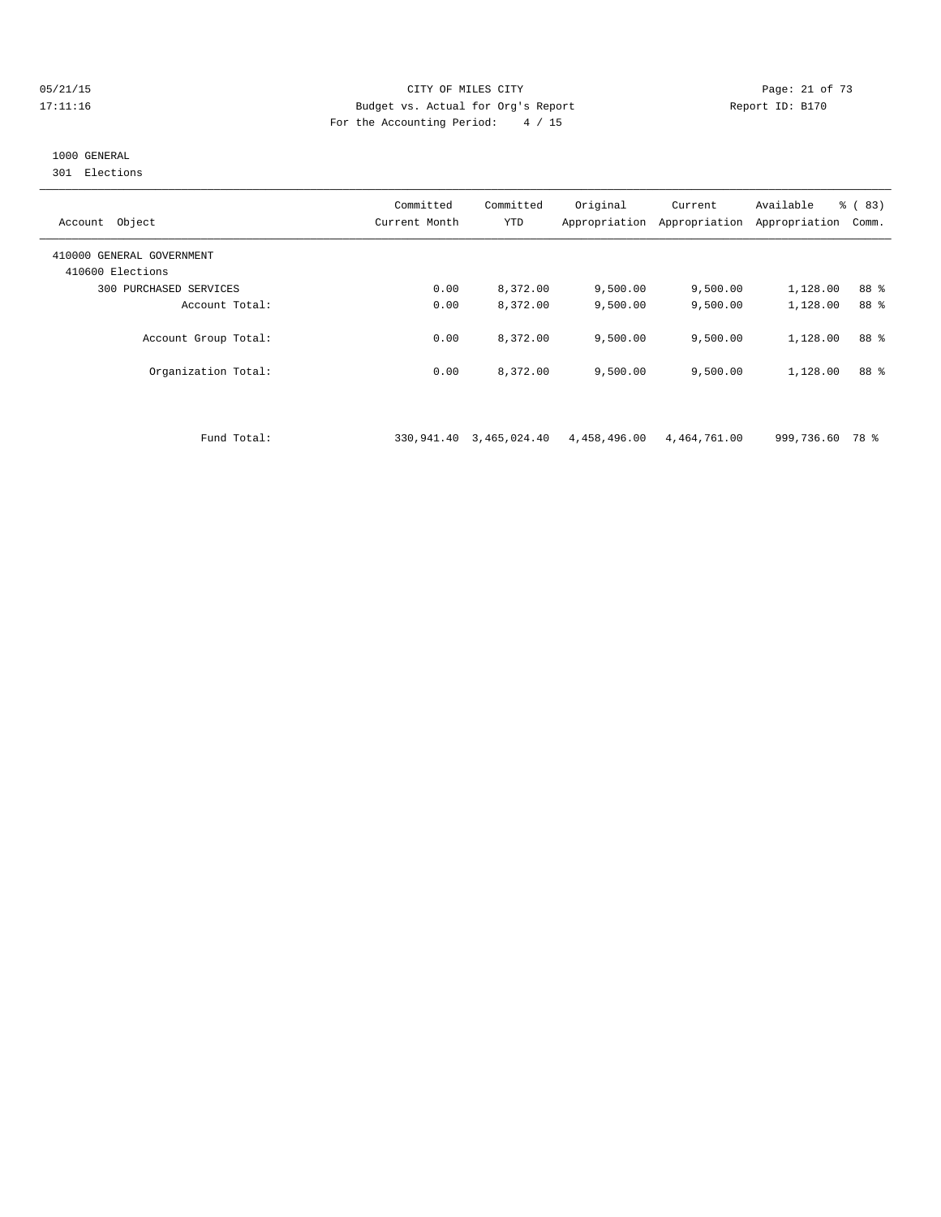CITY OF MILES CITY
Budget vs. Actual for Org's Report
For the Accounting Period: 4 / 15

05/21/15
17:11:16

Report ID: B170

1000 GENERAL
301 Elections

| Account Object | Committed Current Month | Committed YTD | Original Appropriation | Current Appropriation | Available Appropriation | % ( 83) Comm. |
|---|---|---|---|---|---|---|
| 410000 GENERAL GOVERNMENT | | | | | | |
| 410600 Elections | | | | | | |
| 300 PURCHASED SERVICES | 0.00 | 8,372.00 | 9,500.00 | 9,500.00 | 1,128.00 | 88 % |
| Account Total: | 0.00 | 8,372.00 | 9,500.00 | 9,500.00 | 1,128.00 | 88 % |
| Account Group Total: | 0.00 | 8,372.00 | 9,500.00 | 9,500.00 | 1,128.00 | 88 % |
| Organization Total: | 0.00 | 8,372.00 | 9,500.00 | 9,500.00 | 1,128.00 | 88 % |
| Fund Total: | 330,941.40 | 3,465,024.40 | 4,458,496.00 | 4,464,761.00 | 999,736.60 | 78 % |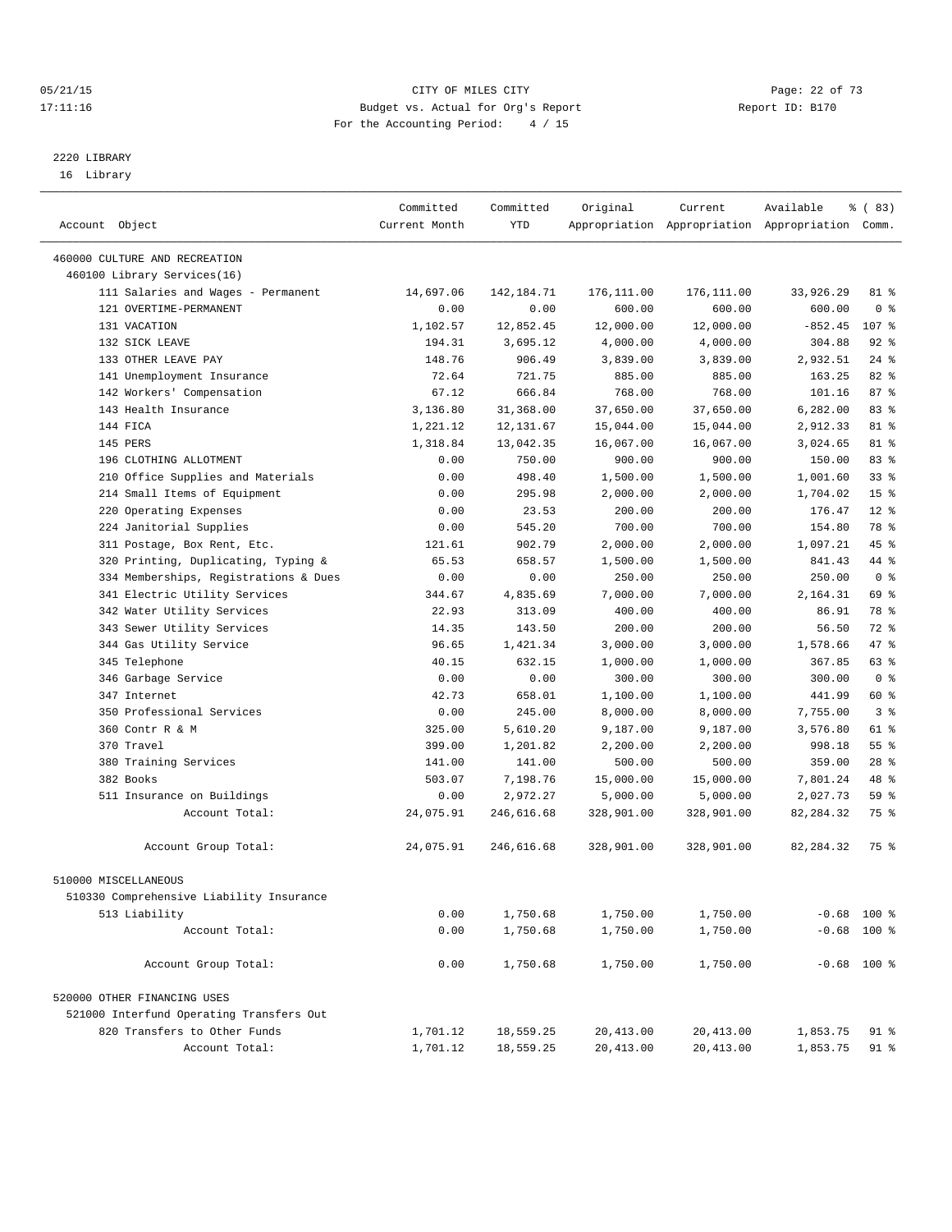05/21/15 CITY OF MILES CITY
17:11:16 Budget vs. Actual for Org's Report Report ID: B170
For the Accounting Period: 4 / 15

2220 LIBRARY
16 Library

| Account Object | Committed Current Month | Committed YTD | Original Appropriation | Current Appropriation | Available Appropriation | % ( 83) Comm. |
|---|---|---|---|---|---|---|
| 460000 CULTURE AND RECREATION | | | | | | |
| 460100 Library Services(16) | | | | | | |
| 111 Salaries and Wages - Permanent | 14,697.06 | 142,184.71 | 176,111.00 | 176,111.00 | 33,926.29 | 81 % |
| 121 OVERTIME-PERMANENT | 0.00 | 0.00 | 600.00 | 600.00 | 600.00 | 0 % |
| 131 VACATION | 1,102.57 | 12,852.45 | 12,000.00 | 12,000.00 | -852.45 | 107 % |
| 132 SICK LEAVE | 194.31 | 3,695.12 | 4,000.00 | 4,000.00 | 304.88 | 92 % |
| 133 OTHER LEAVE PAY | 148.76 | 906.49 | 3,839.00 | 3,839.00 | 2,932.51 | 24 % |
| 141 Unemployment Insurance | 72.64 | 721.75 | 885.00 | 885.00 | 163.25 | 82 % |
| 142 Workers' Compensation | 67.12 | 666.84 | 768.00 | 768.00 | 101.16 | 87 % |
| 143 Health Insurance | 3,136.80 | 31,368.00 | 37,650.00 | 37,650.00 | 6,282.00 | 83 % |
| 144 FICA | 1,221.12 | 12,131.67 | 15,044.00 | 15,044.00 | 2,912.33 | 81 % |
| 145 PERS | 1,318.84 | 13,042.35 | 16,067.00 | 16,067.00 | 3,024.65 | 81 % |
| 196 CLOTHING ALLOTMENT | 0.00 | 750.00 | 900.00 | 900.00 | 150.00 | 83 % |
| 210 Office Supplies and Materials | 0.00 | 498.40 | 1,500.00 | 1,500.00 | 1,001.60 | 33 % |
| 214 Small Items of Equipment | 0.00 | 295.98 | 2,000.00 | 2,000.00 | 1,704.02 | 15 % |
| 220 Operating Expenses | 0.00 | 23.53 | 200.00 | 200.00 | 176.47 | 12 % |
| 224 Janitorial Supplies | 0.00 | 545.20 | 700.00 | 700.00 | 154.80 | 78 % |
| 311 Postage, Box Rent, Etc. | 121.61 | 902.79 | 2,000.00 | 2,000.00 | 1,097.21 | 45 % |
| 320 Printing, Duplicating, Typing & | 65.53 | 658.57 | 1,500.00 | 1,500.00 | 841.43 | 44 % |
| 334 Memberships, Registrations & Dues | 0.00 | 0.00 | 250.00 | 250.00 | 250.00 | 0 % |
| 341 Electric Utility Services | 344.67 | 4,835.69 | 7,000.00 | 7,000.00 | 2,164.31 | 69 % |
| 342 Water Utility Services | 22.93 | 313.09 | 400.00 | 400.00 | 86.91 | 78 % |
| 343 Sewer Utility Services | 14.35 | 143.50 | 200.00 | 200.00 | 56.50 | 72 % |
| 344 Gas Utility Service | 96.65 | 1,421.34 | 3,000.00 | 3,000.00 | 1,578.66 | 47 % |
| 345 Telephone | 40.15 | 632.15 | 1,000.00 | 1,000.00 | 367.85 | 63 % |
| 346 Garbage Service | 0.00 | 0.00 | 300.00 | 300.00 | 300.00 | 0 % |
| 347 Internet | 42.73 | 658.01 | 1,100.00 | 1,100.00 | 441.99 | 60 % |
| 350 Professional Services | 0.00 | 245.00 | 8,000.00 | 8,000.00 | 7,755.00 | 3 % |
| 360 Contr R & M | 325.00 | 5,610.20 | 9,187.00 | 9,187.00 | 3,576.80 | 61 % |
| 370 Travel | 399.00 | 1,201.82 | 2,200.00 | 2,200.00 | 998.18 | 55 % |
| 380 Training Services | 141.00 | 141.00 | 500.00 | 500.00 | 359.00 | 28 % |
| 382 Books | 503.07 | 7,198.76 | 15,000.00 | 15,000.00 | 7,801.24 | 48 % |
| 511 Insurance on Buildings | 0.00 | 2,972.27 | 5,000.00 | 5,000.00 | 2,027.73 | 59 % |
| Account Total: | 24,075.91 | 246,616.68 | 328,901.00 | 328,901.00 | 82,284.32 | 75 % |
| Account Group Total: | 24,075.91 | 246,616.68 | 328,901.00 | 328,901.00 | 82,284.32 | 75 % |
| 510000 MISCELLANEOUS | | | | | | |
| 510330 Comprehensive Liability Insurance | | | | | | |
| 513 Liability | 0.00 | 1,750.68 | 1,750.00 | 1,750.00 | -0.68 | 100 % |
| Account Total: | 0.00 | 1,750.68 | 1,750.00 | 1,750.00 | -0.68 | 100 % |
| Account Group Total: | 0.00 | 1,750.68 | 1,750.00 | 1,750.00 | -0.68 | 100 % |
| 520000 OTHER FINANCING USES | | | | | | |
| 521000 Interfund Operating Transfers Out | | | | | | |
| 820 Transfers to Other Funds | 1,701.12 | 18,559.25 | 20,413.00 | 20,413.00 | 1,853.75 | 91 % |
| Account Total: | 1,701.12 | 18,559.25 | 20,413.00 | 20,413.00 | 1,853.75 | 91 % |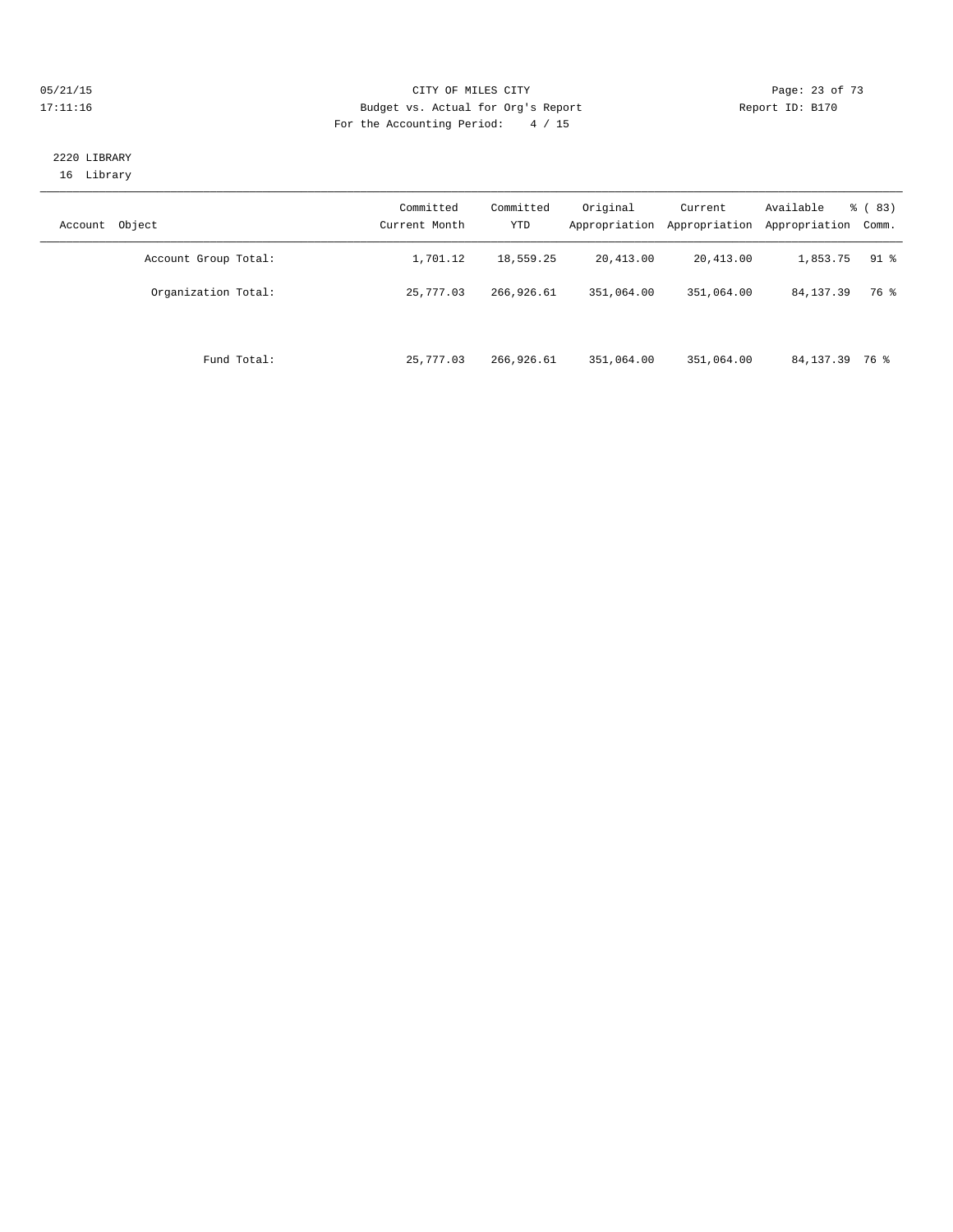CITY OF MILES CITY
Budget vs. Actual for Org's Report
For the Accounting Period: 4 / 15

05/21/15
17:11:16

Report ID: B170

2220 LIBRARY
16 Library

| Account Object | Committed Current Month | Committed YTD | Original Appropriation | Current Appropriation | Available Appropriation | % ( 83) Comm. |
|---|---|---|---|---|---|---|
| Account Group Total: | 1,701.12 | 18,559.25 | 20,413.00 | 20,413.00 | 1,853.75 | 91 % |
| Organization Total: | 25,777.03 | 266,926.61 | 351,064.00 | 351,064.00 | 84,137.39 | 76 % |
| Fund Total: | 25,777.03 | 266,926.61 | 351,064.00 | 351,064.00 | 84,137.39 | 76 % |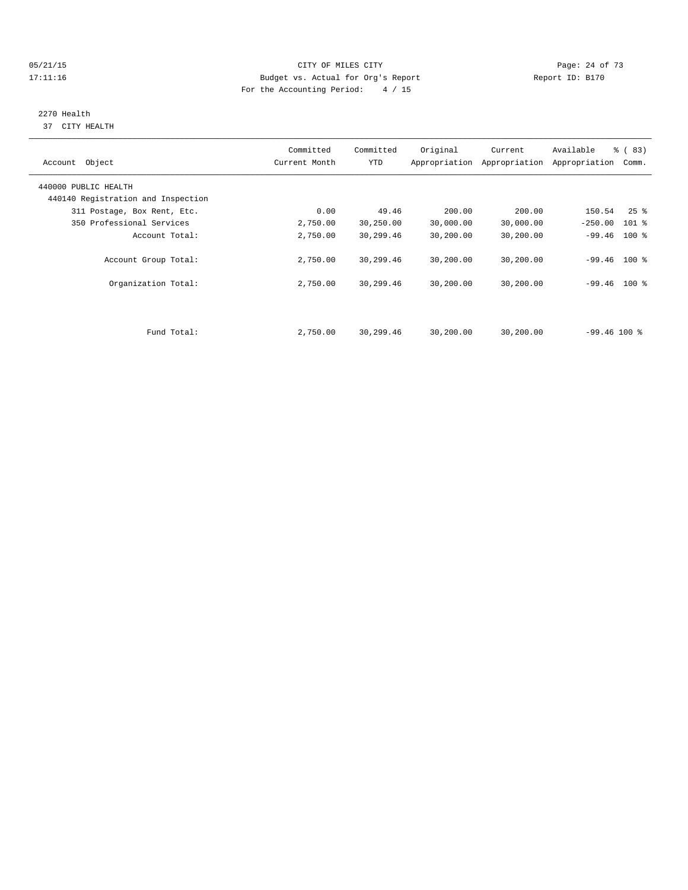CITY OF MILES CITY
Budget vs. Actual for Org's Report
For the Accounting Period: 4 / 15

05/21/15
17:11:16

Report ID: B170

2270 Health
37 CITY HEALTH

| Account Object | Committed Current Month | Committed YTD | Original Appropriation | Current Appropriation | Available Appropriation | % ( 83) Comm. |
|---|---|---|---|---|---|---|
| 440000 PUBLIC HEALTH | | | | | | |
| 440140 Registration and Inspection | | | | | | |
| 311 Postage, Box Rent, Etc. | 0.00 | 49.46 | 200.00 | 200.00 | 150.54 | 25 % |
| 350 Professional Services | 2,750.00 | 30,250.00 | 30,000.00 | 30,000.00 | -250.00 | 101 % |
| Account Total: | 2,750.00 | 30,299.46 | 30,200.00 | 30,200.00 | -99.46 | 100 % |
| Account Group Total: | 2,750.00 | 30,299.46 | 30,200.00 | 30,200.00 | -99.46 | 100 % |
| Organization Total: | 2,750.00 | 30,299.46 | 30,200.00 | 30,200.00 | -99.46 | 100 % |
| Fund Total: | 2,750.00 | 30,299.46 | 30,200.00 | 30,200.00 | -99.46 | 100 % |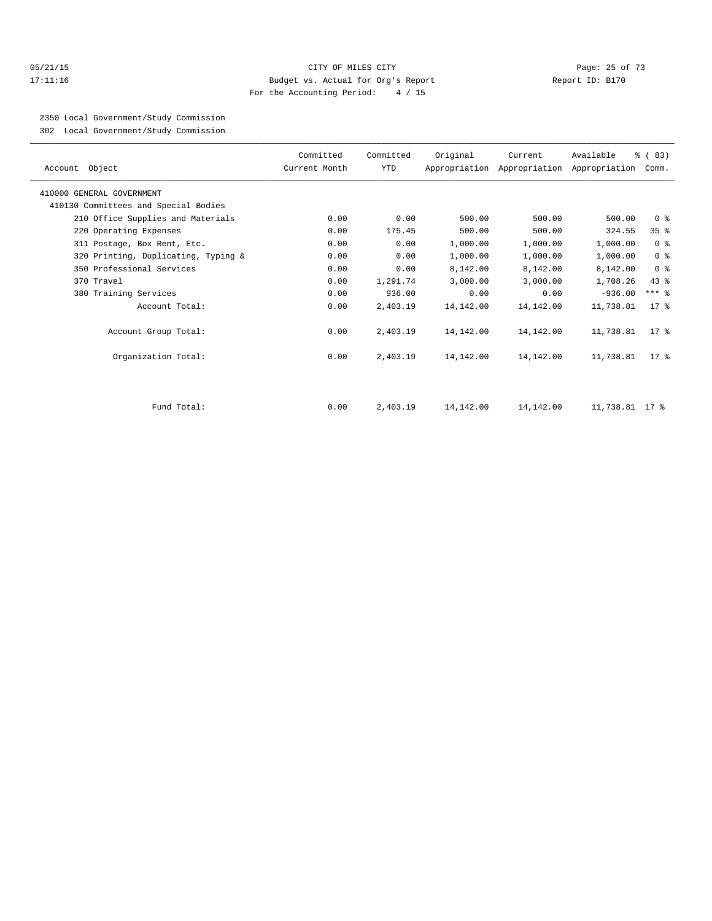CITY OF MILES CITY
Budget vs. Actual for Org's Report
For the Accounting Period: 4 / 15

2350 Local Government/Study Commission
302 Local Government/Study Commission

| Account Object | Committed Current Month | Committed YTD | Original Appropriation | Current Appropriation | Available Appropriation | % ( 83) Comm. |
|---|---|---|---|---|---|---|
| 410000 GENERAL GOVERNMENT | | | | | | |
| 410130 Committees and Special Bodies | | | | | | |
| 210 Office Supplies and Materials | 0.00 | 0.00 | 500.00 | 500.00 | 500.00 | 0 % |
| 220 Operating Expenses | 0.00 | 175.45 | 500.00 | 500.00 | 324.55 | 35 % |
| 311 Postage, Box Rent, Etc. | 0.00 | 0.00 | 1,000.00 | 1,000.00 | 1,000.00 | 0 % |
| 320 Printing, Duplicating, Typing & | 0.00 | 0.00 | 1,000.00 | 1,000.00 | 1,000.00 | 0 % |
| 350 Professional Services | 0.00 | 0.00 | 8,142.00 | 8,142.00 | 8,142.00 | 0 % |
| 370 Travel | 0.00 | 1,291.74 | 3,000.00 | 3,000.00 | 1,708.26 | 43 % |
| 380 Training Services | 0.00 | 936.00 | 0.00 | 0.00 | -936.00 | *** % |
| Account Total: | 0.00 | 2,403.19 | 14,142.00 | 14,142.00 | 11,738.81 | 17 % |
| Account Group Total: | 0.00 | 2,403.19 | 14,142.00 | 14,142.00 | 11,738.81 | 17 % |
| Organization Total: | 0.00 | 2,403.19 | 14,142.00 | 14,142.00 | 11,738.81 | 17 % |
| Fund Total: | 0.00 | 2,403.19 | 14,142.00 | 14,142.00 | 11,738.81 | 17 % |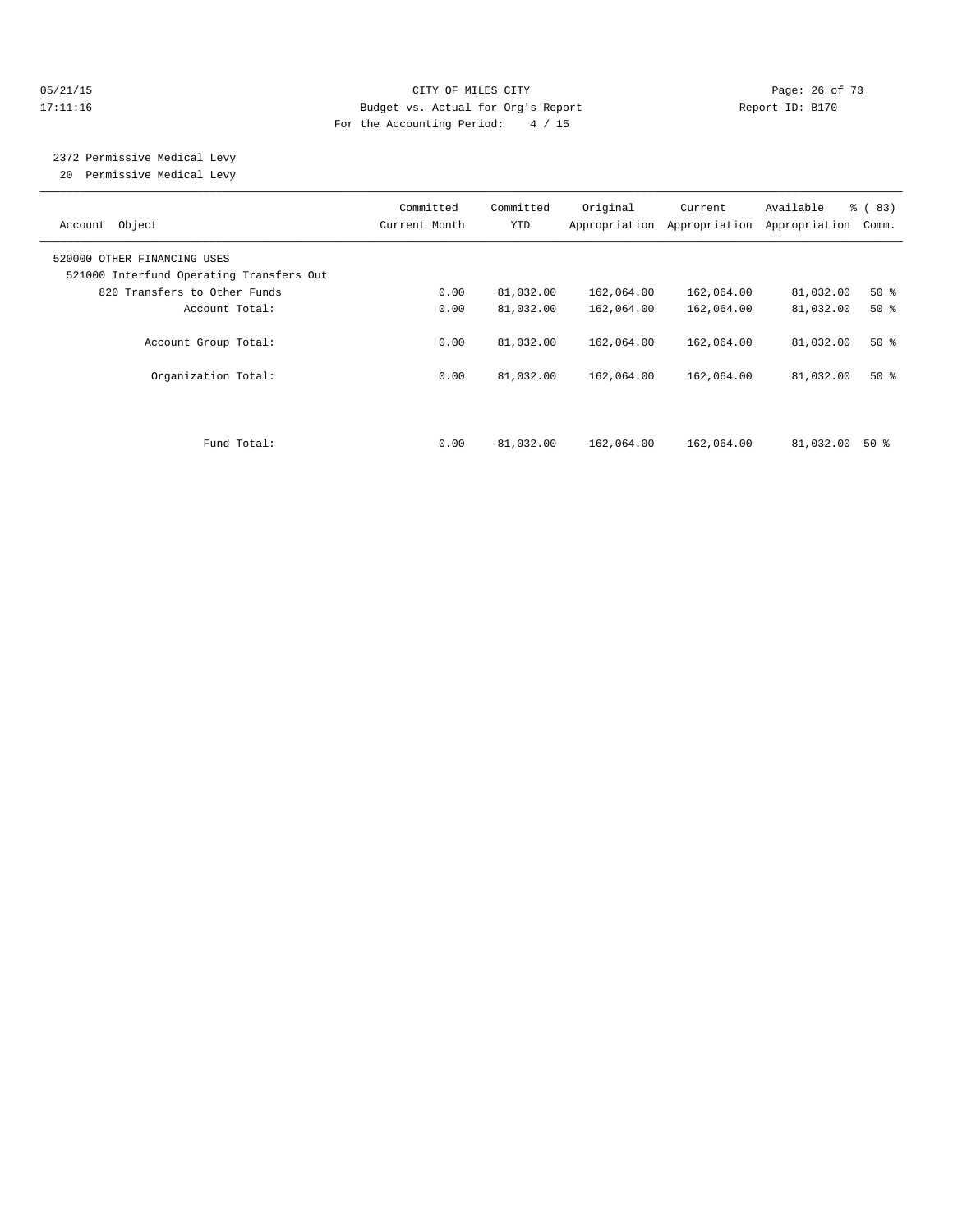CITY OF MILES CITY
Budget vs. Actual for Org's Report
For the Accounting Period: 4 / 15

05/21/15
17:11:16

Report ID: B170

2372 Permissive Medical Levy
20 Permissive Medical Levy

| Account Object | Committed Current Month | Committed YTD | Original Appropriation | Current Appropriation | Available Appropriation | % ( 83) Comm. |
|---|---|---|---|---|---|---|
| 520000 OTHER FINANCING USES | | | | | | |
| 521000 Interfund Operating Transfers Out | | | | | | |
| 820 Transfers to Other Funds | 0.00 | 81,032.00 | 162,064.00 | 162,064.00 | 81,032.00 | 50 % |
| Account Total: | 0.00 | 81,032.00 | 162,064.00 | 162,064.00 | 81,032.00 | 50 % |
| Account Group Total: | 0.00 | 81,032.00 | 162,064.00 | 162,064.00 | 81,032.00 | 50 % |
| Organization Total: | 0.00 | 81,032.00 | 162,064.00 | 162,064.00 | 81,032.00 | 50 % |
| Fund Total: | 0.00 | 81,032.00 | 162,064.00 | 162,064.00 | 81,032.00 | 50 % |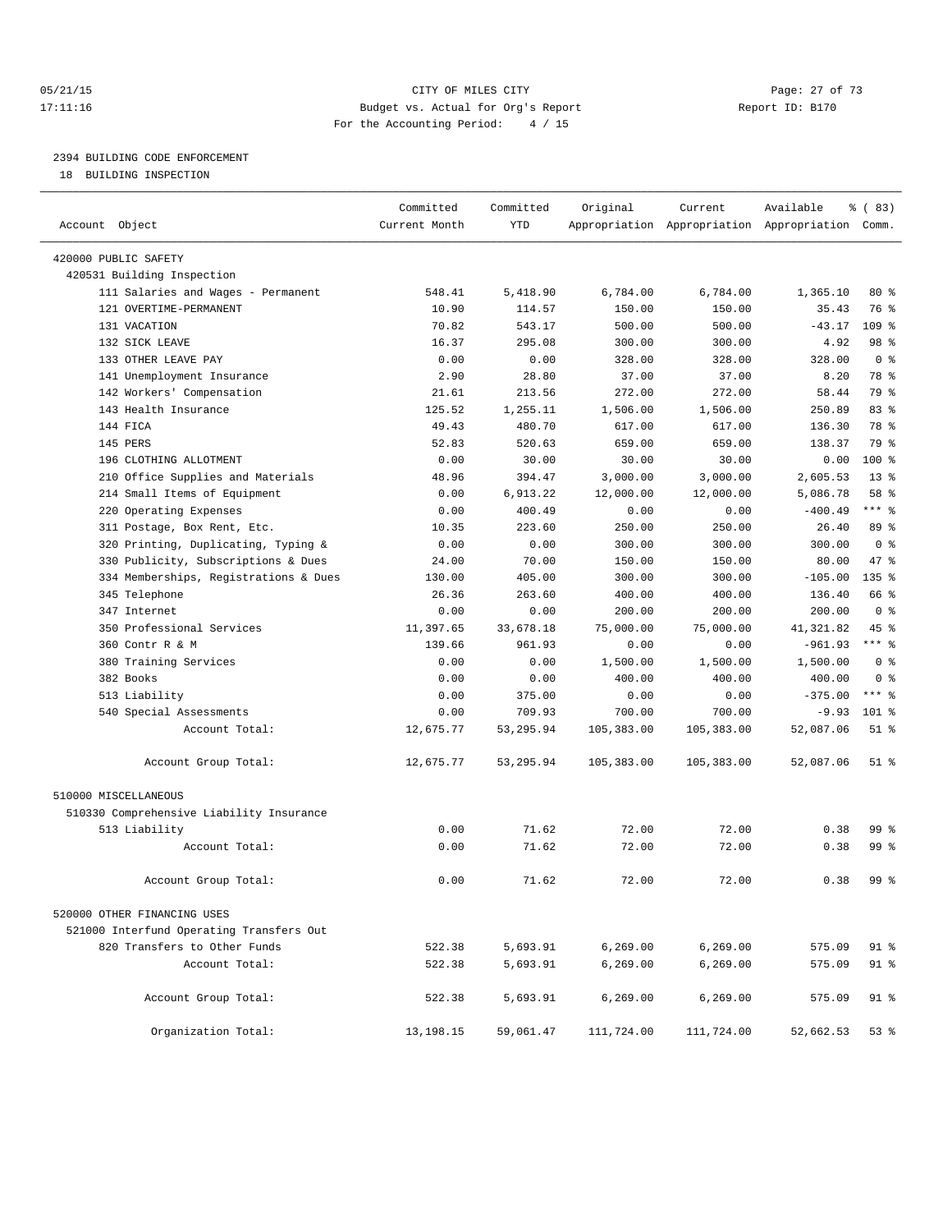CITY OF MILES CITY
Budget vs. Actual for Org's Report
For the Accounting Period: 4 / 15

05/21/15
17:11:16

Report ID: B170

## 2394 BUILDING CODE ENFORCEMENT

18 BUILDING INSPECTION

| Account Object | Committed Current Month | Committed YTD | Original Appropriation | Current Appropriation | Available Appropriation | % ( 83) Comm. |
|---|---|---|---|---|---|---|
| 420000 PUBLIC SAFETY | | | | | | |
| 420531 Building Inspection | | | | | | |
| 111 Salaries and Wages - Permanent | 548.41 | 5,418.90 | 6,784.00 | 6,784.00 | 1,365.10 | 80 % |
| 121 OVERTIME-PERMANENT | 10.90 | 114.57 | 150.00 | 150.00 | 35.43 | 76 % |
| 131 VACATION | 70.82 | 543.17 | 500.00 | 500.00 | -43.17 | 109 % |
| 132 SICK LEAVE | 16.37 | 295.08 | 300.00 | 300.00 | 4.92 | 98 % |
| 133 OTHER LEAVE PAY | 0.00 | 0.00 | 328.00 | 328.00 | 328.00 | 0 % |
| 141 Unemployment Insurance | 2.90 | 28.80 | 37.00 | 37.00 | 8.20 | 78 % |
| 142 Workers' Compensation | 21.61 | 213.56 | 272.00 | 272.00 | 58.44 | 79 % |
| 143 Health Insurance | 125.52 | 1,255.11 | 1,506.00 | 1,506.00 | 250.89 | 83 % |
| 144 FICA | 49.43 | 480.70 | 617.00 | 617.00 | 136.30 | 78 % |
| 145 PERS | 52.83 | 520.63 | 659.00 | 659.00 | 138.37 | 79 % |
| 196 CLOTHING ALLOTMENT | 0.00 | 30.00 | 30.00 | 30.00 | 0.00 | 100 % |
| 210 Office Supplies and Materials | 48.96 | 394.47 | 3,000.00 | 3,000.00 | 2,605.53 | 13 % |
| 214 Small Items of Equipment | 0.00 | 6,913.22 | 12,000.00 | 12,000.00 | 5,086.78 | 58 % |
| 220 Operating Expenses | 0.00 | 400.49 | 0.00 | 0.00 | -400.49 | *** % |
| 311 Postage, Box Rent, Etc. | 10.35 | 223.60 | 250.00 | 250.00 | 26.40 | 89 % |
| 320 Printing, Duplicating, Typing & | 0.00 | 0.00 | 300.00 | 300.00 | 300.00 | 0 % |
| 330 Publicity, Subscriptions & Dues | 24.00 | 70.00 | 150.00 | 150.00 | 80.00 | 47 % |
| 334 Memberships, Registrations & Dues | 130.00 | 405.00 | 300.00 | 300.00 | -105.00 | 135 % |
| 345 Telephone | 26.36 | 263.60 | 400.00 | 400.00 | 136.40 | 66 % |
| 347 Internet | 0.00 | 0.00 | 200.00 | 200.00 | 200.00 | 0 % |
| 350 Professional Services | 11,397.65 | 33,678.18 | 75,000.00 | 75,000.00 | 41,321.82 | 45 % |
| 360 Contr R & M | 139.66 | 961.93 | 0.00 | 0.00 | -961.93 | *** % |
| 380 Training Services | 0.00 | 0.00 | 1,500.00 | 1,500.00 | 1,500.00 | 0 % |
| 382 Books | 0.00 | 0.00 | 400.00 | 400.00 | 400.00 | 0 % |
| 513 Liability | 0.00 | 375.00 | 0.00 | 0.00 | -375.00 | *** % |
| 540 Special Assessments | 0.00 | 709.93 | 700.00 | 700.00 | -9.93 | 101 % |
| Account Total: | 12,675.77 | 53,295.94 | 105,383.00 | 105,383.00 | 52,087.06 | 51 % |
| Account Group Total: | 12,675.77 | 53,295.94 | 105,383.00 | 105,383.00 | 52,087.06 | 51 % |
| 510000 MISCELLANEOUS | | | | | | |
| 510330 Comprehensive Liability Insurance | | | | | | |
| 513 Liability | 0.00 | 71.62 | 72.00 | 72.00 | 0.38 | 99 % |
| Account Total: | 0.00 | 71.62 | 72.00 | 72.00 | 0.38 | 99 % |
| Account Group Total: | 0.00 | 71.62 | 72.00 | 72.00 | 0.38 | 99 % |
| 520000 OTHER FINANCING USES | | | | | | |
| 521000 Interfund Operating Transfers Out | | | | | | |
| 820 Transfers to Other Funds | 522.38 | 5,693.91 | 6,269.00 | 6,269.00 | 575.09 | 91 % |
| Account Total: | 522.38 | 5,693.91 | 6,269.00 | 6,269.00 | 575.09 | 91 % |
| Account Group Total: | 522.38 | 5,693.91 | 6,269.00 | 6,269.00 | 575.09 | 91 % |
| Organization Total: | 13,198.15 | 59,061.47 | 111,724.00 | 111,724.00 | 52,662.53 | 53 % |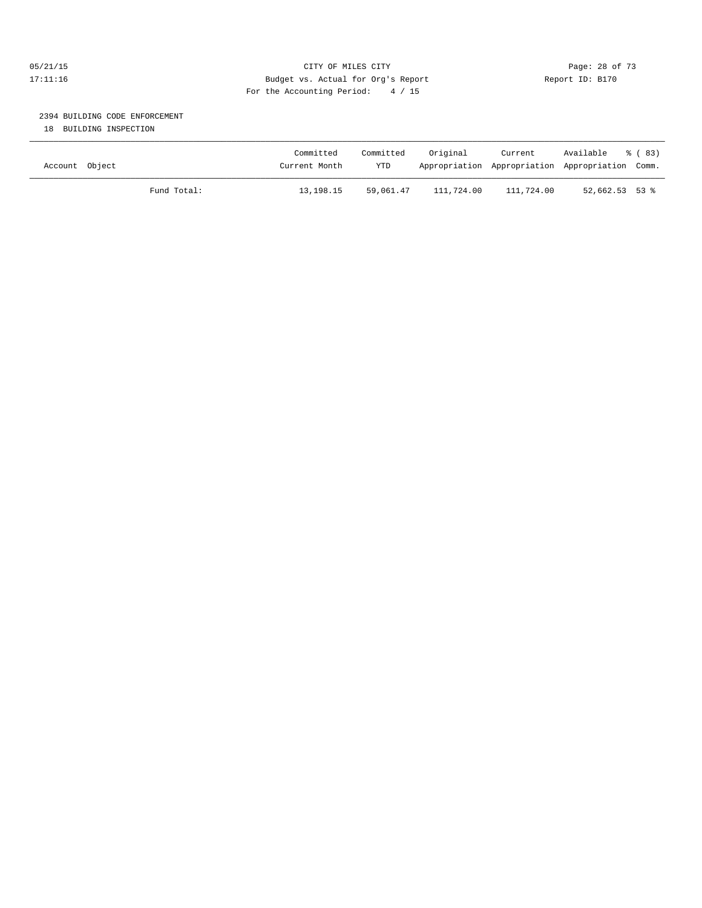CITY OF MILES CITY
Budget vs. Actual for Org's Report
For the Accounting Period: 4 / 15

05/21/15
17:11:16

Report ID: B170

## 2394 BUILDING CODE ENFORCEMENT

18 BUILDING INSPECTION

| Account Object | Committed Current Month | Committed YTD | Original Appropriation | Current Appropriation | Available Appropriation | % ( 83) Comm. |
|---|---|---|---|---|---|---|
| Fund Total: | 13,198.15 | 59,061.47 | 111,724.00 | 111,724.00 | 52,662.53 | 53 % |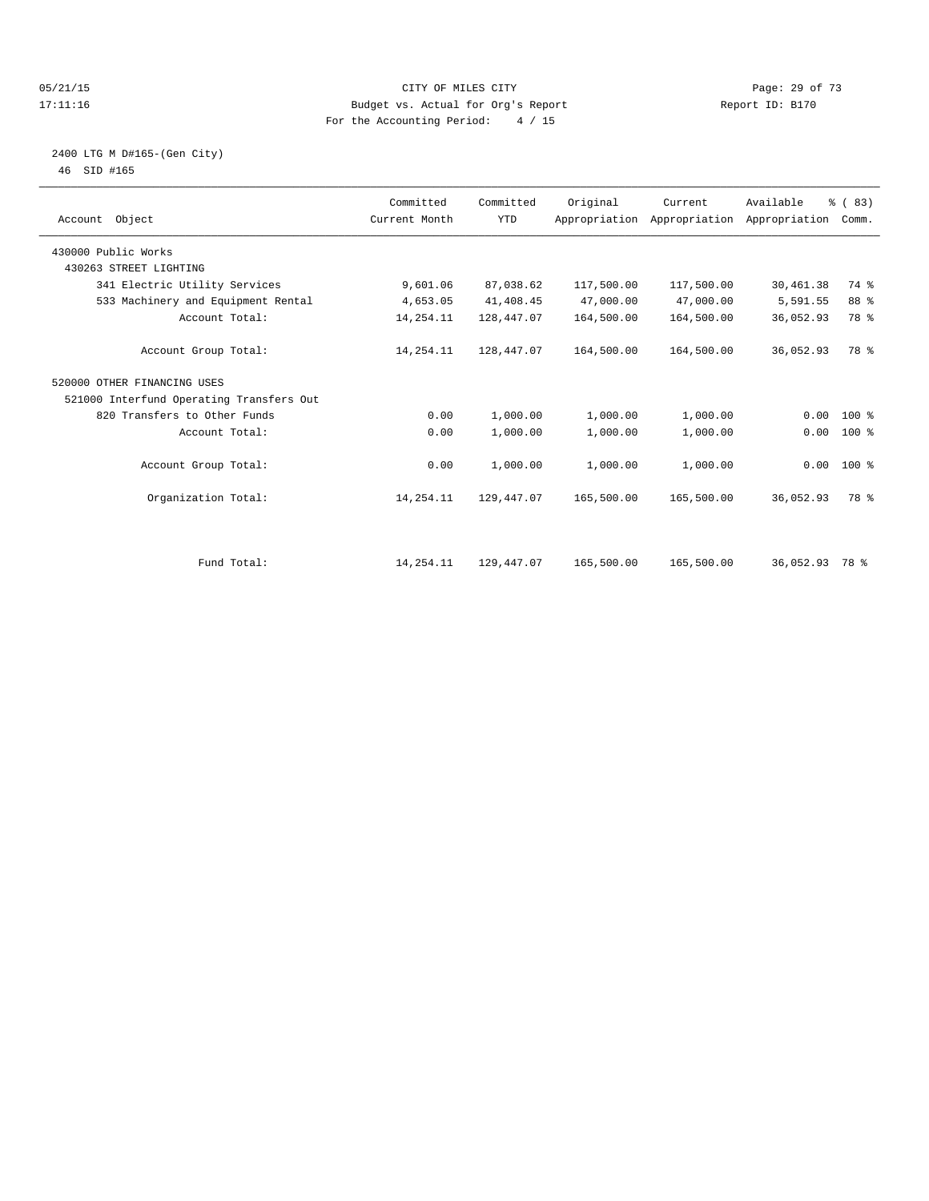CITY OF MILES CITY
Budget vs. Actual for Org's Report
For the Accounting Period: 4 / 15

05/21/15
17:11:16

Report ID: B170

2400 LTG M D#165-(Gen City)
46 SID #165

| Account Object | Committed Current Month | Committed YTD | Original Appropriation | Current Appropriation | Available Appropriation | % ( 83) Comm. |
|---|---|---|---|---|---|---|
| 430000 Public Works | | | | | | |
| 430263 STREET LIGHTING | | | | | | |
| 341 Electric Utility Services | 9,601.06 | 87,038.62 | 117,500.00 | 117,500.00 | 30,461.38 | 74 % |
| 533 Machinery and Equipment Rental | 4,653.05 | 41,408.45 | 47,000.00 | 47,000.00 | 5,591.55 | 88 % |
| Account Total: | 14,254.11 | 128,447.07 | 164,500.00 | 164,500.00 | 36,052.93 | 78 % |
| Account Group Total: | 14,254.11 | 128,447.07 | 164,500.00 | 164,500.00 | 36,052.93 | 78 % |
| 520000 OTHER FINANCING USES | | | | | | |
| 521000 Interfund Operating Transfers Out | | | | | | |
| 820 Transfers to Other Funds | 0.00 | 1,000.00 | 1,000.00 | 1,000.00 | 0.00 | 100 % |
| Account Total: | 0.00 | 1,000.00 | 1,000.00 | 1,000.00 | 0.00 | 100 % |
| Account Group Total: | 0.00 | 1,000.00 | 1,000.00 | 1,000.00 | 0.00 | 100 % |
| Organization Total: | 14,254.11 | 129,447.07 | 165,500.00 | 165,500.00 | 36,052.93 | 78 % |
| Fund Total: | 14,254.11 | 129,447.07 | 165,500.00 | 165,500.00 | 36,052.93 | 78 % |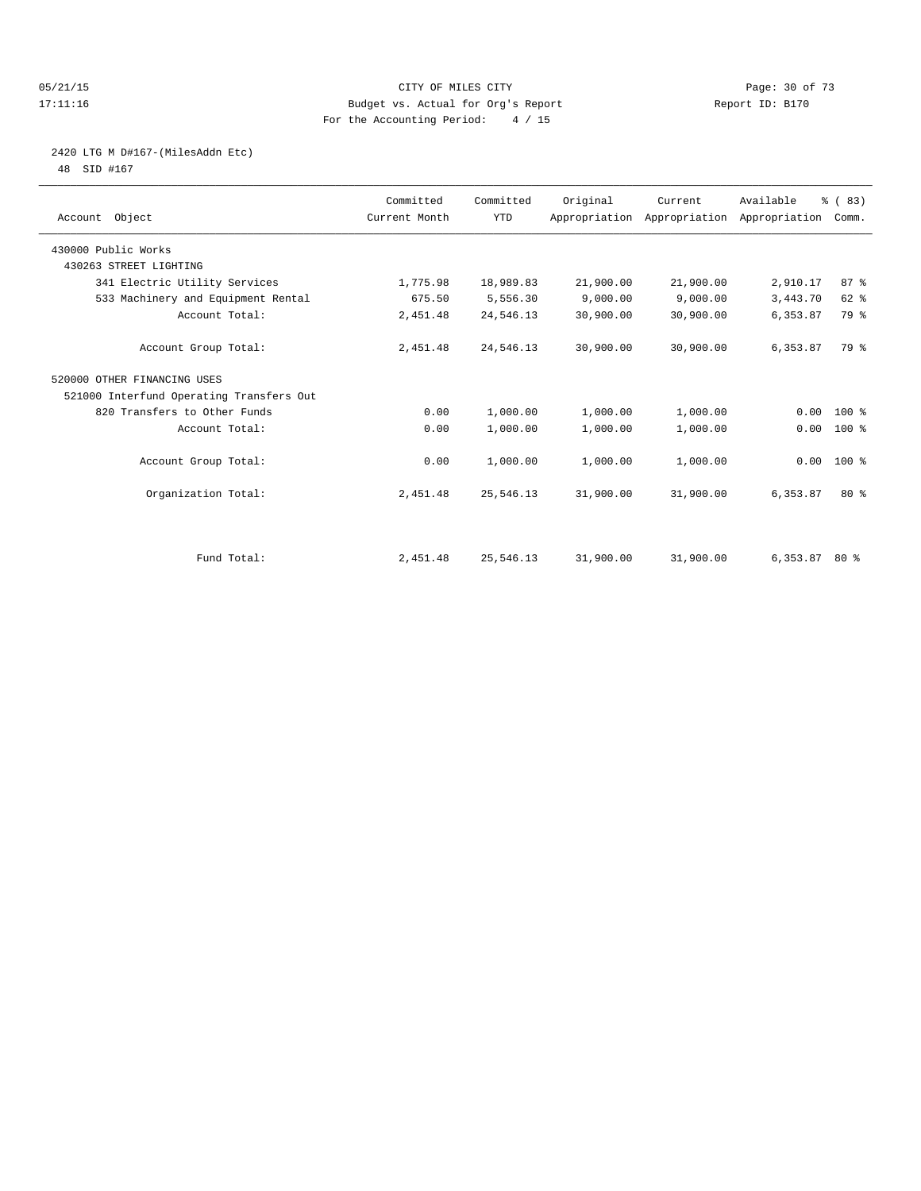05/21/15 CITY OF MILES CITY
17:11:16 Budget vs. Actual for Org's Report Report ID: B170
For the Accounting Period: 4 / 15

2420 LTG M D#167-(MilesAddn Etc)
48 SID #167

| Account Object | Committed Current Month | Committed YTD | Original Appropriation | Current Appropriation | Available Appropriation | % ( 83) Comm. |
|---|---|---|---|---|---|---|
| 430000 Public Works | | | | | | |
| 430263 STREET LIGHTING | | | | | | |
| 341 Electric Utility Services | 1,775.98 | 18,989.83 | 21,900.00 | 21,900.00 | 2,910.17 | 87 % |
| 533 Machinery and Equipment Rental | 675.50 | 5,556.30 | 9,000.00 | 9,000.00 | 3,443.70 | 62 % |
| Account Total: | 2,451.48 | 24,546.13 | 30,900.00 | 30,900.00 | 6,353.87 | 79 % |
| Account Group Total: | 2,451.48 | 24,546.13 | 30,900.00 | 30,900.00 | 6,353.87 | 79 % |
| 520000 OTHER FINANCING USES | | | | | | |
| 521000 Interfund Operating Transfers Out | | | | | | |
| 820 Transfers to Other Funds | 0.00 | 1,000.00 | 1,000.00 | 1,000.00 | 0.00 | 100 % |
| Account Total: | 0.00 | 1,000.00 | 1,000.00 | 1,000.00 | 0.00 | 100 % |
| Account Group Total: | 0.00 | 1,000.00 | 1,000.00 | 1,000.00 | 0.00 | 100 % |
| Organization Total: | 2,451.48 | 25,546.13 | 31,900.00 | 31,900.00 | 6,353.87 | 80 % |
| Fund Total: | 2,451.48 | 25,546.13 | 31,900.00 | 31,900.00 | 6,353.87 | 80 % |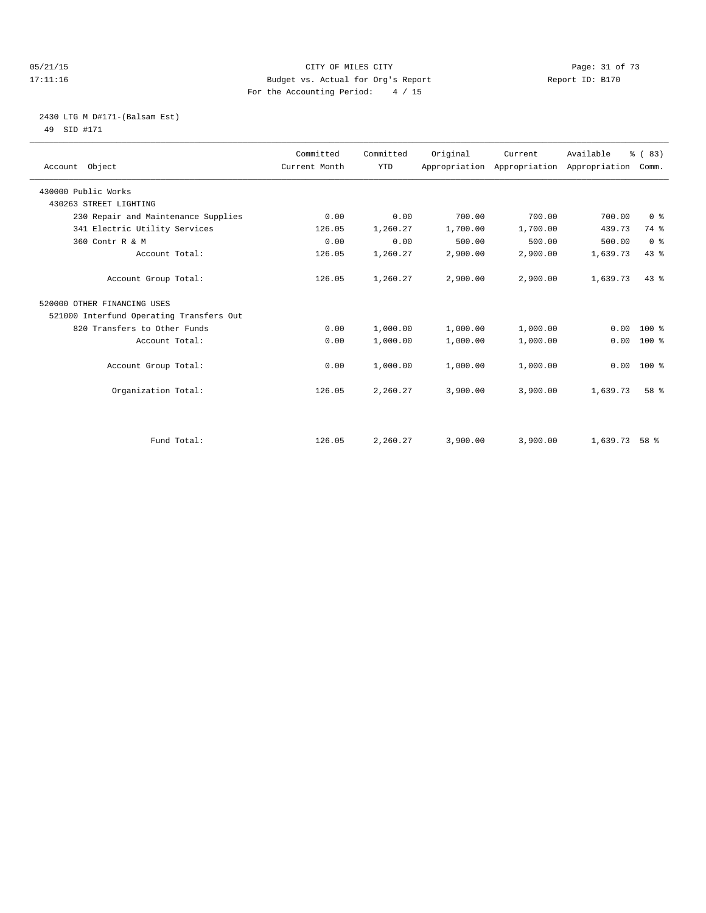CITY OF MILES CITY
Budget vs. Actual for Org's Report
For the Accounting Period: 4 / 15

05/21/15
17:11:16

Report ID: B170

2430 LTG M D#171-(Balsam Est)
49 SID #171

| Account Object | Committed Current Month | Committed YTD | Original Appropriation | Current Appropriation | Available Appropriation | % ( 83) Comm. |
|---|---|---|---|---|---|---|
| 430000 Public Works | | | | | | |
| 430263 STREET LIGHTING | | | | | | |
| 230 Repair and Maintenance Supplies | 0.00 | 0.00 | 700.00 | 700.00 | 700.00 | 0 % |
| 341 Electric Utility Services | 126.05 | 1,260.27 | 1,700.00 | 1,700.00 | 439.73 | 74 % |
| 360 Contr R & M | 0.00 | 0.00 | 500.00 | 500.00 | 500.00 | 0 % |
| Account Total: | 126.05 | 1,260.27 | 2,900.00 | 2,900.00 | 1,639.73 | 43 % |
| Account Group Total: | 126.05 | 1,260.27 | 2,900.00 | 2,900.00 | 1,639.73 | 43 % |
| 520000 OTHER FINANCING USES | | | | | | |
| 521000 Interfund Operating Transfers Out | | | | | | |
| 820 Transfers to Other Funds | 0.00 | 1,000.00 | 1,000.00 | 1,000.00 | 0.00 | 100 % |
| Account Total: | 0.00 | 1,000.00 | 1,000.00 | 1,000.00 | 0.00 | 100 % |
| Account Group Total: | 0.00 | 1,000.00 | 1,000.00 | 1,000.00 | 0.00 | 100 % |
| Organization Total: | 126.05 | 2,260.27 | 3,900.00 | 3,900.00 | 1,639.73 | 58 % |
| Fund Total: | 126.05 | 2,260.27 | 3,900.00 | 3,900.00 | 1,639.73 | 58 % |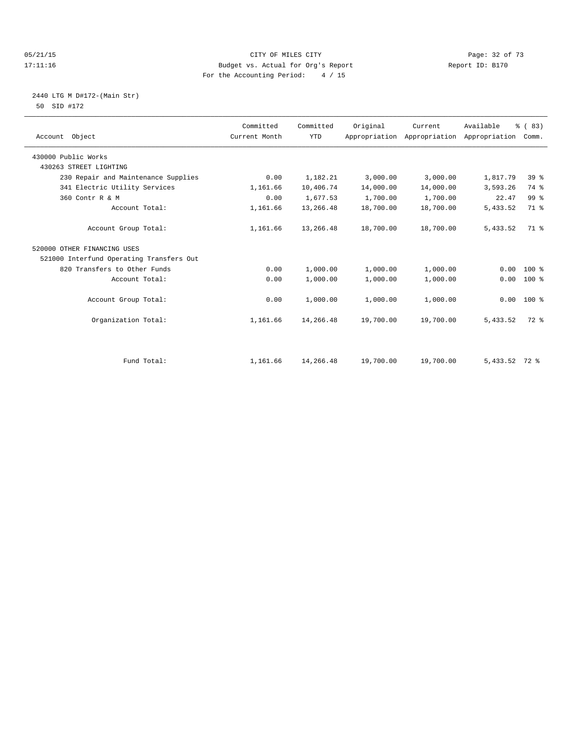CITY OF MILES CITY
Budget vs. Actual for Org's Report
For the Accounting Period: 4 / 15

05/21/15 17:11:16 Report ID: B170

2440 LTG M D#172-(Main Str)
50 SID #172

| Account Object | Committed Current Month | Committed YTD | Original Appropriation | Current Appropriation | Available Appropriation | % ( 83) Comm. |
|---|---|---|---|---|---|---|
| 430000 Public Works | | | | | | |
| 430263 STREET LIGHTING | | | | | | |
| 230 Repair and Maintenance Supplies | 0.00 | 1,182.21 | 3,000.00 | 3,000.00 | 1,817.79 | 39 % |
| 341 Electric Utility Services | 1,161.66 | 10,406.74 | 14,000.00 | 14,000.00 | 3,593.26 | 74 % |
| 360 Contr R & M | 0.00 | 1,677.53 | 1,700.00 | 1,700.00 | 22.47 | 99 % |
| Account Total: | 1,161.66 | 13,266.48 | 18,700.00 | 18,700.00 | 5,433.52 | 71 % |
| Account Group Total: | 1,161.66 | 13,266.48 | 18,700.00 | 18,700.00 | 5,433.52 | 71 % |
| 520000 OTHER FINANCING USES | | | | | | |
| 521000 Interfund Operating Transfers Out | | | | | | |
| 820 Transfers to Other Funds | 0.00 | 1,000.00 | 1,000.00 | 1,000.00 | 0.00 | 100 % |
| Account Total: | 0.00 | 1,000.00 | 1,000.00 | 1,000.00 | 0.00 | 100 % |
| Account Group Total: | 0.00 | 1,000.00 | 1,000.00 | 1,000.00 | 0.00 | 100 % |
| Organization Total: | 1,161.66 | 14,266.48 | 19,700.00 | 19,700.00 | 5,433.52 | 72 % |
| Fund Total: | 1,161.66 | 14,266.48 | 19,700.00 | 19,700.00 | 5,433.52 | 72 % |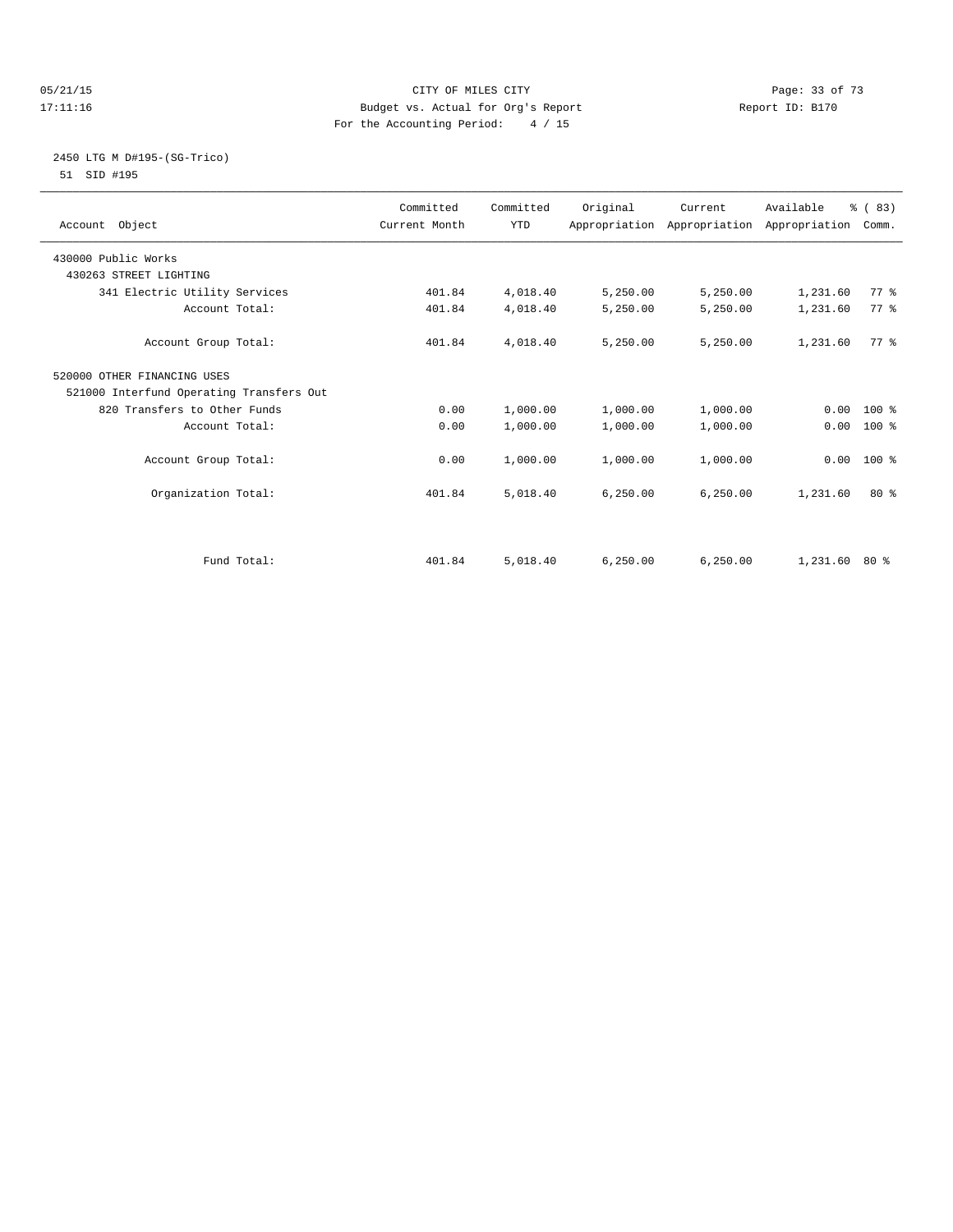CITY OF MILES CITY
Budget vs. Actual for Org's Report
For the Accounting Period: 4 / 15

05/21/15
17:11:16

Report ID: B170

2450 LTG M D#195-(SG-Trico)
51 SID #195

| Account Object | Committed Current Month | Committed YTD | Original Appropriation | Current Appropriation | Available Appropriation | % ( 83) Comm. |
|---|---|---|---|---|---|---|
| 430000 Public Works | | | | | | |
| 430263 STREET LIGHTING | | | | | | |
| 341 Electric Utility Services | 401.84 | 4,018.40 | 5,250.00 | 5,250.00 | 1,231.60 | 77 % |
| Account Total: | 401.84 | 4,018.40 | 5,250.00 | 5,250.00 | 1,231.60 | 77 % |
| Account Group Total: | 401.84 | 4,018.40 | 5,250.00 | 5,250.00 | 1,231.60 | 77 % |
| 520000 OTHER FINANCING USES | | | | | | |
| 521000 Interfund Operating Transfers Out | | | | | | |
| 820 Transfers to Other Funds | 0.00 | 1,000.00 | 1,000.00 | 1,000.00 | 0.00 | 100 % |
| Account Total: | 0.00 | 1,000.00 | 1,000.00 | 1,000.00 | 0.00 | 100 % |
| Account Group Total: | 0.00 | 1,000.00 | 1,000.00 | 1,000.00 | 0.00 | 100 % |
| Organization Total: | 401.84 | 5,018.40 | 6,250.00 | 6,250.00 | 1,231.60 | 80 % |
| Fund Total: | 401.84 | 5,018.40 | 6,250.00 | 6,250.00 | 1,231.60 | 80 % |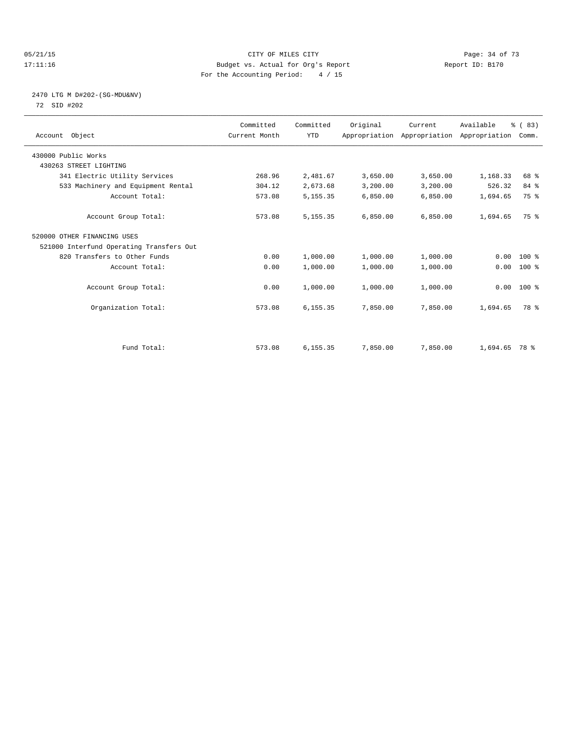CITY OF MILES CITY
Budget vs. Actual for Org's Report
For the Accounting Period: 4 / 15

05/21/15
17:11:16

Report ID: B170

2470 LTG M D#202-(SG-MDU&NV)
72 SID #202

| Account Object | Committed Current Month | Committed YTD | Original Appropriation | Current Appropriation | Available Appropriation | % ( 83) Comm. |
|---|---|---|---|---|---|---|
| 430000 Public Works | | | | | | |
| 430263 STREET LIGHTING | | | | | | |
| 341 Electric Utility Services | 268.96 | 2,481.67 | 3,650.00 | 3,650.00 | 1,168.33 | 68 % |
| 533 Machinery and Equipment Rental | 304.12 | 2,673.68 | 3,200.00 | 3,200.00 | 526.32 | 84 % |
| Account Total: | 573.08 | 5,155.35 | 6,850.00 | 6,850.00 | 1,694.65 | 75 % |
| Account Group Total: | 573.08 | 5,155.35 | 6,850.00 | 6,850.00 | 1,694.65 | 75 % |
| 520000 OTHER FINANCING USES | | | | | | |
| 521000 Interfund Operating Transfers Out | | | | | | |
| 820 Transfers to Other Funds | 0.00 | 1,000.00 | 1,000.00 | 1,000.00 | 0.00 | 100 % |
| Account Total: | 0.00 | 1,000.00 | 1,000.00 | 1,000.00 | 0.00 | 100 % |
| Account Group Total: | 0.00 | 1,000.00 | 1,000.00 | 1,000.00 | 0.00 | 100 % |
| Organization Total: | 573.08 | 6,155.35 | 7,850.00 | 7,850.00 | 1,694.65 | 78 % |
| Fund Total: | 573.08 | 6,155.35 | 7,850.00 | 7,850.00 | 1,694.65 | 78 % |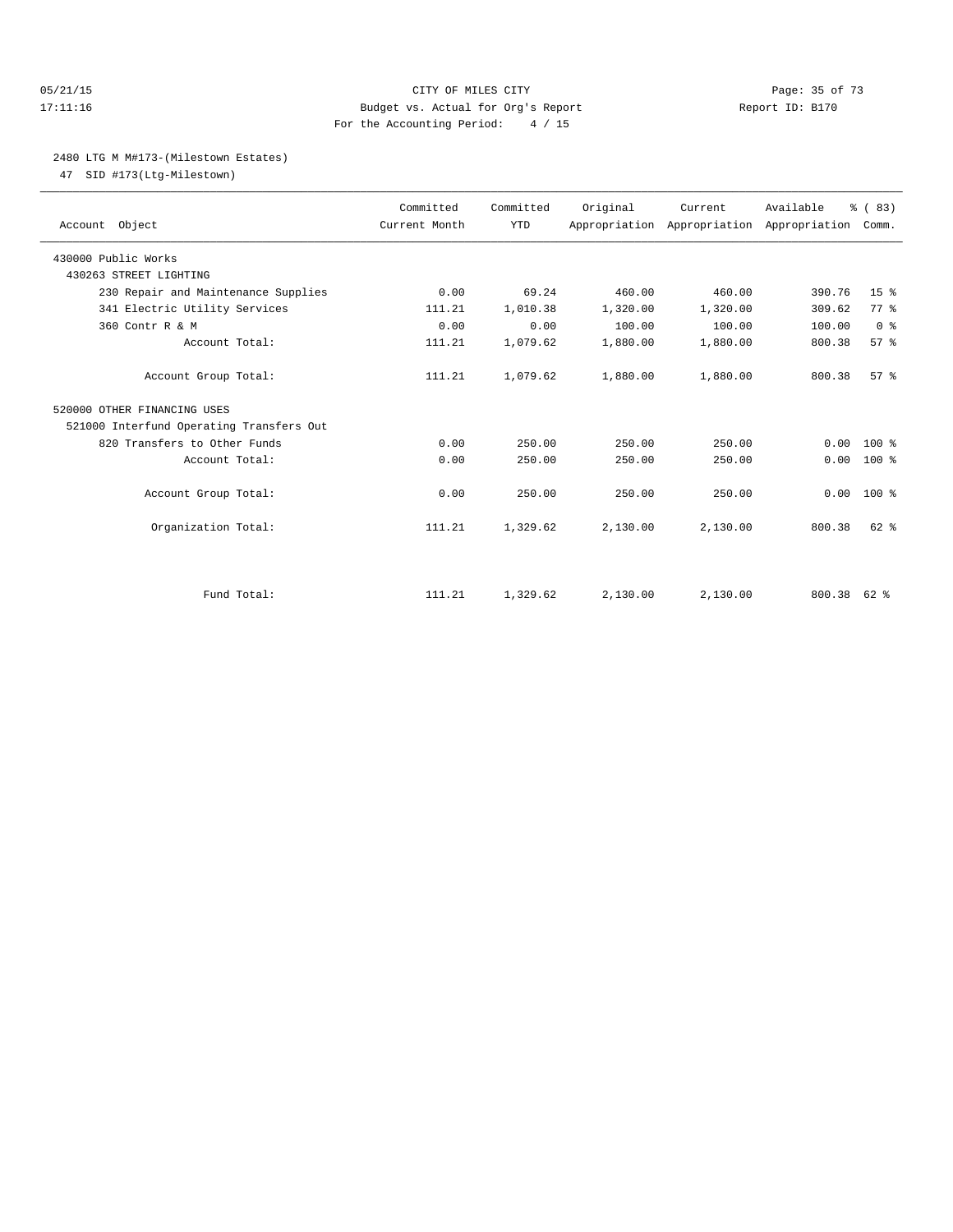CITY OF MILES CITY
Budget vs. Actual for Org's Report
For the Accounting Period: 4 / 15

05/21/15
17:11:16

Report ID: B170

## 2480 LTG M M#173-(Milestown Estates)

47 SID #173(Ltg-Milestown)

| Account Object | Committed Current Month | Committed YTD | Original Appropriation | Current Appropriation | Available Appropriation | % ( 83) Comm. |
|---|---|---|---|---|---|---|
| 430000 Public Works | | | | | | |
| 430263 STREET LIGHTING | | | | | | |
| 230 Repair and Maintenance Supplies | 0.00 | 69.24 | 460.00 | 460.00 | 390.76 | 15 % |
| 341 Electric Utility Services | 111.21 | 1,010.38 | 1,320.00 | 1,320.00 | 309.62 | 77 % |
| 360 Contr R & M | 0.00 | 0.00 | 100.00 | 100.00 | 100.00 | 0 % |
| Account Total: | 111.21 | 1,079.62 | 1,880.00 | 1,880.00 | 800.38 | 57 % |
| Account Group Total: | 111.21 | 1,079.62 | 1,880.00 | 1,880.00 | 800.38 | 57 % |
| 520000 OTHER FINANCING USES | | | | | | |
| 521000 Interfund Operating Transfers Out | | | | | | |
| 820 Transfers to Other Funds | 0.00 | 250.00 | 250.00 | 250.00 | 0.00 | 100 % |
| Account Total: | 0.00 | 250.00 | 250.00 | 250.00 | 0.00 | 100 % |
| Account Group Total: | 0.00 | 250.00 | 250.00 | 250.00 | 0.00 | 100 % |
| Organization Total: | 111.21 | 1,329.62 | 2,130.00 | 2,130.00 | 800.38 | 62 % |
| Fund Total: | 111.21 | 1,329.62 | 2,130.00 | 2,130.00 | 800.38 | 62 % |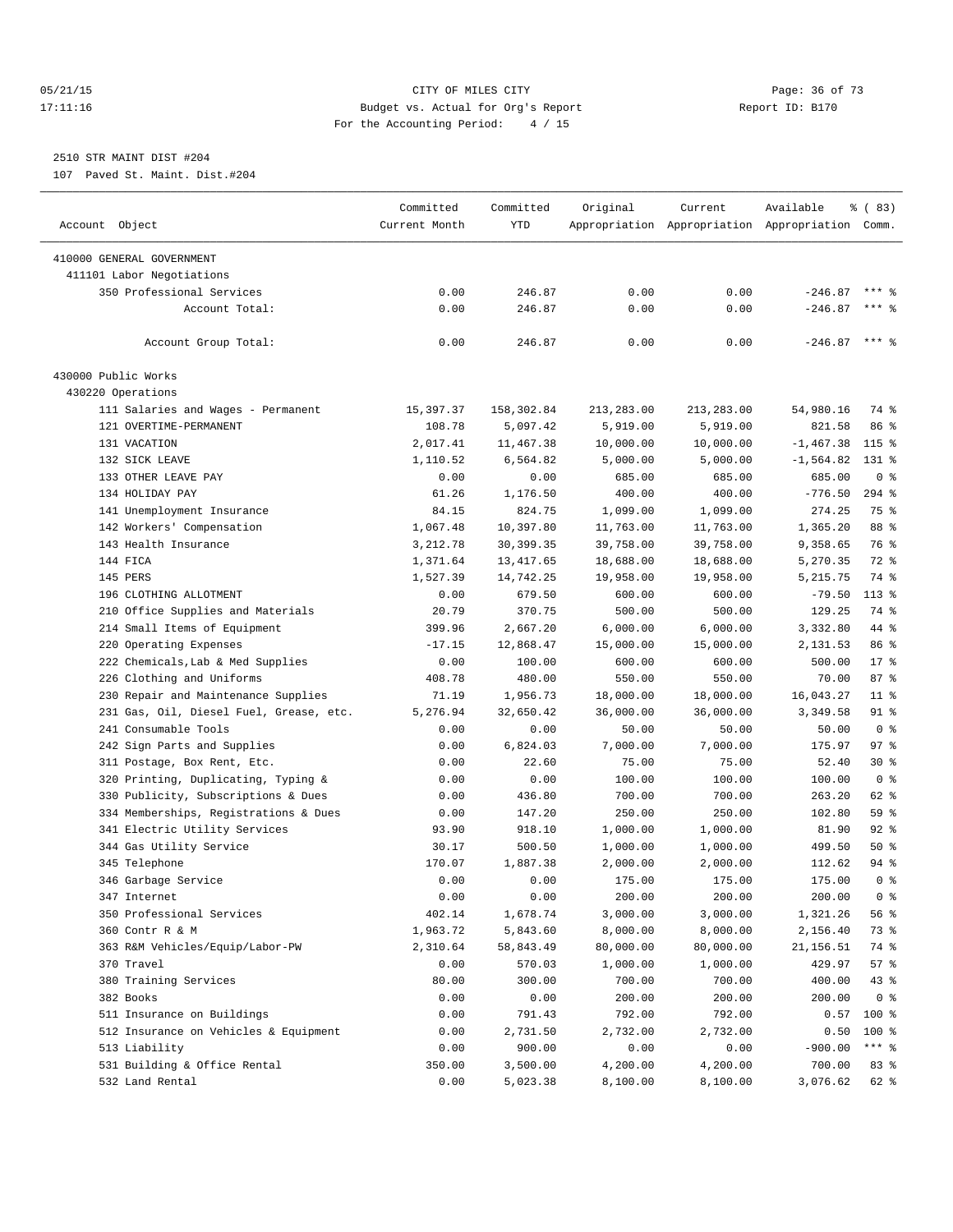2510 STR MAINT DIST #204

107 Paved St. Maint. Dist.#204

| Account Object | Committed Current Month | Committed YTD | Original Appropriation | Current Appropriation | Available Appropriation | % ( 83) Comm. |
|---|---|---|---|---|---|---|
| 410000 GENERAL GOVERNMENT | | | | | | |
| 411101 Labor Negotiations | | | | | | |
| 350 Professional Services | 0.00 | 246.87 | 0.00 | 0.00 | -246.87 | *** % |
| Account Total: | 0.00 | 246.87 | 0.00 | 0.00 | -246.87 | *** % |
| Account Group Total: | 0.00 | 246.87 | 0.00 | 0.00 | -246.87 | *** % |
| 430000 Public Works | | | | | | |
| 430220 Operations | | | | | | |
| 111 Salaries and Wages - Permanent | 15,397.37 | 158,302.84 | 213,283.00 | 213,283.00 | 54,980.16 | 74 % |
| 121 OVERTIME-PERMANENT | 108.78 | 5,097.42 | 5,919.00 | 5,919.00 | 821.58 | 86 % |
| 131 VACATION | 2,017.41 | 11,467.38 | 10,000.00 | 10,000.00 | -1,467.38 | 115 % |
| 132 SICK LEAVE | 1,110.52 | 6,564.82 | 5,000.00 | 5,000.00 | -1,564.82 | 131 % |
| 133 OTHER LEAVE PAY | 0.00 | 0.00 | 685.00 | 685.00 | 685.00 | 0 % |
| 134 HOLIDAY PAY | 61.26 | 1,176.50 | 400.00 | 400.00 | -776.50 | 294 % |
| 141 Unemployment Insurance | 84.15 | 824.75 | 1,099.00 | 1,099.00 | 274.25 | 75 % |
| 142 Workers' Compensation | 1,067.48 | 10,397.80 | 11,763.00 | 11,763.00 | 1,365.20 | 88 % |
| 143 Health Insurance | 3,212.78 | 30,399.35 | 39,758.00 | 39,758.00 | 9,358.65 | 76 % |
| 144 FICA | 1,371.64 | 13,417.65 | 18,688.00 | 18,688.00 | 5,270.35 | 72 % |
| 145 PERS | 1,527.39 | 14,742.25 | 19,958.00 | 19,958.00 | 5,215.75 | 74 % |
| 196 CLOTHING ALLOTMENT | 0.00 | 679.50 | 600.00 | 600.00 | -79.50 | 113 % |
| 210 Office Supplies and Materials | 20.79 | 370.75 | 500.00 | 500.00 | 129.25 | 74 % |
| 214 Small Items of Equipment | 399.96 | 2,667.20 | 6,000.00 | 6,000.00 | 3,332.80 | 44 % |
| 220 Operating Expenses | -17.15 | 12,868.47 | 15,000.00 | 15,000.00 | 2,131.53 | 86 % |
| 222 Chemicals,Lab & Med Supplies | 0.00 | 100.00 | 600.00 | 600.00 | 500.00 | 17 % |
| 226 Clothing and Uniforms | 408.78 | 480.00 | 550.00 | 550.00 | 70.00 | 87 % |
| 230 Repair and Maintenance Supplies | 71.19 | 1,956.73 | 18,000.00 | 18,000.00 | 16,043.27 | 11 % |
| 231 Gas, Oil, Diesel Fuel, Grease, etc. | 5,276.94 | 32,650.42 | 36,000.00 | 36,000.00 | 3,349.58 | 91 % |
| 241 Consumable Tools | 0.00 | 0.00 | 50.00 | 50.00 | 50.00 | 0 % |
| 242 Sign Parts and Supplies | 0.00 | 6,824.03 | 7,000.00 | 7,000.00 | 175.97 | 97 % |
| 311 Postage, Box Rent, Etc. | 0.00 | 22.60 | 75.00 | 75.00 | 52.40 | 30 % |
| 320 Printing, Duplicating, Typing & | 0.00 | 0.00 | 100.00 | 100.00 | 100.00 | 0 % |
| 330 Publicity, Subscriptions & Dues | 0.00 | 436.80 | 700.00 | 700.00 | 263.20 | 62 % |
| 334 Memberships, Registrations & Dues | 0.00 | 147.20 | 250.00 | 250.00 | 102.80 | 59 % |
| 341 Electric Utility Services | 93.90 | 918.10 | 1,000.00 | 1,000.00 | 81.90 | 92 % |
| 344 Gas Utility Service | 30.17 | 500.50 | 1,000.00 | 1,000.00 | 499.50 | 50 % |
| 345 Telephone | 170.07 | 1,887.38 | 2,000.00 | 2,000.00 | 112.62 | 94 % |
| 346 Garbage Service | 0.00 | 0.00 | 175.00 | 175.00 | 175.00 | 0 % |
| 347 Internet | 0.00 | 0.00 | 200.00 | 200.00 | 200.00 | 0 % |
| 350 Professional Services | 402.14 | 1,678.74 | 3,000.00 | 3,000.00 | 1,321.26 | 56 % |
| 360 Contr R & M | 1,963.72 | 5,843.60 | 8,000.00 | 8,000.00 | 2,156.40 | 73 % |
| 363 R&M Vehicles/Equip/Labor-PW | 2,310.64 | 58,843.49 | 80,000.00 | 80,000.00 | 21,156.51 | 74 % |
| 370 Travel | 0.00 | 570.03 | 1,000.00 | 1,000.00 | 429.97 | 57 % |
| 380 Training Services | 80.00 | 300.00 | 700.00 | 700.00 | 400.00 | 43 % |
| 382 Books | 0.00 | 0.00 | 200.00 | 200.00 | 200.00 | 0 % |
| 511 Insurance on Buildings | 0.00 | 791.43 | 792.00 | 792.00 | 0.57 | 100 % |
| 512 Insurance on Vehicles & Equipment | 0.00 | 2,731.50 | 2,732.00 | 2,732.00 | 0.50 | 100 % |
| 513 Liability | 0.00 | 900.00 | 0.00 | 0.00 | -900.00 | *** % |
| 531 Building & Office Rental | 350.00 | 3,500.00 | 4,200.00 | 4,200.00 | 700.00 | 83 % |
| 532 Land Rental | 0.00 | 5,023.38 | 8,100.00 | 8,100.00 | 3,076.62 | 62 % |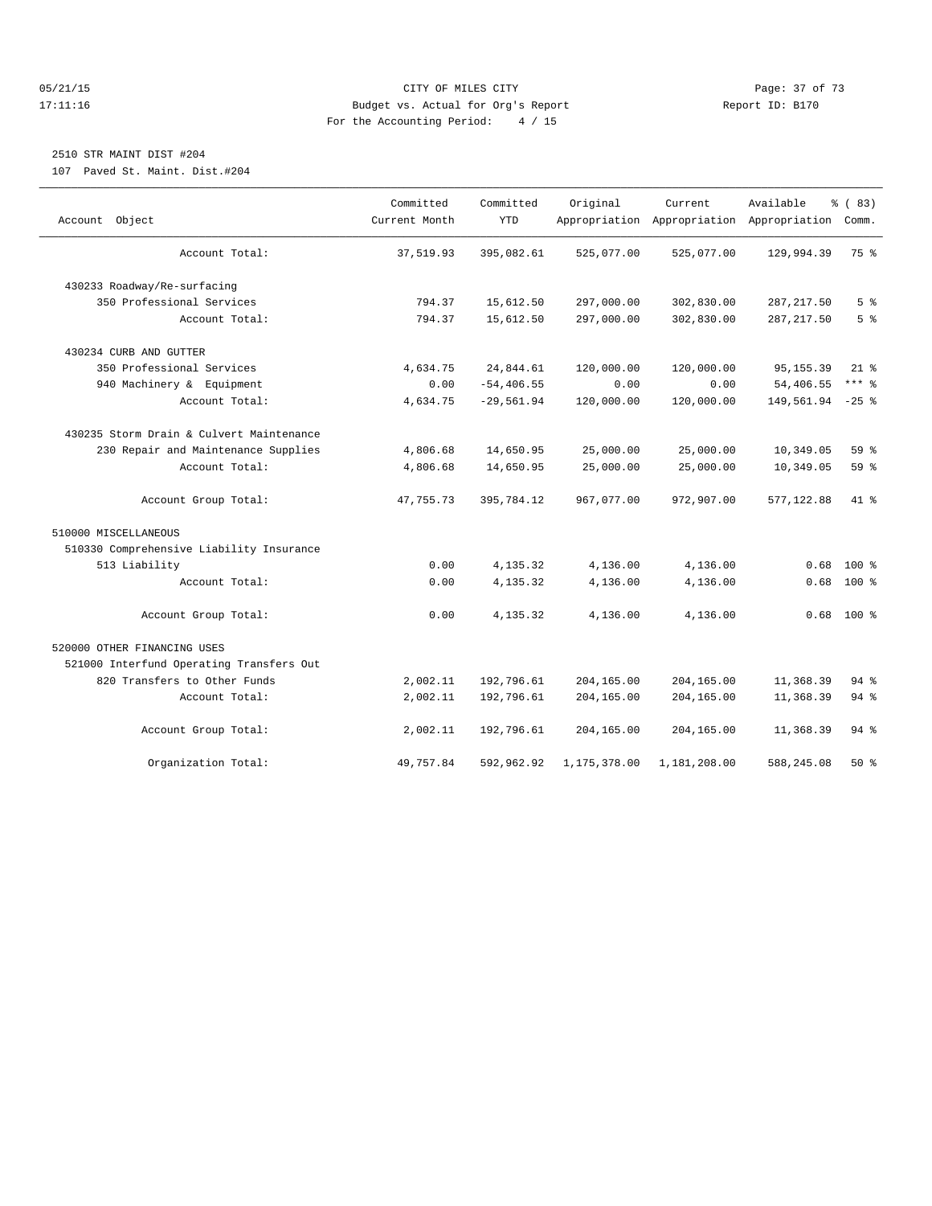CITY OF MILES CITY
Budget vs. Actual for Org's Report
For the Accounting Period: 4 / 15

05/21/15
17:11:16

Report ID: B170

## 2510 STR MAINT DIST #204

107 Paved St. Maint. Dist.#204

| Account Object | Committed Current Month | Committed YTD | Original Appropriation | Current Appropriation | Available Appropriation | % ( 83) Comm. |
|---|---|---|---|---|---|---|
| Account Total: | 37,519.93 | 395,082.61 | 525,077.00 | 525,077.00 | 129,994.39 | 75 % |
| 430233 Roadway/Re-surfacing | | | | | | |
| 350 Professional Services | 794.37 | 15,612.50 | 297,000.00 | 302,830.00 | 287,217.50 | 5 % |
| Account Total: | 794.37 | 15,612.50 | 297,000.00 | 302,830.00 | 287,217.50 | 5 % |
| 430234 CURB AND GUTTER | | | | | | |
| 350 Professional Services | 4,634.75 | 24,844.61 | 120,000.00 | 120,000.00 | 95,155.39 | 21 % |
| 940 Machinery & Equipment | 0.00 | -54,406.55 | 0.00 | 0.00 | 54,406.55 | *** % |
| Account Total: | 4,634.75 | -29,561.94 | 120,000.00 | 120,000.00 | 149,561.94 | -25 % |
| 430235 Storm Drain & Culvert Maintenance | | | | | | |
| 230 Repair and Maintenance Supplies | 4,806.68 | 14,650.95 | 25,000.00 | 25,000.00 | 10,349.05 | 59 % |
| Account Total: | 4,806.68 | 14,650.95 | 25,000.00 | 25,000.00 | 10,349.05 | 59 % |
| Account Group Total: | 47,755.73 | 395,784.12 | 967,077.00 | 972,907.00 | 577,122.88 | 41 % |
| 510000 MISCELLANEOUS | | | | | | |
| 510330 Comprehensive Liability Insurance | | | | | | |
| 513 Liability | 0.00 | 4,135.32 | 4,136.00 | 4,136.00 | 0.68 | 100 % |
| Account Total: | 0.00 | 4,135.32 | 4,136.00 | 4,136.00 | 0.68 | 100 % |
| Account Group Total: | 0.00 | 4,135.32 | 4,136.00 | 4,136.00 | 0.68 | 100 % |
| 520000 OTHER FINANCING USES | | | | | | |
| 521000 Interfund Operating Transfers Out | | | | | | |
| 820 Transfers to Other Funds | 2,002.11 | 192,796.61 | 204,165.00 | 204,165.00 | 11,368.39 | 94 % |
| Account Total: | 2,002.11 | 192,796.61 | 204,165.00 | 204,165.00 | 11,368.39 | 94 % |
| Account Group Total: | 2,002.11 | 192,796.61 | 204,165.00 | 204,165.00 | 11,368.39 | 94 % |
| Organization Total: | 49,757.84 | 592,962.92 | 1,175,378.00 | 1,181,208.00 | 588,245.08 | 50 % |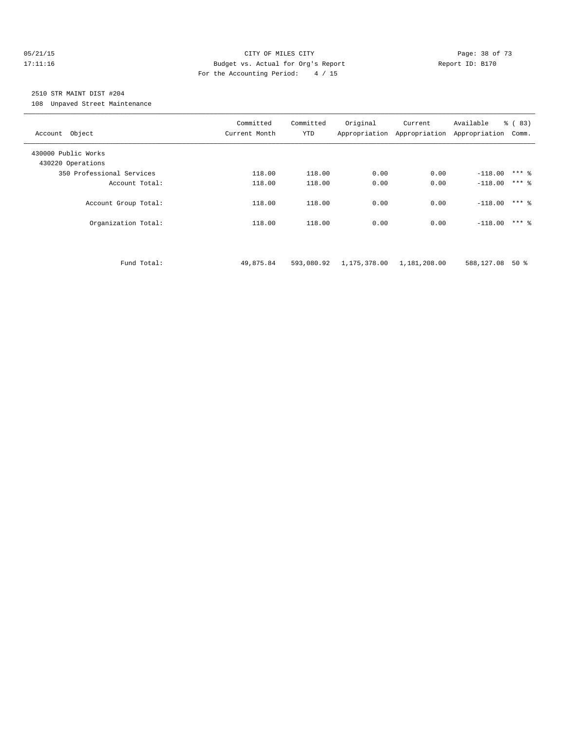CITY OF MILES CITY
Budget vs. Actual for Org's Report
For the Accounting Period: 4 / 15

05/21/15 17:11:16 Report ID: B170

## 2510 STR MAINT DIST #204

108 Unpaved Street Maintenance

| Account Object | Committed Current Month | Committed YTD | Original Appropriation | Current Appropriation | Available Appropriation | % ( 83) Comm. |
|---|---|---|---|---|---|---|
| 430000 Public Works | | | | | | |
| 430220 Operations | | | | | | |
| 350 Professional Services | 118.00 | 118.00 | 0.00 | 0.00 | -118.00 | *** % |
| Account Total: | 118.00 | 118.00 | 0.00 | 0.00 | -118.00 | *** % |
| Account Group Total: | 118.00 | 118.00 | 0.00 | 0.00 | -118.00 | *** % |
| Organization Total: | 118.00 | 118.00 | 0.00 | 0.00 | -118.00 | *** % |
| Fund Total: | 49,875.84 | 593,080.92 | 1,175,378.00 | 1,181,208.00 | 588,127.08 | 50 % |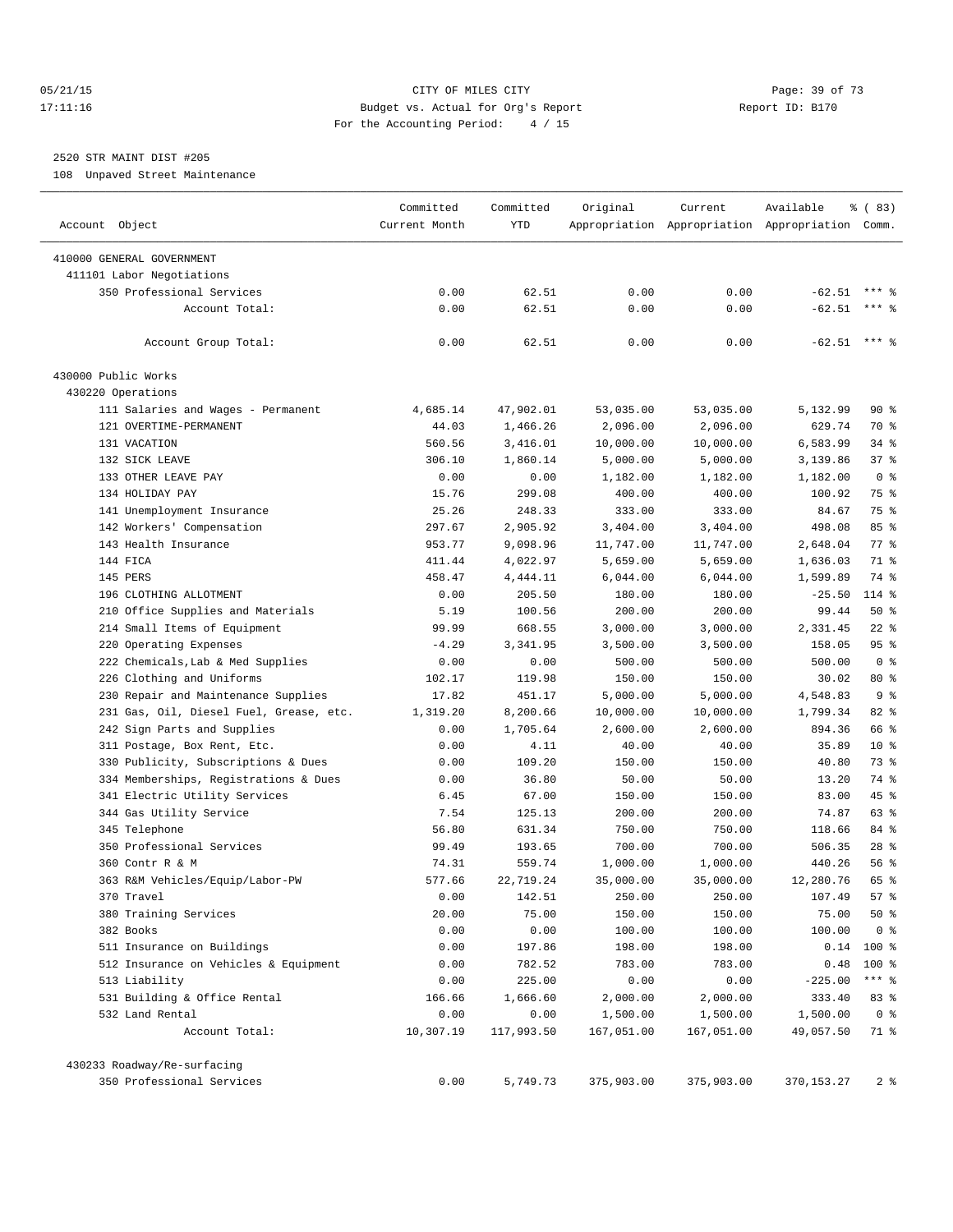05/21/15 CITY OF MILES CITY
17:11:16 Budget vs. Actual for Org's Report Report ID: B170
For the Accounting Period: 4 / 15

2520 STR MAINT DIST #205
108 Unpaved Street Maintenance

| Account Object | Committed Current Month | Committed YTD | Original Appropriation | Current Appropriation | Available Appropriation | % ( 83) Comm. |
|---|---|---|---|---|---|---|
| 410000 GENERAL GOVERNMENT | | | | | | |
| 411101 Labor Negotiations | | | | | | |
| 350 Professional Services | 0.00 | 62.51 | 0.00 | 0.00 | -62.51 | *** % |
| Account Total: | 0.00 | 62.51 | 0.00 | 0.00 | -62.51 | *** % |
| Account Group Total: | 0.00 | 62.51 | 0.00 | 0.00 | -62.51 | *** % |
| 430000 Public Works | | | | | | |
| 430220 Operations | | | | | | |
| 111 Salaries and Wages - Permanent | 4,685.14 | 47,902.01 | 53,035.00 | 53,035.00 | 5,132.99 | 90 % |
| 121 OVERTIME-PERMANENT | 44.03 | 1,466.26 | 2,096.00 | 2,096.00 | 629.74 | 70 % |
| 131 VACATION | 560.56 | 3,416.01 | 10,000.00 | 10,000.00 | 6,583.99 | 34 % |
| 132 SICK LEAVE | 306.10 | 1,860.14 | 5,000.00 | 5,000.00 | 3,139.86 | 37 % |
| 133 OTHER LEAVE PAY | 0.00 | 0.00 | 1,182.00 | 1,182.00 | 1,182.00 | 0 % |
| 134 HOLIDAY PAY | 15.76 | 299.08 | 400.00 | 400.00 | 100.92 | 75 % |
| 141 Unemployment Insurance | 25.26 | 248.33 | 333.00 | 333.00 | 84.67 | 75 % |
| 142 Workers' Compensation | 297.67 | 2,905.92 | 3,404.00 | 3,404.00 | 498.08 | 85 % |
| 143 Health Insurance | 953.77 | 9,098.96 | 11,747.00 | 11,747.00 | 2,648.04 | 77 % |
| 144 FICA | 411.44 | 4,022.97 | 5,659.00 | 5,659.00 | 1,636.03 | 71 % |
| 145 PERS | 458.47 | 4,444.11 | 6,044.00 | 6,044.00 | 1,599.89 | 74 % |
| 196 CLOTHING ALLOTMENT | 0.00 | 205.50 | 180.00 | 180.00 | -25.50 | 114 % |
| 210 Office Supplies and Materials | 5.19 | 100.56 | 200.00 | 200.00 | 99.44 | 50 % |
| 214 Small Items of Equipment | 99.99 | 668.55 | 3,000.00 | 3,000.00 | 2,331.45 | 22 % |
| 220 Operating Expenses | -4.29 | 3,341.95 | 3,500.00 | 3,500.00 | 158.05 | 95 % |
| 222 Chemicals,Lab & Med Supplies | 0.00 | 0.00 | 500.00 | 500.00 | 500.00 | 0 % |
| 226 Clothing and Uniforms | 102.17 | 119.98 | 150.00 | 150.00 | 30.02 | 80 % |
| 230 Repair and Maintenance Supplies | 17.82 | 451.17 | 5,000.00 | 5,000.00 | 4,548.83 | 9 % |
| 231 Gas, Oil, Diesel Fuel, Grease, etc. | 1,319.20 | 8,200.66 | 10,000.00 | 10,000.00 | 1,799.34 | 82 % |
| 242 Sign Parts and Supplies | 0.00 | 1,705.64 | 2,600.00 | 2,600.00 | 894.36 | 66 % |
| 311 Postage, Box Rent, Etc. | 0.00 | 4.11 | 40.00 | 40.00 | 35.89 | 10 % |
| 330 Publicity, Subscriptions & Dues | 0.00 | 109.20 | 150.00 | 150.00 | 40.80 | 73 % |
| 334 Memberships, Registrations & Dues | 0.00 | 36.80 | 50.00 | 50.00 | 13.20 | 74 % |
| 341 Electric Utility Services | 6.45 | 67.00 | 150.00 | 150.00 | 83.00 | 45 % |
| 344 Gas Utility Service | 7.54 | 125.13 | 200.00 | 200.00 | 74.87 | 63 % |
| 345 Telephone | 56.80 | 631.34 | 750.00 | 750.00 | 118.66 | 84 % |
| 350 Professional Services | 99.49 | 193.65 | 700.00 | 700.00 | 506.35 | 28 % |
| 360 Contr R & M | 74.31 | 559.74 | 1,000.00 | 1,000.00 | 440.26 | 56 % |
| 363 R&M Vehicles/Equip/Labor-PW | 577.66 | 22,719.24 | 35,000.00 | 35,000.00 | 12,280.76 | 65 % |
| 370 Travel | 0.00 | 142.51 | 250.00 | 250.00 | 107.49 | 57 % |
| 380 Training Services | 20.00 | 75.00 | 150.00 | 150.00 | 75.00 | 50 % |
| 382 Books | 0.00 | 0.00 | 100.00 | 100.00 | 100.00 | 0 % |
| 511 Insurance on Buildings | 0.00 | 197.86 | 198.00 | 198.00 | 0.14 | 100 % |
| 512 Insurance on Vehicles & Equipment | 0.00 | 782.52 | 783.00 | 783.00 | 0.48 | 100 % |
| 513 Liability | 0.00 | 225.00 | 0.00 | 0.00 | -225.00 | *** % |
| 531 Building & Office Rental | 166.66 | 1,666.60 | 2,000.00 | 2,000.00 | 333.40 | 83 % |
| 532 Land Rental | 0.00 | 0.00 | 1,500.00 | 1,500.00 | 1,500.00 | 0 % |
| Account Total: | 10,307.19 | 117,993.50 | 167,051.00 | 167,051.00 | 49,057.50 | 71 % |
| 430233 Roadway/Re-surfacing | | | | | | |
| 350 Professional Services | 0.00 | 5,749.73 | 375,903.00 | 375,903.00 | 370,153.27 | 2 % |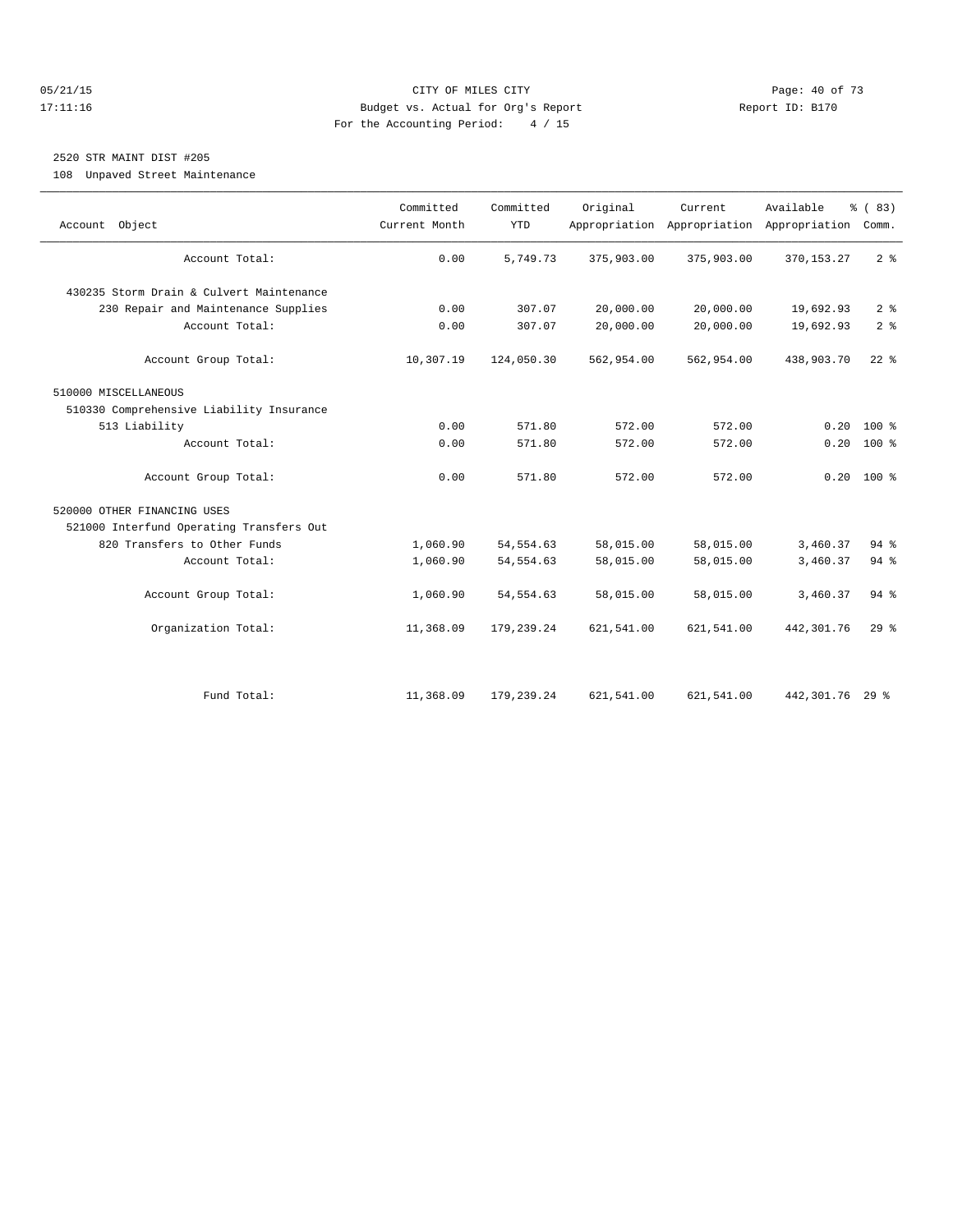CITY OF MILES CITY
Budget vs. Actual for Org's Report
For the Accounting Period: 4 / 15

05/21/15
17:11:16

Report ID: B170

## 2520 STR MAINT DIST #205

108 Unpaved Street Maintenance

| Account Object | Committed Current Month | Committed YTD | Original Appropriation | Current Appropriation | Available Appropriation | % ( 83) Comm. |
|---|---|---|---|---|---|---|
| Account Total: | 0.00 | 5,749.73 | 375,903.00 | 375,903.00 | 370,153.27 | 2 % |
| 430235 Storm Drain & Culvert Maintenance | | | | | | |
| 230 Repair and Maintenance Supplies | 0.00 | 307.07 | 20,000.00 | 20,000.00 | 19,692.93 | 2 % |
| Account Total: | 0.00 | 307.07 | 20,000.00 | 20,000.00 | 19,692.93 | 2 % |
| Account Group Total: | 10,307.19 | 124,050.30 | 562,954.00 | 562,954.00 | 438,903.70 | 22 % |
| 510000 MISCELLANEOUS | | | | | | |
| 510330 Comprehensive Liability Insurance | | | | | | |
| 513 Liability | 0.00 | 571.80 | 572.00 | 572.00 | 0.20 | 100 % |
| Account Total: | 0.00 | 571.80 | 572.00 | 572.00 | 0.20 | 100 % |
| Account Group Total: | 0.00 | 571.80 | 572.00 | 572.00 | 0.20 | 100 % |
| 520000 OTHER FINANCING USES | | | | | | |
| 521000 Interfund Operating Transfers Out | | | | | | |
| 820 Transfers to Other Funds | 1,060.90 | 54,554.63 | 58,015.00 | 58,015.00 | 3,460.37 | 94 % |
| Account Total: | 1,060.90 | 54,554.63 | 58,015.00 | 58,015.00 | 3,460.37 | 94 % |
| Account Group Total: | 1,060.90 | 54,554.63 | 58,015.00 | 58,015.00 | 3,460.37 | 94 % |
| Organization Total: | 11,368.09 | 179,239.24 | 621,541.00 | 621,541.00 | 442,301.76 | 29 % |
| Fund Total: | 11,368.09 | 179,239.24 | 621,541.00 | 621,541.00 | 442,301.76 | 29 % |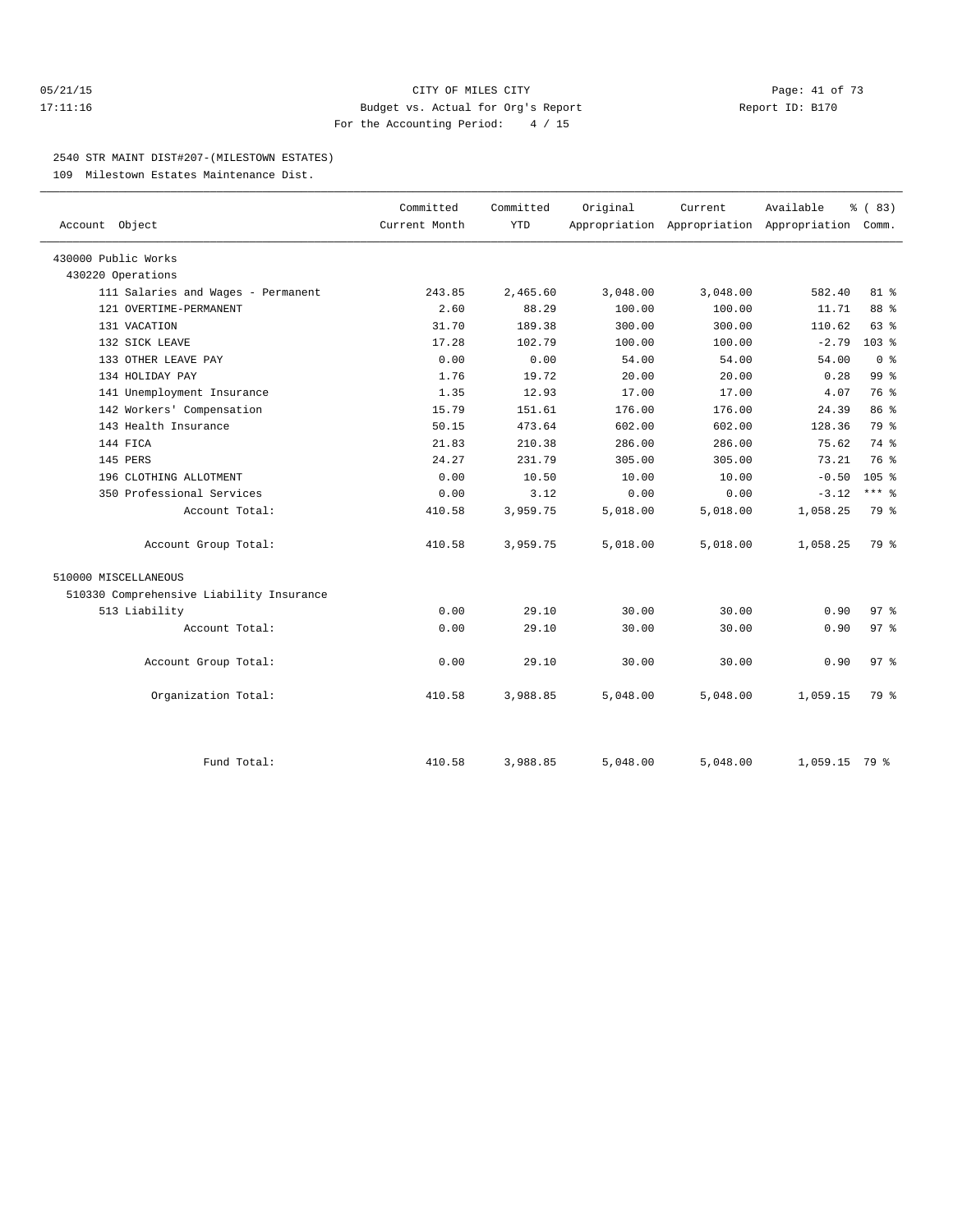CITY OF MILES CITY
Budget vs. Actual for Org's Report
For the Accounting Period: 4 / 15

05/21/15
17:11:16

Report ID: B170

## 2540 STR MAINT DIST#207-(MILESTOWN ESTATES)

109 Milestown Estates Maintenance Dist.

| Account Object | Committed Current Month | Committed YTD | Original Appropriation | Current Appropriation | Available Appropriation | % ( 83) Comm. |
|---|---|---|---|---|---|---|
| 430000 Public Works | | | | | | |
| 430220 Operations | | | | | | |
| 111 Salaries and Wages - Permanent | 243.85 | 2,465.60 | 3,048.00 | 3,048.00 | 582.40 | 81 % |
| 121 OVERTIME-PERMANENT | 2.60 | 88.29 | 100.00 | 100.00 | 11.71 | 88 % |
| 131 VACATION | 31.70 | 189.38 | 300.00 | 300.00 | 110.62 | 63 % |
| 132 SICK LEAVE | 17.28 | 102.79 | 100.00 | 100.00 | -2.79 | 103 % |
| 133 OTHER LEAVE PAY | 0.00 | 0.00 | 54.00 | 54.00 | 54.00 | 0 % |
| 134 HOLIDAY PAY | 1.76 | 19.72 | 20.00 | 20.00 | 0.28 | 99 % |
| 141 Unemployment Insurance | 1.35 | 12.93 | 17.00 | 17.00 | 4.07 | 76 % |
| 142 Workers' Compensation | 15.79 | 151.61 | 176.00 | 176.00 | 24.39 | 86 % |
| 143 Health Insurance | 50.15 | 473.64 | 602.00 | 602.00 | 128.36 | 79 % |
| 144 FICA | 21.83 | 210.38 | 286.00 | 286.00 | 75.62 | 74 % |
| 145 PERS | 24.27 | 231.79 | 305.00 | 305.00 | 73.21 | 76 % |
| 196 CLOTHING ALLOTMENT | 0.00 | 10.50 | 10.00 | 10.00 | -0.50 | 105 % |
| 350 Professional Services | 0.00 | 3.12 | 0.00 | 0.00 | -3.12 | *** % |
| Account Total: | 410.58 | 3,959.75 | 5,018.00 | 5,018.00 | 1,058.25 | 79 % |
| Account Group Total: | 410.58 | 3,959.75 | 5,018.00 | 5,018.00 | 1,058.25 | 79 % |
| 510000 MISCELLANEOUS | | | | | | |
| 510330 Comprehensive Liability Insurance | | | | | | |
| 513 Liability | 0.00 | 29.10 | 30.00 | 30.00 | 0.90 | 97 % |
| Account Total: | 0.00 | 29.10 | 30.00 | 30.00 | 0.90 | 97 % |
| Account Group Total: | 0.00 | 29.10 | 30.00 | 30.00 | 0.90 | 97 % |
| Organization Total: | 410.58 | 3,988.85 | 5,048.00 | 5,048.00 | 1,059.15 | 79 % |
| Fund Total: | 410.58 | 3,988.85 | 5,048.00 | 5,048.00 | 1,059.15 | 79 % |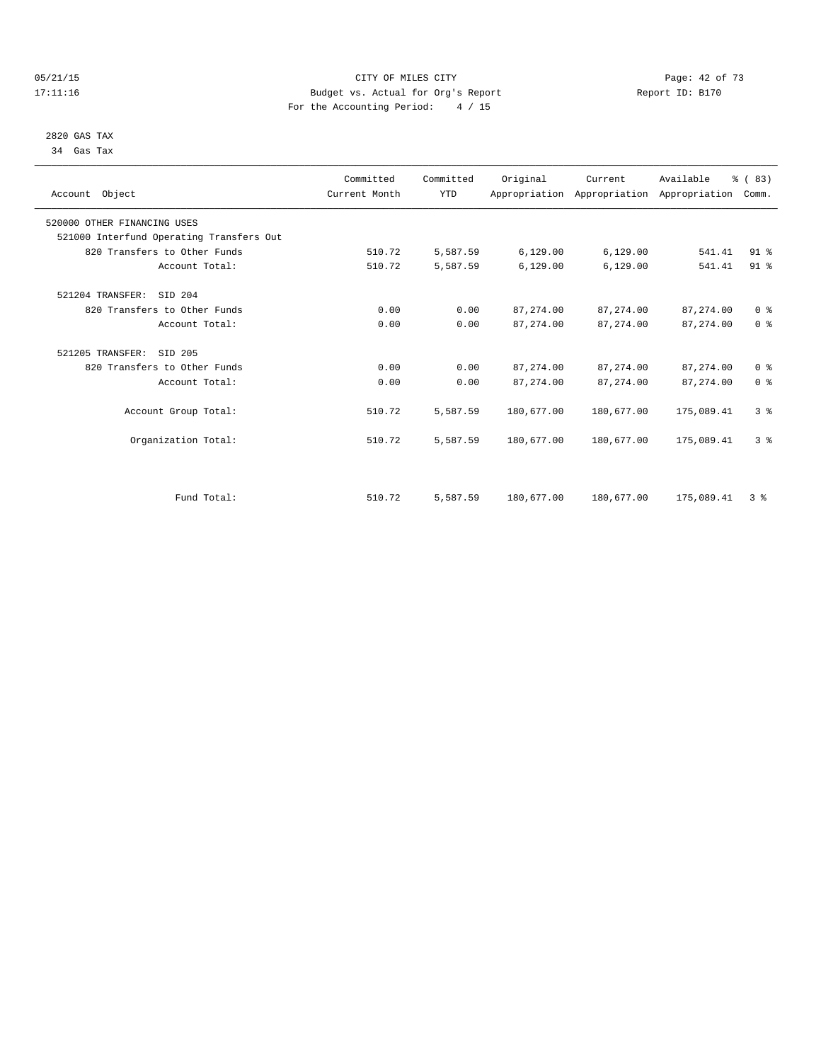CITY OF MILES CITY
Budget vs. Actual for Org's Report
For the Accounting Period: 4 / 15

05/21/15
17:11:16

Report ID: B170

2820 GAS TAX
34 Gas Tax

| Account Object | Committed Current Month | Committed YTD | Original Appropriation | Current Appropriation | Available Appropriation | % ( 83) Comm. |
|---|---|---|---|---|---|---|
| 520000 OTHER FINANCING USES | | | | | | |
| 521000 Interfund Operating Transfers Out | | | | | | |
| 820 Transfers to Other Funds | 510.72 | 5,587.59 | 6,129.00 | 6,129.00 | 541.41 | 91 % |
| Account Total: | 510.72 | 5,587.59 | 6,129.00 | 6,129.00 | 541.41 | 91 % |
| 521204 TRANSFER: SID 204 | | | | | | |
| 820 Transfers to Other Funds | 0.00 | 0.00 | 87,274.00 | 87,274.00 | 87,274.00 | 0 % |
| Account Total: | 0.00 | 0.00 | 87,274.00 | 87,274.00 | 87,274.00 | 0 % |
| 521205 TRANSFER: SID 205 | | | | | | |
| 820 Transfers to Other Funds | 0.00 | 0.00 | 87,274.00 | 87,274.00 | 87,274.00 | 0 % |
| Account Total: | 0.00 | 0.00 | 87,274.00 | 87,274.00 | 87,274.00 | 0 % |
| Account Group Total: | 510.72 | 5,587.59 | 180,677.00 | 180,677.00 | 175,089.41 | 3 % |
| Organization Total: | 510.72 | 5,587.59 | 180,677.00 | 180,677.00 | 175,089.41 | 3 % |
| Fund Total: | 510.72 | 5,587.59 | 180,677.00 | 180,677.00 | 175,089.41 | 3 % |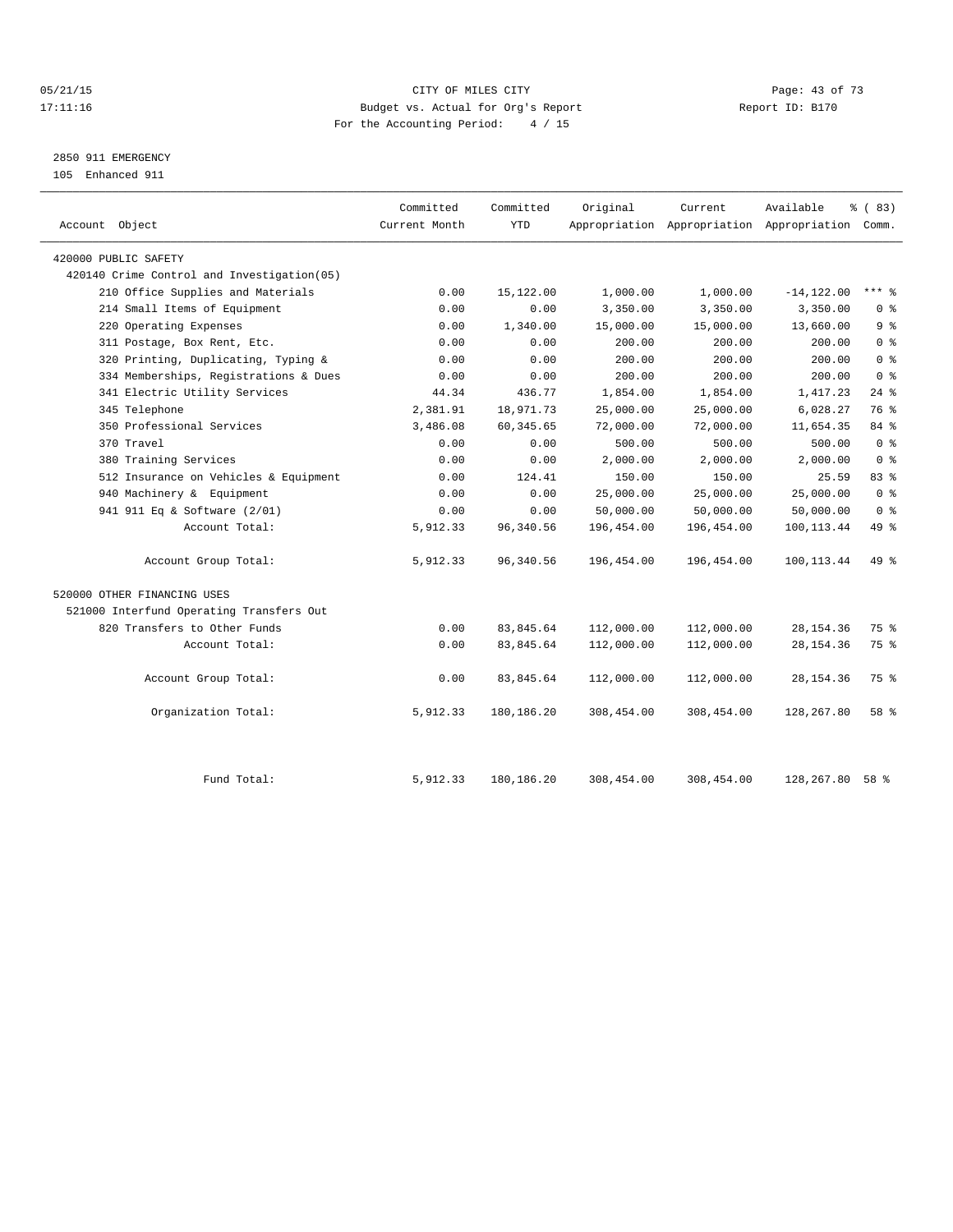CITY OF MILES CITY
Budget vs. Actual for Org's Report
For the Accounting Period: 4 / 15

05/21/15
17:11:16

Report ID: B170

2850 911 EMERGENCY
105 Enhanced 911

| Account Object | Committed Current Month | Committed YTD | Original Appropriation | Current Appropriation | Available Appropriation | % ( 83) Comm. |
|---|---|---|---|---|---|---|
| 420000 PUBLIC SAFETY | | | | | | |
| 420140 Crime Control and Investigation(05) | | | | | | |
| 210 Office Supplies and Materials | 0.00 | 15,122.00 | 1,000.00 | 1,000.00 | -14,122.00 | *** % |
| 214 Small Items of Equipment | 0.00 | 0.00 | 3,350.00 | 3,350.00 | 3,350.00 | 0 % |
| 220 Operating Expenses | 0.00 | 1,340.00 | 15,000.00 | 15,000.00 | 13,660.00 | 9 % |
| 311 Postage, Box Rent, Etc. | 0.00 | 0.00 | 200.00 | 200.00 | 200.00 | 0 % |
| 320 Printing, Duplicating, Typing & | 0.00 | 0.00 | 200.00 | 200.00 | 200.00 | 0 % |
| 334 Memberships, Registrations & Dues | 0.00 | 0.00 | 200.00 | 200.00 | 200.00 | 0 % |
| 341 Electric Utility Services | 44.34 | 436.77 | 1,854.00 | 1,854.00 | 1,417.23 | 24 % |
| 345 Telephone | 2,381.91 | 18,971.73 | 25,000.00 | 25,000.00 | 6,028.27 | 76 % |
| 350 Professional Services | 3,486.08 | 60,345.65 | 72,000.00 | 72,000.00 | 11,654.35 | 84 % |
| 370 Travel | 0.00 | 0.00 | 500.00 | 500.00 | 500.00 | 0 % |
| 380 Training Services | 0.00 | 0.00 | 2,000.00 | 2,000.00 | 2,000.00 | 0 % |
| 512 Insurance on Vehicles & Equipment | 0.00 | 124.41 | 150.00 | 150.00 | 25.59 | 83 % |
| 940 Machinery & Equipment | 0.00 | 0.00 | 25,000.00 | 25,000.00 | 25,000.00 | 0 % |
| 941 911 Eq & Software (2/01) | 0.00 | 0.00 | 50,000.00 | 50,000.00 | 50,000.00 | 0 % |
| Account Total: | 5,912.33 | 96,340.56 | 196,454.00 | 196,454.00 | 100,113.44 | 49 % |
| Account Group Total: | 5,912.33 | 96,340.56 | 196,454.00 | 196,454.00 | 100,113.44 | 49 % |
| 520000 OTHER FINANCING USES | | | | | | |
| 521000 Interfund Operating Transfers Out | | | | | | |
| 820 Transfers to Other Funds | 0.00 | 83,845.64 | 112,000.00 | 112,000.00 | 28,154.36 | 75 % |
| Account Total: | 0.00 | 83,845.64 | 112,000.00 | 112,000.00 | 28,154.36 | 75 % |
| Account Group Total: | 0.00 | 83,845.64 | 112,000.00 | 112,000.00 | 28,154.36 | 75 % |
| Organization Total: | 5,912.33 | 180,186.20 | 308,454.00 | 308,454.00 | 128,267.80 | 58 % |
| Fund Total: | 5,912.33 | 180,186.20 | 308,454.00 | 308,454.00 | 128,267.80 | 58 % |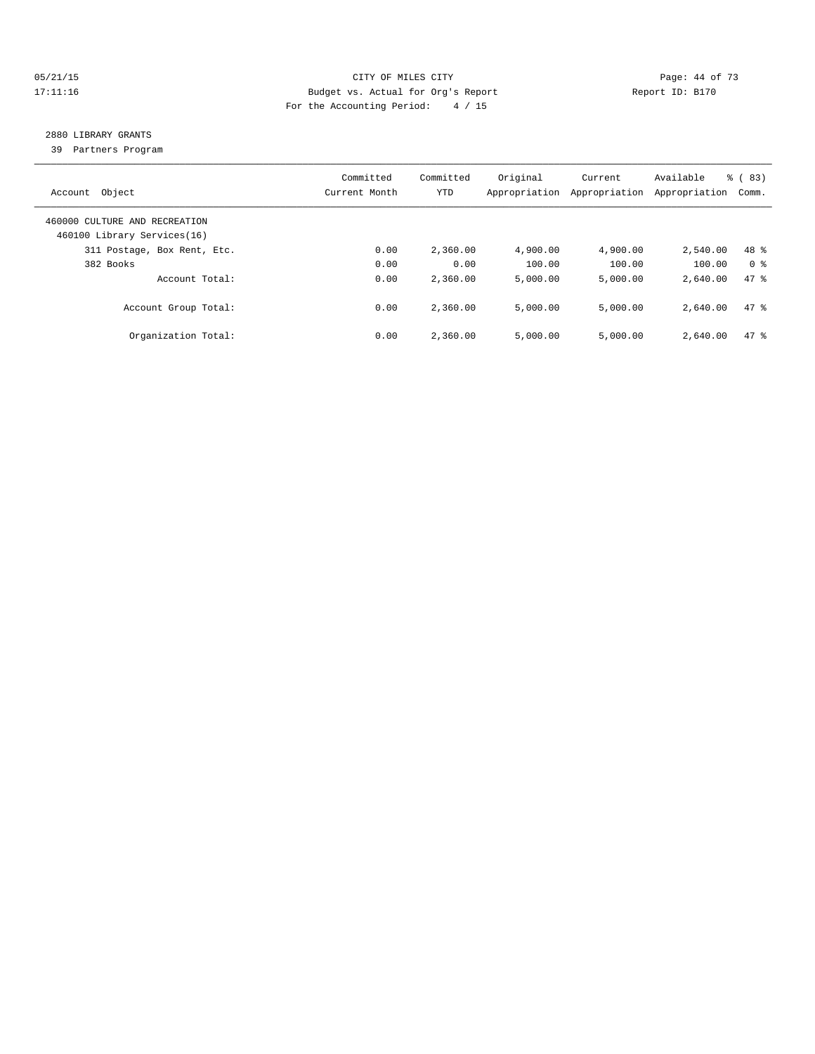CITY OF MILES CITY

Budget vs. Actual for Org's Report

For the Accounting Period: 4 / 15

Report ID: B170

## 2880 LIBRARY GRANTS

39 Partners Program

| Account Object | Committed Current Month | Committed YTD | Original Appropriation | Current Appropriation | Available Appropriation | % ( 83) Comm. |
|---|---|---|---|---|---|---|
| 460000 CULTURE AND RECREATION | | | | | | |
| 460100 Library Services(16) | | | | | | |
| 311 Postage, Box Rent, Etc. | 0.00 | 2,360.00 | 4,900.00 | 4,900.00 | 2,540.00 | 48 % |
| 382 Books | 0.00 | 0.00 | 100.00 | 100.00 | 100.00 | 0 % |
| Account Total: | 0.00 | 2,360.00 | 5,000.00 | 5,000.00 | 2,640.00 | 47 % |
| Account Group Total: | 0.00 | 2,360.00 | 5,000.00 | 5,000.00 | 2,640.00 | 47 % |
| Organization Total: | 0.00 | 2,360.00 | 5,000.00 | 5,000.00 | 2,640.00 | 47 % |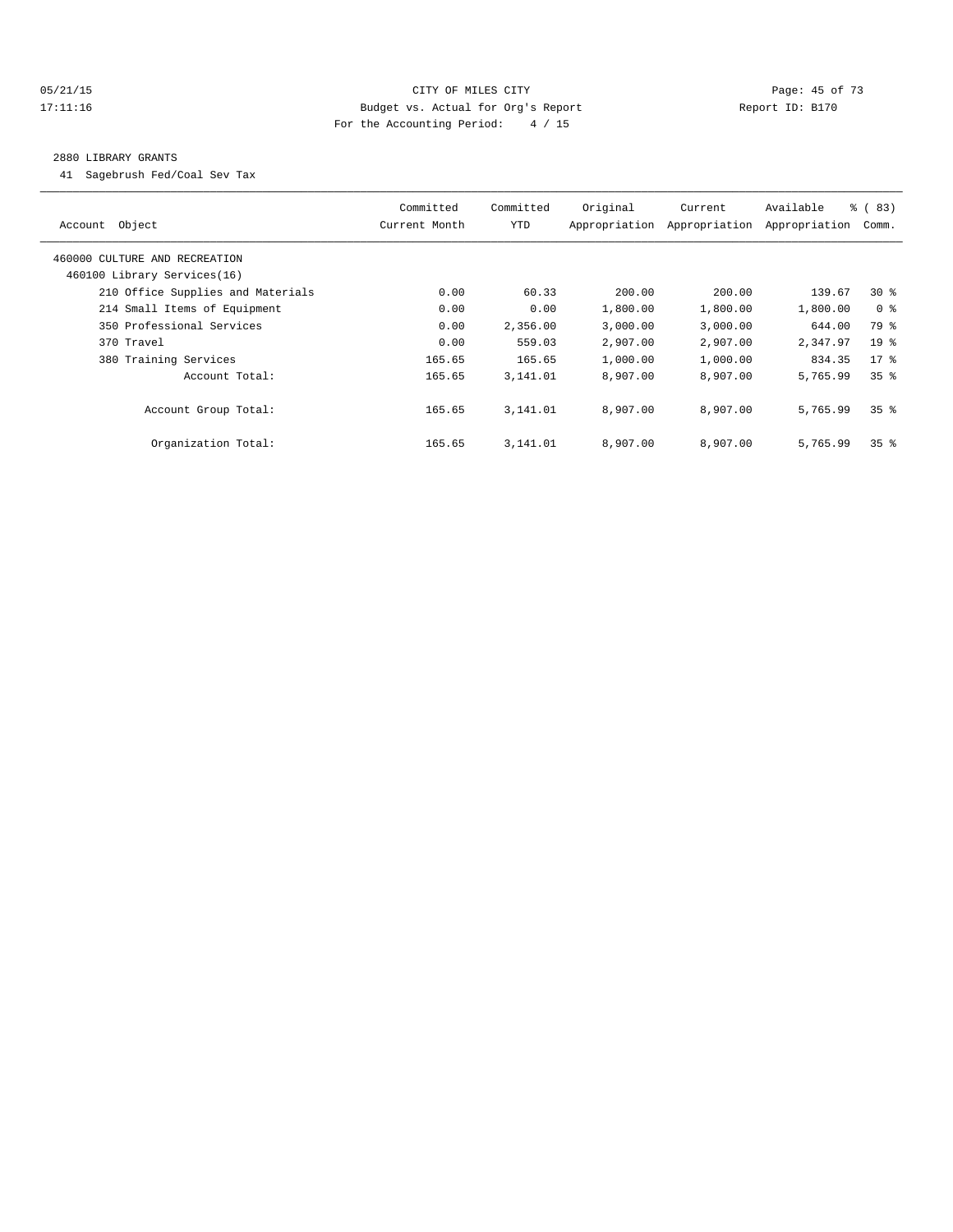CITY OF MILES CITY

Budget vs. Actual for Org's Report

For the Accounting Period: 4 / 15

05/21/15
17:11:16

Report ID: B170

2880 LIBRARY GRANTS

41 Sagebrush Fed/Coal Sev Tax

| Account Object | Committed Current Month | Committed YTD | Original Appropriation | Current Appropriation | Available Appropriation | % ( 83) Comm. |
|---|---|---|---|---|---|---|
| 460000 CULTURE AND RECREATION | | | | | | |
| 460100 Library Services(16) | | | | | | |
| 210 Office Supplies and Materials | 0.00 | 60.33 | 200.00 | 200.00 | 139.67 | 30 % |
| 214 Small Items of Equipment | 0.00 | 0.00 | 1,800.00 | 1,800.00 | 1,800.00 | 0 % |
| 350 Professional Services | 0.00 | 2,356.00 | 3,000.00 | 3,000.00 | 644.00 | 79 % |
| 370 Travel | 0.00 | 559.03 | 2,907.00 | 2,907.00 | 2,347.97 | 19 % |
| 380 Training Services | 165.65 | 165.65 | 1,000.00 | 1,000.00 | 834.35 | 17 % |
| Account Total: | 165.65 | 3,141.01 | 8,907.00 | 8,907.00 | 5,765.99 | 35 % |
| Account Group Total: | 165.65 | 3,141.01 | 8,907.00 | 8,907.00 | 5,765.99 | 35 % |
| Organization Total: | 165.65 | 3,141.01 | 8,907.00 | 8,907.00 | 5,765.99 | 35 % |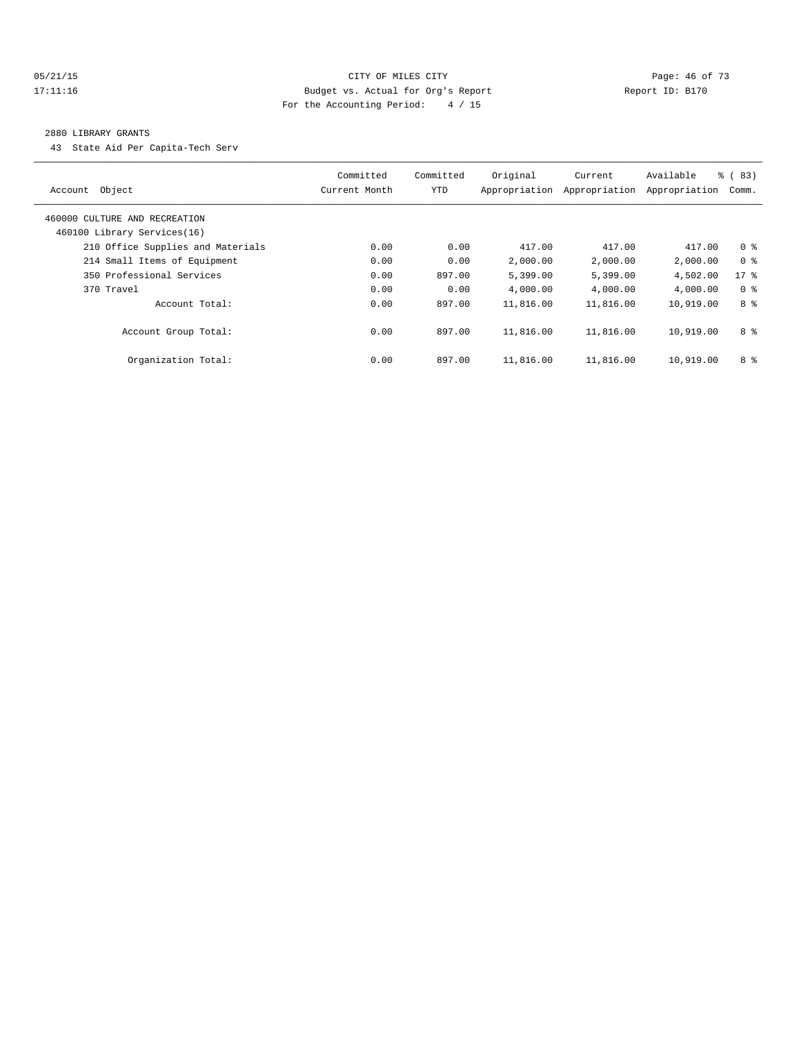CITY OF MILES CITY
Budget vs. Actual for Org's Report
For the Accounting Period: 4 / 15

05/21/15
17:11:16

Report ID: B170

## 2880 LIBRARY GRANTS

43 State Aid Per Capita-Tech Serv

| Account Object | Committed Current Month | Committed YTD | Original Appropriation | Current Appropriation | Available Appropriation | % ( 83) Comm. |
|---|---|---|---|---|---|---|
| 460000 CULTURE AND RECREATION | | | | | | |
| 460100 Library Services(16) | | | | | | |
| 210 Office Supplies and Materials | 0.00 | 0.00 | 417.00 | 417.00 | 417.00 | 0 % |
| 214 Small Items of Equipment | 0.00 | 0.00 | 2,000.00 | 2,000.00 | 2,000.00 | 0 % |
| 350 Professional Services | 0.00 | 897.00 | 5,399.00 | 5,399.00 | 4,502.00 | 17 % |
| 370 Travel | 0.00 | 0.00 | 4,000.00 | 4,000.00 | 4,000.00 | 0 % |
| Account Total: | 0.00 | 897.00 | 11,816.00 | 11,816.00 | 10,919.00 | 8 % |
| Account Group Total: | 0.00 | 897.00 | 11,816.00 | 11,816.00 | 10,919.00 | 8 % |
| Organization Total: | 0.00 | 897.00 | 11,816.00 | 11,816.00 | 10,919.00 | 8 % |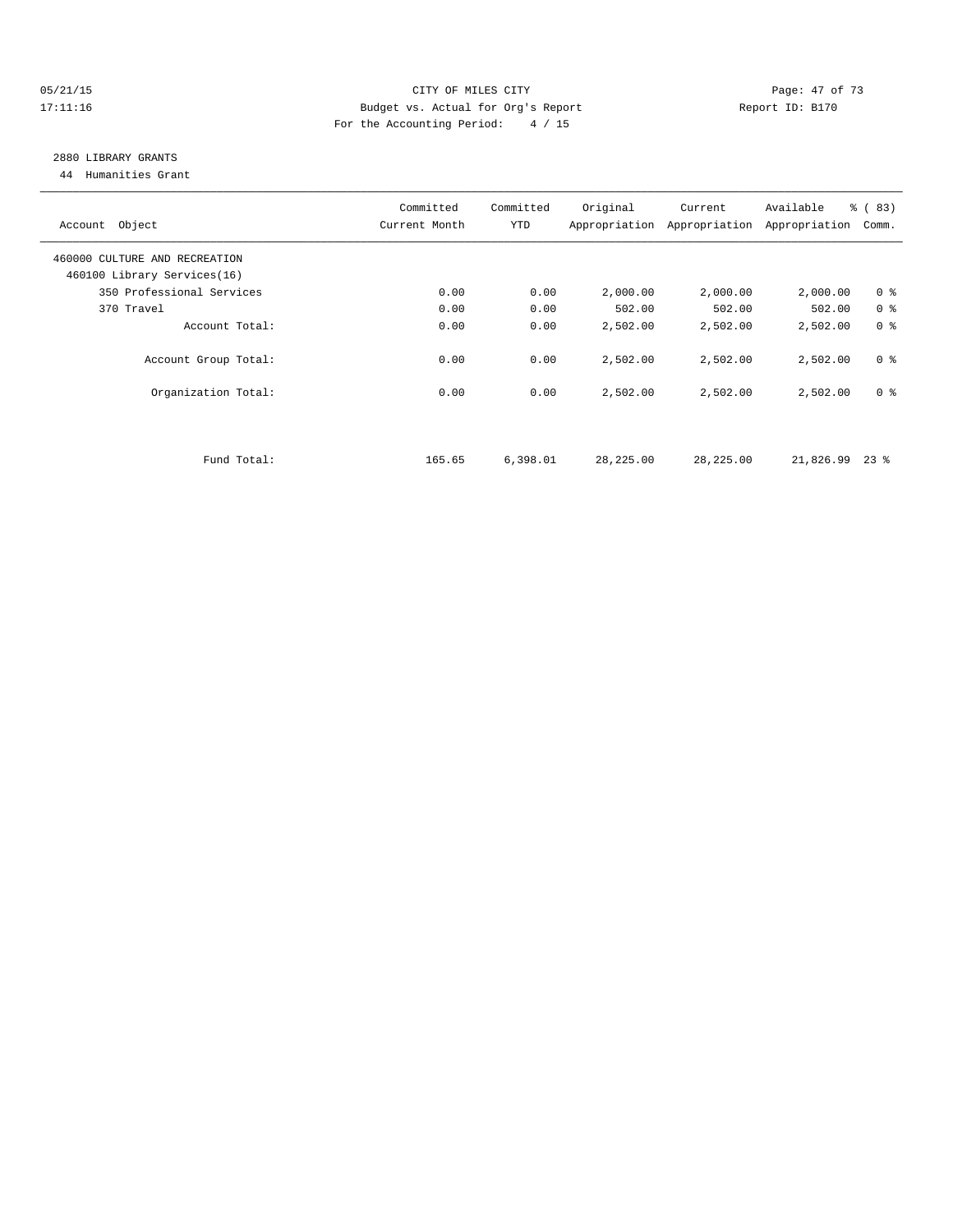CITY OF MILES CITY
Budget vs. Actual for Org's Report
For the Accounting Period: 4 / 15

05/21/15
17:11:16

Report ID: B170

## 2880 LIBRARY GRANTS

44 Humanities Grant

| Account Object | Committed Current Month | Committed YTD | Original Appropriation | Current Appropriation | Available Appropriation | % ( 83) Comm. |
|---|---|---|---|---|---|---|
| 460000 CULTURE AND RECREATION | | | | | | |
| 460100 Library Services(16) | | | | | | |
| 350 Professional Services | 0.00 | 0.00 | 2,000.00 | 2,000.00 | 2,000.00 | 0 % |
| 370 Travel | 0.00 | 0.00 | 502.00 | 502.00 | 502.00 | 0 % |
| Account Total: | 0.00 | 0.00 | 2,502.00 | 2,502.00 | 2,502.00 | 0 % |
| Account Group Total: | 0.00 | 0.00 | 2,502.00 | 2,502.00 | 2,502.00 | 0 % |
| Organization Total: | 0.00 | 0.00 | 2,502.00 | 2,502.00 | 2,502.00 | 0 % |
| Fund Total: | 165.65 | 6,398.01 | 28,225.00 | 28,225.00 | 21,826.99 | 23 % |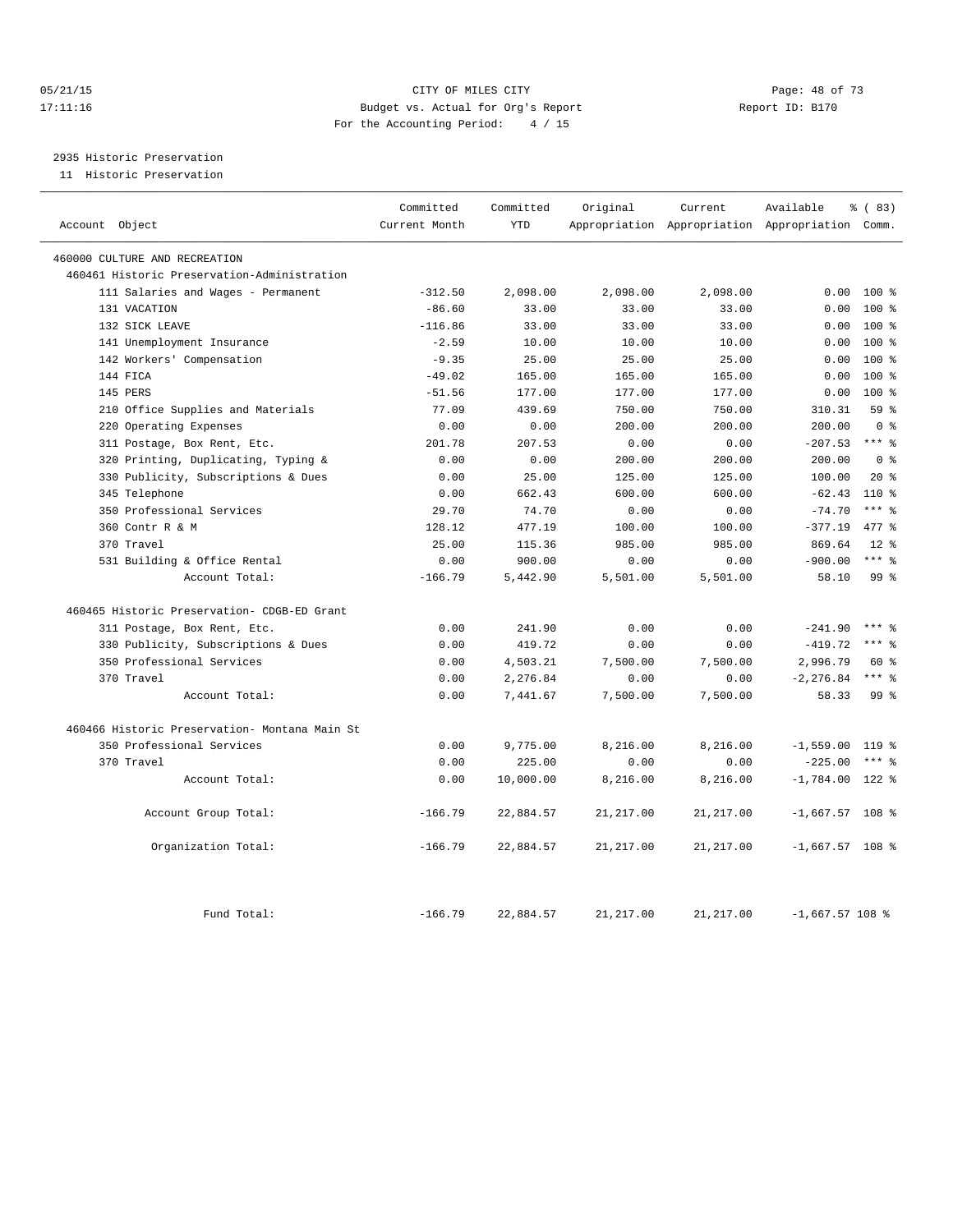CITY OF MILES CITY
Budget vs. Actual for Org's Report
Report ID: B170
For the Accounting Period: 4 / 15

05/21/15
17:11:16

2935 Historic Preservation

11 Historic Preservation

| Account Object | Committed Current Month | Committed YTD | Original Appropriation | Current Appropriation | Available Appropriation | % ( 83) Comm. |
|---|---|---|---|---|---|---|
| 460000 CULTURE AND RECREATION | | | | | | |
| 460461 Historic Preservation-Administration | | | | | | |
| 111 Salaries and Wages - Permanent | -312.50 | 2,098.00 | 2,098.00 | 2,098.00 | 0.00 | 100 % |
| 131 VACATION | -86.60 | 33.00 | 33.00 | 33.00 | 0.00 | 100 % |
| 132 SICK LEAVE | -116.86 | 33.00 | 33.00 | 33.00 | 0.00 | 100 % |
| 141 Unemployment Insurance | -2.59 | 10.00 | 10.00 | 10.00 | 0.00 | 100 % |
| 142 Workers' Compensation | -9.35 | 25.00 | 25.00 | 25.00 | 0.00 | 100 % |
| 144 FICA | -49.02 | 165.00 | 165.00 | 165.00 | 0.00 | 100 % |
| 145 PERS | -51.56 | 177.00 | 177.00 | 177.00 | 0.00 | 100 % |
| 210 Office Supplies and Materials | 77.09 | 439.69 | 750.00 | 750.00 | 310.31 | 59 % |
| 220 Operating Expenses | 0.00 | 0.00 | 200.00 | 200.00 | 200.00 | 0 % |
| 311 Postage, Box Rent, Etc. | 201.78 | 207.53 | 0.00 | 0.00 | -207.53 | *** % |
| 320 Printing, Duplicating, Typing & | 0.00 | 0.00 | 200.00 | 200.00 | 200.00 | 0 % |
| 330 Publicity, Subscriptions & Dues | 0.00 | 25.00 | 125.00 | 125.00 | 100.00 | 20 % |
| 345 Telephone | 0.00 | 662.43 | 600.00 | 600.00 | -62.43 | 110 % |
| 350 Professional Services | 29.70 | 74.70 | 0.00 | 0.00 | -74.70 | *** % |
| 360 Contr R & M | 128.12 | 477.19 | 100.00 | 100.00 | -377.19 | 477 % |
| 370 Travel | 25.00 | 115.36 | 985.00 | 985.00 | 869.64 | 12 % |
| 531 Building & Office Rental | 0.00 | 900.00 | 0.00 | 0.00 | -900.00 | *** % |
| Account Total: | -166.79 | 5,442.90 | 5,501.00 | 5,501.00 | 58.10 | 99 % |
| 460465 Historic Preservation- CDGB-ED Grant | | | | | | |
| 311 Postage, Box Rent, Etc. | 0.00 | 241.90 | 0.00 | 0.00 | -241.90 | *** % |
| 330 Publicity, Subscriptions & Dues | 0.00 | 419.72 | 0.00 | 0.00 | -419.72 | *** % |
| 350 Professional Services | 0.00 | 4,503.21 | 7,500.00 | 7,500.00 | 2,996.79 | 60 % |
| 370 Travel | 0.00 | 2,276.84 | 0.00 | 0.00 | -2,276.84 | *** % |
| Account Total: | 0.00 | 7,441.67 | 7,500.00 | 7,500.00 | 58.33 | 99 % |
| 460466 Historic Preservation- Montana Main St | | | | | | |
| 350 Professional Services | 0.00 | 9,775.00 | 8,216.00 | 8,216.00 | -1,559.00 | 119 % |
| 370 Travel | 0.00 | 225.00 | 0.00 | 0.00 | -225.00 | *** % |
| Account Total: | 0.00 | 10,000.00 | 8,216.00 | 8,216.00 | -1,784.00 | 122 % |
| Account Group Total: | -166.79 | 22,884.57 | 21,217.00 | 21,217.00 | -1,667.57 | 108 % |
| Organization Total: | -166.79 | 22,884.57 | 21,217.00 | 21,217.00 | -1,667.57 | 108 % |
| Fund Total: | -166.79 | 22,884.57 | 21,217.00 | 21,217.00 | -1,667.57 | 108 % |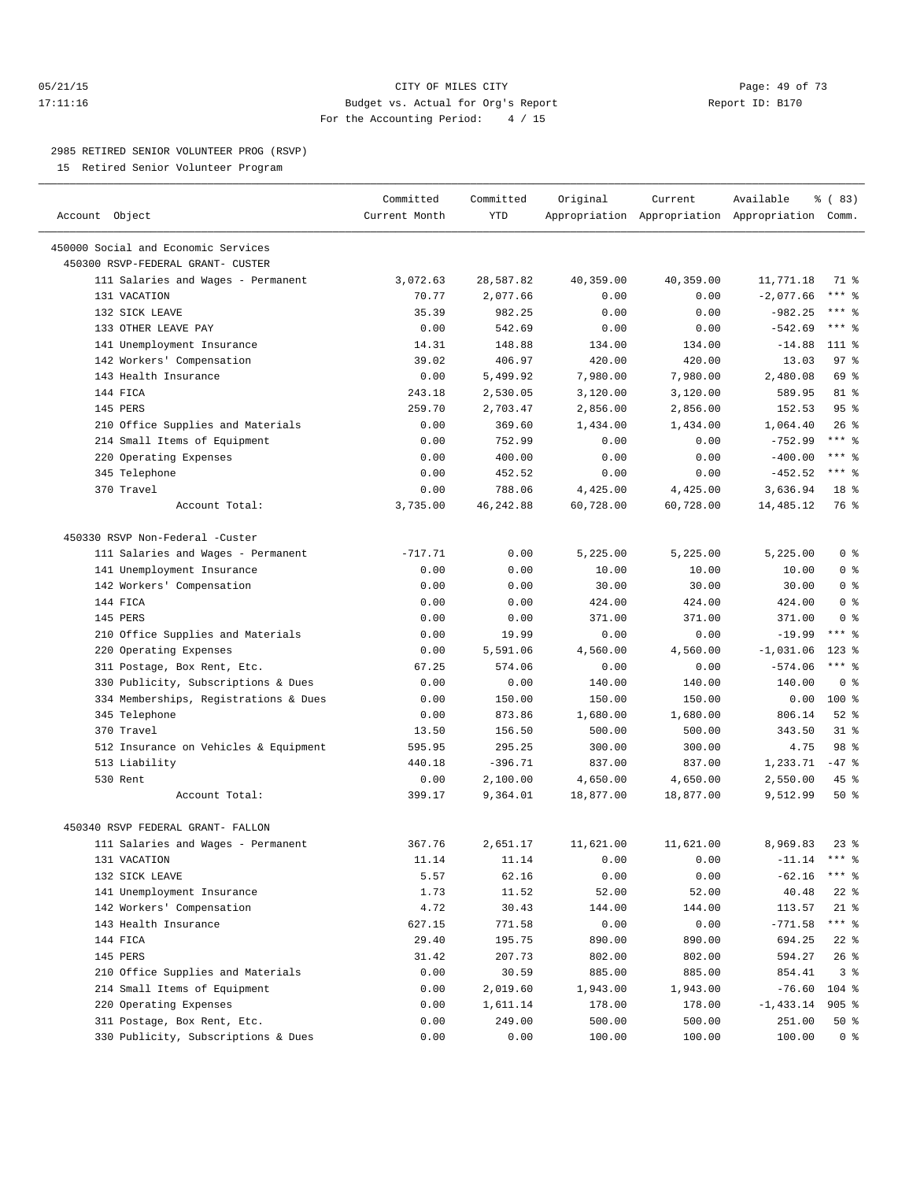## 2985 RETIRED SENIOR VOLUNTEER PROG (RSVP)

15 Retired Senior Volunteer Program

| Account Object | Committed Current Month | Committed YTD | Original Appropriation | Current Appropriation | Available Appropriation | % ( 83) Comm. |
|---|---|---|---|---|---|---|
| 450000 Social and Economic Services | | | | | | |
| 450300 RSVP-FEDERAL GRANT- CUSTER | | | | | | |
| 111 Salaries and Wages - Permanent | 3,072.63 | 28,587.82 | 40,359.00 | 40,359.00 | 11,771.18 | 71 % |
| 131 VACATION | 70.77 | 2,077.66 | 0.00 | 0.00 | -2,077.66 | *** % |
| 132 SICK LEAVE | 35.39 | 982.25 | 0.00 | 0.00 | -982.25 | *** % |
| 133 OTHER LEAVE PAY | 0.00 | 542.69 | 0.00 | 0.00 | -542.69 | *** % |
| 141 Unemployment Insurance | 14.31 | 148.88 | 134.00 | 134.00 | -14.88 | 111 % |
| 142 Workers' Compensation | 39.02 | 406.97 | 420.00 | 420.00 | 13.03 | 97 % |
| 143 Health Insurance | 0.00 | 5,499.92 | 7,980.00 | 7,980.00 | 2,480.08 | 69 % |
| 144 FICA | 243.18 | 2,530.05 | 3,120.00 | 3,120.00 | 589.95 | 81 % |
| 145 PERS | 259.70 | 2,703.47 | 2,856.00 | 2,856.00 | 152.53 | 95 % |
| 210 Office Supplies and Materials | 0.00 | 369.60 | 1,434.00 | 1,434.00 | 1,064.40 | 26 % |
| 214 Small Items of Equipment | 0.00 | 752.99 | 0.00 | 0.00 | -752.99 | *** % |
| 220 Operating Expenses | 0.00 | 400.00 | 0.00 | 0.00 | -400.00 | *** % |
| 345 Telephone | 0.00 | 452.52 | 0.00 | 0.00 | -452.52 | *** % |
| 370 Travel | 0.00 | 788.06 | 4,425.00 | 4,425.00 | 3,636.94 | 18 % |
| Account Total: | 3,735.00 | 46,242.88 | 60,728.00 | 60,728.00 | 14,485.12 | 76 % |
| 450330 RSVP Non-Federal -Custer | | | | | | |
| 111 Salaries and Wages - Permanent | -717.71 | 0.00 | 5,225.00 | 5,225.00 | 5,225.00 | 0 % |
| 141 Unemployment Insurance | 0.00 | 0.00 | 10.00 | 10.00 | 10.00 | 0 % |
| 142 Workers' Compensation | 0.00 | 0.00 | 30.00 | 30.00 | 30.00 | 0 % |
| 144 FICA | 0.00 | 0.00 | 424.00 | 424.00 | 424.00 | 0 % |
| 145 PERS | 0.00 | 0.00 | 371.00 | 371.00 | 371.00 | 0 % |
| 210 Office Supplies and Materials | 0.00 | 19.99 | 0.00 | 0.00 | -19.99 | *** % |
| 220 Operating Expenses | 0.00 | 5,591.06 | 4,560.00 | 4,560.00 | -1,031.06 | 123 % |
| 311 Postage, Box Rent, Etc. | 67.25 | 574.06 | 0.00 | 0.00 | -574.06 | *** % |
| 330 Publicity, Subscriptions & Dues | 0.00 | 0.00 | 140.00 | 140.00 | 140.00 | 0 % |
| 334 Memberships, Registrations & Dues | 0.00 | 150.00 | 150.00 | 150.00 | 0.00 | 100 % |
| 345 Telephone | 0.00 | 873.86 | 1,680.00 | 1,680.00 | 806.14 | 52 % |
| 370 Travel | 13.50 | 156.50 | 500.00 | 500.00 | 343.50 | 31 % |
| 512 Insurance on Vehicles & Equipment | 595.95 | 295.25 | 300.00 | 300.00 | 4.75 | 98 % |
| 513 Liability | 440.18 | -396.71 | 837.00 | 837.00 | 1,233.71 | -47 % |
| 530 Rent | 0.00 | 2,100.00 | 4,650.00 | 4,650.00 | 2,550.00 | 45 % |
| Account Total: | 399.17 | 9,364.01 | 18,877.00 | 18,877.00 | 9,512.99 | 50 % |
| 450340 RSVP FEDERAL GRANT- FALLON | | | | | | |
| 111 Salaries and Wages - Permanent | 367.76 | 2,651.17 | 11,621.00 | 11,621.00 | 8,969.83 | 23 % |
| 131 VACATION | 11.14 | 11.14 | 0.00 | 0.00 | -11.14 | *** % |
| 132 SICK LEAVE | 5.57 | 62.16 | 0.00 | 0.00 | -62.16 | *** % |
| 141 Unemployment Insurance | 1.73 | 11.52 | 52.00 | 52.00 | 40.48 | 22 % |
| 142 Workers' Compensation | 4.72 | 30.43 | 144.00 | 144.00 | 113.57 | 21 % |
| 143 Health Insurance | 627.15 | 771.58 | 0.00 | 0.00 | -771.58 | *** % |
| 144 FICA | 29.40 | 195.75 | 890.00 | 890.00 | 694.25 | 22 % |
| 145 PERS | 31.42 | 207.73 | 802.00 | 802.00 | 594.27 | 26 % |
| 210 Office Supplies and Materials | 0.00 | 30.59 | 885.00 | 885.00 | 854.41 | 3 % |
| 214 Small Items of Equipment | 0.00 | 2,019.60 | 1,943.00 | 1,943.00 | -76.60 | 104 % |
| 220 Operating Expenses | 0.00 | 1,611.14 | 178.00 | 178.00 | -1,433.14 | 905 % |
| 311 Postage, Box Rent, Etc. | 0.00 | 249.00 | 500.00 | 500.00 | 251.00 | 50 % |
| 330 Publicity, Subscriptions & Dues | 0.00 | 0.00 | 100.00 | 100.00 | 100.00 | 0 % |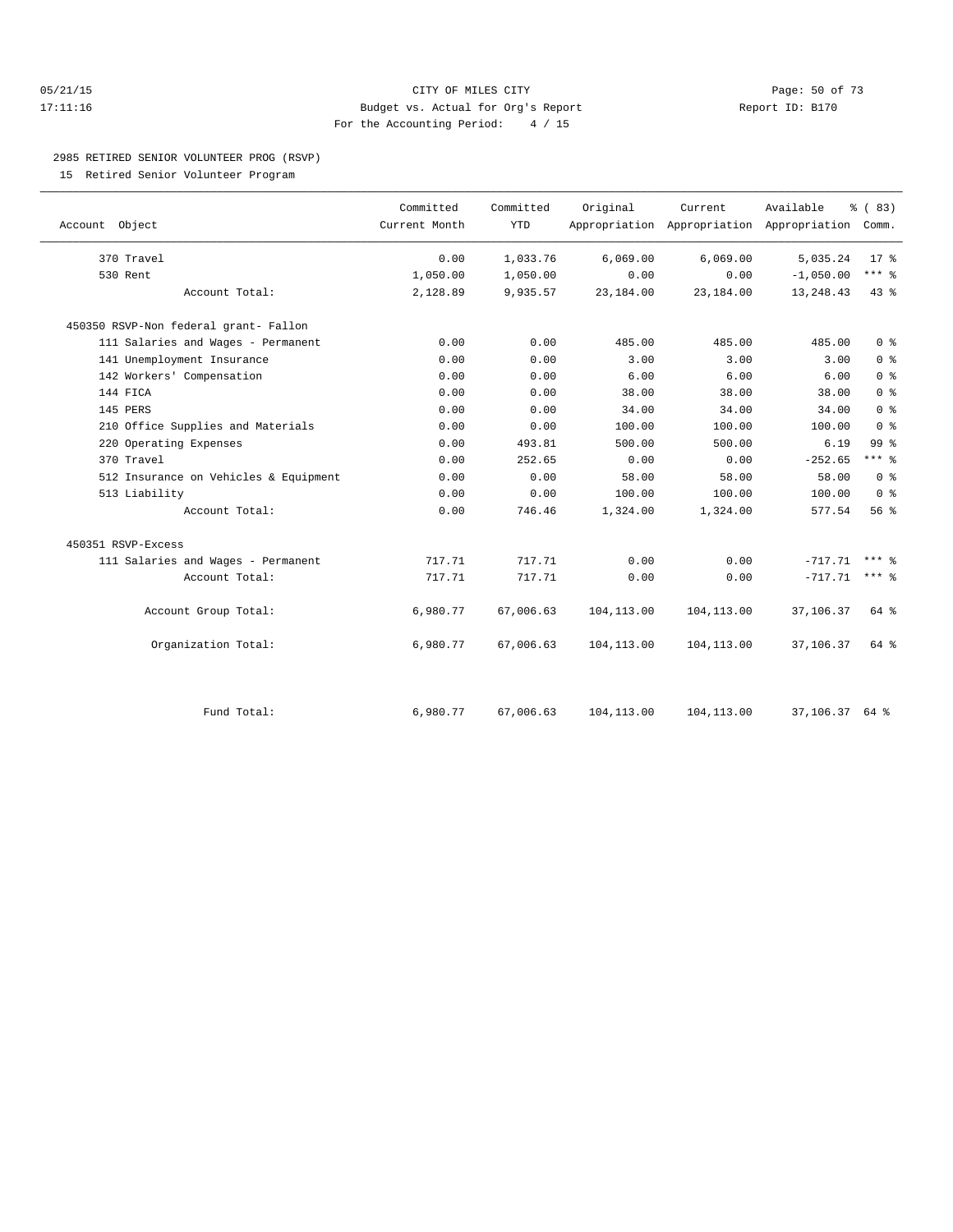CITY OF MILES CITY
Budget vs. Actual for Org's Report
For the Accounting Period: 4 / 15

2985 RETIRED SENIOR VOLUNTEER PROG (RSVP)

15 Retired Senior Volunteer Program

| Account Object | Committed Current Month | Committed YTD | Original Appropriation | Current Appropriation | Available Appropriation | % ( 83) Comm. |
|---|---|---|---|---|---|---|
| 370 Travel | 0.00 | 1,033.76 | 6,069.00 | 6,069.00 | 5,035.24 | 17 % |
| 530 Rent | 1,050.00 | 1,050.00 | 0.00 | 0.00 | -1,050.00 | *** % |
| Account Total: | 2,128.89 | 9,935.57 | 23,184.00 | 23,184.00 | 13,248.43 | 43 % |
| 450350 RSVP-Non federal grant- Fallon | | | | | | |
| 111 Salaries and Wages - Permanent | 0.00 | 0.00 | 485.00 | 485.00 | 485.00 | 0 % |
| 141 Unemployment Insurance | 0.00 | 0.00 | 3.00 | 3.00 | 3.00 | 0 % |
| 142 Workers' Compensation | 0.00 | 0.00 | 6.00 | 6.00 | 6.00 | 0 % |
| 144 FICA | 0.00 | 0.00 | 38.00 | 38.00 | 38.00 | 0 % |
| 145 PERS | 0.00 | 0.00 | 34.00 | 34.00 | 34.00 | 0 % |
| 210 Office Supplies and Materials | 0.00 | 0.00 | 100.00 | 100.00 | 100.00 | 0 % |
| 220 Operating Expenses | 0.00 | 493.81 | 500.00 | 500.00 | 6.19 | 99 % |
| 370 Travel | 0.00 | 252.65 | 0.00 | 0.00 | -252.65 | *** % |
| 512 Insurance on Vehicles & Equipment | 0.00 | 0.00 | 58.00 | 58.00 | 58.00 | 0 % |
| 513 Liability | 0.00 | 0.00 | 100.00 | 100.00 | 100.00 | 0 % |
| Account Total: | 0.00 | 746.46 | 1,324.00 | 1,324.00 | 577.54 | 56 % |
| 450351 RSVP-Excess | | | | | | |
| 111 Salaries and Wages - Permanent | 717.71 | 717.71 | 0.00 | 0.00 | -717.71 | *** % |
| Account Total: | 717.71 | 717.71 | 0.00 | 0.00 | -717.71 | *** % |
| Account Group Total: | 6,980.77 | 67,006.63 | 104,113.00 | 104,113.00 | 37,106.37 | 64 % |
| Organization Total: | 6,980.77 | 67,006.63 | 104,113.00 | 104,113.00 | 37,106.37 | 64 % |
| Fund Total: | 6,980.77 | 67,006.63 | 104,113.00 | 104,113.00 | 37,106.37 | 64 % |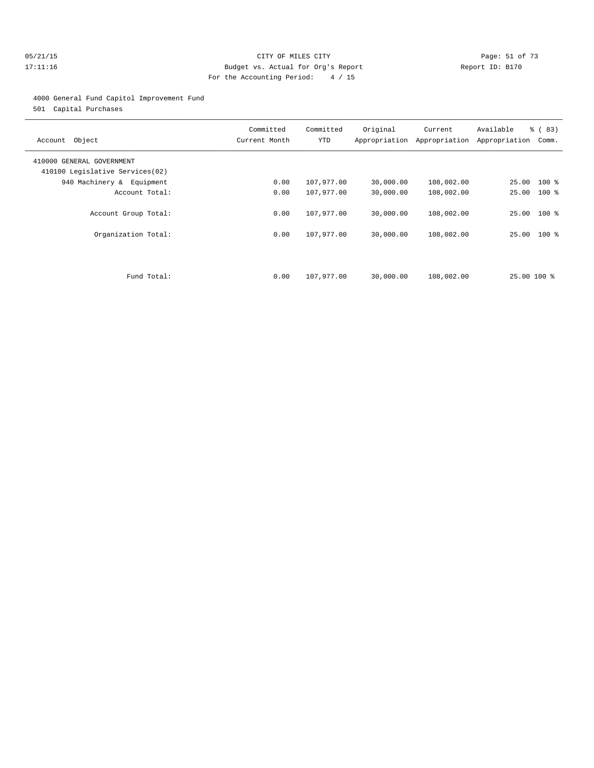CITY OF MILES CITY
Budget vs. Actual for Org's Report
For the Accounting Period: 4 / 15

05/21/15
17:11:16

Report ID: B170

4000 General Fund Capitol Improvement Fund
501 Capital Purchases

| Account Object | Committed Current Month | Committed YTD | Original Appropriation | Current Appropriation | Available Appropriation | % ( 83) Comm. |
|---|---|---|---|---|---|---|
| 410000 GENERAL GOVERNMENT | | | | | | |
| 410100 Legislative Services(02) | | | | | | |
| 940 Machinery & Equipment | 0.00 | 107,977.00 | 30,000.00 | 108,002.00 | 25.00 | 100 % |
| Account Total: | 0.00 | 107,977.00 | 30,000.00 | 108,002.00 | 25.00 | 100 % |
| Account Group Total: | 0.00 | 107,977.00 | 30,000.00 | 108,002.00 | 25.00 | 100 % |
| Organization Total: | 0.00 | 107,977.00 | 30,000.00 | 108,002.00 | 25.00 | 100 % |
| Fund Total: | 0.00 | 107,977.00 | 30,000.00 | 108,002.00 | 25.00 | 100 % |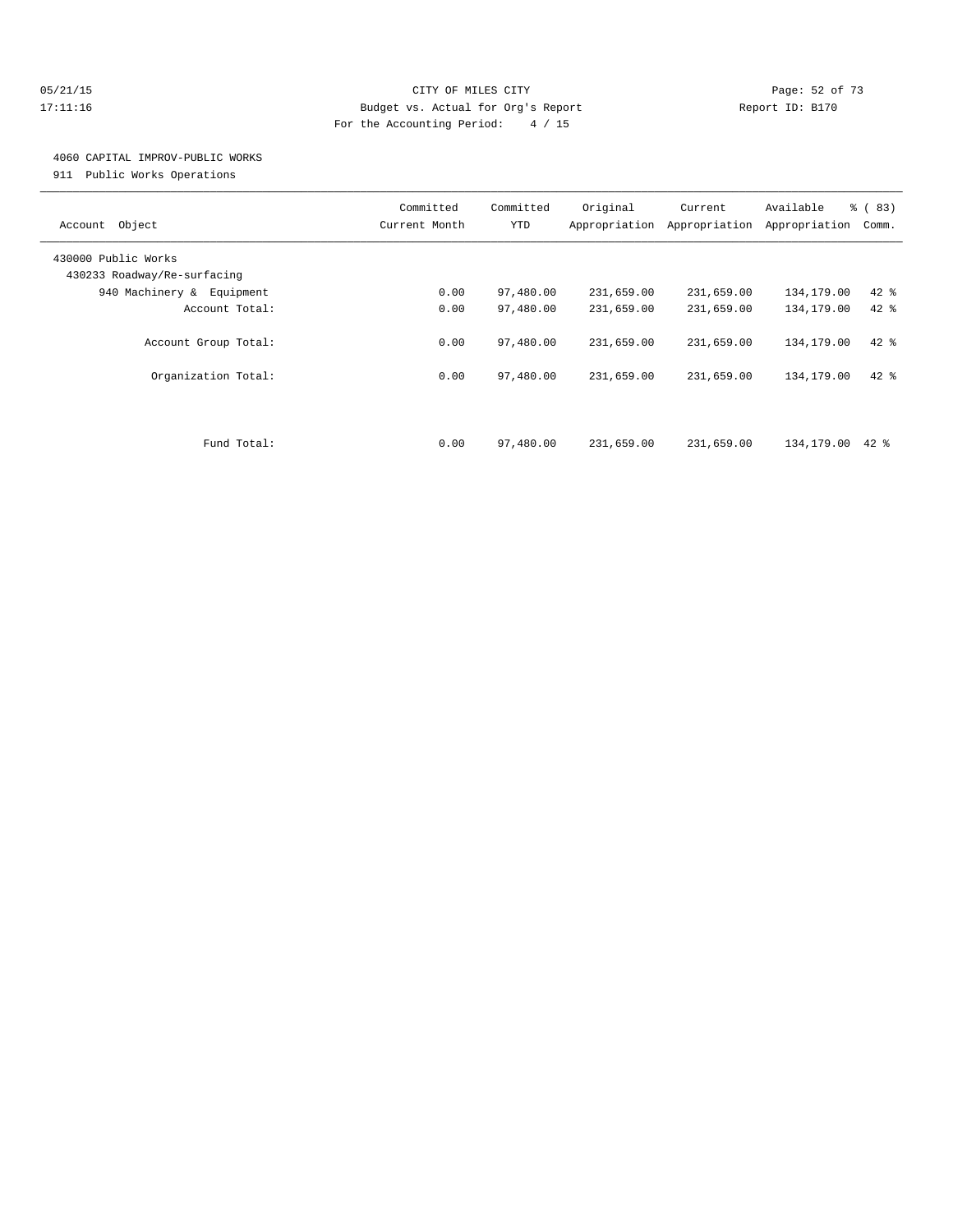CITY OF MILES CITY
Budget vs. Actual for Org's Report
For the Accounting Period: 4 / 15

05/21/15
17:11:16

Report ID: B170

## 4060 CAPITAL IMPROV-PUBLIC WORKS

911 Public Works Operations

| Account Object | Committed Current Month | Committed YTD | Original Appropriation | Current Appropriation | Available Appropriation | % ( 83) Comm. |
|---|---|---|---|---|---|---|
| 430000 Public Works | | | | | | |
| 430233 Roadway/Re-surfacing | | | | | | |
| 940 Machinery & Equipment | 0.00 | 97,480.00 | 231,659.00 | 231,659.00 | 134,179.00 | 42 % |
| Account Total: | 0.00 | 97,480.00 | 231,659.00 | 231,659.00 | 134,179.00 | 42 % |
| Account Group Total: | 0.00 | 97,480.00 | 231,659.00 | 231,659.00 | 134,179.00 | 42 % |
| Organization Total: | 0.00 | 97,480.00 | 231,659.00 | 231,659.00 | 134,179.00 | 42 % |
| Fund Total: | 0.00 | 97,480.00 | 231,659.00 | 231,659.00 | 134,179.00 | 42 % |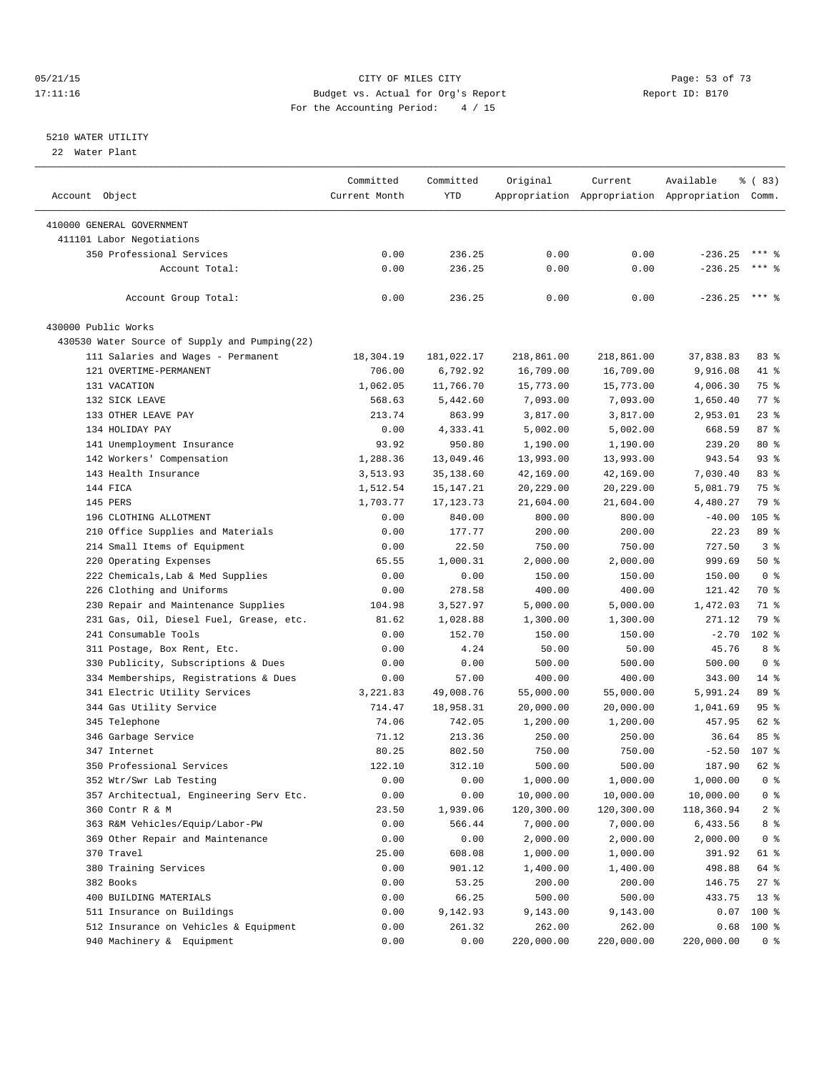CITY OF MILES CITY
Budget vs. Actual for Org's Report
For the Accounting Period: 4 / 15

05/21/15
17:11:16

Report ID: B170

5210 WATER UTILITY
22 Water Plant

| Account Object | Committed Current Month | Committed YTD | Original Appropriation | Current Appropriation | Available Appropriation | % ( 83) Comm. |
|---|---|---|---|---|---|---|
| 410000 GENERAL GOVERNMENT | | | | | | |
| 411101 Labor Negotiations | | | | | | |
| 350 Professional Services | 0.00 | 236.25 | 0.00 | 0.00 | -236.25 | *** % |
| Account Total: | 0.00 | 236.25 | 0.00 | 0.00 | -236.25 | *** % |
| Account Group Total: | 0.00 | 236.25 | 0.00 | 0.00 | -236.25 | *** % |
| 430000 Public Works | | | | | | |
| 430530 Water Source of Supply and Pumping(22) | | | | | | |
| 111 Salaries and Wages - Permanent | 18,304.19 | 181,022.17 | 218,861.00 | 218,861.00 | 37,838.83 | 83 % |
| 121 OVERTIME-PERMANENT | 706.00 | 6,792.92 | 16,709.00 | 16,709.00 | 9,916.08 | 41 % |
| 131 VACATION | 1,062.05 | 11,766.70 | 15,773.00 | 15,773.00 | 4,006.30 | 75 % |
| 132 SICK LEAVE | 568.63 | 5,442.60 | 7,093.00 | 7,093.00 | 1,650.40 | 77 % |
| 133 OTHER LEAVE PAY | 213.74 | 863.99 | 3,817.00 | 3,817.00 | 2,953.01 | 23 % |
| 134 HOLIDAY PAY | 0.00 | 4,333.41 | 5,002.00 | 5,002.00 | 668.59 | 87 % |
| 141 Unemployment Insurance | 93.92 | 950.80 | 1,190.00 | 1,190.00 | 239.20 | 80 % |
| 142 Workers' Compensation | 1,288.36 | 13,049.46 | 13,993.00 | 13,993.00 | 943.54 | 93 % |
| 143 Health Insurance | 3,513.93 | 35,138.60 | 42,169.00 | 42,169.00 | 7,030.40 | 83 % |
| 144 FICA | 1,512.54 | 15,147.21 | 20,229.00 | 20,229.00 | 5,081.79 | 75 % |
| 145 PERS | 1,703.77 | 17,123.73 | 21,604.00 | 21,604.00 | 4,480.27 | 79 % |
| 196 CLOTHING ALLOTMENT | 0.00 | 840.00 | 800.00 | 800.00 | -40.00 | 105 % |
| 210 Office Supplies and Materials | 0.00 | 177.77 | 200.00 | 200.00 | 22.23 | 89 % |
| 214 Small Items of Equipment | 0.00 | 22.50 | 750.00 | 750.00 | 727.50 | 3 % |
| 220 Operating Expenses | 65.55 | 1,000.31 | 2,000.00 | 2,000.00 | 999.69 | 50 % |
| 222 Chemicals,Lab & Med Supplies | 0.00 | 0.00 | 150.00 | 150.00 | 150.00 | 0 % |
| 226 Clothing and Uniforms | 0.00 | 278.58 | 400.00 | 400.00 | 121.42 | 70 % |
| 230 Repair and Maintenance Supplies | 104.98 | 3,527.97 | 5,000.00 | 5,000.00 | 1,472.03 | 71 % |
| 231 Gas, Oil, Diesel Fuel, Grease, etc. | 81.62 | 1,028.88 | 1,300.00 | 1,300.00 | 271.12 | 79 % |
| 241 Consumable Tools | 0.00 | 152.70 | 150.00 | 150.00 | -2.70 | 102 % |
| 311 Postage, Box Rent, Etc. | 0.00 | 4.24 | 50.00 | 50.00 | 45.76 | 8 % |
| 330 Publicity, Subscriptions & Dues | 0.00 | 0.00 | 500.00 | 500.00 | 500.00 | 0 % |
| 334 Memberships, Registrations & Dues | 0.00 | 57.00 | 400.00 | 400.00 | 343.00 | 14 % |
| 341 Electric Utility Services | 3,221.83 | 49,008.76 | 55,000.00 | 55,000.00 | 5,991.24 | 89 % |
| 344 Gas Utility Service | 714.47 | 18,958.31 | 20,000.00 | 20,000.00 | 1,041.69 | 95 % |
| 345 Telephone | 74.06 | 742.05 | 1,200.00 | 1,200.00 | 457.95 | 62 % |
| 346 Garbage Service | 71.12 | 213.36 | 250.00 | 250.00 | 36.64 | 85 % |
| 347 Internet | 80.25 | 802.50 | 750.00 | 750.00 | -52.50 | 107 % |
| 350 Professional Services | 122.10 | 312.10 | 500.00 | 500.00 | 187.90 | 62 % |
| 352 Wtr/Swr Lab Testing | 0.00 | 0.00 | 1,000.00 | 1,000.00 | 1,000.00 | 0 % |
| 357 Architectual, Engineering Serv Etc. | 0.00 | 0.00 | 10,000.00 | 10,000.00 | 10,000.00 | 0 % |
| 360 Contr R & M | 23.50 | 1,939.06 | 120,300.00 | 120,300.00 | 118,360.94 | 2 % |
| 363 R&M Vehicles/Equip/Labor-PW | 0.00 | 566.44 | 7,000.00 | 7,000.00 | 6,433.56 | 8 % |
| 369 Other Repair and Maintenance | 0.00 | 0.00 | 2,000.00 | 2,000.00 | 2,000.00 | 0 % |
| 370 Travel | 25.00 | 608.08 | 1,000.00 | 1,000.00 | 391.92 | 61 % |
| 380 Training Services | 0.00 | 901.12 | 1,400.00 | 1,400.00 | 498.88 | 64 % |
| 382 Books | 0.00 | 53.25 | 200.00 | 200.00 | 146.75 | 27 % |
| 400 BUILDING MATERIALS | 0.00 | 66.25 | 500.00 | 500.00 | 433.75 | 13 % |
| 511 Insurance on Buildings | 0.00 | 9,142.93 | 9,143.00 | 9,143.00 | 0.07 | 100 % |
| 512 Insurance on Vehicles & Equipment | 0.00 | 261.32 | 262.00 | 262.00 | 0.68 | 100 % |
| 940 Machinery & Equipment | 0.00 | 0.00 | 220,000.00 | 220,000.00 | 220,000.00 | 0 % |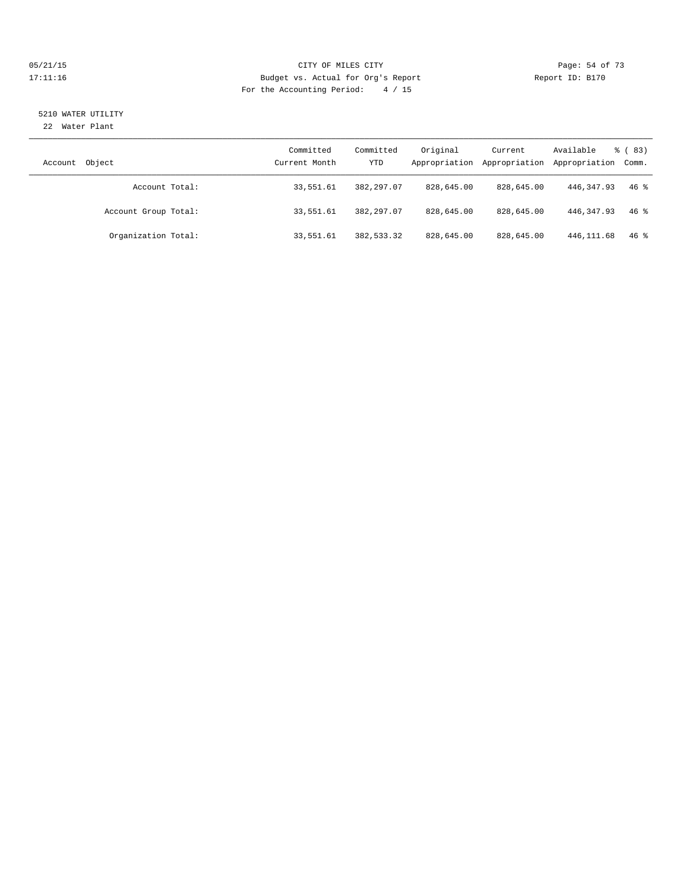CITY OF MILES CITY

Budget vs. Actual for Org's Report

For the Accounting Period: 4 / 15

05/21/15
17:11:16

Report ID: B170

5210 WATER UTILITY
22 Water Plant

| Account Object | Committed Current Month | Committed YTD | Original Appropriation | Current Appropriation | Available Appropriation | % ( 83) Comm. |
|---|---|---|---|---|---|---|
| Account Total: | 33,551.61 | 382,297.07 | 828,645.00 | 828,645.00 | 446,347.93 | 46 % |
| Account Group Total: | 33,551.61 | 382,297.07 | 828,645.00 | 828,645.00 | 446,347.93 | 46 % |
| Organization Total: | 33,551.61 | 382,533.32 | 828,645.00 | 828,645.00 | 446,111.68 | 46 % |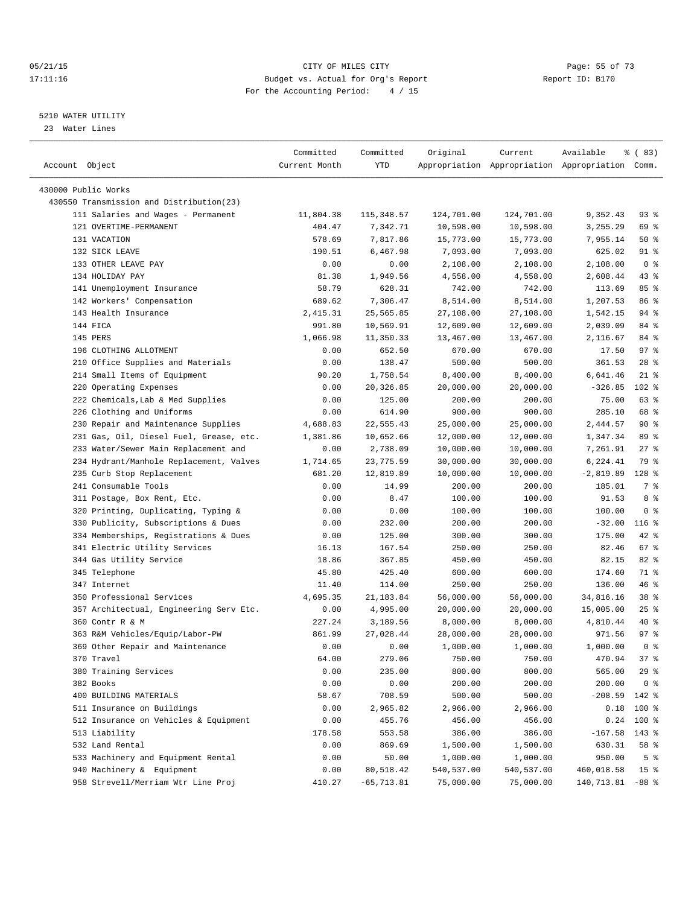CITY OF MILES CITY
Budget vs. Actual for Org's Report
For the Accounting Period: 4 / 15

05/21/15
17:11:16

Report ID: B170

5210 WATER UTILITY
23 Water Lines

| Account Object | Committed Current Month | Committed YTD | Original Appropriation | Current Appropriation | Available Appropriation | % ( 83) Comm. |
|---|---|---|---|---|---|---|
| 430000 Public Works | | | | | | |
| 430550 Transmission and Distribution(23) | | | | | | |
| 111 Salaries and Wages - Permanent | 11,804.38 | 115,348.57 | 124,701.00 | 124,701.00 | 9,352.43 | 93 % |
| 121 OVERTIME-PERMANENT | 404.47 | 7,342.71 | 10,598.00 | 10,598.00 | 3,255.29 | 69 % |
| 131 VACATION | 578.69 | 7,817.86 | 15,773.00 | 15,773.00 | 7,955.14 | 50 % |
| 132 SICK LEAVE | 190.51 | 6,467.98 | 7,093.00 | 7,093.00 | 625.02 | 91 % |
| 133 OTHER LEAVE PAY | 0.00 | 0.00 | 2,108.00 | 2,108.00 | 2,108.00 | 0 % |
| 134 HOLIDAY PAY | 81.38 | 1,949.56 | 4,558.00 | 4,558.00 | 2,608.44 | 43 % |
| 141 Unemployment Insurance | 58.79 | 628.31 | 742.00 | 742.00 | 113.69 | 85 % |
| 142 Workers' Compensation | 689.62 | 7,306.47 | 8,514.00 | 8,514.00 | 1,207.53 | 86 % |
| 143 Health Insurance | 2,415.31 | 25,565.85 | 27,108.00 | 27,108.00 | 1,542.15 | 94 % |
| 144 FICA | 991.80 | 10,569.91 | 12,609.00 | 12,609.00 | 2,039.09 | 84 % |
| 145 PERS | 1,066.98 | 11,350.33 | 13,467.00 | 13,467.00 | 2,116.67 | 84 % |
| 196 CLOTHING ALLOTMENT | 0.00 | 652.50 | 670.00 | 670.00 | 17.50 | 97 % |
| 210 Office Supplies and Materials | 0.00 | 138.47 | 500.00 | 500.00 | 361.53 | 28 % |
| 214 Small Items of Equipment | 90.20 | 1,758.54 | 8,400.00 | 8,400.00 | 6,641.46 | 21 % |
| 220 Operating Expenses | 0.00 | 20,326.85 | 20,000.00 | 20,000.00 | -326.85 | 102 % |
| 222 Chemicals,Lab & Med Supplies | 0.00 | 125.00 | 200.00 | 200.00 | 75.00 | 63 % |
| 226 Clothing and Uniforms | 0.00 | 614.90 | 900.00 | 900.00 | 285.10 | 68 % |
| 230 Repair and Maintenance Supplies | 4,688.83 | 22,555.43 | 25,000.00 | 25,000.00 | 2,444.57 | 90 % |
| 231 Gas, Oil, Diesel Fuel, Grease, etc. | 1,381.86 | 10,652.66 | 12,000.00 | 12,000.00 | 1,347.34 | 89 % |
| 233 Water/Sewer Main Replacement and | 0.00 | 2,738.09 | 10,000.00 | 10,000.00 | 7,261.91 | 27 % |
| 234 Hydrant/Manhole Replacement, Valves | 1,714.65 | 23,775.59 | 30,000.00 | 30,000.00 | 6,224.41 | 79 % |
| 235 Curb Stop Replacement | 681.20 | 12,819.89 | 10,000.00 | 10,000.00 | -2,819.89 | 128 % |
| 241 Consumable Tools | 0.00 | 14.99 | 200.00 | 200.00 | 185.01 | 7 % |
| 311 Postage, Box Rent, Etc. | 0.00 | 8.47 | 100.00 | 100.00 | 91.53 | 8 % |
| 320 Printing, Duplicating, Typing & | 0.00 | 0.00 | 100.00 | 100.00 | 100.00 | 0 % |
| 330 Publicity, Subscriptions & Dues | 0.00 | 232.00 | 200.00 | 200.00 | -32.00 | 116 % |
| 334 Memberships, Registrations & Dues | 0.00 | 125.00 | 300.00 | 300.00 | 175.00 | 42 % |
| 341 Electric Utility Services | 16.13 | 167.54 | 250.00 | 250.00 | 82.46 | 67 % |
| 344 Gas Utility Service | 18.86 | 367.85 | 450.00 | 450.00 | 82.15 | 82 % |
| 345 Telephone | 45.80 | 425.40 | 600.00 | 600.00 | 174.60 | 71 % |
| 347 Internet | 11.40 | 114.00 | 250.00 | 250.00 | 136.00 | 46 % |
| 350 Professional Services | 4,695.35 | 21,183.84 | 56,000.00 | 56,000.00 | 34,816.16 | 38 % |
| 357 Architectual, Engineering Serv Etc. | 0.00 | 4,995.00 | 20,000.00 | 20,000.00 | 15,005.00 | 25 % |
| 360 Contr R & M | 227.24 | 3,189.56 | 8,000.00 | 8,000.00 | 4,810.44 | 40 % |
| 363 R&M Vehicles/Equip/Labor-PW | 861.99 | 27,028.44 | 28,000.00 | 28,000.00 | 971.56 | 97 % |
| 369 Other Repair and Maintenance | 0.00 | 0.00 | 1,000.00 | 1,000.00 | 1,000.00 | 0 % |
| 370 Travel | 64.00 | 279.06 | 750.00 | 750.00 | 470.94 | 37 % |
| 380 Training Services | 0.00 | 235.00 | 800.00 | 800.00 | 565.00 | 29 % |
| 382 Books | 0.00 | 0.00 | 200.00 | 200.00 | 200.00 | 0 % |
| 400 BUILDING MATERIALS | 58.67 | 708.59 | 500.00 | 500.00 | -208.59 | 142 % |
| 511 Insurance on Buildings | 0.00 | 2,965.82 | 2,966.00 | 2,966.00 | 0.18 | 100 % |
| 512 Insurance on Vehicles & Equipment | 0.00 | 455.76 | 456.00 | 456.00 | 0.24 | 100 % |
| 513 Liability | 178.58 | 553.58 | 386.00 | 386.00 | -167.58 | 143 % |
| 532 Land Rental | 0.00 | 869.69 | 1,500.00 | 1,500.00 | 630.31 | 58 % |
| 533 Machinery and Equipment Rental | 0.00 | 50.00 | 1,000.00 | 1,000.00 | 950.00 | 5 % |
| 940 Machinery & Equipment | 0.00 | 80,518.42 | 540,537.00 | 540,537.00 | 460,018.58 | 15 % |
| 958 Strevell/Merriam Wtr Line Proj | 410.27 | -65,713.81 | 75,000.00 | 75,000.00 | 140,713.81 | -88 % |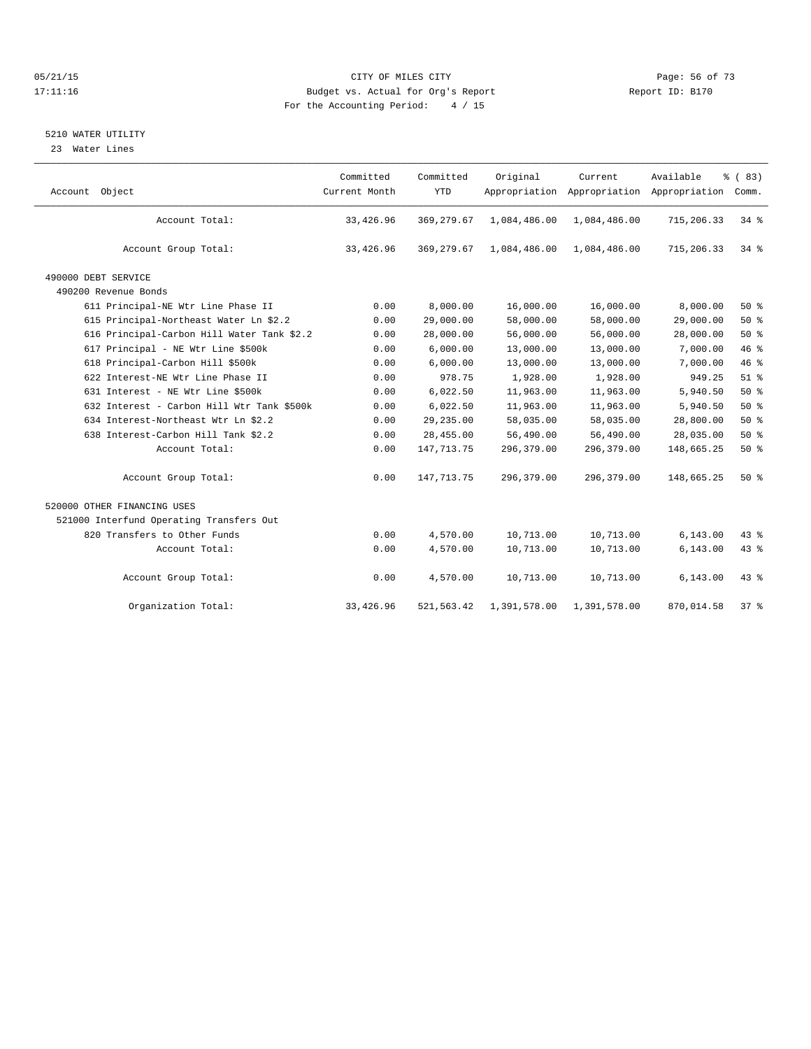CITY OF MILES CITY

Budget vs. Actual for Org's Report

For the Accounting Period: 4 / 15

Report ID: B170

05/21/15 17:11:16

## 5210 WATER UTILITY

23 Water Lines

| Account Object | Committed Current Month | Committed YTD | Original Appropriation | Current Appropriation | Available Appropriation | % ( 83) Comm. |
|---|---|---|---|---|---|---|
| Account Total: | 33,426.96 | 369,279.67 | 1,084,486.00 | 1,084,486.00 | 715,206.33 | 34 % |
| Account Group Total: | 33,426.96 | 369,279.67 | 1,084,486.00 | 1,084,486.00 | 715,206.33 | 34 % |
| 490000 DEBT SERVICE | | | | | | |
| 490200 Revenue Bonds | | | | | | |
| 611 Principal-NE Wtr Line Phase II | 0.00 | 8,000.00 | 16,000.00 | 16,000.00 | 8,000.00 | 50 % |
| 615 Principal-Northeast Water Ln $2.2 | 0.00 | 29,000.00 | 58,000.00 | 58,000.00 | 29,000.00 | 50 % |
| 616 Principal-Carbon Hill Water Tank $2.2 | 0.00 | 28,000.00 | 56,000.00 | 56,000.00 | 28,000.00 | 50 % |
| 617 Principal - NE Wtr Line $500k | 0.00 | 6,000.00 | 13,000.00 | 13,000.00 | 7,000.00 | 46 % |
| 618 Principal-Carbon Hill $500k | 0.00 | 6,000.00 | 13,000.00 | 13,000.00 | 7,000.00 | 46 % |
| 622 Interest-NE Wtr Line Phase II | 0.00 | 978.75 | 1,928.00 | 1,928.00 | 949.25 | 51 % |
| 631 Interest - NE Wtr Line $500k | 0.00 | 6,022.50 | 11,963.00 | 11,963.00 | 5,940.50 | 50 % |
| 632 Interest - Carbon Hill Wtr Tank $500k | 0.00 | 6,022.50 | 11,963.00 | 11,963.00 | 5,940.50 | 50 % |
| 634 Interest-Northeast Wtr Ln $2.2 | 0.00 | 29,235.00 | 58,035.00 | 58,035.00 | 28,800.00 | 50 % |
| 638 Interest-Carbon Hill Tank $2.2 | 0.00 | 28,455.00 | 56,490.00 | 56,490.00 | 28,035.00 | 50 % |
| Account Total: | 0.00 | 147,713.75 | 296,379.00 | 296,379.00 | 148,665.25 | 50 % |
| Account Group Total: | 0.00 | 147,713.75 | 296,379.00 | 296,379.00 | 148,665.25 | 50 % |
| 520000 OTHER FINANCING USES | | | | | | |
| 521000 Interfund Operating Transfers Out | | | | | | |
| 820 Transfers to Other Funds | 0.00 | 4,570.00 | 10,713.00 | 10,713.00 | 6,143.00 | 43 % |
| Account Total: | 0.00 | 4,570.00 | 10,713.00 | 10,713.00 | 6,143.00 | 43 % |
| Account Group Total: | 0.00 | 4,570.00 | 10,713.00 | 10,713.00 | 6,143.00 | 43 % |
| Organization Total: | 33,426.96 | 521,563.42 | 1,391,578.00 | 1,391,578.00 | 870,014.58 | 37 % |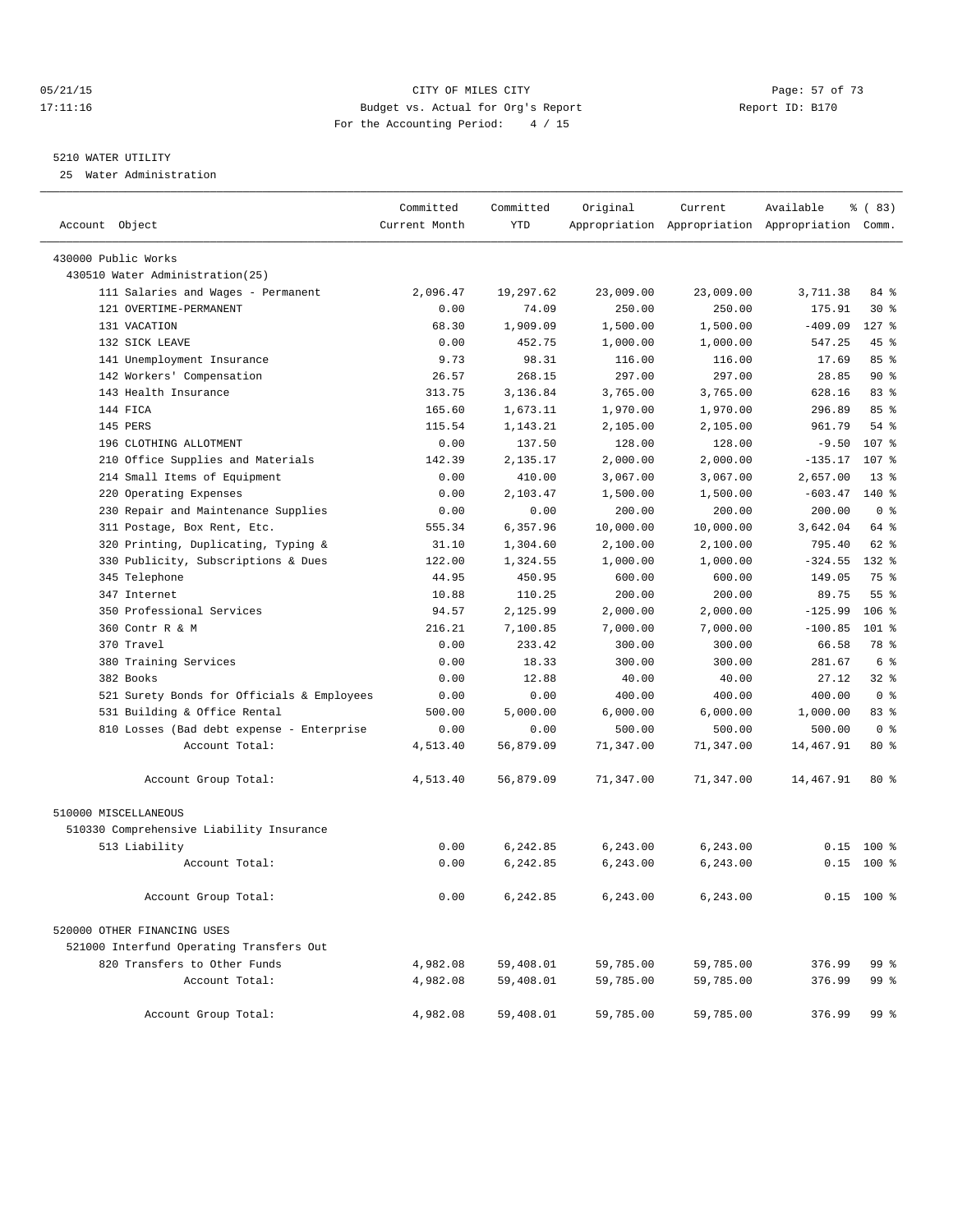05/21/15 CITY OF MILES CITY
17:11:16 Budget vs. Actual for Org's Report Report ID: B170
For the Accounting Period: 4 / 15

## 5210 WATER UTILITY

25 Water Administration

| Account Object | Committed Current Month | Committed YTD | Original Appropriation | Current Appropriation | Available Appropriation | % ( 83) Comm. |
|---|---|---|---|---|---|---|
| 430000 Public Works | | | | | | |
| 430510 Water Administration(25) | | | | | | |
| 111 Salaries and Wages - Permanent | 2,096.47 | 19,297.62 | 23,009.00 | 23,009.00 | 3,711.38 | 84 % |
| 121 OVERTIME-PERMANENT | 0.00 | 74.09 | 250.00 | 250.00 | 175.91 | 30 % |
| 131 VACATION | 68.30 | 1,909.09 | 1,500.00 | 1,500.00 | -409.09 | 127 % |
| 132 SICK LEAVE | 0.00 | 452.75 | 1,000.00 | 1,000.00 | 547.25 | 45 % |
| 141 Unemployment Insurance | 9.73 | 98.31 | 116.00 | 116.00 | 17.69 | 85 % |
| 142 Workers' Compensation | 26.57 | 268.15 | 297.00 | 297.00 | 28.85 | 90 % |
| 143 Health Insurance | 313.75 | 3,136.84 | 3,765.00 | 3,765.00 | 628.16 | 83 % |
| 144 FICA | 165.60 | 1,673.11 | 1,970.00 | 1,970.00 | 296.89 | 85 % |
| 145 PERS | 115.54 | 1,143.21 | 2,105.00 | 2,105.00 | 961.79 | 54 % |
| 196 CLOTHING ALLOTMENT | 0.00 | 137.50 | 128.00 | 128.00 | -9.50 | 107 % |
| 210 Office Supplies and Materials | 142.39 | 2,135.17 | 2,000.00 | 2,000.00 | -135.17 | 107 % |
| 214 Small Items of Equipment | 0.00 | 410.00 | 3,067.00 | 3,067.00 | 2,657.00 | 13 % |
| 220 Operating Expenses | 0.00 | 2,103.47 | 1,500.00 | 1,500.00 | -603.47 | 140 % |
| 230 Repair and Maintenance Supplies | 0.00 | 0.00 | 200.00 | 200.00 | 200.00 | 0 % |
| 311 Postage, Box Rent, Etc. | 555.34 | 6,357.96 | 10,000.00 | 10,000.00 | 3,642.04 | 64 % |
| 320 Printing, Duplicating, Typing & | 31.10 | 1,304.60 | 2,100.00 | 2,100.00 | 795.40 | 62 % |
| 330 Publicity, Subscriptions & Dues | 122.00 | 1,324.55 | 1,000.00 | 1,000.00 | -324.55 | 132 % |
| 345 Telephone | 44.95 | 450.95 | 600.00 | 600.00 | 149.05 | 75 % |
| 347 Internet | 10.88 | 110.25 | 200.00 | 200.00 | 89.75 | 55 % |
| 350 Professional Services | 94.57 | 2,125.99 | 2,000.00 | 2,000.00 | -125.99 | 106 % |
| 360 Contr R & M | 216.21 | 7,100.85 | 7,000.00 | 7,000.00 | -100.85 | 101 % |
| 370 Travel | 0.00 | 233.42 | 300.00 | 300.00 | 66.58 | 78 % |
| 380 Training Services | 0.00 | 18.33 | 300.00 | 300.00 | 281.67 | 6 % |
| 382 Books | 0.00 | 12.88 | 40.00 | 40.00 | 27.12 | 32 % |
| 521 Surety Bonds for Officials & Employees | 0.00 | 0.00 | 400.00 | 400.00 | 400.00 | 0 % |
| 531 Building & Office Rental | 500.00 | 5,000.00 | 6,000.00 | 6,000.00 | 1,000.00 | 83 % |
| 810 Losses (Bad debt expense - Enterprise | 0.00 | 0.00 | 500.00 | 500.00 | 500.00 | 0 % |
| Account Total: | 4,513.40 | 56,879.09 | 71,347.00 | 71,347.00 | 14,467.91 | 80 % |
| Account Group Total: | 4,513.40 | 56,879.09 | 71,347.00 | 71,347.00 | 14,467.91 | 80 % |
| 510000 MISCELLANEOUS | | | | | | |
| 510330 Comprehensive Liability Insurance | | | | | | |
| 513 Liability | 0.00 | 6,242.85 | 6,243.00 | 6,243.00 | 0.15 | 100 % |
| Account Total: | 0.00 | 6,242.85 | 6,243.00 | 6,243.00 | 0.15 | 100 % |
| Account Group Total: | 0.00 | 6,242.85 | 6,243.00 | 6,243.00 | 0.15 | 100 % |
| 520000 OTHER FINANCING USES | | | | | | |
| 521000 Interfund Operating Transfers Out | | | | | | |
| 820 Transfers to Other Funds | 4,982.08 | 59,408.01 | 59,785.00 | 59,785.00 | 376.99 | 99 % |
| Account Total: | 4,982.08 | 59,408.01 | 59,785.00 | 59,785.00 | 376.99 | 99 % |
| Account Group Total: | 4,982.08 | 59,408.01 | 59,785.00 | 59,785.00 | 376.99 | 99 % |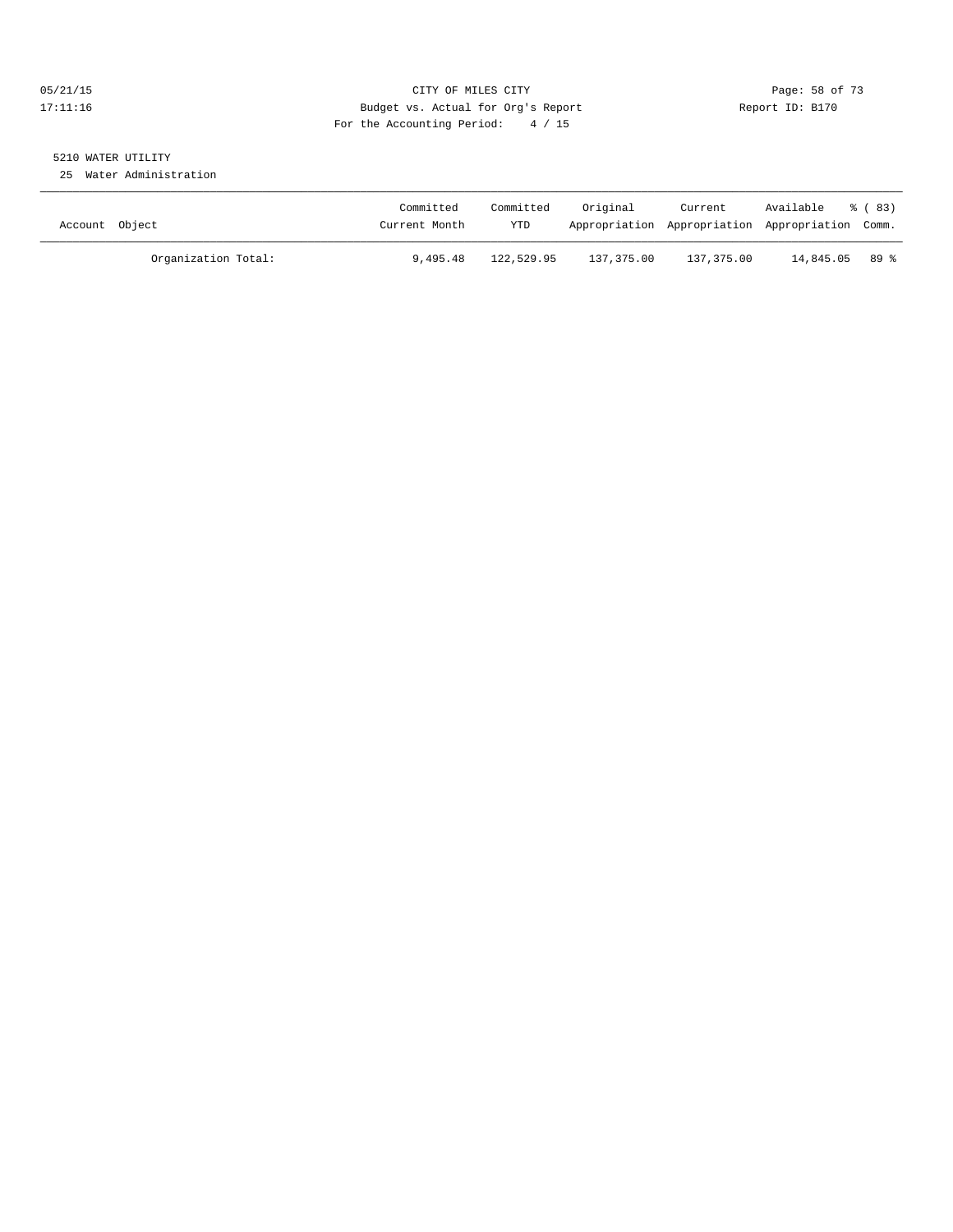CITY OF MILES CITY
Budget vs. Actual for Org's Report
For the Accounting Period: 4 / 15

05/21/15
17:11:16

Report ID: B170

5210 WATER UTILITY

25 Water Administration

| Account Object | Committed Current Month | Committed YTD | Original Appropriation | Current Appropriation | Available Appropriation | % ( 83) Comm. |
|---|---|---|---|---|---|---|
| Organization Total: | 9,495.48 | 122,529.95 | 137,375.00 | 137,375.00 | 14,845.05 | 89 % |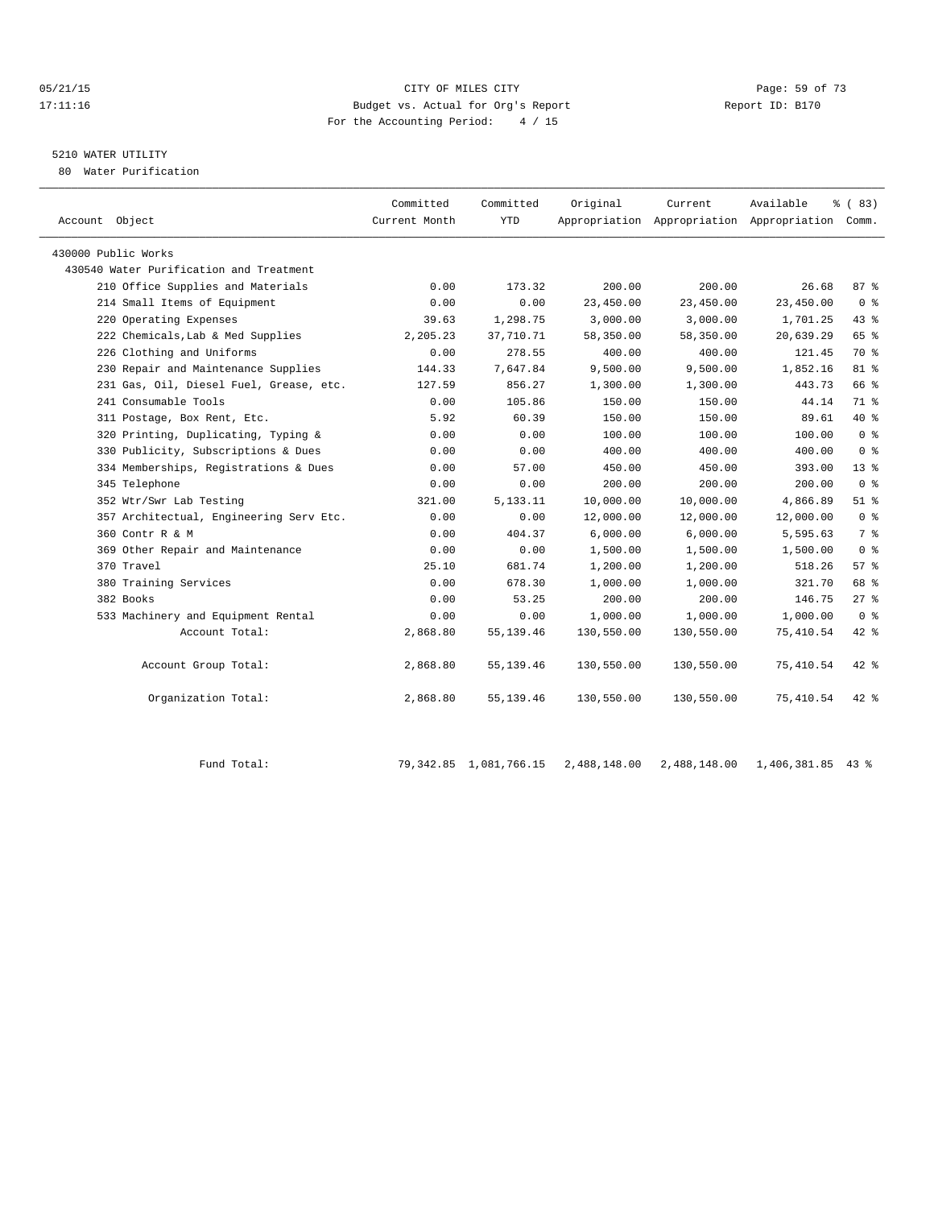CITY OF MILES CITY
Budget vs. Actual for Org's Report
For the Accounting Period: 4 / 15

05/21/15
17:11:16

Report ID: B170

## 5210 WATER UTILITY

80 Water Purification

| Account Object | Committed Current Month | Committed YTD | Original Appropriation | Current Appropriation | Available Appropriation | % ( 83) Comm. |
|---|---|---|---|---|---|---|
| 430000 Public Works | | | | | | |
| 430540 Water Purification and Treatment | | | | | | |
| 210 Office Supplies and Materials | 0.00 | 173.32 | 200.00 | 200.00 | 26.68 | 87 % |
| 214 Small Items of Equipment | 0.00 | 0.00 | 23,450.00 | 23,450.00 | 23,450.00 | 0 % |
| 220 Operating Expenses | 39.63 | 1,298.75 | 3,000.00 | 3,000.00 | 1,701.25 | 43 % |
| 222 Chemicals,Lab & Med Supplies | 2,205.23 | 37,710.71 | 58,350.00 | 58,350.00 | 20,639.29 | 65 % |
| 226 Clothing and Uniforms | 0.00 | 278.55 | 400.00 | 400.00 | 121.45 | 70 % |
| 230 Repair and Maintenance Supplies | 144.33 | 7,647.84 | 9,500.00 | 9,500.00 | 1,852.16 | 81 % |
| 231 Gas, Oil, Diesel Fuel, Grease, etc. | 127.59 | 856.27 | 1,300.00 | 1,300.00 | 443.73 | 66 % |
| 241 Consumable Tools | 0.00 | 105.86 | 150.00 | 150.00 | 44.14 | 71 % |
| 311 Postage, Box Rent, Etc. | 5.92 | 60.39 | 150.00 | 150.00 | 89.61 | 40 % |
| 320 Printing, Duplicating, Typing & | 0.00 | 0.00 | 100.00 | 100.00 | 100.00 | 0 % |
| 330 Publicity, Subscriptions & Dues | 0.00 | 0.00 | 400.00 | 400.00 | 400.00 | 0 % |
| 334 Memberships, Registrations & Dues | 0.00 | 57.00 | 450.00 | 450.00 | 393.00 | 13 % |
| 345 Telephone | 0.00 | 0.00 | 200.00 | 200.00 | 200.00 | 0 % |
| 352 Wtr/Swr Lab Testing | 321.00 | 5,133.11 | 10,000.00 | 10,000.00 | 4,866.89 | 51 % |
| 357 Architectual, Engineering Serv Etc. | 0.00 | 0.00 | 12,000.00 | 12,000.00 | 12,000.00 | 0 % |
| 360 Contr R & M | 0.00 | 404.37 | 6,000.00 | 6,000.00 | 5,595.63 | 7 % |
| 369 Other Repair and Maintenance | 0.00 | 0.00 | 1,500.00 | 1,500.00 | 1,500.00 | 0 % |
| 370 Travel | 25.10 | 681.74 | 1,200.00 | 1,200.00 | 518.26 | 57 % |
| 380 Training Services | 0.00 | 678.30 | 1,000.00 | 1,000.00 | 321.70 | 68 % |
| 382 Books | 0.00 | 53.25 | 200.00 | 200.00 | 146.75 | 27 % |
| 533 Machinery and Equipment Rental | 0.00 | 0.00 | 1,000.00 | 1,000.00 | 1,000.00 | 0 % |
| Account Total: | 2,868.80 | 55,139.46 | 130,550.00 | 130,550.00 | 75,410.54 | 42 % |
| Account Group Total: | 2,868.80 | 55,139.46 | 130,550.00 | 130,550.00 | 75,410.54 | 42 % |
| Organization Total: | 2,868.80 | 55,139.46 | 130,550.00 | 130,550.00 | 75,410.54 | 42 % |
| Fund Total: | 79,342.85 | 1,081,766.15 | 2,488,148.00 | 2,488,148.00 | 1,406,381.85 | 43 % |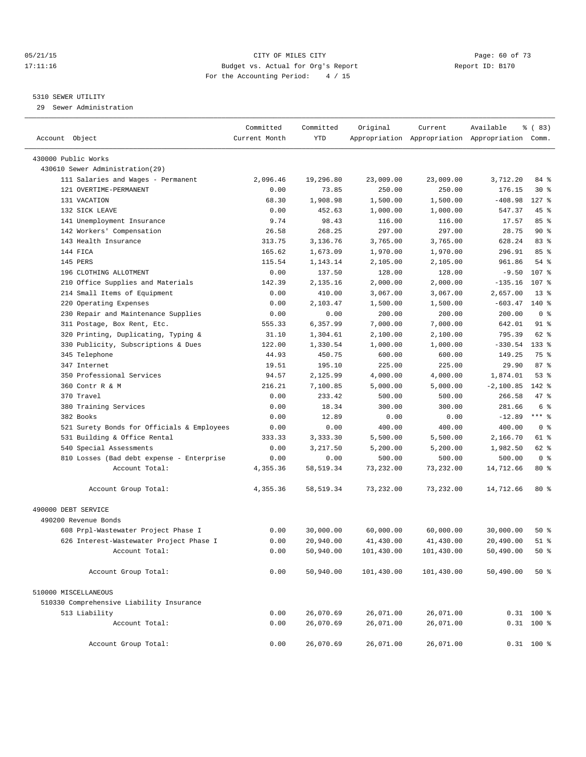CITY OF MILES CITY
Budget vs. Actual for Org's Report
For the Accounting Period: 4 / 15

05/21/15
17:11:16

Report ID: B170

## 5310 SEWER UTILITY

29 Sewer Administration

| Account Object | Committed Current Month | Committed YTD | Original Appropriation | Current Appropriation | Available Appropriation | % ( 83) Comm. |
|---|---|---|---|---|---|---|
| 430000 Public Works | | | | | | |
| 430610 Sewer Administration(29) | | | | | | |
| 111 Salaries and Wages - Permanent | 2,096.46 | 19,296.80 | 23,009.00 | 23,009.00 | 3,712.20 | 84 % |
| 121 OVERTIME-PERMANENT | 0.00 | 73.85 | 250.00 | 250.00 | 176.15 | 30 % |
| 131 VACATION | 68.30 | 1,908.98 | 1,500.00 | 1,500.00 | -408.98 | 127 % |
| 132 SICK LEAVE | 0.00 | 452.63 | 1,000.00 | 1,000.00 | 547.37 | 45 % |
| 141 Unemployment Insurance | 9.74 | 98.43 | 116.00 | 116.00 | 17.57 | 85 % |
| 142 Workers' Compensation | 26.58 | 268.25 | 297.00 | 297.00 | 28.75 | 90 % |
| 143 Health Insurance | 313.75 | 3,136.76 | 3,765.00 | 3,765.00 | 628.24 | 83 % |
| 144 FICA | 165.62 | 1,673.09 | 1,970.00 | 1,970.00 | 296.91 | 85 % |
| 145 PERS | 115.54 | 1,143.14 | 2,105.00 | 2,105.00 | 961.86 | 54 % |
| 196 CLOTHING ALLOTMENT | 0.00 | 137.50 | 128.00 | 128.00 | -9.50 | 107 % |
| 210 Office Supplies and Materials | 142.39 | 2,135.16 | 2,000.00 | 2,000.00 | -135.16 | 107 % |
| 214 Small Items of Equipment | 0.00 | 410.00 | 3,067.00 | 3,067.00 | 2,657.00 | 13 % |
| 220 Operating Expenses | 0.00 | 2,103.47 | 1,500.00 | 1,500.00 | -603.47 | 140 % |
| 230 Repair and Maintenance Supplies | 0.00 | 0.00 | 200.00 | 200.00 | 200.00 | 0 % |
| 311 Postage, Box Rent, Etc. | 555.33 | 6,357.99 | 7,000.00 | 7,000.00 | 642.01 | 91 % |
| 320 Printing, Duplicating, Typing & | 31.10 | 1,304.61 | 2,100.00 | 2,100.00 | 795.39 | 62 % |
| 330 Publicity, Subscriptions & Dues | 122.00 | 1,330.54 | 1,000.00 | 1,000.00 | -330.54 | 133 % |
| 345 Telephone | 44.93 | 450.75 | 600.00 | 600.00 | 149.25 | 75 % |
| 347 Internet | 19.51 | 195.10 | 225.00 | 225.00 | 29.90 | 87 % |
| 350 Professional Services | 94.57 | 2,125.99 | 4,000.00 | 4,000.00 | 1,874.01 | 53 % |
| 360 Contr R & M | 216.21 | 7,100.85 | 5,000.00 | 5,000.00 | -2,100.85 | 142 % |
| 370 Travel | 0.00 | 233.42 | 500.00 | 500.00 | 266.58 | 47 % |
| 380 Training Services | 0.00 | 18.34 | 300.00 | 300.00 | 281.66 | 6 % |
| 382 Books | 0.00 | 12.89 | 0.00 | 0.00 | -12.89 | *** % |
| 521 Surety Bonds for Officials & Employees | 0.00 | 0.00 | 400.00 | 400.00 | 400.00 | 0 % |
| 531 Building & Office Rental | 333.33 | 3,333.30 | 5,500.00 | 5,500.00 | 2,166.70 | 61 % |
| 540 Special Assessments | 0.00 | 3,217.50 | 5,200.00 | 5,200.00 | 1,982.50 | 62 % |
| 810 Losses (Bad debt expense - Enterprise | 0.00 | 0.00 | 500.00 | 500.00 | 500.00 | 0 % |
| Account Total: | 4,355.36 | 58,519.34 | 73,232.00 | 73,232.00 | 14,712.66 | 80 % |
| Account Group Total: | 4,355.36 | 58,519.34 | 73,232.00 | 73,232.00 | 14,712.66 | 80 % |
| 490000 DEBT SERVICE | | | | | | |
| 490200 Revenue Bonds | | | | | | |
| 608 Prpl-Wastewater Project Phase I | 0.00 | 30,000.00 | 60,000.00 | 60,000.00 | 30,000.00 | 50 % |
| 626 Interest-Wastewater Project Phase I | 0.00 | 20,940.00 | 41,430.00 | 41,430.00 | 20,490.00 | 51 % |
| Account Total: | 0.00 | 50,940.00 | 101,430.00 | 101,430.00 | 50,490.00 | 50 % |
| Account Group Total: | 0.00 | 50,940.00 | 101,430.00 | 101,430.00 | 50,490.00 | 50 % |
| 510000 MISCELLANEOUS | | | | | | |
| 510330 Comprehensive Liability Insurance | | | | | | |
| 513 Liability | 0.00 | 26,070.69 | 26,071.00 | 26,071.00 | 0.31 | 100 % |
| Account Total: | 0.00 | 26,070.69 | 26,071.00 | 26,071.00 | 0.31 | 100 % |
| Account Group Total: | 0.00 | 26,070.69 | 26,071.00 | 26,071.00 | 0.31 | 100 % |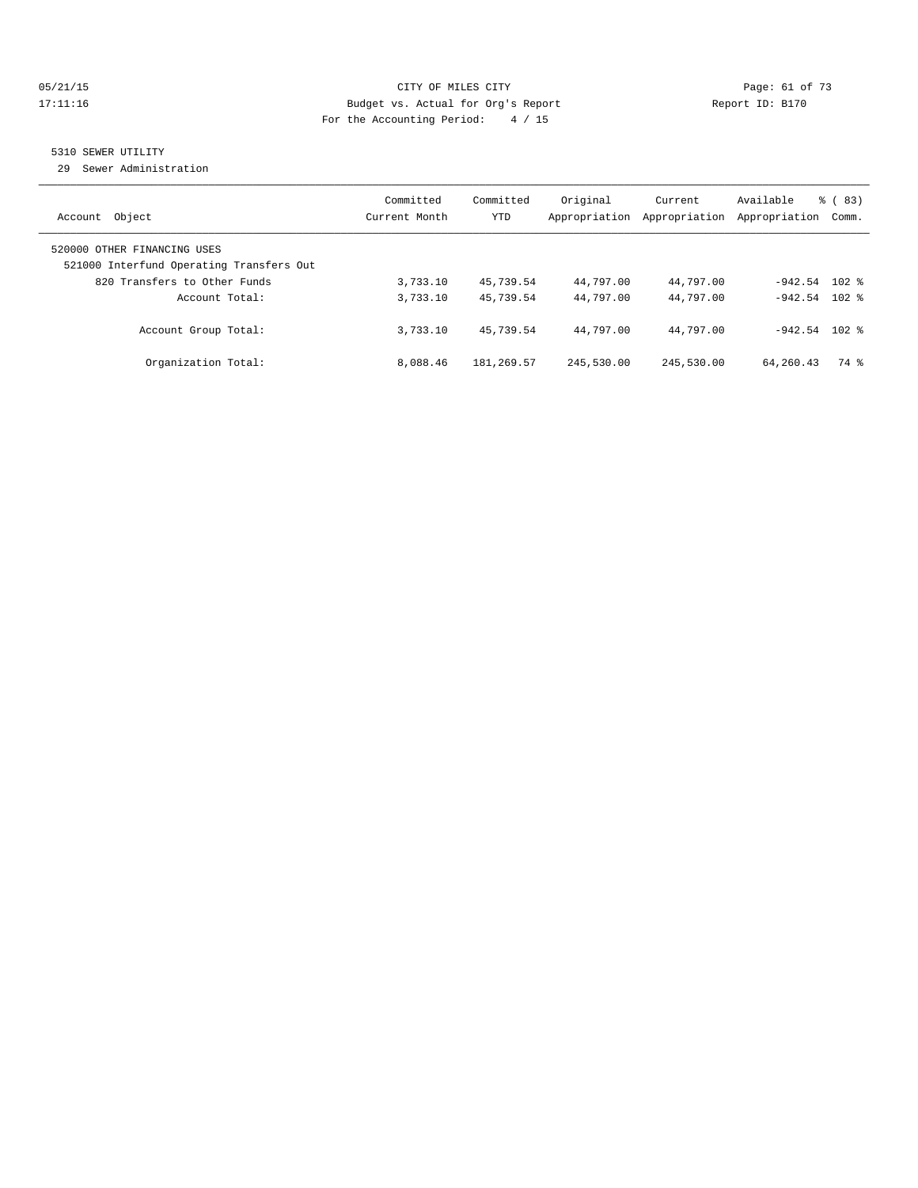CITY OF MILES CITY
Budget vs. Actual for Org's Report
For the Accounting Period: 4 / 15

05/21/15
17:11:16

Report ID: B170

5310 SEWER UTILITY
29 Sewer Administration

| Account Object | Committed Current Month | Committed YTD | Original Appropriation | Current Appropriation | Available Appropriation | % ( 83) Comm. |
|---|---|---|---|---|---|---|
| 520000 OTHER FINANCING USES | | | | | | |
| 521000 Interfund Operating Transfers Out | | | | | | |
| 820 Transfers to Other Funds | 3,733.10 | 45,739.54 | 44,797.00 | 44,797.00 | -942.54 | 102 % |
| Account Total: | 3,733.10 | 45,739.54 | 44,797.00 | 44,797.00 | -942.54 | 102 % |
| Account Group Total: | 3,733.10 | 45,739.54 | 44,797.00 | 44,797.00 | -942.54 | 102 % |
| Organization Total: | 8,088.46 | 181,269.57 | 245,530.00 | 245,530.00 | 64,260.43 | 74 % |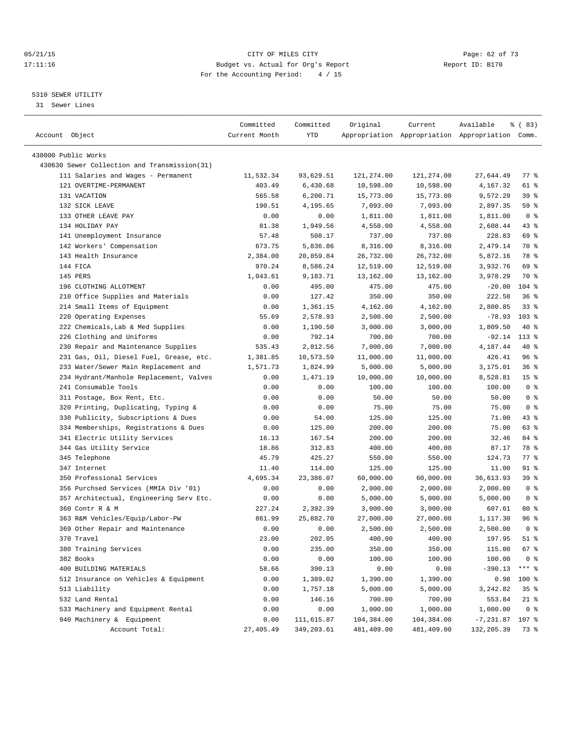CITY OF MILES CITY
Budget vs. Actual for Org's Report
For the Accounting Period: 4 / 15

05/21/15
17:11:16

Report ID: B170

5310 SEWER UTILITY
31 Sewer Lines

| Account Object | Committed Current Month | Committed YTD | Original Appropriation | Current Appropriation | Available Appropriation | % ( 83) Comm. |
|---|---|---|---|---|---|---|
| 430000 Public Works | | | | | | |
| 430630 Sewer Collection and Transmission(31) | | | | | | |
| 111 Salaries and Wages - Permanent | 11,532.34 | 93,629.51 | 121,274.00 | 121,274.00 | 27,644.49 | 77 % |
| 121 OVERTIME-PERMANENT | 403.49 | 6,430.68 | 10,598.00 | 10,598.00 | 4,167.32 | 61 % |
| 131 VACATION | 565.58 | 6,200.71 | 15,773.00 | 15,773.00 | 9,572.29 | 39 % |
| 132 SICK LEAVE | 190.51 | 4,195.65 | 7,093.00 | 7,093.00 | 2,897.35 | 59 % |
| 133 OTHER LEAVE PAY | 0.00 | 0.00 | 1,811.00 | 1,811.00 | 1,811.00 | 0 % |
| 134 HOLIDAY PAY | 81.38 | 1,949.56 | 4,558.00 | 4,558.00 | 2,608.44 | 43 % |
| 141 Unemployment Insurance | 57.48 | 508.17 | 737.00 | 737.00 | 228.83 | 69 % |
| 142 Workers' Compensation | 673.75 | 5,836.86 | 8,316.00 | 8,316.00 | 2,479.14 | 70 % |
| 143 Health Insurance | 2,384.00 | 20,859.84 | 26,732.00 | 26,732.00 | 5,872.16 | 78 % |
| 144 FICA | 970.24 | 8,586.24 | 12,519.00 | 12,519.00 | 3,932.76 | 69 % |
| 145 PERS | 1,043.61 | 9,183.71 | 13,162.00 | 13,162.00 | 3,978.29 | 70 % |
| 196 CLOTHING ALLOTMENT | 0.00 | 495.00 | 475.00 | 475.00 | -20.00 | 104 % |
| 210 Office Supplies and Materials | 0.00 | 127.42 | 350.00 | 350.00 | 222.58 | 36 % |
| 214 Small Items of Equipment | 0.00 | 1,361.15 | 4,162.00 | 4,162.00 | 2,800.85 | 33 % |
| 220 Operating Expenses | 55.69 | 2,578.93 | 2,500.00 | 2,500.00 | -78.93 | 103 % |
| 222 Chemicals,Lab & Med Supplies | 0.00 | 1,190.50 | 3,000.00 | 3,000.00 | 1,809.50 | 40 % |
| 226 Clothing and Uniforms | 0.00 | 792.14 | 700.00 | 700.00 | -92.14 | 113 % |
| 230 Repair and Maintenance Supplies | 535.43 | 2,812.56 | 7,000.00 | 7,000.00 | 4,187.44 | 40 % |
| 231 Gas, Oil, Diesel Fuel, Grease, etc. | 1,381.85 | 10,573.59 | 11,000.00 | 11,000.00 | 426.41 | 96 % |
| 233 Water/Sewer Main Replacement and | 1,571.73 | 1,824.99 | 5,000.00 | 5,000.00 | 3,175.01 | 36 % |
| 234 Hydrant/Manhole Replacement, Valves | 0.00 | 1,471.19 | 10,000.00 | 10,000.00 | 8,528.81 | 15 % |
| 241 Consumable Tools | 0.00 | 0.00 | 100.00 | 100.00 | 100.00 | 0 % |
| 311 Postage, Box Rent, Etc. | 0.00 | 0.00 | 50.00 | 50.00 | 50.00 | 0 % |
| 320 Printing, Duplicating, Typing & | 0.00 | 0.00 | 75.00 | 75.00 | 75.00 | 0 % |
| 330 Publicity, Subscriptions & Dues | 0.00 | 54.00 | 125.00 | 125.00 | 71.00 | 43 % |
| 334 Memberships, Registrations & Dues | 0.00 | 125.00 | 200.00 | 200.00 | 75.00 | 63 % |
| 341 Electric Utility Services | 16.13 | 167.54 | 200.00 | 200.00 | 32.46 | 84 % |
| 344 Gas Utility Service | 18.86 | 312.83 | 400.00 | 400.00 | 87.17 | 78 % |
| 345 Telephone | 45.79 | 425.27 | 550.00 | 550.00 | 124.73 | 77 % |
| 347 Internet | 11.40 | 114.00 | 125.00 | 125.00 | 11.00 | 91 % |
| 350 Professional Services | 4,695.34 | 23,386.07 | 60,000.00 | 60,000.00 | 36,613.93 | 39 % |
| 356 Purchsed Services (MMIA Div '01) | 0.00 | 0.00 | 2,000.00 | 2,000.00 | 2,000.00 | 0 % |
| 357 Architectual, Engineering Serv Etc. | 0.00 | 0.00 | 5,000.00 | 5,000.00 | 5,000.00 | 0 % |
| 360 Contr R & M | 227.24 | 2,392.39 | 3,000.00 | 3,000.00 | 607.61 | 80 % |
| 363 R&M Vehicles/Equip/Labor-PW | 861.99 | 25,882.70 | 27,000.00 | 27,000.00 | 1,117.30 | 96 % |
| 369 Other Repair and Maintenance | 0.00 | 0.00 | 2,500.00 | 2,500.00 | 2,500.00 | 0 % |
| 370 Travel | 23.00 | 202.05 | 400.00 | 400.00 | 197.95 | 51 % |
| 380 Training Services | 0.00 | 235.00 | 350.00 | 350.00 | 115.00 | 67 % |
| 382 Books | 0.00 | 0.00 | 100.00 | 100.00 | 100.00 | 0 % |
| 400 BUILDING MATERIALS | 58.66 | 390.13 | 0.00 | 0.00 | -390.13 | *** % |
| 512 Insurance on Vehicles & Equipment | 0.00 | 1,389.02 | 1,390.00 | 1,390.00 | 0.98 | 100 % |
| 513 Liability | 0.00 | 1,757.18 | 5,000.00 | 5,000.00 | 3,242.82 | 35 % |
| 532 Land Rental | 0.00 | 146.16 | 700.00 | 700.00 | 553.84 | 21 % |
| 533 Machinery and Equipment Rental | 0.00 | 0.00 | 1,000.00 | 1,000.00 | 1,000.00 | 0 % |
| 940 Machinery & Equipment | 0.00 | 111,615.87 | 104,384.00 | 104,384.00 | -7,231.87 | 107 % |
| Account Total: | 27,405.49 | 349,203.61 | 481,409.00 | 481,409.00 | 132,205.39 | 73 % |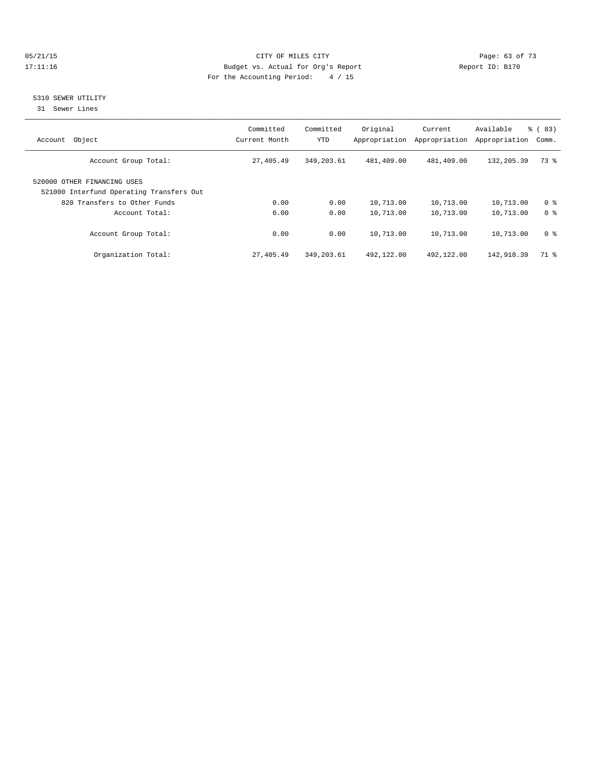CITY OF MILES CITY
Budget vs. Actual for Org's Report
For the Accounting Period: 4 / 15

05/21/15
17:11:16

Report ID: B170

## 5310 SEWER UTILITY

31 Sewer Lines

| Account Object | Committed Current Month | Committed YTD | Original Appropriation | Current Appropriation | Available Appropriation | % ( 83) Comm. |
|---|---|---|---|---|---|---|
| Account Group Total: | 27,405.49 | 349,203.61 | 481,409.00 | 481,409.00 | 132,205.39 | 73 % |
| 520000 OTHER FINANCING USES | | | | | | |
| 521000 Interfund Operating Transfers Out | | | | | | |
| 820 Transfers to Other Funds | 0.00 | 0.00 | 10,713.00 | 10,713.00 | 10,713.00 | 0 % |
| Account Total: | 0.00 | 0.00 | 10,713.00 | 10,713.00 | 10,713.00 | 0 % |
| Account Group Total: | 0.00 | 0.00 | 10,713.00 | 10,713.00 | 10,713.00 | 0 % |
| Organization Total: | 27,405.49 | 349,203.61 | 492,122.00 | 492,122.00 | 142,918.39 | 71 % |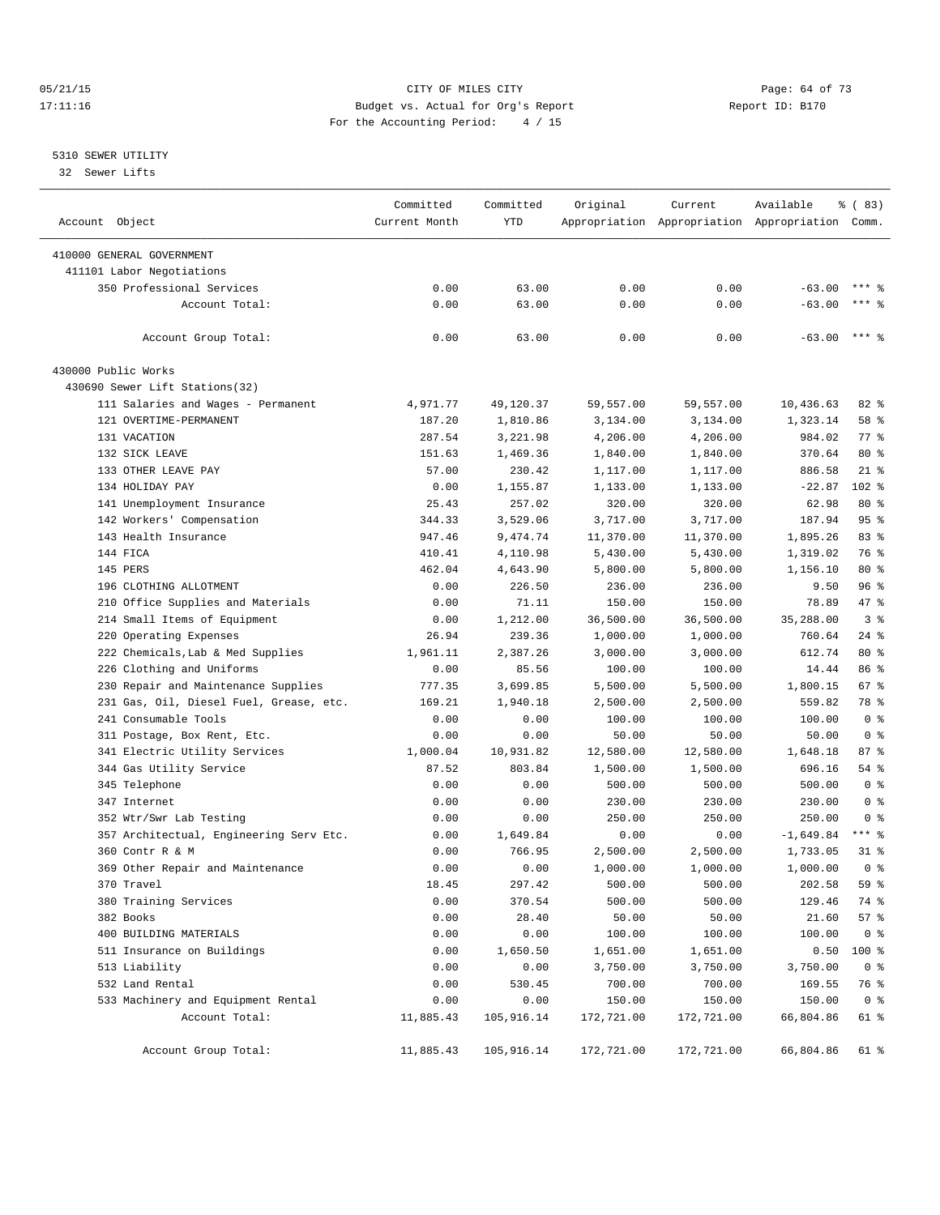CITY OF MILES CITY
Budget vs. Actual for Org's Report
For the Accounting Period: 4 / 15

05/21/15 17:11:16 — Report ID: B170

5310 SEWER UTILITY
32 Sewer Lifts

| Account Object | Committed Current Month | Committed YTD | Original Appropriation | Current Appropriation | Available Appropriation | % ( 83) Comm. |
|---|---|---|---|---|---|---|
| 410000 GENERAL GOVERNMENT | | | | | | |
| 411101 Labor Negotiations | | | | | | |
| 350 Professional Services | 0.00 | 63.00 | 0.00 | 0.00 | -63.00 | *** % |
| Account Total: | 0.00 | 63.00 | 0.00 | 0.00 | -63.00 | *** % |
| Account Group Total: | 0.00 | 63.00 | 0.00 | 0.00 | -63.00 | *** % |
| 430000 Public Works | | | | | | |
| 430690 Sewer Lift Stations(32) | | | | | | |
| 111 Salaries and Wages - Permanent | 4,971.77 | 49,120.37 | 59,557.00 | 59,557.00 | 10,436.63 | 82 % |
| 121 OVERTIME-PERMANENT | 187.20 | 1,810.86 | 3,134.00 | 3,134.00 | 1,323.14 | 58 % |
| 131 VACATION | 287.54 | 3,221.98 | 4,206.00 | 4,206.00 | 984.02 | 77 % |
| 132 SICK LEAVE | 151.63 | 1,469.36 | 1,840.00 | 1,840.00 | 370.64 | 80 % |
| 133 OTHER LEAVE PAY | 57.00 | 230.42 | 1,117.00 | 1,117.00 | 886.58 | 21 % |
| 134 HOLIDAY PAY | 0.00 | 1,155.87 | 1,133.00 | 1,133.00 | -22.87 | 102 % |
| 141 Unemployment Insurance | 25.43 | 257.02 | 320.00 | 320.00 | 62.98 | 80 % |
| 142 Workers' Compensation | 344.33 | 3,529.06 | 3,717.00 | 3,717.00 | 187.94 | 95 % |
| 143 Health Insurance | 947.46 | 9,474.74 | 11,370.00 | 11,370.00 | 1,895.26 | 83 % |
| 144 FICA | 410.41 | 4,110.98 | 5,430.00 | 5,430.00 | 1,319.02 | 76 % |
| 145 PERS | 462.04 | 4,643.90 | 5,800.00 | 5,800.00 | 1,156.10 | 80 % |
| 196 CLOTHING ALLOTMENT | 0.00 | 226.50 | 236.00 | 236.00 | 9.50 | 96 % |
| 210 Office Supplies and Materials | 0.00 | 71.11 | 150.00 | 150.00 | 78.89 | 47 % |
| 214 Small Items of Equipment | 0.00 | 1,212.00 | 36,500.00 | 36,500.00 | 35,288.00 | 3 % |
| 220 Operating Expenses | 26.94 | 239.36 | 1,000.00 | 1,000.00 | 760.64 | 24 % |
| 222 Chemicals,Lab & Med Supplies | 1,961.11 | 2,387.26 | 3,000.00 | 3,000.00 | 612.74 | 80 % |
| 226 Clothing and Uniforms | 0.00 | 85.56 | 100.00 | 100.00 | 14.44 | 86 % |
| 230 Repair and Maintenance Supplies | 777.35 | 3,699.85 | 5,500.00 | 5,500.00 | 1,800.15 | 67 % |
| 231 Gas, Oil, Diesel Fuel, Grease, etc. | 169.21 | 1,940.18 | 2,500.00 | 2,500.00 | 559.82 | 78 % |
| 241 Consumable Tools | 0.00 | 0.00 | 100.00 | 100.00 | 100.00 | 0 % |
| 311 Postage, Box Rent, Etc. | 0.00 | 0.00 | 50.00 | 50.00 | 50.00 | 0 % |
| 341 Electric Utility Services | 1,000.04 | 10,931.82 | 12,580.00 | 12,580.00 | 1,648.18 | 87 % |
| 344 Gas Utility Service | 87.52 | 803.84 | 1,500.00 | 1,500.00 | 696.16 | 54 % |
| 345 Telephone | 0.00 | 0.00 | 500.00 | 500.00 | 500.00 | 0 % |
| 347 Internet | 0.00 | 0.00 | 230.00 | 230.00 | 230.00 | 0 % |
| 352 Wtr/Swr Lab Testing | 0.00 | 0.00 | 250.00 | 250.00 | 250.00 | 0 % |
| 357 Architectual, Engineering Serv Etc. | 0.00 | 1,649.84 | 0.00 | 0.00 | -1,649.84 | *** % |
| 360 Contr R & M | 0.00 | 766.95 | 2,500.00 | 2,500.00 | 1,733.05 | 31 % |
| 369 Other Repair and Maintenance | 0.00 | 0.00 | 1,000.00 | 1,000.00 | 1,000.00 | 0 % |
| 370 Travel | 18.45 | 297.42 | 500.00 | 500.00 | 202.58 | 59 % |
| 380 Training Services | 0.00 | 370.54 | 500.00 | 500.00 | 129.46 | 74 % |
| 382 Books | 0.00 | 28.40 | 50.00 | 50.00 | 21.60 | 57 % |
| 400 BUILDING MATERIALS | 0.00 | 0.00 | 100.00 | 100.00 | 100.00 | 0 % |
| 511 Insurance on Buildings | 0.00 | 1,650.50 | 1,651.00 | 1,651.00 | 0.50 | 100 % |
| 513 Liability | 0.00 | 0.00 | 3,750.00 | 3,750.00 | 3,750.00 | 0 % |
| 532 Land Rental | 0.00 | 530.45 | 700.00 | 700.00 | 169.55 | 76 % |
| 533 Machinery and Equipment Rental | 0.00 | 0.00 | 150.00 | 150.00 | 150.00 | 0 % |
| Account Total: | 11,885.43 | 105,916.14 | 172,721.00 | 172,721.00 | 66,804.86 | 61 % |
| Account Group Total: | 11,885.43 | 105,916.14 | 172,721.00 | 172,721.00 | 66,804.86 | 61 % |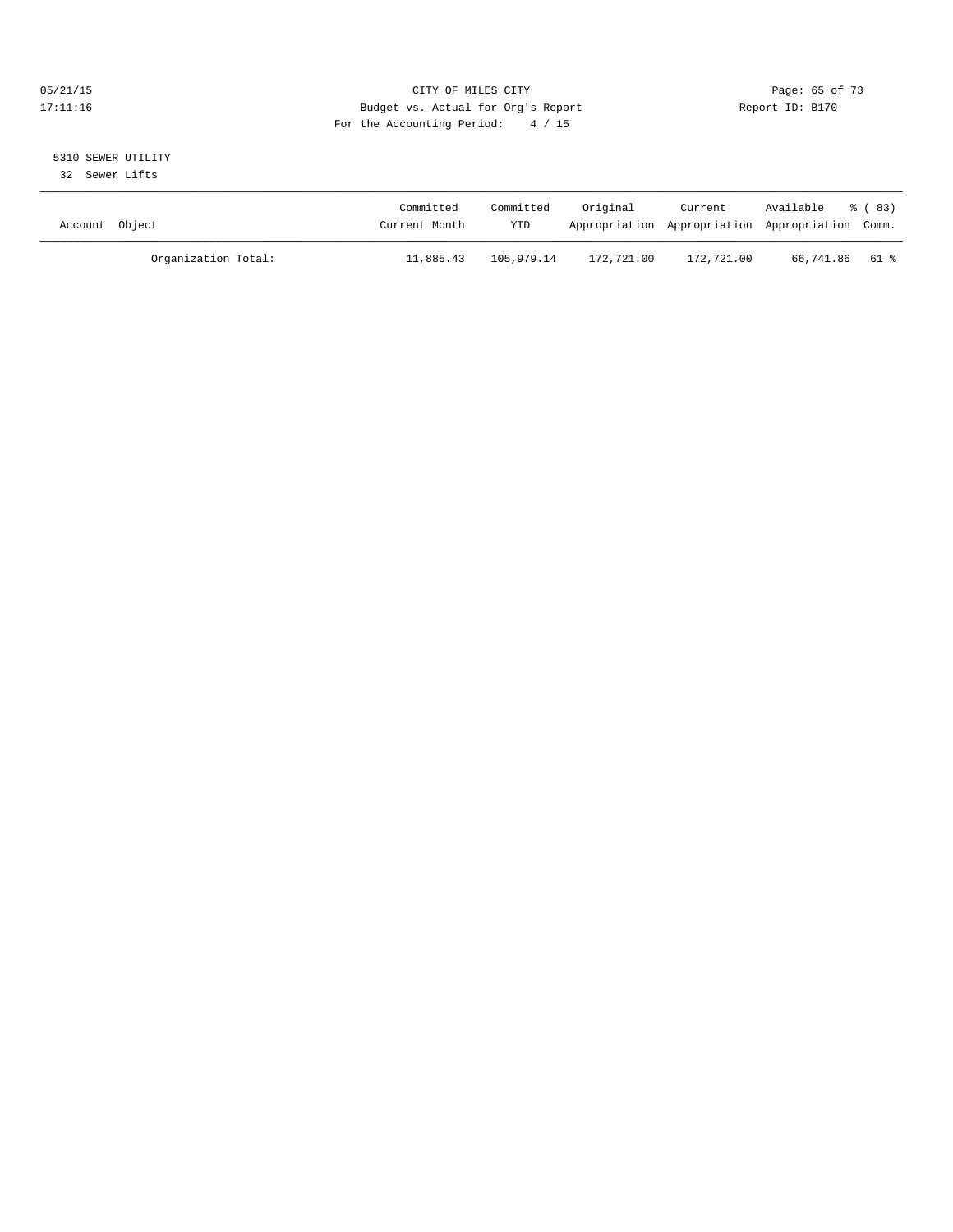CITY OF MILES CITY
Budget vs. Actual for Org's Report
For the Accounting Period: 4 / 15

05/21/15
17:11:16

Report ID: B170

5310 SEWER UTILITY
32 Sewer Lifts

| Account Object | Committed Current Month | Committed YTD | Original Appropriation | Current Appropriation | Available Appropriation | % ( 83) Comm. |
|---|---|---|---|---|---|---|
| Organization Total: | 11,885.43 | 105,979.14 | 172,721.00 | 172,721.00 | 66,741.86 | 61 % |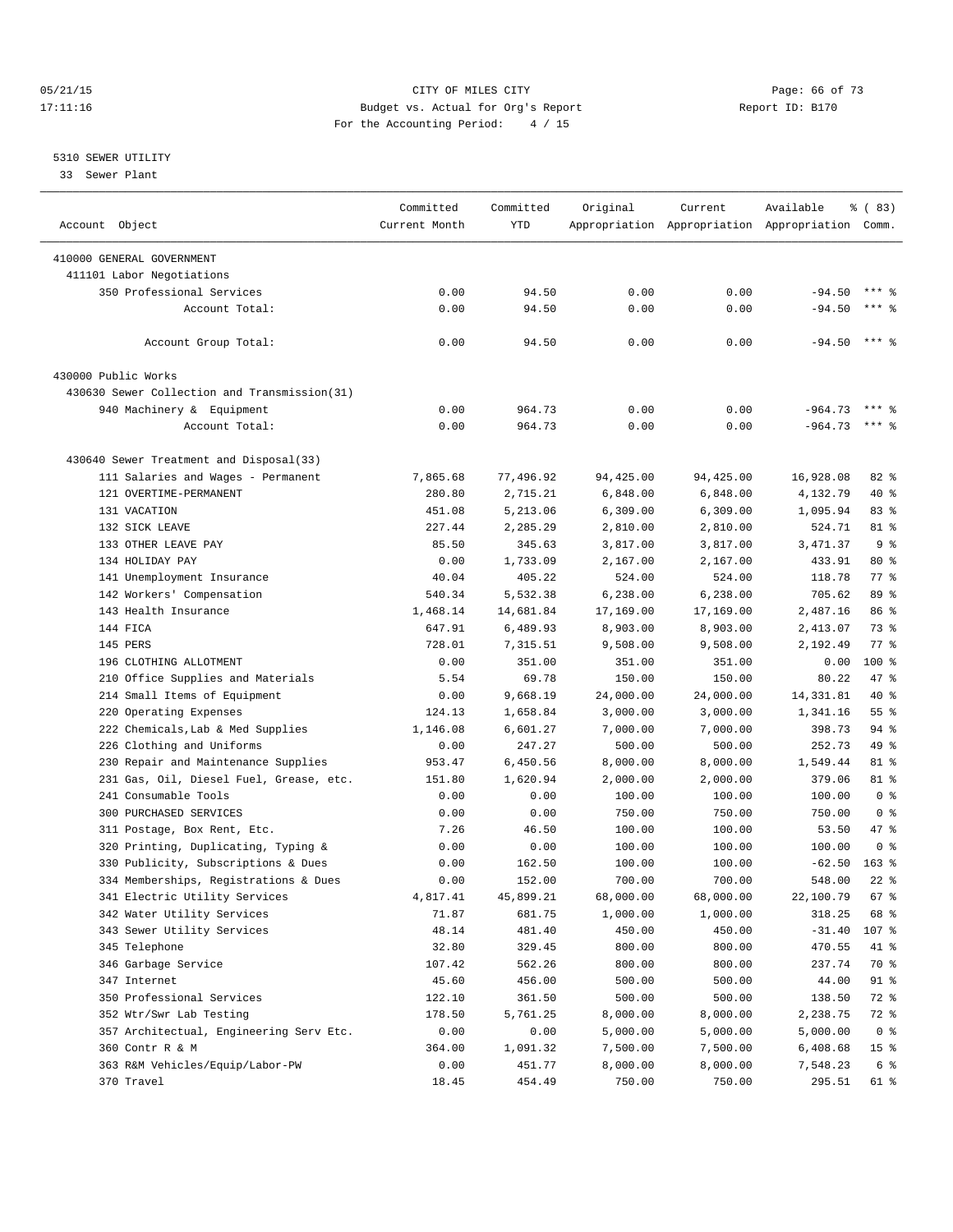CITY OF MILES CITY
Budget vs. Actual for Org's Report
For the Accounting Period: 4 / 15

05/21/15
17:11:16

Report ID: B170

5310 SEWER UTILITY
33 Sewer Plant

| Account Object | Committed Current Month | Committed YTD | Original Appropriation | Current Appropriation | Available Appropriation | % ( 83) Comm. |
|---|---|---|---|---|---|---|
| 410000 GENERAL GOVERNMENT | | | | | | |
| 411101 Labor Negotiations | | | | | | |
| 350 Professional Services | 0.00 | 94.50 | 0.00 | 0.00 | -94.50 | *** % |
| Account Total: | 0.00 | 94.50 | 0.00 | 0.00 | -94.50 | *** % |
| Account Group Total: | 0.00 | 94.50 | 0.00 | 0.00 | -94.50 | *** % |
| 430000 Public Works | | | | | | |
| 430630 Sewer Collection and Transmission(31) | | | | | | |
| 940 Machinery & Equipment | 0.00 | 964.73 | 0.00 | 0.00 | -964.73 | *** % |
| Account Total: | 0.00 | 964.73 | 0.00 | 0.00 | -964.73 | *** % |
| 430640 Sewer Treatment and Disposal(33) | | | | | | |
| 111 Salaries and Wages - Permanent | 7,865.68 | 77,496.92 | 94,425.00 | 94,425.00 | 16,928.08 | 82 % |
| 121 OVERTIME-PERMANENT | 280.80 | 2,715.21 | 6,848.00 | 6,848.00 | 4,132.79 | 40 % |
| 131 VACATION | 451.08 | 5,213.06 | 6,309.00 | 6,309.00 | 1,095.94 | 83 % |
| 132 SICK LEAVE | 227.44 | 2,285.29 | 2,810.00 | 2,810.00 | 524.71 | 81 % |
| 133 OTHER LEAVE PAY | 85.50 | 345.63 | 3,817.00 | 3,817.00 | 3,471.37 | 9 % |
| 134 HOLIDAY PAY | 0.00 | 1,733.09 | 2,167.00 | 2,167.00 | 433.91 | 80 % |
| 141 Unemployment Insurance | 40.04 | 405.22 | 524.00 | 524.00 | 118.78 | 77 % |
| 142 Workers' Compensation | 540.34 | 5,532.38 | 6,238.00 | 6,238.00 | 705.62 | 89 % |
| 143 Health Insurance | 1,468.14 | 14,681.84 | 17,169.00 | 17,169.00 | 2,487.16 | 86 % |
| 144 FICA | 647.91 | 6,489.93 | 8,903.00 | 8,903.00 | 2,413.07 | 73 % |
| 145 PERS | 728.01 | 7,315.51 | 9,508.00 | 9,508.00 | 2,192.49 | 77 % |
| 196 CLOTHING ALLOTMENT | 0.00 | 351.00 | 351.00 | 351.00 | 0.00 | 100 % |
| 210 Office Supplies and Materials | 5.54 | 69.78 | 150.00 | 150.00 | 80.22 | 47 % |
| 214 Small Items of Equipment | 0.00 | 9,668.19 | 24,000.00 | 24,000.00 | 14,331.81 | 40 % |
| 220 Operating Expenses | 124.13 | 1,658.84 | 3,000.00 | 3,000.00 | 1,341.16 | 55 % |
| 222 Chemicals,Lab & Med Supplies | 1,146.08 | 6,601.27 | 7,000.00 | 7,000.00 | 398.73 | 94 % |
| 226 Clothing and Uniforms | 0.00 | 247.27 | 500.00 | 500.00 | 252.73 | 49 % |
| 230 Repair and Maintenance Supplies | 953.47 | 6,450.56 | 8,000.00 | 8,000.00 | 1,549.44 | 81 % |
| 231 Gas, Oil, Diesel Fuel, Grease, etc. | 151.80 | 1,620.94 | 2,000.00 | 2,000.00 | 379.06 | 81 % |
| 241 Consumable Tools | 0.00 | 0.00 | 100.00 | 100.00 | 100.00 | 0 % |
| 300 PURCHASED SERVICES | 0.00 | 0.00 | 750.00 | 750.00 | 750.00 | 0 % |
| 311 Postage, Box Rent, Etc. | 7.26 | 46.50 | 100.00 | 100.00 | 53.50 | 47 % |
| 320 Printing, Duplicating, Typing & | 0.00 | 0.00 | 100.00 | 100.00 | 100.00 | 0 % |
| 330 Publicity, Subscriptions & Dues | 0.00 | 162.50 | 100.00 | 100.00 | -62.50 | 163 % |
| 334 Memberships, Registrations & Dues | 0.00 | 152.00 | 700.00 | 700.00 | 548.00 | 22 % |
| 341 Electric Utility Services | 4,817.41 | 45,899.21 | 68,000.00 | 68,000.00 | 22,100.79 | 67 % |
| 342 Water Utility Services | 71.87 | 681.75 | 1,000.00 | 1,000.00 | 318.25 | 68 % |
| 343 Sewer Utility Services | 48.14 | 481.40 | 450.00 | 450.00 | -31.40 | 107 % |
| 345 Telephone | 32.80 | 329.45 | 800.00 | 800.00 | 470.55 | 41 % |
| 346 Garbage Service | 107.42 | 562.26 | 800.00 | 800.00 | 237.74 | 70 % |
| 347 Internet | 45.60 | 456.00 | 500.00 | 500.00 | 44.00 | 91 % |
| 350 Professional Services | 122.10 | 361.50 | 500.00 | 500.00 | 138.50 | 72 % |
| 352 Wtr/Swr Lab Testing | 178.50 | 5,761.25 | 8,000.00 | 8,000.00 | 2,238.75 | 72 % |
| 357 Architectual, Engineering Serv Etc. | 0.00 | 0.00 | 5,000.00 | 5,000.00 | 5,000.00 | 0 % |
| 360 Contr R & M | 364.00 | 1,091.32 | 7,500.00 | 7,500.00 | 6,408.68 | 15 % |
| 363 R&M Vehicles/Equip/Labor-PW | 0.00 | 451.77 | 8,000.00 | 8,000.00 | 7,548.23 | 6 % |
| 370 Travel | 18.45 | 454.49 | 750.00 | 750.00 | 295.51 | 61 % |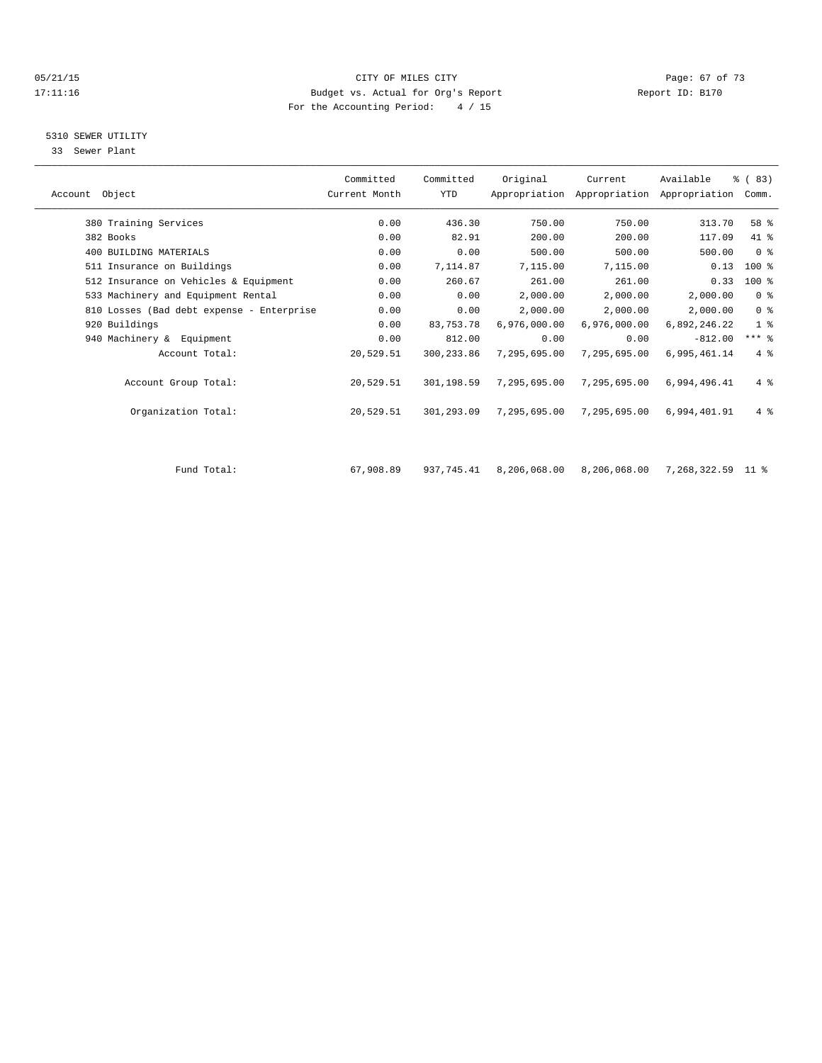CITY OF MILES CITY
Budget vs. Actual for Org's Report
For the Accounting Period: 4 / 15

5310 SEWER UTILITY
33 Sewer Plant

| Account Object | Committed Current Month | Committed YTD | Original Appropriation | Current Appropriation | Available Appropriation | % ( 83) Comm. |
|---|---|---|---|---|---|---|
| 380 Training Services | 0.00 | 436.30 | 750.00 | 750.00 | 313.70 | 58 % |
| 382 Books | 0.00 | 82.91 | 200.00 | 200.00 | 117.09 | 41 % |
| 400 BUILDING MATERIALS | 0.00 | 0.00 | 500.00 | 500.00 | 500.00 | 0 % |
| 511 Insurance on Buildings | 0.00 | 7,114.87 | 7,115.00 | 7,115.00 | 0.13 | 100 % |
| 512 Insurance on Vehicles & Equipment | 0.00 | 260.67 | 261.00 | 261.00 | 0.33 | 100 % |
| 533 Machinery and Equipment Rental | 0.00 | 0.00 | 2,000.00 | 2,000.00 | 2,000.00 | 0 % |
| 810 Losses (Bad debt expense - Enterprise | 0.00 | 0.00 | 2,000.00 | 2,000.00 | 2,000.00 | 0 % |
| 920 Buildings | 0.00 | 83,753.78 | 6,976,000.00 | 6,976,000.00 | 6,892,246.22 | 1 % |
| 940 Machinery & Equipment | 0.00 | 812.00 | 0.00 | 0.00 | -812.00 | *** % |
| Account Total: | 20,529.51 | 300,233.86 | 7,295,695.00 | 7,295,695.00 | 6,995,461.14 | 4 % |
| Account Group Total: | 20,529.51 | 301,198.59 | 7,295,695.00 | 7,295,695.00 | 6,994,496.41 | 4 % |
| Organization Total: | 20,529.51 | 301,293.09 | 7,295,695.00 | 7,295,695.00 | 6,994,401.91 | 4 % |
| Fund Total: | 67,908.89 | 937,745.41 | 8,206,068.00 | 8,206,068.00 | 7,268,322.59 | 11 % |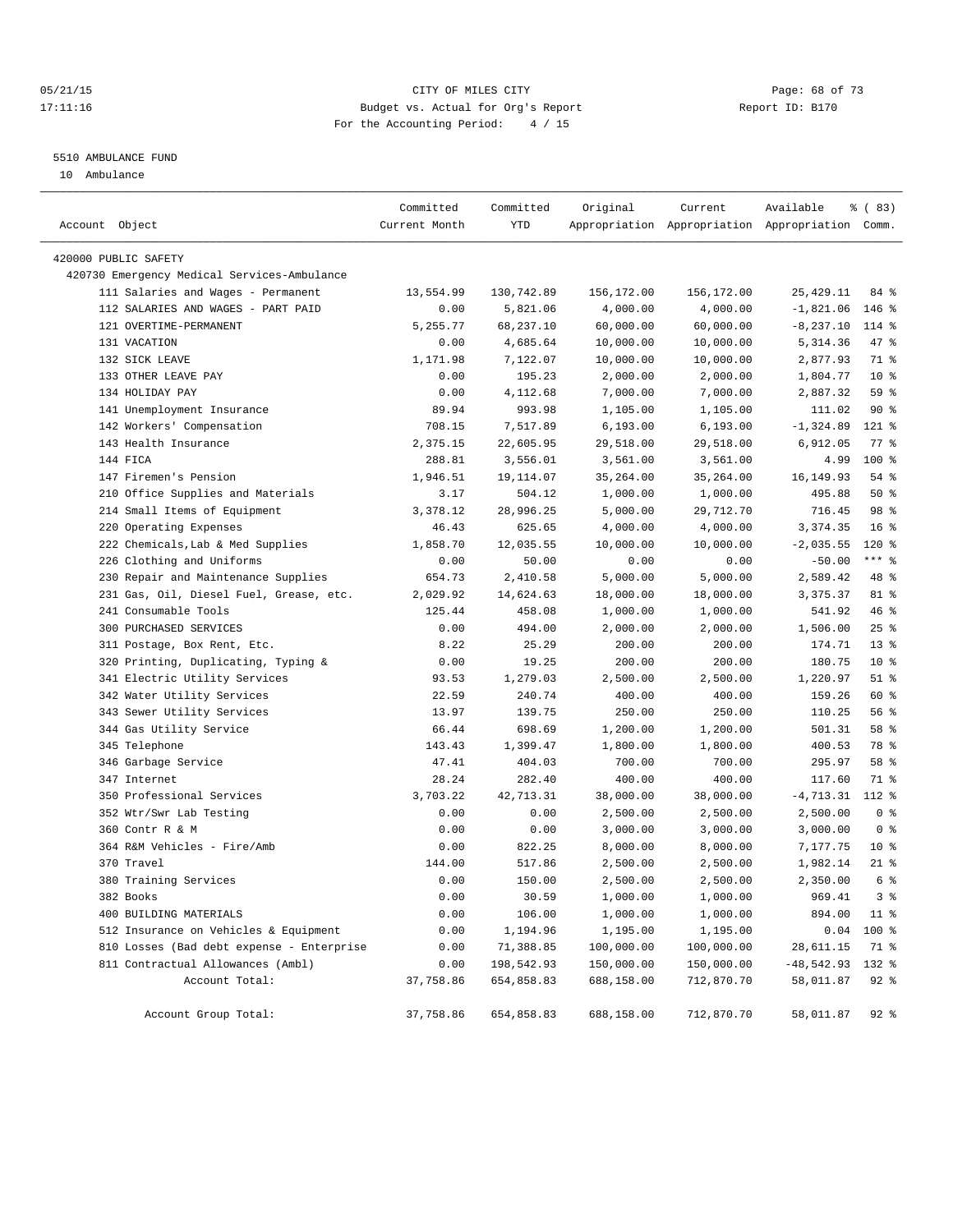# CITY OF MILES CITY

Budget vs. Actual for Org's Report

For the Accounting Period: 4 / 15

05/21/15 17:11:16 — Report ID: B170

5510 AMBULANCE FUND

10 Ambulance

| Account Object | Committed Current Month | Committed YTD | Original Appropriation | Current Appropriation | Available Appropriation | % ( 83) Comm. |
|---|---|---|---|---|---|---|
| 420000 PUBLIC SAFETY | | | | | | |
| 420730 Emergency Medical Services-Ambulance | | | | | | |
| 111 Salaries and Wages - Permanent | 13,554.99 | 130,742.89 | 156,172.00 | 156,172.00 | 25,429.11 | 84 % |
| 112 SALARIES AND WAGES - PART PAID | 0.00 | 5,821.06 | 4,000.00 | 4,000.00 | -1,821.06 | 146 % |
| 121 OVERTIME-PERMANENT | 5,255.77 | 68,237.10 | 60,000.00 | 60,000.00 | -8,237.10 | 114 % |
| 131 VACATION | 0.00 | 4,685.64 | 10,000.00 | 10,000.00 | 5,314.36 | 47 % |
| 132 SICK LEAVE | 1,171.98 | 7,122.07 | 10,000.00 | 10,000.00 | 2,877.93 | 71 % |
| 133 OTHER LEAVE PAY | 0.00 | 195.23 | 2,000.00 | 2,000.00 | 1,804.77 | 10 % |
| 134 HOLIDAY PAY | 0.00 | 4,112.68 | 7,000.00 | 7,000.00 | 2,887.32 | 59 % |
| 141 Unemployment Insurance | 89.94 | 993.98 | 1,105.00 | 1,105.00 | 111.02 | 90 % |
| 142 Workers' Compensation | 708.15 | 7,517.89 | 6,193.00 | 6,193.00 | -1,324.89 | 121 % |
| 143 Health Insurance | 2,375.15 | 22,605.95 | 29,518.00 | 29,518.00 | 6,912.05 | 77 % |
| 144 FICA | 288.81 | 3,556.01 | 3,561.00 | 3,561.00 | 4.99 | 100 % |
| 147 Firemen's Pension | 1,946.51 | 19,114.07 | 35,264.00 | 35,264.00 | 16,149.93 | 54 % |
| 210 Office Supplies and Materials | 3.17 | 504.12 | 1,000.00 | 1,000.00 | 495.88 | 50 % |
| 214 Small Items of Equipment | 3,378.12 | 28,996.25 | 5,000.00 | 29,712.70 | 716.45 | 98 % |
| 220 Operating Expenses | 46.43 | 625.65 | 4,000.00 | 4,000.00 | 3,374.35 | 16 % |
| 222 Chemicals,Lab & Med Supplies | 1,858.70 | 12,035.55 | 10,000.00 | 10,000.00 | -2,035.55 | 120 % |
| 226 Clothing and Uniforms | 0.00 | 50.00 | 0.00 | 0.00 | -50.00 | *** % |
| 230 Repair and Maintenance Supplies | 654.73 | 2,410.58 | 5,000.00 | 5,000.00 | 2,589.42 | 48 % |
| 231 Gas, Oil, Diesel Fuel, Grease, etc. | 2,029.92 | 14,624.63 | 18,000.00 | 18,000.00 | 3,375.37 | 81 % |
| 241 Consumable Tools | 125.44 | 458.08 | 1,000.00 | 1,000.00 | 541.92 | 46 % |
| 300 PURCHASED SERVICES | 0.00 | 494.00 | 2,000.00 | 2,000.00 | 1,506.00 | 25 % |
| 311 Postage, Box Rent, Etc. | 8.22 | 25.29 | 200.00 | 200.00 | 174.71 | 13 % |
| 320 Printing, Duplicating, Typing & | 0.00 | 19.25 | 200.00 | 200.00 | 180.75 | 10 % |
| 341 Electric Utility Services | 93.53 | 1,279.03 | 2,500.00 | 2,500.00 | 1,220.97 | 51 % |
| 342 Water Utility Services | 22.59 | 240.74 | 400.00 | 400.00 | 159.26 | 60 % |
| 343 Sewer Utility Services | 13.97 | 139.75 | 250.00 | 250.00 | 110.25 | 56 % |
| 344 Gas Utility Service | 66.44 | 698.69 | 1,200.00 | 1,200.00 | 501.31 | 58 % |
| 345 Telephone | 143.43 | 1,399.47 | 1,800.00 | 1,800.00 | 400.53 | 78 % |
| 346 Garbage Service | 47.41 | 404.03 | 700.00 | 700.00 | 295.97 | 58 % |
| 347 Internet | 28.24 | 282.40 | 400.00 | 400.00 | 117.60 | 71 % |
| 350 Professional Services | 3,703.22 | 42,713.31 | 38,000.00 | 38,000.00 | -4,713.31 | 112 % |
| 352 Wtr/Swr Lab Testing | 0.00 | 0.00 | 2,500.00 | 2,500.00 | 2,500.00 | 0 % |
| 360 Contr R & M | 0.00 | 0.00 | 3,000.00 | 3,000.00 | 3,000.00 | 0 % |
| 364 R&M Vehicles - Fire/Amb | 0.00 | 822.25 | 8,000.00 | 8,000.00 | 7,177.75 | 10 % |
| 370 Travel | 144.00 | 517.86 | 2,500.00 | 2,500.00 | 1,982.14 | 21 % |
| 380 Training Services | 0.00 | 150.00 | 2,500.00 | 2,500.00 | 2,350.00 | 6 % |
| 382 Books | 0.00 | 30.59 | 1,000.00 | 1,000.00 | 969.41 | 3 % |
| 400 BUILDING MATERIALS | 0.00 | 106.00 | 1,000.00 | 1,000.00 | 894.00 | 11 % |
| 512 Insurance on Vehicles & Equipment | 0.00 | 1,194.96 | 1,195.00 | 1,195.00 | 0.04 | 100 % |
| 810 Losses (Bad debt expense - Enterprise | 0.00 | 71,388.85 | 100,000.00 | 100,000.00 | 28,611.15 | 71 % |
| 811 Contractual Allowances (Ambl) | 0.00 | 198,542.93 | 150,000.00 | 150,000.00 | -48,542.93 | 132 % |
| Account Total: | 37,758.86 | 654,858.83 | 688,158.00 | 712,870.70 | 58,011.87 | 92 % |
| Account Group Total: | 37,758.86 | 654,858.83 | 688,158.00 | 712,870.70 | 58,011.87 | 92 % |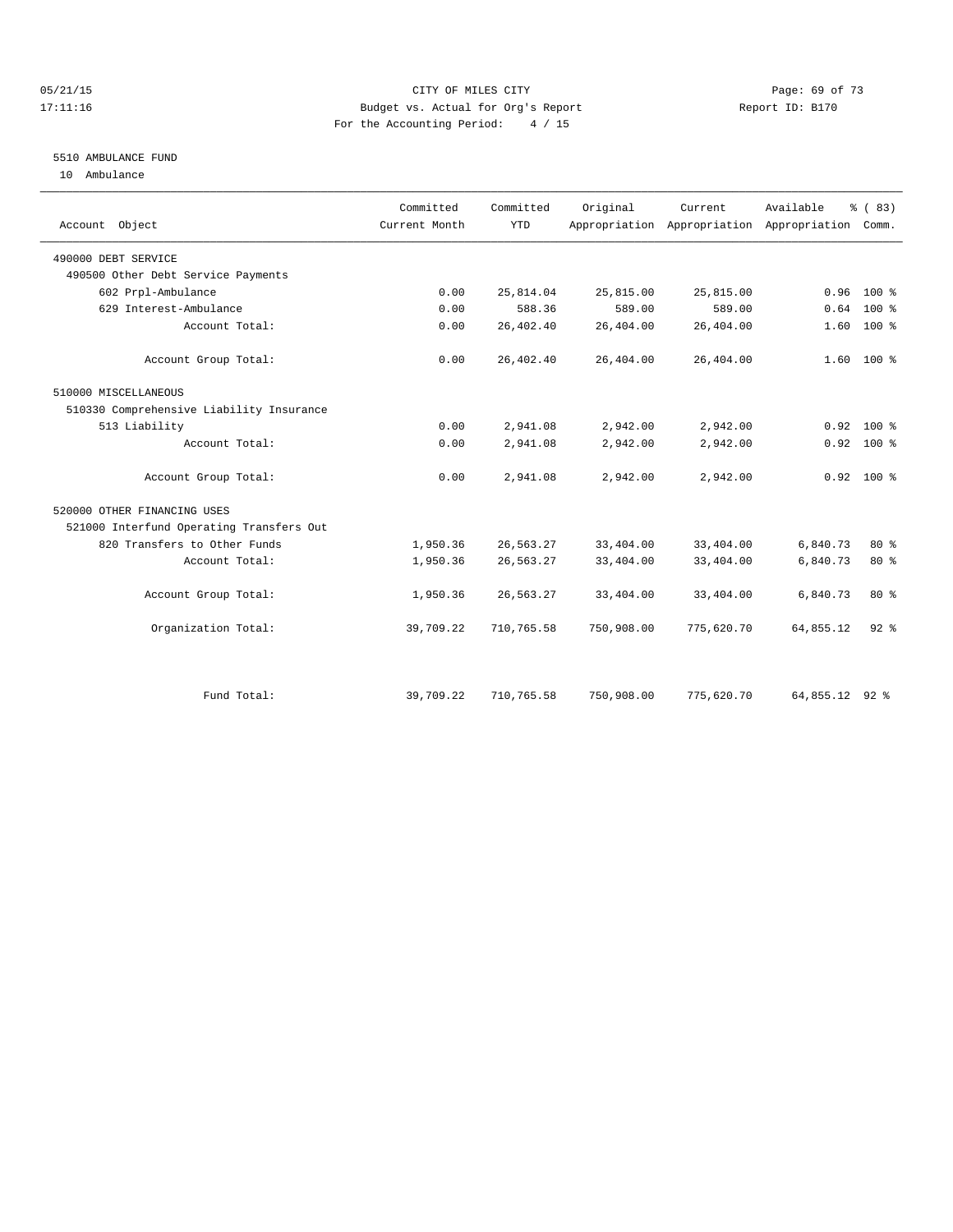05/21/15 CITY OF MILES CITY
17:11:16 Budget vs. Actual for Org's Report Report ID: B170
For the Accounting Period: 4 / 15

5510 AMBULANCE FUND
10 Ambulance

| Account Object | Committed Current Month | Committed YTD | Original Appropriation | Current Appropriation | Available Appropriation | % ( 83) Comm. |
|---|---|---|---|---|---|---|
| 490000 DEBT SERVICE | | | | | | |
| 490500 Other Debt Service Payments | | | | | | |
| 602 Prpl-Ambulance | 0.00 | 25,814.04 | 25,815.00 | 25,815.00 | 0.96 | 100 % |
| 629 Interest-Ambulance | 0.00 | 588.36 | 589.00 | 589.00 | 0.64 | 100 % |
| Account Total: | 0.00 | 26,402.40 | 26,404.00 | 26,404.00 | 1.60 | 100 % |
| Account Group Total: | 0.00 | 26,402.40 | 26,404.00 | 26,404.00 | 1.60 | 100 % |
| 510000 MISCELLANEOUS | | | | | | |
| 510330 Comprehensive Liability Insurance | | | | | | |
| 513 Liability | 0.00 | 2,941.08 | 2,942.00 | 2,942.00 | 0.92 | 100 % |
| Account Total: | 0.00 | 2,941.08 | 2,942.00 | 2,942.00 | 0.92 | 100 % |
| Account Group Total: | 0.00 | 2,941.08 | 2,942.00 | 2,942.00 | 0.92 | 100 % |
| 520000 OTHER FINANCING USES | | | | | | |
| 521000 Interfund Operating Transfers Out | | | | | | |
| 820 Transfers to Other Funds | 1,950.36 | 26,563.27 | 33,404.00 | 33,404.00 | 6,840.73 | 80 % |
| Account Total: | 1,950.36 | 26,563.27 | 33,404.00 | 33,404.00 | 6,840.73 | 80 % |
| Account Group Total: | 1,950.36 | 26,563.27 | 33,404.00 | 33,404.00 | 6,840.73 | 80 % |
| Organization Total: | 39,709.22 | 710,765.58 | 750,908.00 | 775,620.70 | 64,855.12 | 92 % |
| Fund Total: | 39,709.22 | 710,765.58 | 750,908.00 | 775,620.70 | 64,855.12 | 92 % |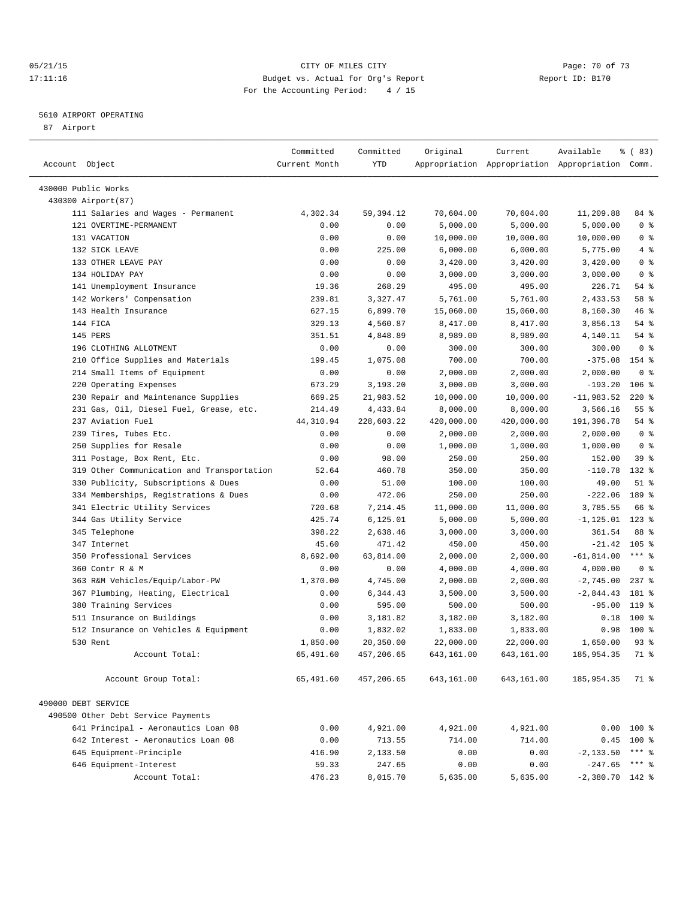CITY OF MILES CITY
Budget vs. Actual for Org's Report
For the Accounting Period: 4 / 15

05/21/15
17:11:16

Report ID: B170

5610 AIRPORT OPERATING
87 Airport

| Account Object | Committed Current Month | Committed YTD | Original Appropriation | Current Appropriation | Available Appropriation | % ( 83) Comm. |
|---|---|---|---|---|---|---|
| 430000 Public Works | | | | | | |
| 430300 Airport(87) | | | | | | |
| 111 Salaries and Wages - Permanent | 4,302.34 | 59,394.12 | 70,604.00 | 70,604.00 | 11,209.88 | 84 % |
| 121 OVERTIME-PERMANENT | 0.00 | 0.00 | 5,000.00 | 5,000.00 | 5,000.00 | 0 % |
| 131 VACATION | 0.00 | 0.00 | 10,000.00 | 10,000.00 | 10,000.00 | 0 % |
| 132 SICK LEAVE | 0.00 | 225.00 | 6,000.00 | 6,000.00 | 5,775.00 | 4 % |
| 133 OTHER LEAVE PAY | 0.00 | 0.00 | 3,420.00 | 3,420.00 | 3,420.00 | 0 % |
| 134 HOLIDAY PAY | 0.00 | 0.00 | 3,000.00 | 3,000.00 | 3,000.00 | 0 % |
| 141 Unemployment Insurance | 19.36 | 268.29 | 495.00 | 495.00 | 226.71 | 54 % |
| 142 Workers' Compensation | 239.81 | 3,327.47 | 5,761.00 | 5,761.00 | 2,433.53 | 58 % |
| 143 Health Insurance | 627.15 | 6,899.70 | 15,060.00 | 15,060.00 | 8,160.30 | 46 % |
| 144 FICA | 329.13 | 4,560.87 | 8,417.00 | 8,417.00 | 3,856.13 | 54 % |
| 145 PERS | 351.51 | 4,848.89 | 8,989.00 | 8,989.00 | 4,140.11 | 54 % |
| 196 CLOTHING ALLOTMENT | 0.00 | 0.00 | 300.00 | 300.00 | 300.00 | 0 % |
| 210 Office Supplies and Materials | 199.45 | 1,075.08 | 700.00 | 700.00 | -375.08 | 154 % |
| 214 Small Items of Equipment | 0.00 | 0.00 | 2,000.00 | 2,000.00 | 2,000.00 | 0 % |
| 220 Operating Expenses | 673.29 | 3,193.20 | 3,000.00 | 3,000.00 | -193.20 | 106 % |
| 230 Repair and Maintenance Supplies | 669.25 | 21,983.52 | 10,000.00 | 10,000.00 | -11,983.52 | 220 % |
| 231 Gas, Oil, Diesel Fuel, Grease, etc. | 214.49 | 4,433.84 | 8,000.00 | 8,000.00 | 3,566.16 | 55 % |
| 237 Aviation Fuel | 44,310.94 | 228,603.22 | 420,000.00 | 420,000.00 | 191,396.78 | 54 % |
| 239 Tires, Tubes Etc. | 0.00 | 0.00 | 2,000.00 | 2,000.00 | 2,000.00 | 0 % |
| 250 Supplies for Resale | 0.00 | 0.00 | 1,000.00 | 1,000.00 | 1,000.00 | 0 % |
| 311 Postage, Box Rent, Etc. | 0.00 | 98.00 | 250.00 | 250.00 | 152.00 | 39 % |
| 319 Other Communication and Transportation | 52.64 | 460.78 | 350.00 | 350.00 | -110.78 | 132 % |
| 330 Publicity, Subscriptions & Dues | 0.00 | 51.00 | 100.00 | 100.00 | 49.00 | 51 % |
| 334 Memberships, Registrations & Dues | 0.00 | 472.06 | 250.00 | 250.00 | -222.06 | 189 % |
| 341 Electric Utility Services | 720.68 | 7,214.45 | 11,000.00 | 11,000.00 | 3,785.55 | 66 % |
| 344 Gas Utility Service | 425.74 | 6,125.01 | 5,000.00 | 5,000.00 | -1,125.01 | 123 % |
| 345 Telephone | 398.22 | 2,638.46 | 3,000.00 | 3,000.00 | 361.54 | 88 % |
| 347 Internet | 45.60 | 471.42 | 450.00 | 450.00 | -21.42 | 105 % |
| 350 Professional Services | 8,692.00 | 63,814.00 | 2,000.00 | 2,000.00 | -61,814.00 | *** % |
| 360 Contr R & M | 0.00 | 0.00 | 4,000.00 | 4,000.00 | 4,000.00 | 0 % |
| 363 R&M Vehicles/Equip/Labor-PW | 1,370.00 | 4,745.00 | 2,000.00 | 2,000.00 | -2,745.00 | 237 % |
| 367 Plumbing, Heating, Electrical | 0.00 | 6,344.43 | 3,500.00 | 3,500.00 | -2,844.43 | 181 % |
| 380 Training Services | 0.00 | 595.00 | 500.00 | 500.00 | -95.00 | 119 % |
| 511 Insurance on Buildings | 0.00 | 3,181.82 | 3,182.00 | 3,182.00 | 0.18 | 100 % |
| 512 Insurance on Vehicles & Equipment | 0.00 | 1,832.02 | 1,833.00 | 1,833.00 | 0.98 | 100 % |
| 530 Rent | 1,850.00 | 20,350.00 | 22,000.00 | 22,000.00 | 1,650.00 | 93 % |
| Account Total: | 65,491.60 | 457,206.65 | 643,161.00 | 643,161.00 | 185,954.35 | 71 % |
| Account Group Total: | 65,491.60 | 457,206.65 | 643,161.00 | 643,161.00 | 185,954.35 | 71 % |
| 490000 DEBT SERVICE | | | | | | |
| 490500 Other Debt Service Payments | | | | | | |
| 641 Principal - Aeronautics Loan 08 | 0.00 | 4,921.00 | 4,921.00 | 4,921.00 | 0.00 | 100 % |
| 642 Interest - Aeronautics Loan 08 | 0.00 | 713.55 | 714.00 | 714.00 | 0.45 | 100 % |
| 645 Equipment-Principle | 416.90 | 2,133.50 | 0.00 | 0.00 | -2,133.50 | *** % |
| 646 Equipment-Interest | 59.33 | 247.65 | 0.00 | 0.00 | -247.65 | *** % |
| Account Total: | 476.23 | 8,015.70 | 5,635.00 | 5,635.00 | -2,380.70 | 142 % |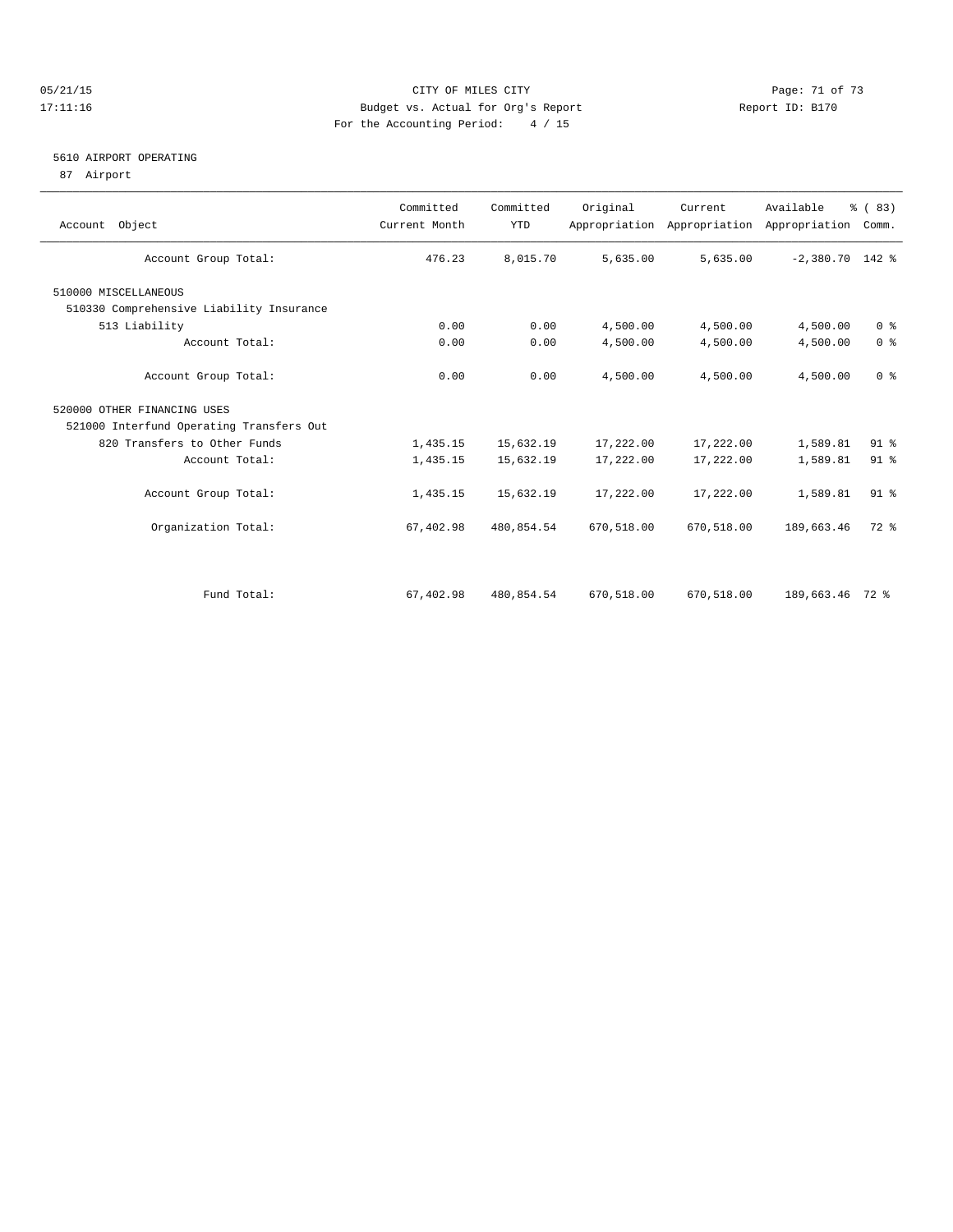CITY OF MILES CITY
Budget vs. Actual for Org's Report
For the Accounting Period: 4 / 15

05/21/15
17:11:16

Report ID: B170

## 5610 AIRPORT OPERATING

87 Airport

| Account Object | Committed Current Month | Committed YTD | Original Appropriation | Current Appropriation | Available Appropriation | % ( 83) Comm. |
|---|---|---|---|---|---|---|
| Account Group Total: | 476.23 | 8,015.70 | 5,635.00 | 5,635.00 | -2,380.70 | 142 % |
| 510000 MISCELLANEOUS | | | | | | |
| 510330 Comprehensive Liability Insurance | | | | | | |
| 513 Liability | 0.00 | 0.00 | 4,500.00 | 4,500.00 | 4,500.00 | 0 % |
| Account Total: | 0.00 | 0.00 | 4,500.00 | 4,500.00 | 4,500.00 | 0 % |
| Account Group Total: | 0.00 | 0.00 | 4,500.00 | 4,500.00 | 4,500.00 | 0 % |
| 520000 OTHER FINANCING USES | | | | | | |
| 521000 Interfund Operating Transfers Out | | | | | | |
| 820 Transfers to Other Funds | 1,435.15 | 15,632.19 | 17,222.00 | 17,222.00 | 1,589.81 | 91 % |
| Account Total: | 1,435.15 | 15,632.19 | 17,222.00 | 17,222.00 | 1,589.81 | 91 % |
| Account Group Total: | 1,435.15 | 15,632.19 | 17,222.00 | 17,222.00 | 1,589.81 | 91 % |
| Organization Total: | 67,402.98 | 480,854.54 | 670,518.00 | 670,518.00 | 189,663.46 | 72 % |
| Fund Total: | 67,402.98 | 480,854.54 | 670,518.00 | 670,518.00 | 189,663.46 | 72 % |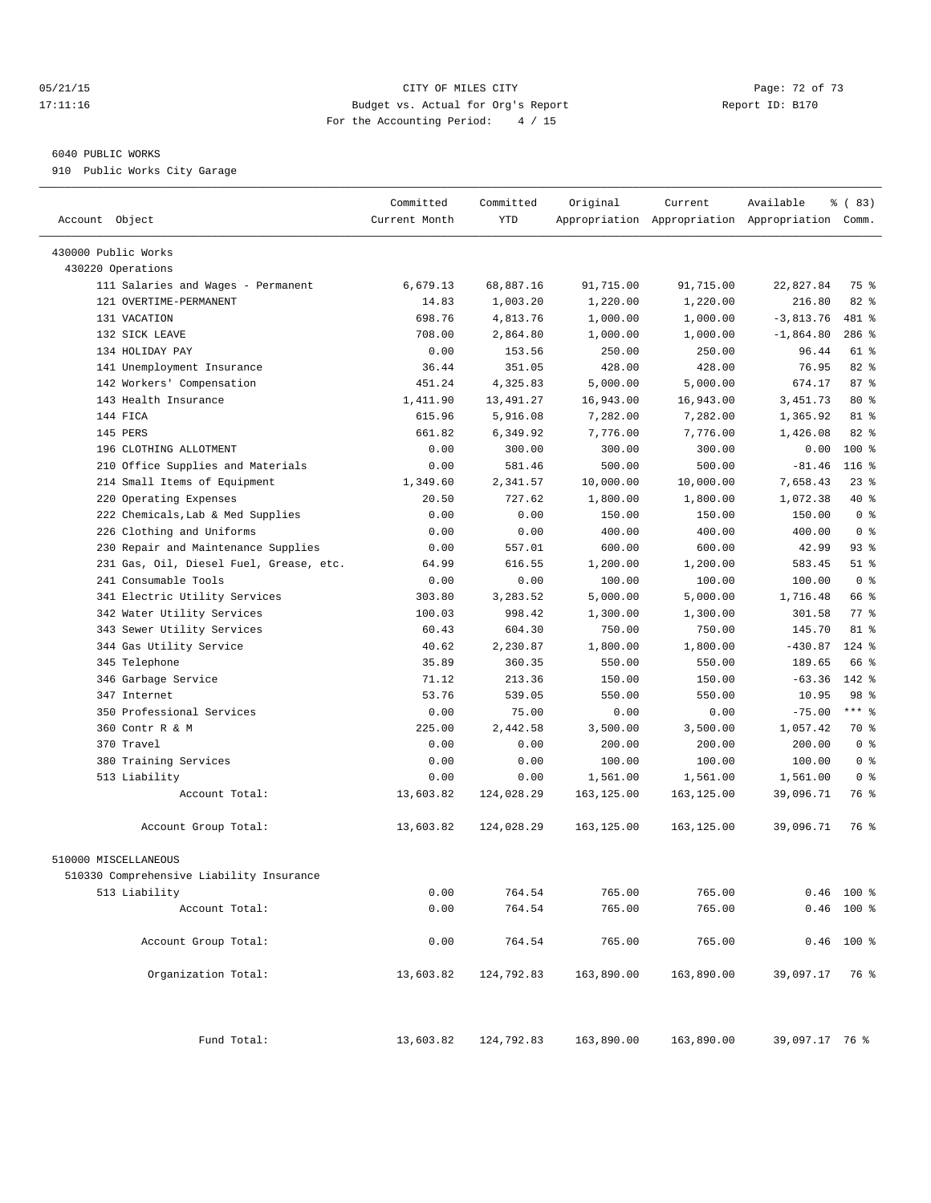CITY OF MILES CITY
Budget vs. Actual for Org's Report
For the Accounting Period: 4 / 15

05/21/15
17:11:16

Report ID: B170

6040 PUBLIC WORKS
910 Public Works City Garage

| Account Object | Committed Current Month | Committed YTD | Original Appropriation | Current Appropriation | Available Appropriation | % ( 83) Comm. |
|---|---|---|---|---|---|---|
| 430000 Public Works | | | | | | |
| 430220 Operations | | | | | | |
| 111 Salaries and Wages - Permanent | 6,679.13 | 68,887.16 | 91,715.00 | 91,715.00 | 22,827.84 | 75 % |
| 121 OVERTIME-PERMANENT | 14.83 | 1,003.20 | 1,220.00 | 1,220.00 | 216.80 | 82 % |
| 131 VACATION | 698.76 | 4,813.76 | 1,000.00 | 1,000.00 | -3,813.76 | 481 % |
| 132 SICK LEAVE | 708.00 | 2,864.80 | 1,000.00 | 1,000.00 | -1,864.80 | 286 % |
| 134 HOLIDAY PAY | 0.00 | 153.56 | 250.00 | 250.00 | 96.44 | 61 % |
| 141 Unemployment Insurance | 36.44 | 351.05 | 428.00 | 428.00 | 76.95 | 82 % |
| 142 Workers' Compensation | 451.24 | 4,325.83 | 5,000.00 | 5,000.00 | 674.17 | 87 % |
| 143 Health Insurance | 1,411.90 | 13,491.27 | 16,943.00 | 16,943.00 | 3,451.73 | 80 % |
| 144 FICA | 615.96 | 5,916.08 | 7,282.00 | 7,282.00 | 1,365.92 | 81 % |
| 145 PERS | 661.82 | 6,349.92 | 7,776.00 | 7,776.00 | 1,426.08 | 82 % |
| 196 CLOTHING ALLOTMENT | 0.00 | 300.00 | 300.00 | 300.00 | 0.00 | 100 % |
| 210 Office Supplies and Materials | 0.00 | 581.46 | 500.00 | 500.00 | -81.46 | 116 % |
| 214 Small Items of Equipment | 1,349.60 | 2,341.57 | 10,000.00 | 10,000.00 | 7,658.43 | 23 % |
| 220 Operating Expenses | 20.50 | 727.62 | 1,800.00 | 1,800.00 | 1,072.38 | 40 % |
| 222 Chemicals,Lab & Med Supplies | 0.00 | 0.00 | 150.00 | 150.00 | 150.00 | 0 % |
| 226 Clothing and Uniforms | 0.00 | 0.00 | 400.00 | 400.00 | 400.00 | 0 % |
| 230 Repair and Maintenance Supplies | 0.00 | 557.01 | 600.00 | 600.00 | 42.99 | 93 % |
| 231 Gas, Oil, Diesel Fuel, Grease, etc. | 64.99 | 616.55 | 1,200.00 | 1,200.00 | 583.45 | 51 % |
| 241 Consumable Tools | 0.00 | 0.00 | 100.00 | 100.00 | 100.00 | 0 % |
| 341 Electric Utility Services | 303.80 | 3,283.52 | 5,000.00 | 5,000.00 | 1,716.48 | 66 % |
| 342 Water Utility Services | 100.03 | 998.42 | 1,300.00 | 1,300.00 | 301.58 | 77 % |
| 343 Sewer Utility Services | 60.43 | 604.30 | 750.00 | 750.00 | 145.70 | 81 % |
| 344 Gas Utility Service | 40.62 | 2,230.87 | 1,800.00 | 1,800.00 | -430.87 | 124 % |
| 345 Telephone | 35.89 | 360.35 | 550.00 | 550.00 | 189.65 | 66 % |
| 346 Garbage Service | 71.12 | 213.36 | 150.00 | 150.00 | -63.36 | 142 % |
| 347 Internet | 53.76 | 539.05 | 550.00 | 550.00 | 10.95 | 98 % |
| 350 Professional Services | 0.00 | 75.00 | 0.00 | 0.00 | -75.00 | *** % |
| 360 Contr R & M | 225.00 | 2,442.58 | 3,500.00 | 3,500.00 | 1,057.42 | 70 % |
| 370 Travel | 0.00 | 0.00 | 200.00 | 200.00 | 200.00 | 0 % |
| 380 Training Services | 0.00 | 0.00 | 100.00 | 100.00 | 100.00 | 0 % |
| 513 Liability | 0.00 | 0.00 | 1,561.00 | 1,561.00 | 1,561.00 | 0 % |
| Account Total: | 13,603.82 | 124,028.29 | 163,125.00 | 163,125.00 | 39,096.71 | 76 % |
| Account Group Total: | 13,603.82 | 124,028.29 | 163,125.00 | 163,125.00 | 39,096.71 | 76 % |
| 510000 MISCELLANEOUS | | | | | | |
| 510330 Comprehensive Liability Insurance | | | | | | |
| 513 Liability | 0.00 | 764.54 | 765.00 | 765.00 | 0.46 | 100 % |
| Account Total: | 0.00 | 764.54 | 765.00 | 765.00 | 0.46 | 100 % |
| Account Group Total: | 0.00 | 764.54 | 765.00 | 765.00 | 0.46 | 100 % |
| Organization Total: | 13,603.82 | 124,792.83 | 163,890.00 | 163,890.00 | 39,097.17 | 76 % |
| Fund Total: | 13,603.82 | 124,792.83 | 163,890.00 | 163,890.00 | 39,097.17 | 76 % |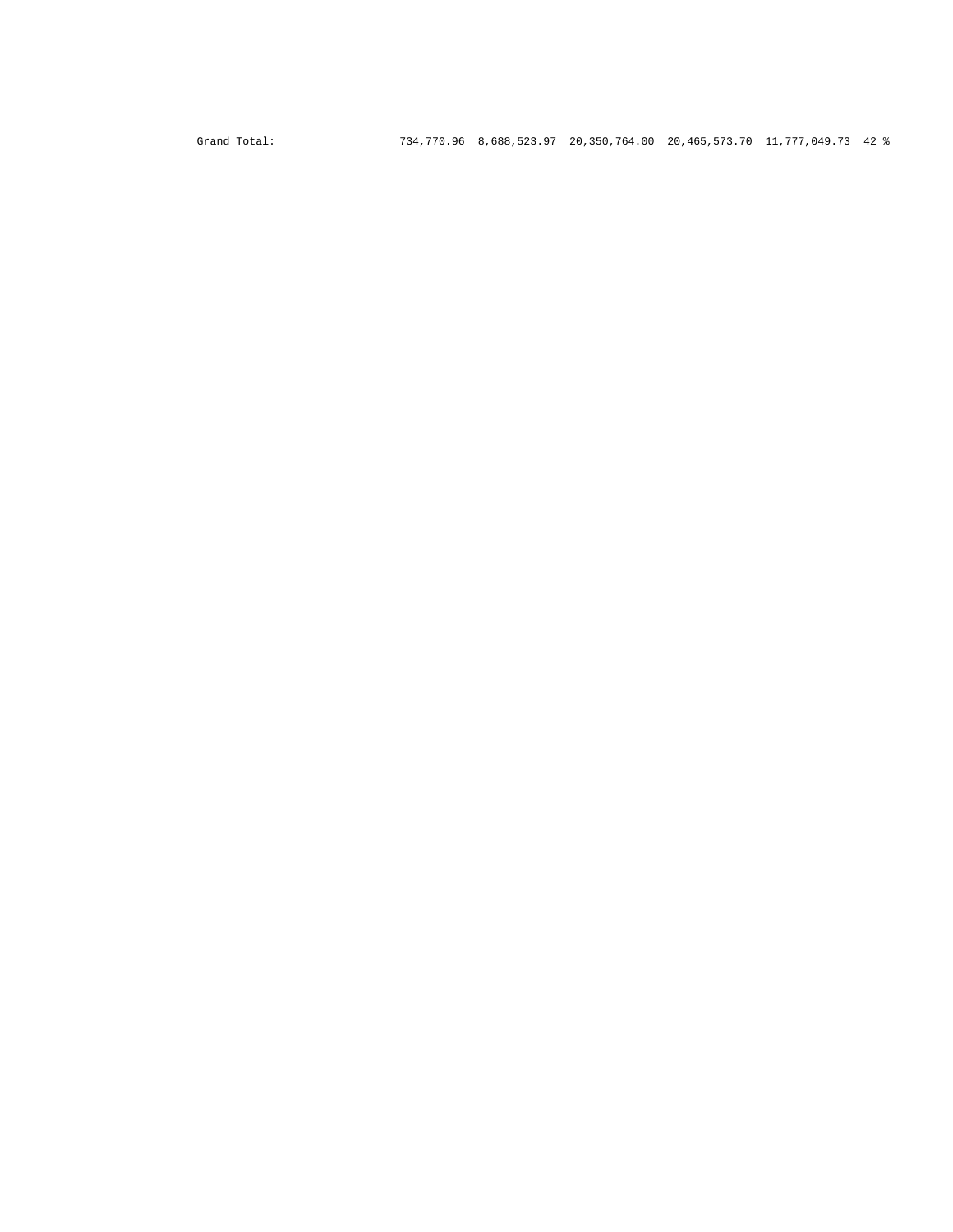| | | | | | | |
|---|---|---|---|---|---|---|
| Grand Total: | 734,770.96 | 8,688,523.97 | 20,350,764.00 | 20,465,573.70 | 11,777,049.73 | 42 % |